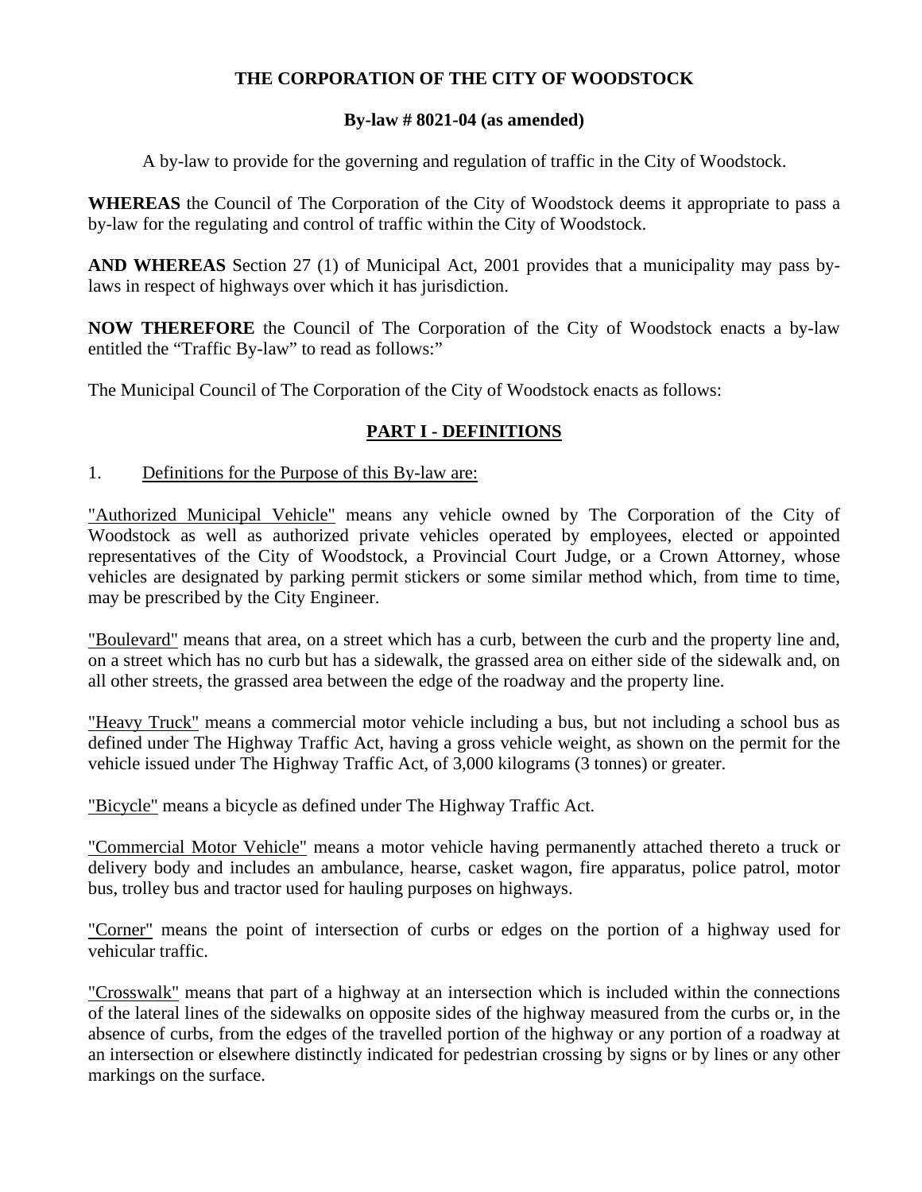# THE CORPORATION OF THE CITY OF WOODSTOCK

## By-law # 8021-04 (as amended)

A by-law to provide for the governing and regulation of traffic in the City of Woodstock.

**WHEREAS** the Council of The Corporation of the City of Woodstock deems it appropriate to pass a by-law for the regulating and control of traffic within the City of Woodstock.

**AND WHEREAS** Section 27 (1) of Municipal Act, 2001 provides that a municipality may pass by-laws in respect of highways over which it has jurisdiction.

**NOW THEREFORE** the Council of The Corporation of the City of Woodstock enacts a by-law entitled the "Traffic By-law" to read as follows:"

The Municipal Council of The Corporation of the City of Woodstock enacts as follows:

## PART I - DEFINITIONS

1. Definitions for the Purpose of this By-law are:

"Authorized Municipal Vehicle" means any vehicle owned by The Corporation of the City of Woodstock as well as authorized private vehicles operated by employees, elected or appointed representatives of the City of Woodstock, a Provincial Court Judge, or a Crown Attorney, whose vehicles are designated by parking permit stickers or some similar method which, from time to time, may be prescribed by the City Engineer.

"Boulevard" means that area, on a street which has a curb, between the curb and the property line and, on a street which has no curb but has a sidewalk, the grassed area on either side of the sidewalk and, on all other streets, the grassed area between the edge of the roadway and the property line.

"Heavy Truck" means a commercial motor vehicle including a bus, but not including a school bus as defined under The Highway Traffic Act, having a gross vehicle weight, as shown on the permit for the vehicle issued under The Highway Traffic Act, of 3,000 kilograms (3 tonnes) or greater.

"Bicycle" means a bicycle as defined under The Highway Traffic Act.

"Commercial Motor Vehicle" means a motor vehicle having permanently attached thereto a truck or delivery body and includes an ambulance, hearse, casket wagon, fire apparatus, police patrol, motor bus, trolley bus and tractor used for hauling purposes on highways.

"Corner" means the point of intersection of curbs or edges on the portion of a highway used for vehicular traffic.

"Crosswalk" means that part of a highway at an intersection which is included within the connections of the lateral lines of the sidewalks on opposite sides of the highway measured from the curbs or, in the absence of curbs, from the edges of the travelled portion of the highway or any portion of a roadway at an intersection or elsewhere distinctly indicated for pedestrian crossing by signs or by lines or any other markings on the surface.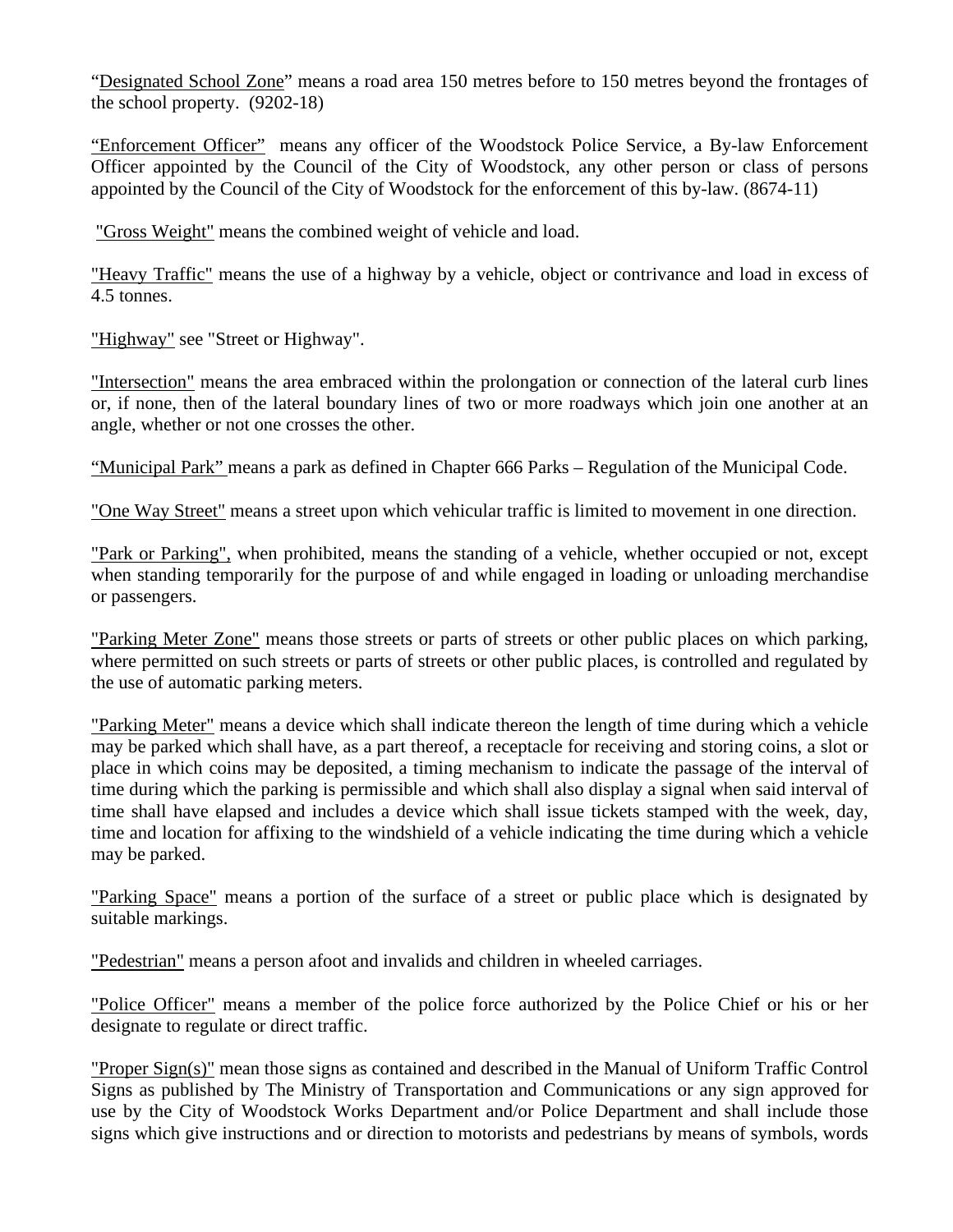"Designated School Zone" means a road area 150 metres before to 150 metres beyond the frontages of the school property. (9202-18)

"Enforcement Officer" means any officer of the Woodstock Police Service, a By-law Enforcement Officer appointed by the Council of the City of Woodstock, any other person or class of persons appointed by the Council of the City of Woodstock for the enforcement of this by-law. (8674-11)

"Gross Weight" means the combined weight of vehicle and load.

"Heavy Traffic" means the use of a highway by a vehicle, object or contrivance and load in excess of 4.5 tonnes.

"Highway" see "Street or Highway".

"Intersection" means the area embraced within the prolongation or connection of the lateral curb lines or, if none, then of the lateral boundary lines of two or more roadways which join one another at an angle, whether or not one crosses the other.

"Municipal Park" means a park as defined in Chapter 666 Parks – Regulation of the Municipal Code.

"One Way Street" means a street upon which vehicular traffic is limited to movement in one direction.

"Park or Parking", when prohibited, means the standing of a vehicle, whether occupied or not, except when standing temporarily for the purpose of and while engaged in loading or unloading merchandise or passengers.

"Parking Meter Zone" means those streets or parts of streets or other public places on which parking, where permitted on such streets or parts of streets or other public places, is controlled and regulated by the use of automatic parking meters.

"Parking Meter" means a device which shall indicate thereon the length of time during which a vehicle may be parked which shall have, as a part thereof, a receptacle for receiving and storing coins, a slot or place in which coins may be deposited, a timing mechanism to indicate the passage of the interval of time during which the parking is permissible and which shall also display a signal when said interval of time shall have elapsed and includes a device which shall issue tickets stamped with the week, day, time and location for affixing to the windshield of a vehicle indicating the time during which a vehicle may be parked.

"Parking Space" means a portion of the surface of a street or public place which is designated by suitable markings.

"Pedestrian" means a person afoot and invalids and children in wheeled carriages.

"Police Officer" means a member of the police force authorized by the Police Chief or his or her designate to regulate or direct traffic.

"Proper Sign(s)" mean those signs as contained and described in the Manual of Uniform Traffic Control Signs as published by The Ministry of Transportation and Communications or any sign approved for use by the City of Woodstock Works Department and/or Police Department and shall include those signs which give instructions and or direction to motorists and pedestrians by means of symbols, words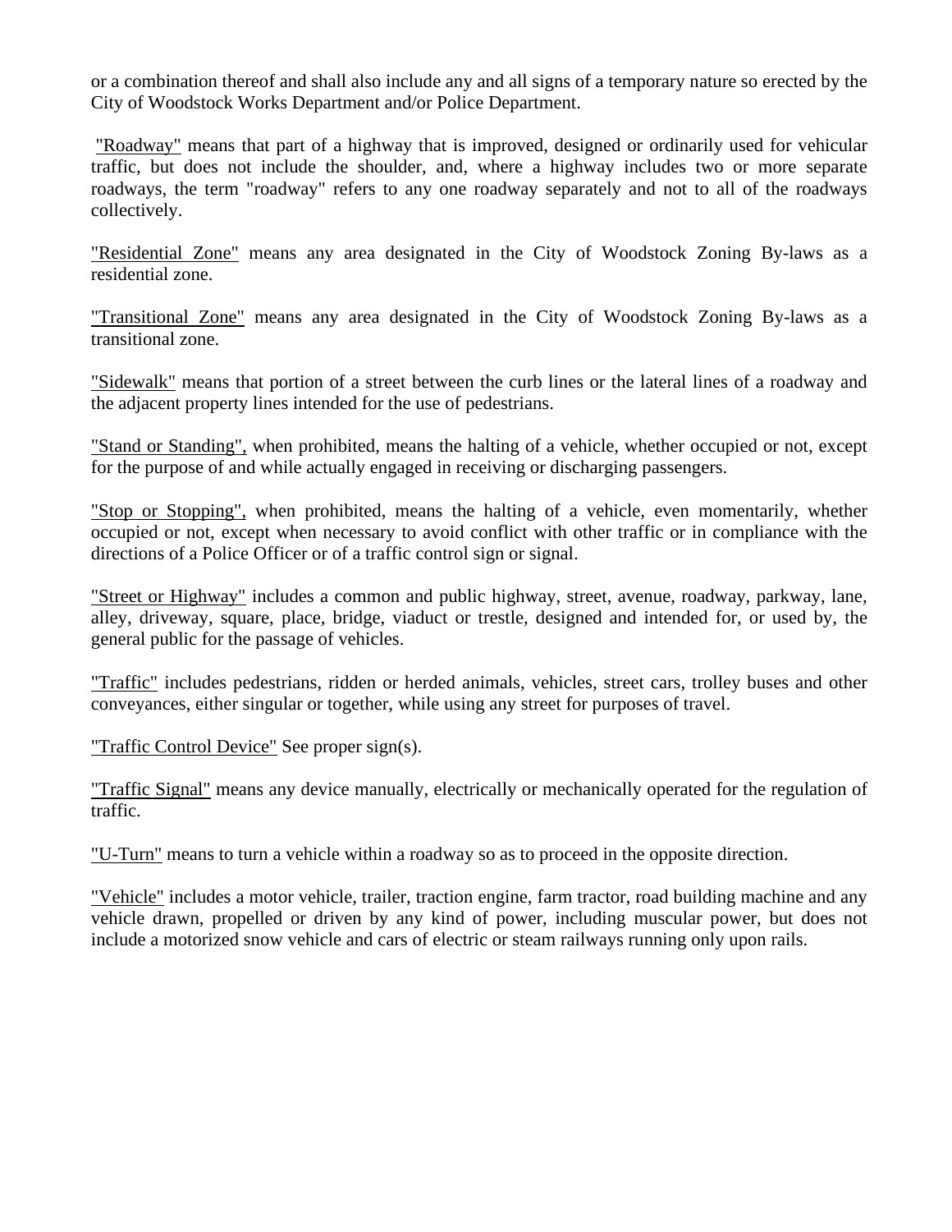or a combination thereof and shall also include any and all signs of a temporary nature so erected by the City of Woodstock Works Department and/or Police Department.

"Roadway" means that part of a highway that is improved, designed or ordinarily used for vehicular traffic, but does not include the shoulder, and, where a highway includes two or more separate roadways, the term "roadway" refers to any one roadway separately and not to all of the roadways collectively.

"Residential Zone" means any area designated in the City of Woodstock Zoning By-laws as a residential zone.

"Transitional Zone" means any area designated in the City of Woodstock Zoning By-laws as a transitional zone.

"Sidewalk" means that portion of a street between the curb lines or the lateral lines of a roadway and the adjacent property lines intended for the use of pedestrians.

"Stand or Standing", when prohibited, means the halting of a vehicle, whether occupied or not, except for the purpose of and while actually engaged in receiving or discharging passengers.

"Stop or Stopping", when prohibited, means the halting of a vehicle, even momentarily, whether occupied or not, except when necessary to avoid conflict with other traffic or in compliance with the directions of a Police Officer or of a traffic control sign or signal.

"Street or Highway" includes a common and public highway, street, avenue, roadway, parkway, lane, alley, driveway, square, place, bridge, viaduct or trestle, designed and intended for, or used by, the general public for the passage of vehicles.

"Traffic" includes pedestrians, ridden or herded animals, vehicles, street cars, trolley buses and other conveyances, either singular or together, while using any street for purposes of travel.

"Traffic Control Device" See proper sign(s).

"Traffic Signal" means any device manually, electrically or mechanically operated for the regulation of traffic.

"U-Turn" means to turn a vehicle within a roadway so as to proceed in the opposite direction.

"Vehicle" includes a motor vehicle, trailer, traction engine, farm tractor, road building machine and any vehicle drawn, propelled or driven by any kind of power, including muscular power, but does not include a motorized snow vehicle and cars of electric or steam railways running only upon rails.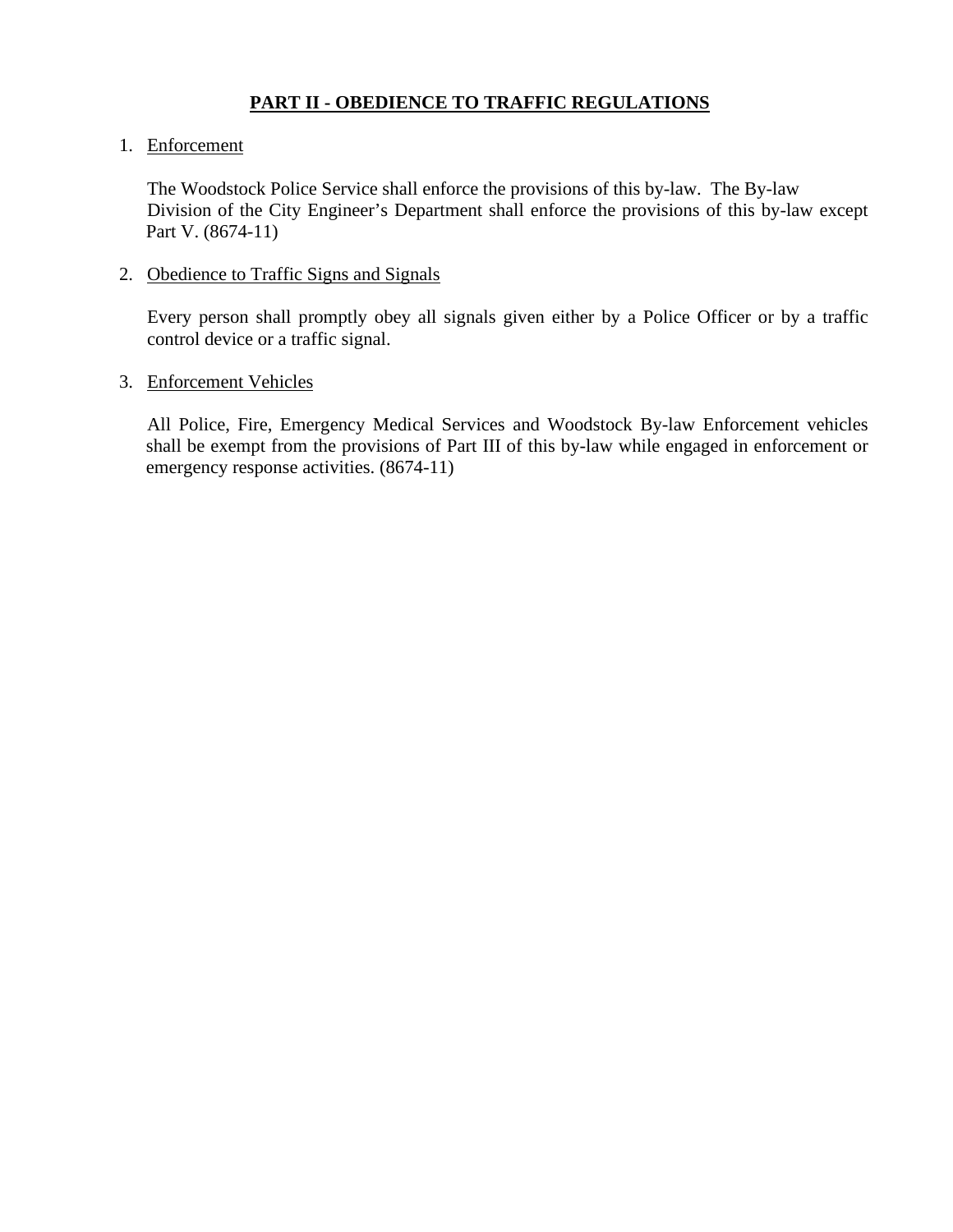## PART II - OBEDIENCE TO TRAFFIC REGULATIONS

1. Enforcement

   The Woodstock Police Service shall enforce the provisions of this by-law. The By-law Division of the City Engineer's Department shall enforce the provisions of this by-law except Part V. (8674-11)

2. Obedience to Traffic Signs and Signals

   Every person shall promptly obey all signals given either by a Police Officer or by a traffic control device or a traffic signal.

3. Enforcement Vehicles

   All Police, Fire, Emergency Medical Services and Woodstock By-law Enforcement vehicles shall be exempt from the provisions of Part III of this by-law while engaged in enforcement or emergency response activities. (8674-11)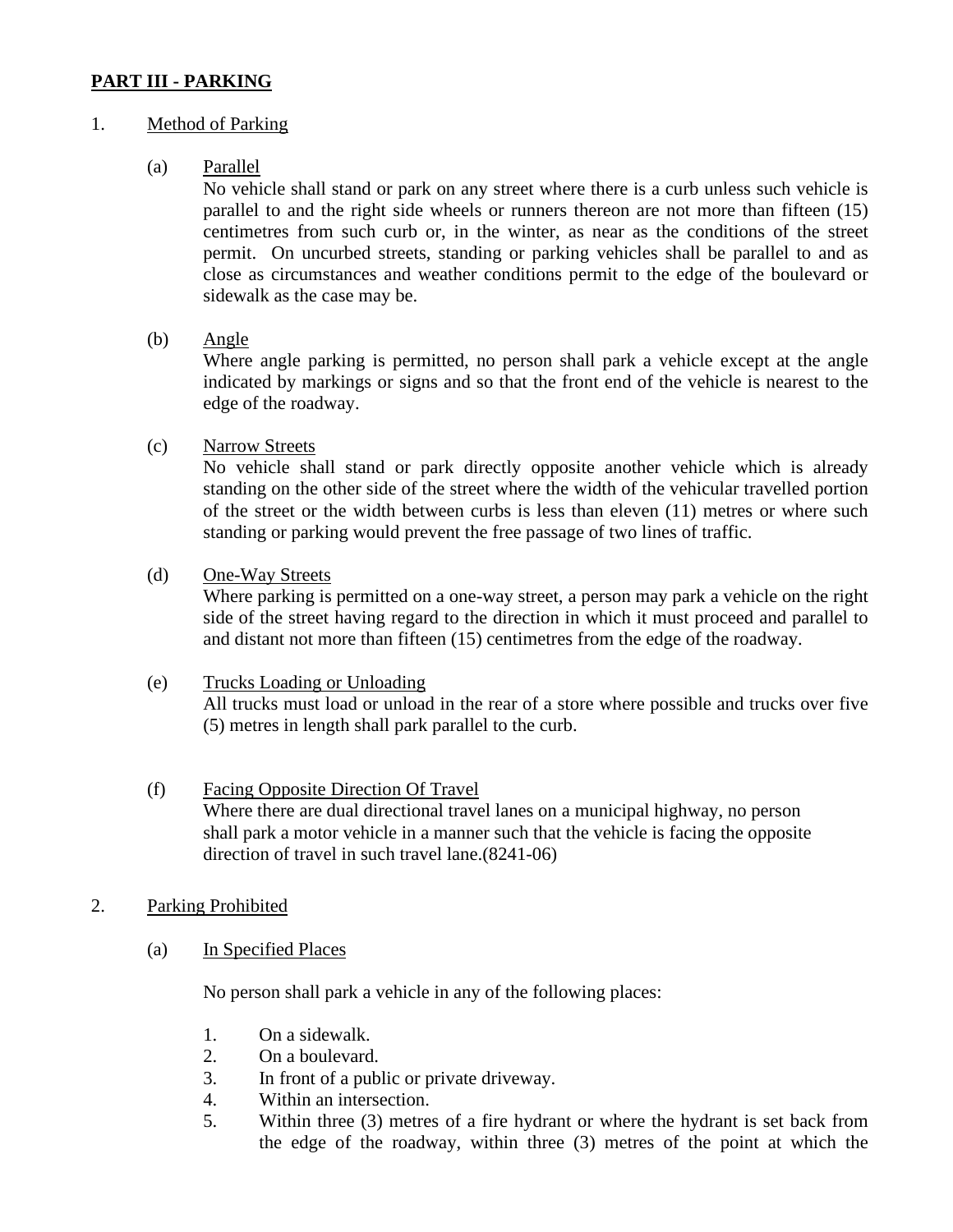**PART III - PARKING**

1. Method of Parking

   (a) Parallel

   No vehicle shall stand or park on any street where there is a curb unless such vehicle is parallel to and the right side wheels or runners thereon are not more than fifteen (15) centimetres from such curb or, in the winter, as near as the conditions of the street permit. On uncurbed streets, standing or parking vehicles shall be parallel to and as close as circumstances and weather conditions permit to the edge of the boulevard or sidewalk as the case may be.

   (b) Angle

   Where angle parking is permitted, no person shall park a vehicle except at the angle indicated by markings or signs and so that the front end of the vehicle is nearest to the edge of the roadway.

   (c) Narrow Streets

   No vehicle shall stand or park directly opposite another vehicle which is already standing on the other side of the street where the width of the vehicular travelled portion of the street or the width between curbs is less than eleven (11) metres or where such standing or parking would prevent the free passage of two lines of traffic.

   (d) One-Way Streets

   Where parking is permitted on a one-way street, a person may park a vehicle on the right side of the street having regard to the direction in which it must proceed and parallel to and distant not more than fifteen (15) centimetres from the edge of the roadway.

   (e) Trucks Loading or Unloading

   All trucks must load or unload in the rear of a store where possible and trucks over five (5) metres in length shall park parallel to the curb.

   (f) Facing Opposite Direction Of Travel

   Where there are dual directional travel lanes on a municipal highway, no person shall park a motor vehicle in a manner such that the vehicle is facing the opposite direction of travel in such travel lane.(8241-06)

2. Parking Prohibited

   (a) In Specified Places

   No person shall park a vehicle in any of the following places:

   1. On a sidewalk.
   2. On a boulevard.
   3. In front of a public or private driveway.
   4. Within an intersection.
   5. Within three (3) metres of a fire hydrant or where the hydrant is set back from the edge of the roadway, within three (3) metres of the point at which the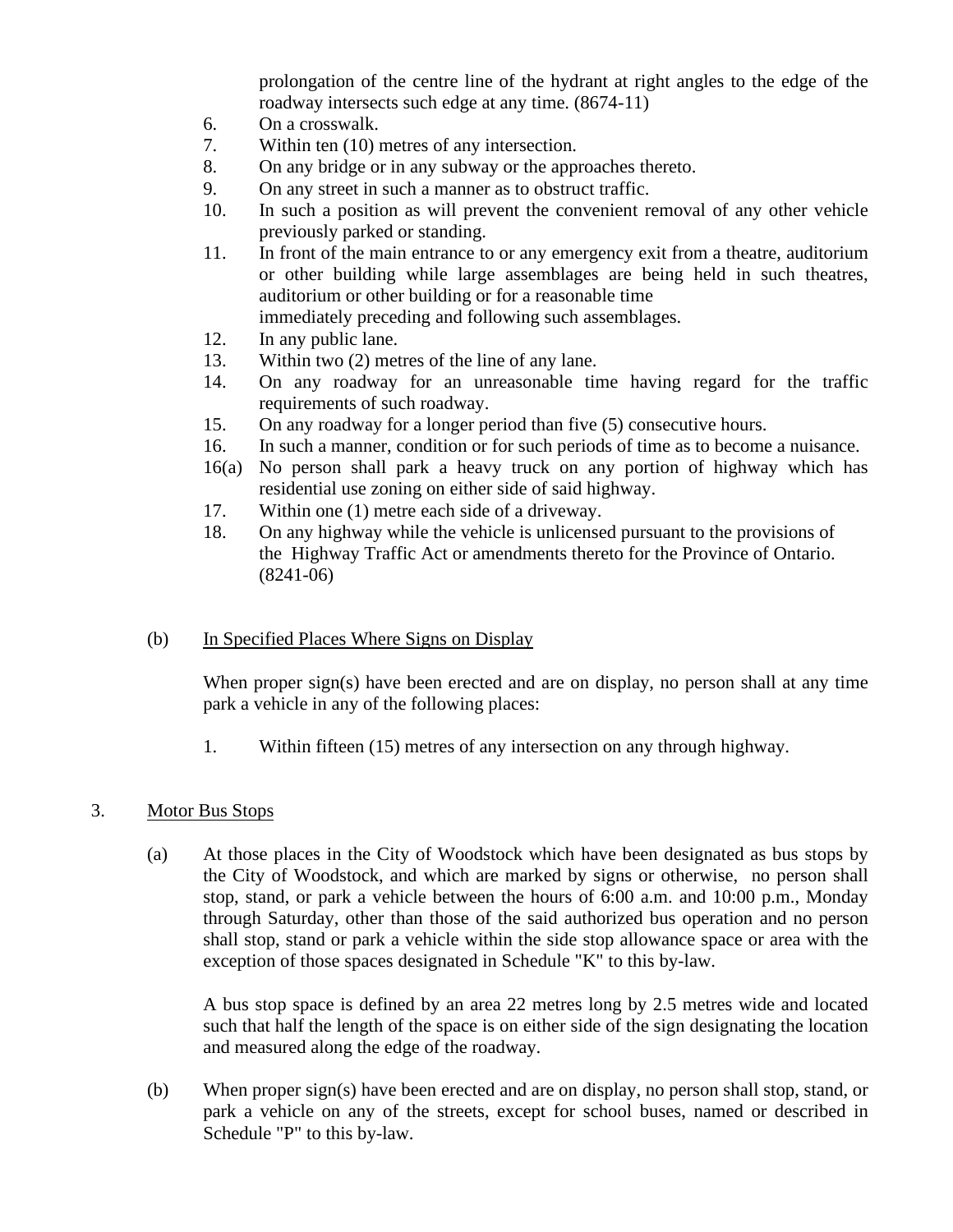prolongation of the centre line of the hydrant at right angles to the edge of the roadway intersects such edge at any time. (8674-11)

6. On a crosswalk.
7. Within ten (10) metres of any intersection.
8. On any bridge or in any subway or the approaches thereto.
9. On any street in such a manner as to obstruct traffic.
10. In such a position as will prevent the convenient removal of any other vehicle previously parked or standing.
11. In front of the main entrance to or any emergency exit from a theatre, auditorium or other building while large assemblages are being held in such theatres, auditorium or other building or for a reasonable time immediately preceding and following such assemblages.
12. In any public lane.
13. Within two (2) metres of the line of any lane.
14. On any roadway for an unreasonable time having regard for the traffic requirements of such roadway.
15. On any roadway for a longer period than five (5) consecutive hours.
16. In such a manner, condition or for such periods of time as to become a nuisance.

16(a) No person shall park a heavy truck on any portion of highway which has residential use zoning on either side of said highway.

17. Within one (1) metre each side of a driveway.
18. On any highway while the vehicle is unlicensed pursuant to the provisions of the Highway Traffic Act or amendments thereto for the Province of Ontario. (8241-06)

(b) In Specified Places Where Signs on Display

When proper sign(s) have been erected and are on display, no person shall at any time park a vehicle in any of the following places:

1. Within fifteen (15) metres of any intersection on any through highway.

3. Motor Bus Stops

(a) At those places in the City of Woodstock which have been designated as bus stops by the City of Woodstock, and which are marked by signs or otherwise, no person shall stop, stand, or park a vehicle between the hours of 6:00 a.m. and 10:00 p.m., Monday through Saturday, other than those of the said authorized bus operation and no person shall stop, stand or park a vehicle within the side stop allowance space or area with the exception of those spaces designated in Schedule "K" to this by-law.

A bus stop space is defined by an area 22 metres long by 2.5 metres wide and located such that half the length of the space is on either side of the sign designating the location and measured along the edge of the roadway.

(b) When proper sign(s) have been erected and are on display, no person shall stop, stand, or park a vehicle on any of the streets, except for school buses, named or described in Schedule "P" to this by-law.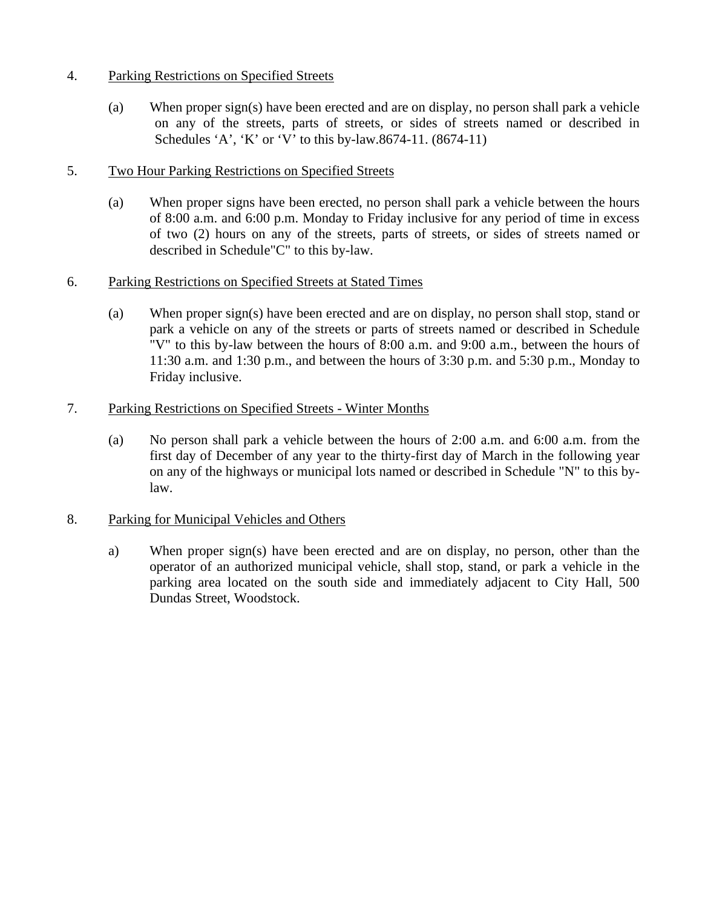4. <u>Parking Restrictions on Specified Streets</u>

   (a) When proper sign(s) have been erected and are on display, no person shall park a vehicle on any of the streets, parts of streets, or sides of streets named or described in Schedules 'A', 'K' or 'V' to this by-law.8674-11. (8674-11)

5. <u>Two Hour Parking Restrictions on Specified Streets</u>

   (a) When proper signs have been erected, no person shall park a vehicle between the hours of 8:00 a.m. and 6:00 p.m. Monday to Friday inclusive for any period of time in excess of two (2) hours on any of the streets, parts of streets, or sides of streets named or described in Schedule"C" to this by-law.

6. <u>Parking Restrictions on Specified Streets at Stated Times</u>

   (a) When proper sign(s) have been erected and are on display, no person shall stop, stand or park a vehicle on any of the streets or parts of streets named or described in Schedule "V" to this by-law between the hours of 8:00 a.m. and 9:00 a.m., between the hours of 11:30 a.m. and 1:30 p.m., and between the hours of 3:30 p.m. and 5:30 p.m., Monday to Friday inclusive.

7. <u>Parking Restrictions on Specified Streets - Winter Months</u>

   (a) No person shall park a vehicle between the hours of 2:00 a.m. and 6:00 a.m. from the first day of December of any year to the thirty-first day of March in the following year on any of the highways or municipal lots named or described in Schedule "N" to this by-law.

8. <u>Parking for Municipal Vehicles and Others</u>

   a) When proper sign(s) have been erected and are on display, no person, other than the operator of an authorized municipal vehicle, shall stop, stand, or park a vehicle in the parking area located on the south side and immediately adjacent to City Hall, 500 Dundas Street, Woodstock.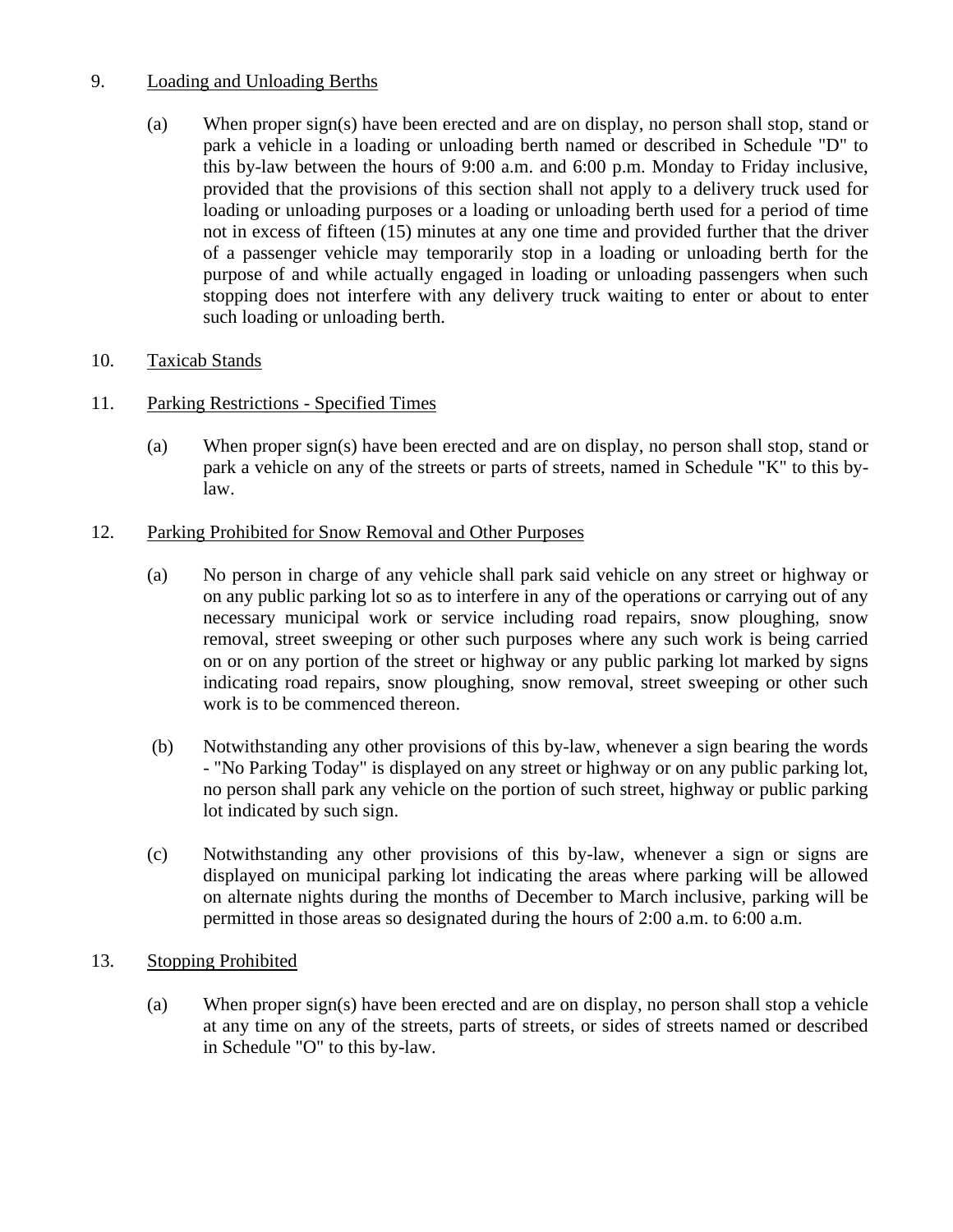9. Loading and Unloading Berths

(a) When proper sign(s) have been erected and are on display, no person shall stop, stand or park a vehicle in a loading or unloading berth named or described in Schedule "D" to this by-law between the hours of 9:00 a.m. and 6:00 p.m. Monday to Friday inclusive, provided that the provisions of this section shall not apply to a delivery truck used for loading or unloading purposes or a loading or unloading berth used for a period of time not in excess of fifteen (15) minutes at any one time and provided further that the driver of a passenger vehicle may temporarily stop in a loading or unloading berth for the purpose of and while actually engaged in loading or unloading passengers when such stopping does not interfere with any delivery truck waiting to enter or about to enter such loading or unloading berth.

10. Taxicab Stands

11. Parking Restrictions - Specified Times

(a) When proper sign(s) have been erected and are on display, no person shall stop, stand or park a vehicle on any of the streets or parts of streets, named in Schedule "K" to this by-law.

12. Parking Prohibited for Snow Removal and Other Purposes

(a) No person in charge of any vehicle shall park said vehicle on any street or highway or on any public parking lot so as to interfere in any of the operations or carrying out of any necessary municipal work or service including road repairs, snow ploughing, snow removal, street sweeping or other such purposes where any such work is being carried on or on any portion of the street or highway or any public parking lot marked by signs indicating road repairs, snow ploughing, snow removal, street sweeping or other such work is to be commenced thereon.

(b) Notwithstanding any other provisions of this by-law, whenever a sign bearing the words - "No Parking Today" is displayed on any street or highway or on any public parking lot, no person shall park any vehicle on the portion of such street, highway or public parking lot indicated by such sign.

(c) Notwithstanding any other provisions of this by-law, whenever a sign or signs are displayed on municipal parking lot indicating the areas where parking will be allowed on alternate nights during the months of December to March inclusive, parking will be permitted in those areas so designated during the hours of 2:00 a.m. to 6:00 a.m.

13. Stopping Prohibited

(a) When proper sign(s) have been erected and are on display, no person shall stop a vehicle at any time on any of the streets, parts of streets, or sides of streets named or described in Schedule "O" to this by-law.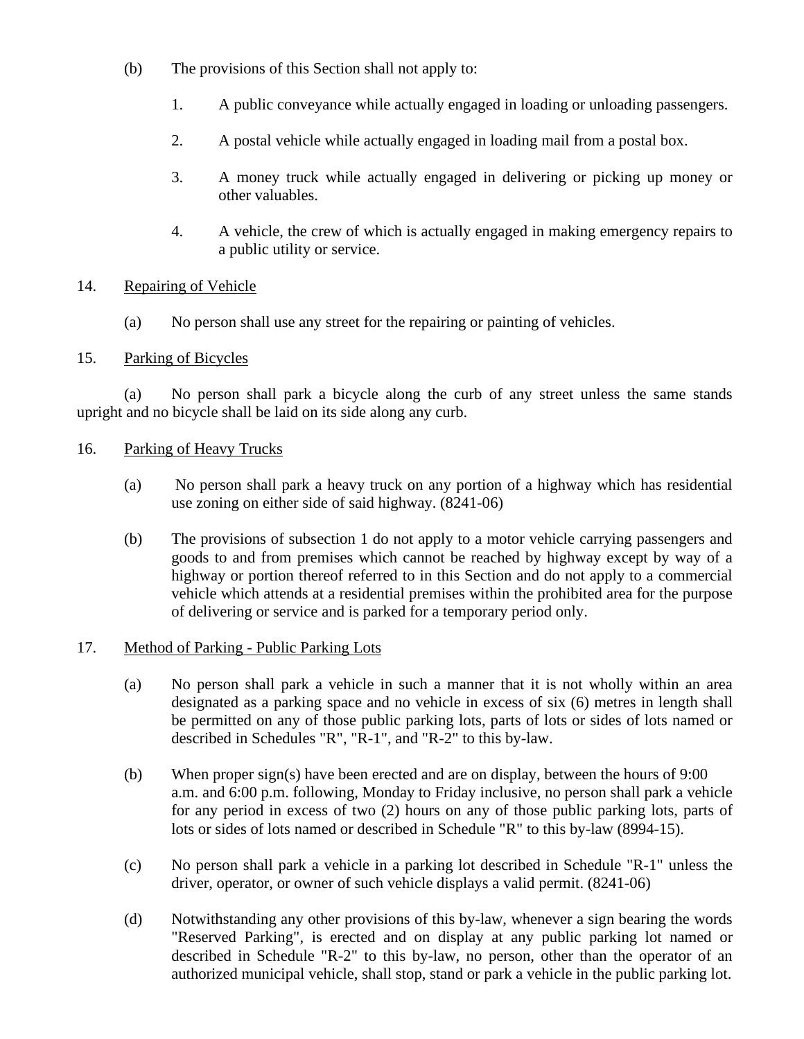(b) The provisions of this Section shall not apply to:

1. A public conveyance while actually engaged in loading or unloading passengers.

2. A postal vehicle while actually engaged in loading mail from a postal box.

3. A money truck while actually engaged in delivering or picking up money or other valuables.

4. A vehicle, the crew of which is actually engaged in making emergency repairs to a public utility or service.

14. Repairing of Vehicle

(a) No person shall use any street for the repairing or painting of vehicles.

15. Parking of Bicycles

(a) No person shall park a bicycle along the curb of any street unless the same stands upright and no bicycle shall be laid on its side along any curb.

16. Parking of Heavy Trucks

(a) No person shall park a heavy truck on any portion of a highway which has residential use zoning on either side of said highway. (8241-06)

(b) The provisions of subsection 1 do not apply to a motor vehicle carrying passengers and goods to and from premises which cannot be reached by highway except by way of a highway or portion thereof referred to in this Section and do not apply to a commercial vehicle which attends at a residential premises within the prohibited area for the purpose of delivering or service and is parked for a temporary period only.

17. Method of Parking - Public Parking Lots

(a) No person shall park a vehicle in such a manner that it is not wholly within an area designated as a parking space and no vehicle in excess of six (6) metres in length shall be permitted on any of those public parking lots, parts of lots or sides of lots named or described in Schedules "R", "R-1", and "R-2" to this by-law.

(b) When proper sign(s) have been erected and are on display, between the hours of 9:00 a.m. and 6:00 p.m. following, Monday to Friday inclusive, no person shall park a vehicle for any period in excess of two (2) hours on any of those public parking lots, parts of lots or sides of lots named or described in Schedule "R" to this by-law (8994-15).

(c) No person shall park a vehicle in a parking lot described in Schedule "R-1" unless the driver, operator, or owner of such vehicle displays a valid permit. (8241-06)

(d) Notwithstanding any other provisions of this by-law, whenever a sign bearing the words "Reserved Parking", is erected and on display at any public parking lot named or described in Schedule "R-2" to this by-law, no person, other than the operator of an authorized municipal vehicle, shall stop, stand or park a vehicle in the public parking lot.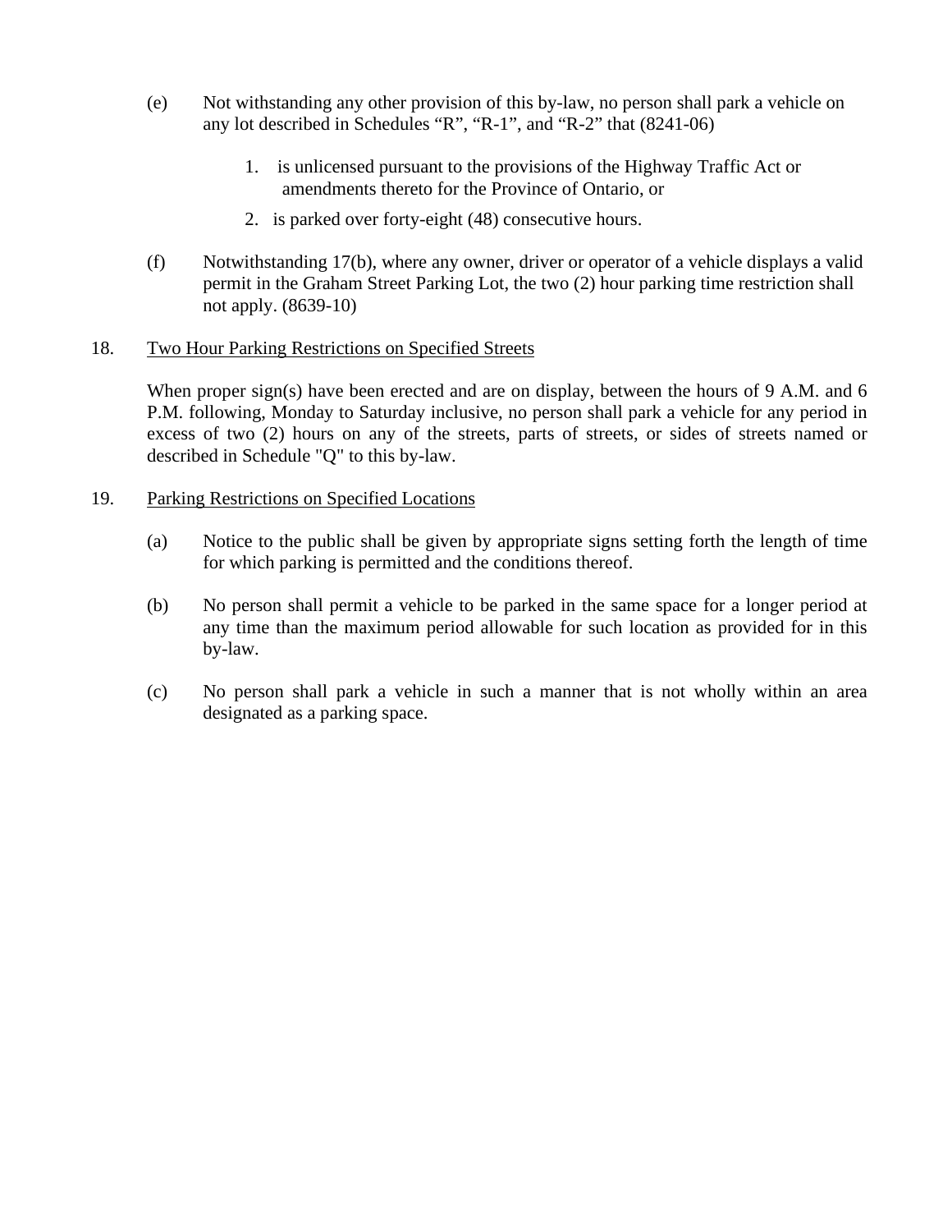(e) Not withstanding any other provision of this by-law, no person shall park a vehicle on any lot described in Schedules "R", "R-1", and "R-2" that (8241-06)

1. is unlicensed pursuant to the provisions of the Highway Traffic Act or amendments thereto for the Province of Ontario, or
2. is parked over forty-eight (48) consecutive hours.

(f) Notwithstanding 17(b), where any owner, driver or operator of a vehicle displays a valid permit in the Graham Street Parking Lot, the two (2) hour parking time restriction shall not apply. (8639-10)

18. <u>Two Hour Parking Restrictions on Specified Streets</u>

When proper sign(s) have been erected and are on display, between the hours of 9 A.M. and 6 P.M. following, Monday to Saturday inclusive, no person shall park a vehicle for any period in excess of two (2) hours on any of the streets, parts of streets, or sides of streets named or described in Schedule "Q" to this by-law.

19. <u>Parking Restrictions on Specified Locations</u>

(a) Notice to the public shall be given by appropriate signs setting forth the length of time for which parking is permitted and the conditions thereof.

(b) No person shall permit a vehicle to be parked in the same space for a longer period at any time than the maximum period allowable for such location as provided for in this by-law.

(c) No person shall park a vehicle in such a manner that is not wholly within an area designated as a parking space.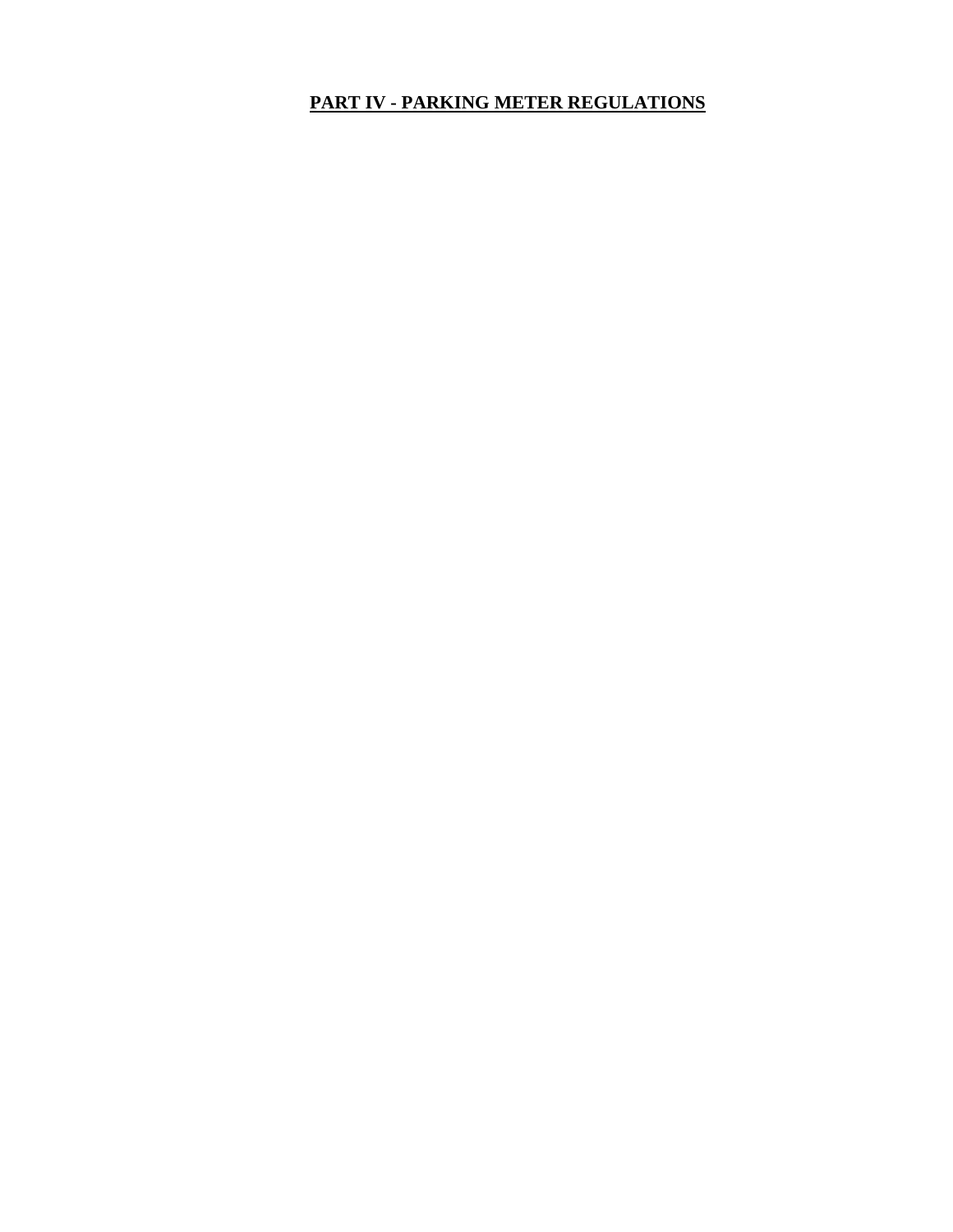# **PART IV - PARKING METER REGULATIONS**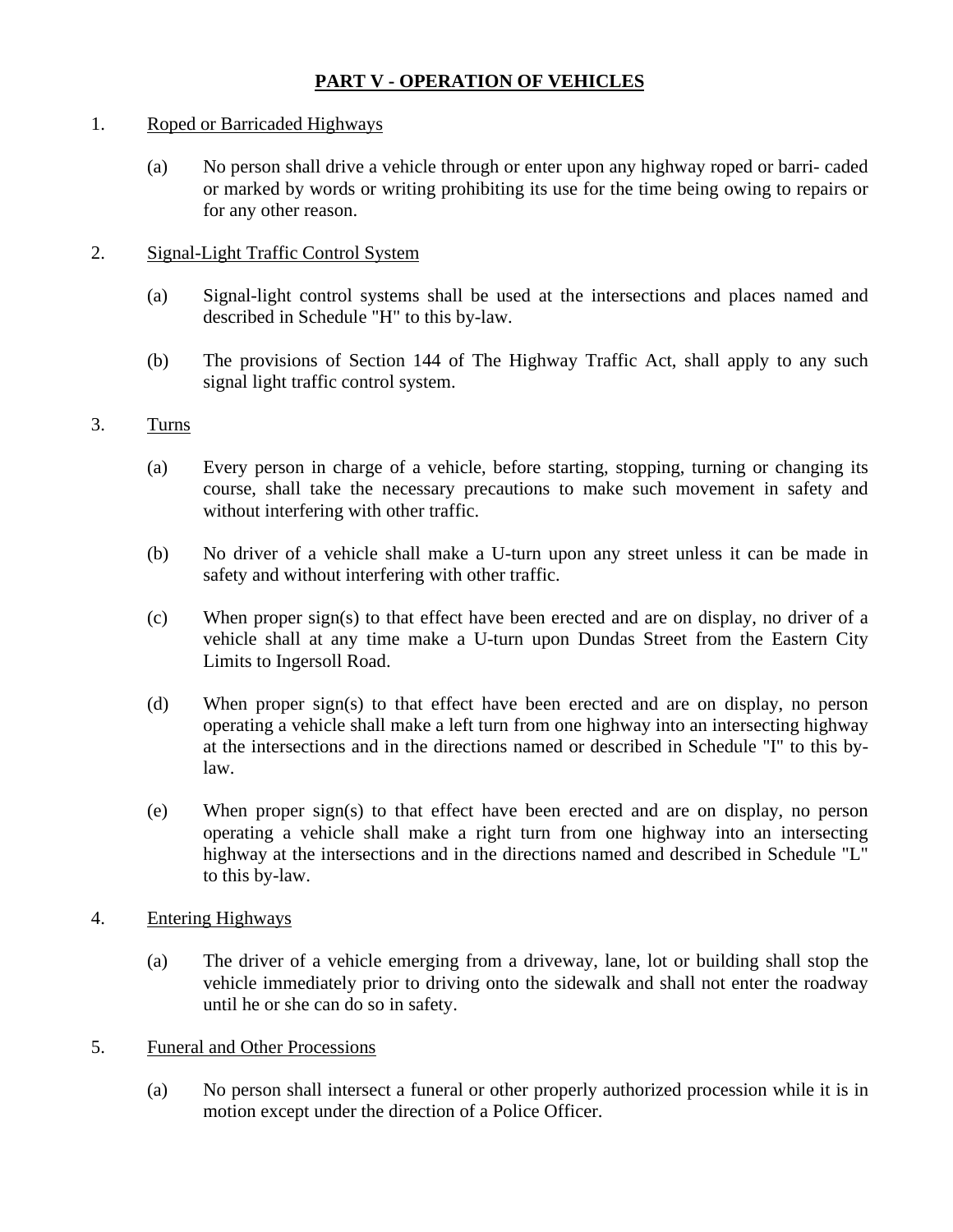## PART V - OPERATION OF VEHICLES

1. Roped or Barricaded Highways

   (a) No person shall drive a vehicle through or enter upon any highway roped or barri- caded or marked by words or writing prohibiting its use for the time being owing to repairs or for any other reason.

2. Signal-Light Traffic Control System

   (a) Signal-light control systems shall be used at the intersections and places named and described in Schedule "H" to this by-law.

   (b) The provisions of Section 144 of The Highway Traffic Act, shall apply to any such signal light traffic control system.

3. Turns

   (a) Every person in charge of a vehicle, before starting, stopping, turning or changing its course, shall take the necessary precautions to make such movement in safety and without interfering with other traffic.

   (b) No driver of a vehicle shall make a U-turn upon any street unless it can be made in safety and without interfering with other traffic.

   (c) When proper sign(s) to that effect have been erected and are on display, no driver of a vehicle shall at any time make a U-turn upon Dundas Street from the Eastern City Limits to Ingersoll Road.

   (d) When proper sign(s) to that effect have been erected and are on display, no person operating a vehicle shall make a left turn from one highway into an intersecting highway at the intersections and in the directions named or described in Schedule "I" to this by-law.

   (e) When proper sign(s) to that effect have been erected and are on display, no person operating a vehicle shall make a right turn from one highway into an intersecting highway at the intersections and in the directions named and described in Schedule "L" to this by-law.

4. Entering Highways

   (a) The driver of a vehicle emerging from a driveway, lane, lot or building shall stop the vehicle immediately prior to driving onto the sidewalk and shall not enter the roadway until he or she can do so in safety.

5. Funeral and Other Processions

   (a) No person shall intersect a funeral or other properly authorized procession while it is in motion except under the direction of a Police Officer.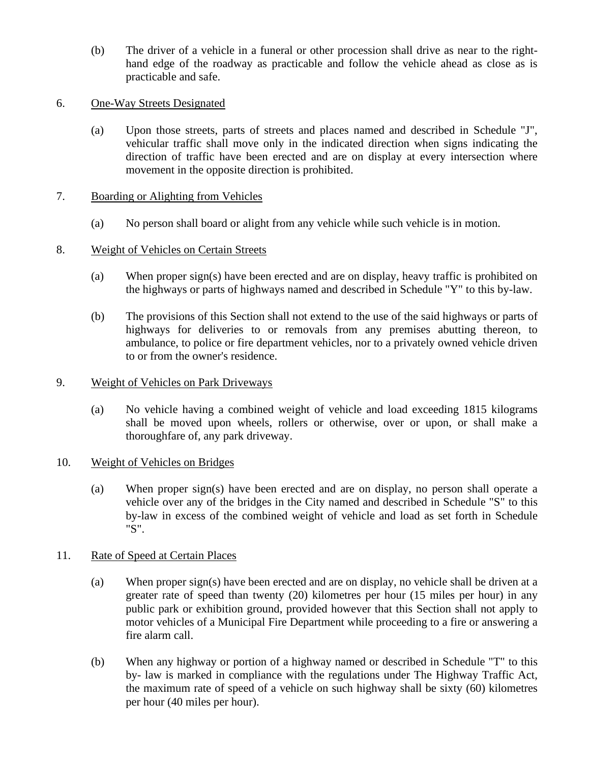(b) The driver of a vehicle in a funeral or other procession shall drive as near to the right-hand edge of the roadway as practicable and follow the vehicle ahead as close as is practicable and safe.

6. <u>One-Way Streets Designated</u>

(a) Upon those streets, parts of streets and places named and described in Schedule "J", vehicular traffic shall move only in the indicated direction when signs indicating the direction of traffic have been erected and are on display at every intersection where movement in the opposite direction is prohibited.

7. <u>Boarding or Alighting from Vehicles</u>

(a) No person shall board or alight from any vehicle while such vehicle is in motion.

8. <u>Weight of Vehicles on Certain Streets</u>

(a) When proper sign(s) have been erected and are on display, heavy traffic is prohibited on the highways or parts of highways named and described in Schedule "Y" to this by-law.

(b) The provisions of this Section shall not extend to the use of the said highways or parts of highways for deliveries to or removals from any premises abutting thereon, to ambulance, to police or fire department vehicles, nor to a privately owned vehicle driven to or from the owner's residence.

9. <u>Weight of Vehicles on Park Driveways</u>

(a) No vehicle having a combined weight of vehicle and load exceeding 1815 kilograms shall be moved upon wheels, rollers or otherwise, over or upon, or shall make a thoroughfare of, any park driveway.

10. <u>Weight of Vehicles on Bridges</u>

(a) When proper sign(s) have been erected and are on display, no person shall operate a vehicle over any of the bridges in the City named and described in Schedule "S" to this by-law in excess of the combined weight of vehicle and load as set forth in Schedule "S".

11. <u>Rate of Speed at Certain Places</u>

(a) When proper sign(s) have been erected and are on display, no vehicle shall be driven at a greater rate of speed than twenty (20) kilometres per hour (15 miles per hour) in any public park or exhibition ground, provided however that this Section shall not apply to motor vehicles of a Municipal Fire Department while proceeding to a fire or answering a fire alarm call.

(b) When any highway or portion of a highway named or described in Schedule "T" to this by- law is marked in compliance with the regulations under The Highway Traffic Act, the maximum rate of speed of a vehicle on such highway shall be sixty (60) kilometres per hour (40 miles per hour).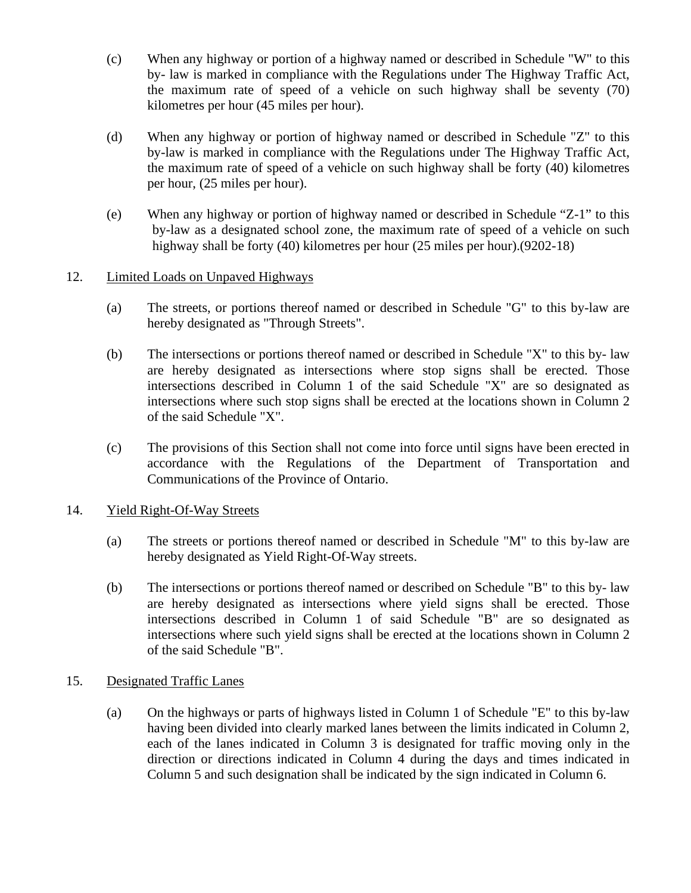(c) When any highway or portion of a highway named or described in Schedule "W" to this by- law is marked in compliance with the Regulations under The Highway Traffic Act, the maximum rate of speed of a vehicle on such highway shall be seventy (70) kilometres per hour (45 miles per hour).

(d) When any highway or portion of highway named or described in Schedule "Z" to this by-law is marked in compliance with the Regulations under The Highway Traffic Act, the maximum rate of speed of a vehicle on such highway shall be forty (40) kilometres per hour, (25 miles per hour).

(e) When any highway or portion of highway named or described in Schedule “Z-1” to this by-law as a designated school zone, the maximum rate of speed of a vehicle on such highway shall be forty (40) kilometres per hour (25 miles per hour).(9202-18)

12. Limited Loads on Unpaved Highways

(a) The streets, or portions thereof named or described in Schedule "G" to this by-law are hereby designated as "Through Streets".

(b) The intersections or portions thereof named or described in Schedule "X" to this by- law are hereby designated as intersections where stop signs shall be erected. Those intersections described in Column 1 of the said Schedule "X" are so designated as intersections where such stop signs shall be erected at the locations shown in Column 2 of the said Schedule "X".

(c) The provisions of this Section shall not come into force until signs have been erected in accordance with the Regulations of the Department of Transportation and Communications of the Province of Ontario.

14. Yield Right-Of-Way Streets

(a) The streets or portions thereof named or described in Schedule "M" to this by-law are hereby designated as Yield Right-Of-Way streets.

(b) The intersections or portions thereof named or described on Schedule "B" to this by- law are hereby designated as intersections where yield signs shall be erected. Those intersections described in Column 1 of said Schedule "B" are so designated as intersections where such yield signs shall be erected at the locations shown in Column 2 of the said Schedule "B".

15. Designated Traffic Lanes

(a) On the highways or parts of highways listed in Column 1 of Schedule "E" to this by-law having been divided into clearly marked lanes between the limits indicated in Column 2, each of the lanes indicated in Column 3 is designated for traffic moving only in the direction or directions indicated in Column 4 during the days and times indicated in Column 5 and such designation shall be indicated by the sign indicated in Column 6.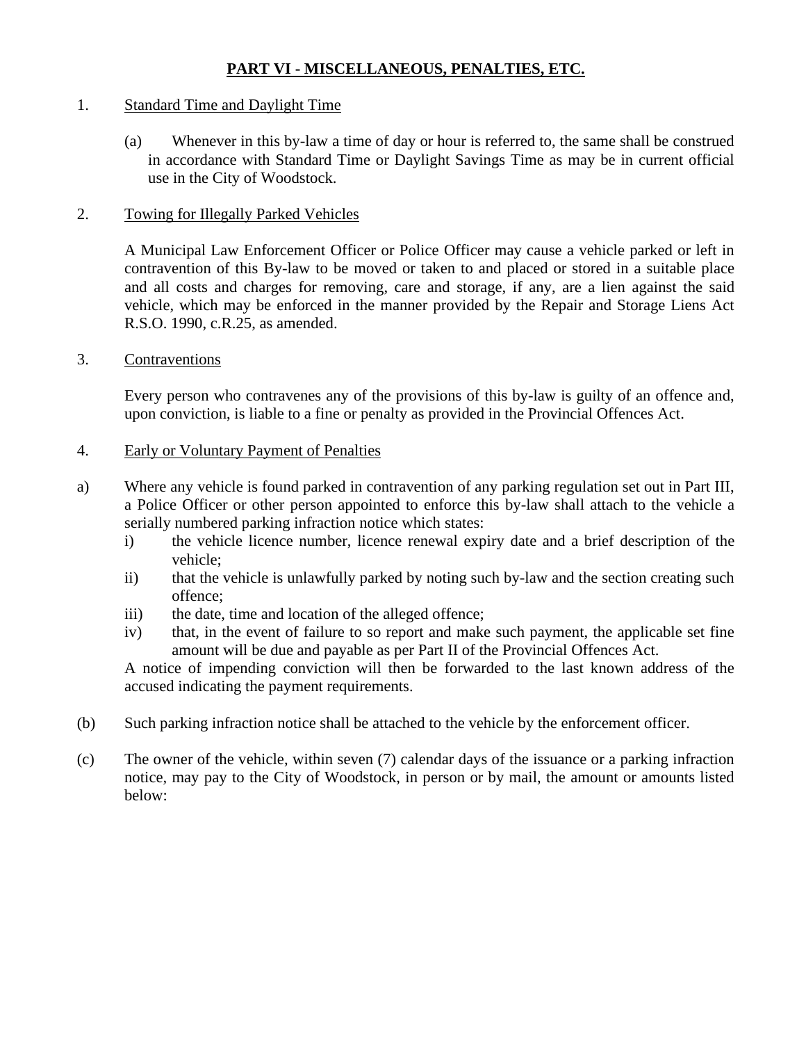## PART VI - MISCELLANEOUS, PENALTIES, ETC.

1. Standard Time and Daylight Time

   (a) Whenever in this by-law a time of day or hour is referred to, the same shall be construed in accordance with Standard Time or Daylight Savings Time as may be in current official use in the City of Woodstock.

2. Towing for Illegally Parked Vehicles

   A Municipal Law Enforcement Officer or Police Officer may cause a vehicle parked or left in contravention of this By-law to be moved or taken to and placed or stored in a suitable place and all costs and charges for removing, care and storage, if any, are a lien against the said vehicle, which may be enforced in the manner provided by the Repair and Storage Liens Act R.S.O. 1990, c.R.25, as amended.

3. Contraventions

   Every person who contravenes any of the provisions of this by-law is guilty of an offence and, upon conviction, is liable to a fine or penalty as provided in the Provincial Offences Act.

4. Early or Voluntary Payment of Penalties

a) Where any vehicle is found parked in contravention of any parking regulation set out in Part III, a Police Officer or other person appointed to enforce this by-law shall attach to the vehicle a serially numbered parking infraction notice which states:
   - i) the vehicle licence number, licence renewal expiry date and a brief description of the vehicle;
   - ii) that the vehicle is unlawfully parked by noting such by-law and the section creating such offence;
   - iii) the date, time and location of the alleged offence;
   - iv) that, in the event of failure to so report and make such payment, the applicable set fine amount will be due and payable as per Part II of the Provincial Offences Act.

   A notice of impending conviction will then be forwarded to the last known address of the accused indicating the payment requirements.

(b) Such parking infraction notice shall be attached to the vehicle by the enforcement officer.

(c) The owner of the vehicle, within seven (7) calendar days of the issuance or a parking infraction notice, may pay to the City of Woodstock, in person or by mail, the amount or amounts listed below: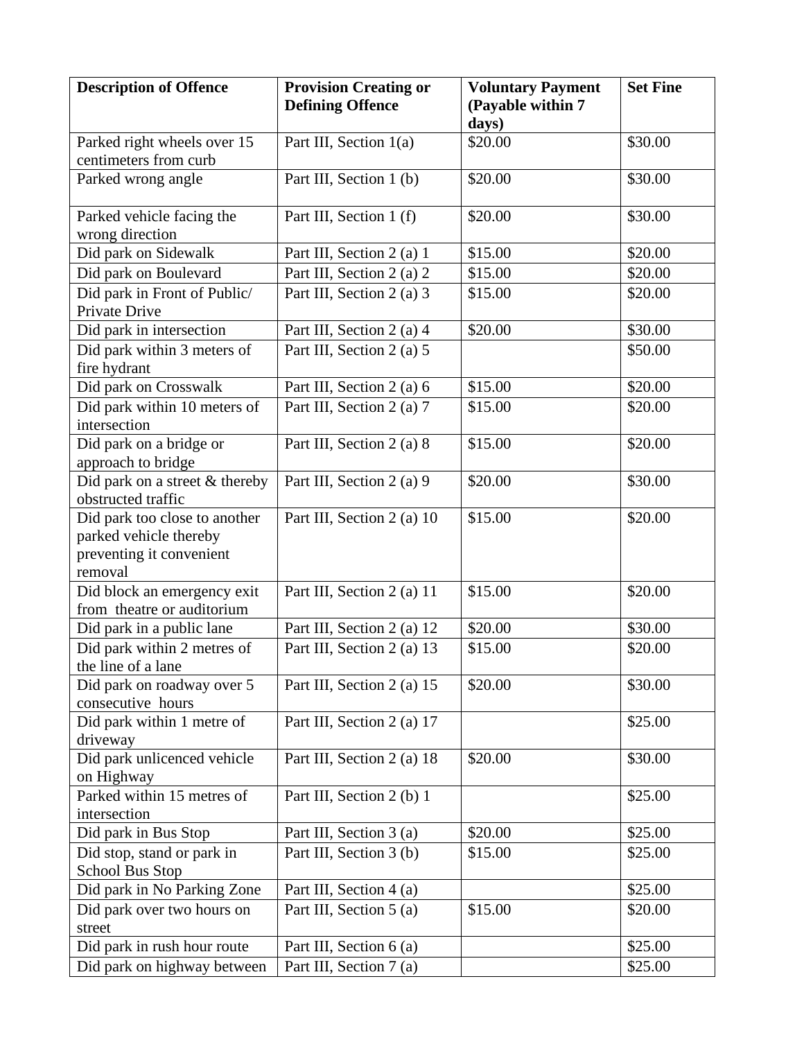| **Description of Offence** | **Provision Creating or Defining Offence** | **Voluntary Payment (Payable within 7 days)** | **Set Fine** |
|---|---|---|---|
| Parked right wheels over 15 centimeters from curb | Part III, Section 1(a) | $20.00 | $30.00 |
| Parked wrong angle | Part III, Section 1 (b) | $20.00 | $30.00 |
| Parked vehicle facing the wrong direction | Part III, Section 1 (f) | $20.00 | $30.00 |
| Did park on Sidewalk | Part III, Section 2 (a) 1 | $15.00 | $20.00 |
| Did park on Boulevard | Part III, Section 2 (a) 2 | $15.00 | $20.00 |
| Did park in Front of Public/ Private Drive | Part III, Section 2 (a) 3 | $15.00 | $20.00 |
| Did park in intersection | Part III, Section 2 (a) 4 | $20.00 | $30.00 |
| Did park within 3 meters of fire hydrant | Part III, Section 2 (a) 5 | | $50.00 |
| Did park on Crosswalk | Part III, Section 2 (a) 6 | $15.00 | $20.00 |
| Did park within 10 meters of intersection | Part III, Section 2 (a) 7 | $15.00 | $20.00 |
| Did park on a bridge or approach to bridge | Part III, Section 2 (a) 8 | $15.00 | $20.00 |
| Did park on a street & thereby obstructed traffic | Part III, Section 2 (a) 9 | $20.00 | $30.00 |
| Did park too close to another parked vehicle thereby preventing it convenient removal | Part III, Section 2 (a) 10 | $15.00 | $20.00 |
| Did block an emergency exit from theatre or auditorium | Part III, Section 2 (a) 11 | $15.00 | $20.00 |
| Did park in a public lane | Part III, Section 2 (a) 12 | $20.00 | $30.00 |
| Did park within 2 metres of the line of a lane | Part III, Section 2 (a) 13 | $15.00 | $20.00 |
| Did park on roadway over 5 consecutive hours | Part III, Section 2 (a) 15 | $20.00 | $30.00 |
| Did park within 1 metre of driveway | Part III, Section 2 (a) 17 | | $25.00 |
| Did park unlicenced vehicle on Highway | Part III, Section 2 (a) 18 | $20.00 | $30.00 |
| Parked within 15 metres of intersection | Part III, Section 2 (b) 1 | | $25.00 |
| Did park in Bus Stop | Part III, Section 3 (a) | $20.00 | $25.00 |
| Did stop, stand or park in School Bus Stop | Part III, Section 3 (b) | $15.00 | $25.00 |
| Did park in No Parking Zone | Part III, Section 4 (a) | | $25.00 |
| Did park over two hours on street | Part III, Section 5 (a) | $15.00 | $20.00 |
| Did park in rush hour route | Part III, Section 6 (a) | | $25.00 |
| Did park on highway between | Part III, Section 7 (a) | | $25.00 |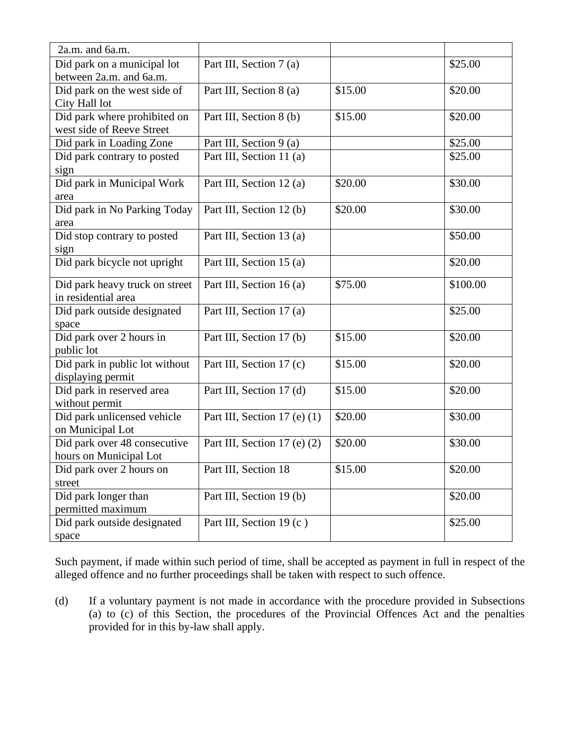| | | | |
|---|---|---|---|
| 2a.m. and 6a.m. | | | |
| Did park on a municipal lot between 2a.m. and 6a.m. | Part III, Section 7 (a) | | $25.00 |
| Did park on the west side of City Hall lot | Part III, Section 8 (a) | $15.00 | $20.00 |
| Did park where prohibited on west side of Reeve Street | Part III, Section 8 (b) | $15.00 | $20.00 |
| Did park in Loading Zone | Part III, Section 9 (a) | | $25.00 |
| Did park contrary to posted sign | Part III, Section 11 (a) | | $25.00 |
| Did park in Municipal Work area | Part III, Section 12 (a) | $20.00 | $30.00 |
| Did park in No Parking Today area | Part III, Section 12 (b) | $20.00 | $30.00 |
| Did stop contrary to posted sign | Part III, Section 13 (a) | | $50.00 |
| Did park bicycle not upright | Part III, Section 15 (a) | | $20.00 |
| Did park heavy truck on street in residential area | Part III, Section 16 (a) | $75.00 | $100.00 |
| Did park outside designated space | Part III, Section 17 (a) | | $25.00 |
| Did park over 2 hours in public lot | Part III, Section 17 (b) | $15.00 | $20.00 |
| Did park in public lot without displaying permit | Part III, Section 17 (c) | $15.00 | $20.00 |
| Did park in reserved area without permit | Part III, Section 17 (d) | $15.00 | $20.00 |
| Did park unlicensed vehicle on Municipal Lot | Part III, Section 17 (e) (1) | $20.00 | $30.00 |
| Did park over 48 consecutive hours on Municipal Lot | Part III, Section 17 (e) (2) | $20.00 | $30.00 |
| Did park over 2 hours on street | Part III, Section 18 | $15.00 | $20.00 |
| Did park longer than permitted maximum | Part III, Section 19 (b) | | $20.00 |
| Did park outside designated space | Part III, Section 19 (c ) | | $25.00 |

Such payment, if made within such period of time, shall be accepted as payment in full in respect of the alleged offence and no further proceedings shall be taken with respect to such offence.

(d) If a voluntary payment is not made in accordance with the procedure provided in Subsections (a) to (c) of this Section, the procedures of the Provincial Offences Act and the penalties provided for in this by-law shall apply.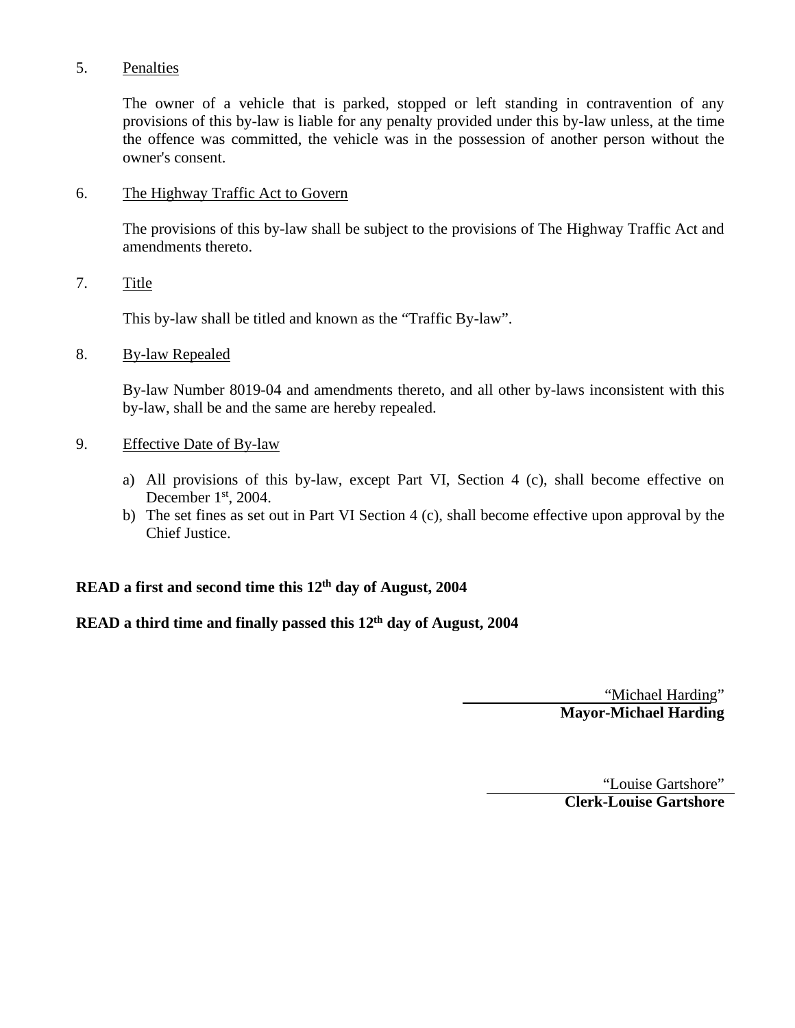5. Penalties

   The owner of a vehicle that is parked, stopped or left standing in contravention of any provisions of this by-law is liable for any penalty provided under this by-law unless, at the time the offence was committed, the vehicle was in the possession of another person without the owner's consent.

6. The Highway Traffic Act to Govern

   The provisions of this by-law shall be subject to the provisions of The Highway Traffic Act and amendments thereto.

7. Title

   This by-law shall be titled and known as the "Traffic By-law".

8. By-law Repealed

   By-law Number 8019-04 and amendments thereto, and all other by-laws inconsistent with this by-law, shall be and the same are hereby repealed.

9. Effective Date of By-law

   a) All provisions of this by-law, except Part VI, Section 4 (c), shall become effective on December 1st, 2004.
   b) The set fines as set out in Part VI Section 4 (c), shall become effective upon approval by the Chief Justice.

**READ a first and second time this 12th day of August, 2004**

**READ a third time and finally passed this 12th day of August, 2004**

"Michael Harding"
**Mayor-Michael Harding**

"Louise Gartshore"
**Clerk-Louise Gartshore**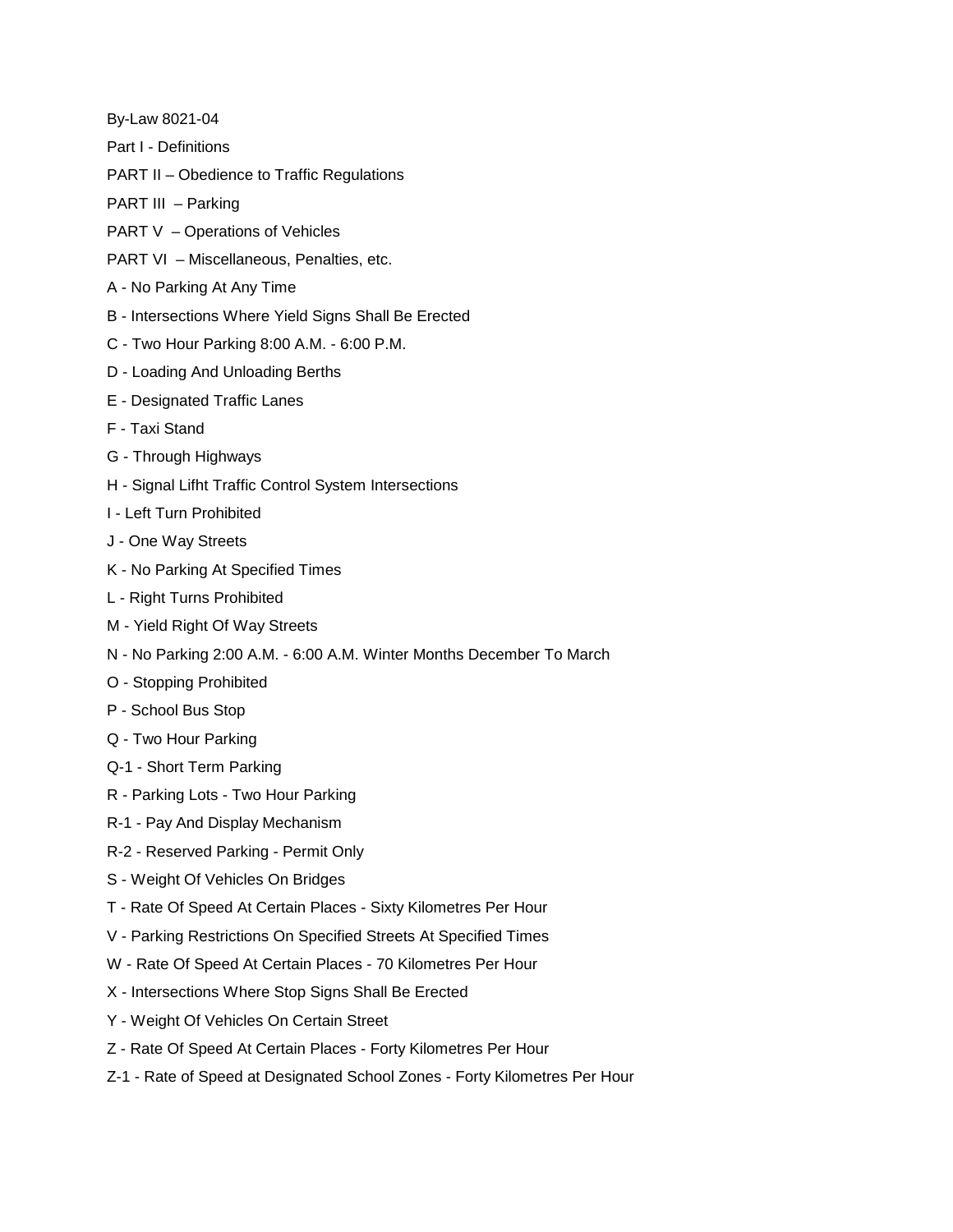By-Law 8021-04

Part I - Definitions

PART II – Obedience to Traffic Regulations

PART III – Parking

PART V – Operations of Vehicles

PART VI – Miscellaneous, Penalties, etc.

A - No Parking At Any Time

B - Intersections Where Yield Signs Shall Be Erected

C - Two Hour Parking 8:00 A.M. - 6:00 P.M.

D - Loading And Unloading Berths

E - Designated Traffic Lanes

F - Taxi Stand

G - Through Highways

H - Signal Lifht Traffic Control System Intersections

I - Left Turn Prohibited

J - One Way Streets

K - No Parking At Specified Times

L - Right Turns Prohibited

M - Yield Right Of Way Streets

N - No Parking 2:00 A.M. - 6:00 A.M. Winter Months December To March

O - Stopping Prohibited

P - School Bus Stop

Q - Two Hour Parking

Q-1 - Short Term Parking

R - Parking Lots - Two Hour Parking

R-1 - Pay And Display Mechanism

R-2 - Reserved Parking - Permit Only

S - Weight Of Vehicles On Bridges

T - Rate Of Speed At Certain Places - Sixty Kilometres Per Hour

V - Parking Restrictions On Specified Streets At Specified Times

W - Rate Of Speed At Certain Places - 70 Kilometres Per Hour

X - Intersections Where Stop Signs Shall Be Erected

Y - Weight Of Vehicles On Certain Street

Z - Rate Of Speed At Certain Places - Forty Kilometres Per Hour

Z-1 - Rate of Speed at Designated School Zones - Forty Kilometres Per Hour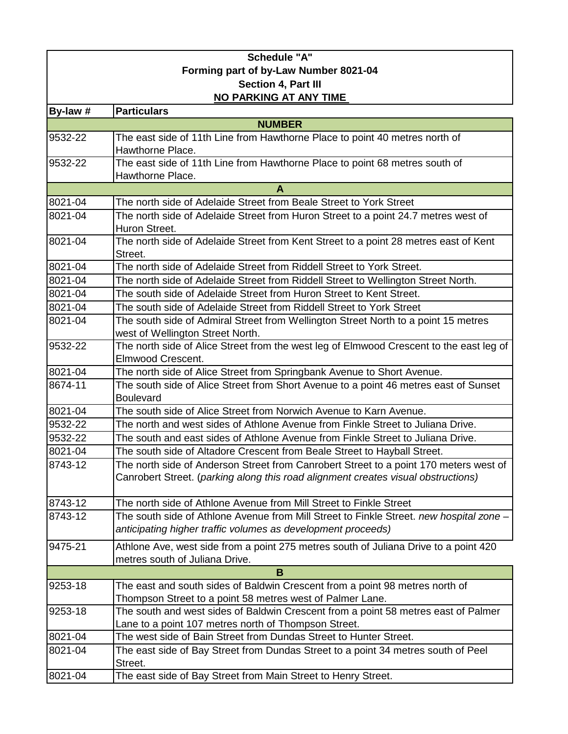**Schedule "A"**
**Forming part of by-Law Number 8021-04**
**Section 4, Part III**
**NO PARKING AT ANY TIME**

| By-law # | Particulars |
|---|---|
| **NUMBER** | |
| 9532-22 | The east side of 11th Line from Hawthorne Place to point 40 metres north of Hawthorne Place. |
| 9532-22 | The east side of 11th Line from Hawthorne Place to point 68 metres south of Hawthorne Place. |
| **A** | |
| 8021-04 | The north side of Adelaide Street from Beale Street to York Street |
| 8021-04 | The north side of Adelaide Street from Huron Street to a point 24.7 metres west of Huron Street. |
| 8021-04 | The north side of Adelaide Street from Kent Street to a point 28 metres east of Kent Street. |
| 8021-04 | The north side of Adelaide Street from Riddell Street to York Street. |
| 8021-04 | The north side of Adelaide Street from Riddell Street to Wellington Street North. |
| 8021-04 | The south side of Adelaide Street from Huron Street to Kent Street. |
| 8021-04 | The south side of Adelaide Street from Riddell Street to York Street |
| 8021-04 | The south side of Admiral Street from Wellington Street North to a point 15 metres west of Wellington Street North. |
| 9532-22 | The north side of Alice Street from the west leg of Elmwood Crescent to the east leg of Elmwood Crescent. |
| 8021-04 | The north side of Alice Street from Springbank Avenue to Short Avenue. |
| 8674-11 | The south side of Alice Street from Short Avenue to a point 46 metres east of Sunset Boulevard |
| 8021-04 | The south side of Alice Street from Norwich Avenue to Karn Avenue. |
| 9532-22 | The north and west sides of Athlone Avenue from Finkle Street to Juliana Drive. |
| 9532-22 | The south and east sides of Athlone Avenue from Finkle Street to Juliana Drive. |
| 8021-04 | The south side of Altadore Crescent from Beale Street to Hayball Street. |
| 8743-12 | The north side of Anderson Street from Canrobert Street to a point 170 meters west of Canrobert Street. (*parking along this road alignment creates visual obstructions)* |
| 8743-12 | The north side of Athlone Avenue from Mill Street to Finkle Street |
| 8743-12 | The south side of Athlone Avenue from Mill Street to Finkle Street. *new hospital zone – anticipating higher traffic volumes as development proceeds)* |
| 9475-21 | Athlone Ave, west side from a point 275 metres south of Juliana Drive to a point 420 metres south of Juliana Drive. |
| **B** | |
| 9253-18 | The east and south sides of Baldwin Crescent from a point 98 metres north of Thompson Street to a point 58 metres west of Palmer Lane. |
| 9253-18 | The south and west sides of Baldwin Crescent from a point 58 metres east of Palmer Lane to a point 107 metres north of Thompson Street. |
| 8021-04 | The west side of Bain Street from Dundas Street to Hunter Street. |
| 8021-04 | The east side of Bay Street from Dundas Street to a point 34 metres south of Peel Street. |
| 8021-04 | The east side of Bay Street from Main Street to Henry Street. |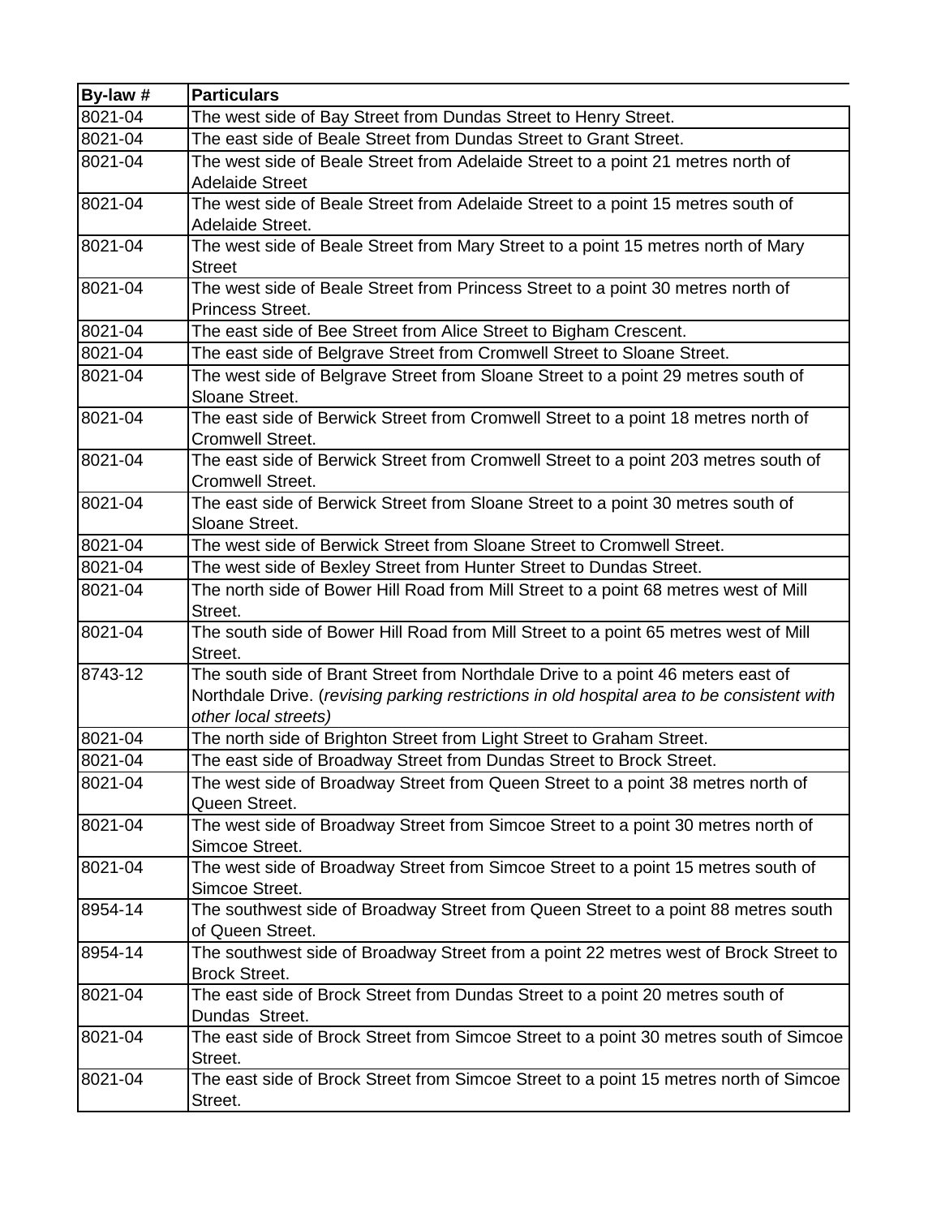| By-law # | Particulars |
|---|---|
| 8021-04 | The west side of Bay Street from Dundas Street to Henry Street. |
| 8021-04 | The east side of Beale Street from Dundas Street to Grant Street. |
| 8021-04 | The west side of Beale Street from Adelaide Street to a point 21 metres north of Adelaide Street |
| 8021-04 | The west side of Beale Street from Adelaide Street to a point 15 metres south of Adelaide Street. |
| 8021-04 | The west side of Beale Street from Mary Street to a point 15 metres north of Mary Street |
| 8021-04 | The west side of Beale Street from Princess Street to a point 30 metres north of Princess Street. |
| 8021-04 | The east side of Bee Street from Alice Street to Bigham Crescent. |
| 8021-04 | The east side of Belgrave Street from Cromwell Street to Sloane Street. |
| 8021-04 | The west side of Belgrave Street from Sloane Street to a point 29 metres south of Sloane Street. |
| 8021-04 | The east side of Berwick Street from Cromwell Street to a point 18 metres north of Cromwell Street. |
| 8021-04 | The east side of Berwick Street from Cromwell Street to a point 203 metres south of Cromwell Street. |
| 8021-04 | The east side of Berwick Street from Sloane Street to a point 30 metres south of Sloane Street. |
| 8021-04 | The west side of Berwick Street from Sloane Street to Cromwell Street. |
| 8021-04 | The west side of Bexley Street from Hunter Street to Dundas Street. |
| 8021-04 | The north side of Bower Hill Road from Mill Street to a point 68 metres west of Mill Street. |
| 8021-04 | The south side of Bower Hill Road from Mill Street to a point 65 metres west of Mill Street. |
| 8743-12 | The south side of Brant Street from Northdale Drive to a point 46 meters east of Northdale Drive. (*revising parking restrictions in old hospital area to be consistent with other local streets)* |
| 8021-04 | The north side of Brighton Street from Light Street to Graham Street. |
| 8021-04 | The east side of Broadway Street from Dundas Street to Brock Street. |
| 8021-04 | The west side of Broadway Street from Queen Street to a point 38 metres north of Queen Street. |
| 8021-04 | The west side of Broadway Street from Simcoe Street to a point 30 metres north of Simcoe Street. |
| 8021-04 | The west side of Broadway Street from Simcoe Street to a point 15 metres south of Simcoe Street. |
| 8954-14 | The southwest side of Broadway Street from Queen Street to a point 88 metres south of Queen Street. |
| 8954-14 | The southwest side of Broadway Street from a point 22 metres west of Brock Street to Brock Street. |
| 8021-04 | The east side of Brock Street from Dundas Street to a point 20 metres south of Dundas Street. |
| 8021-04 | The east side of Brock Street from Simcoe Street to a point 30 metres south of Simcoe Street. |
| 8021-04 | The east side of Brock Street from Simcoe Street to a point 15 metres north of Simcoe Street. |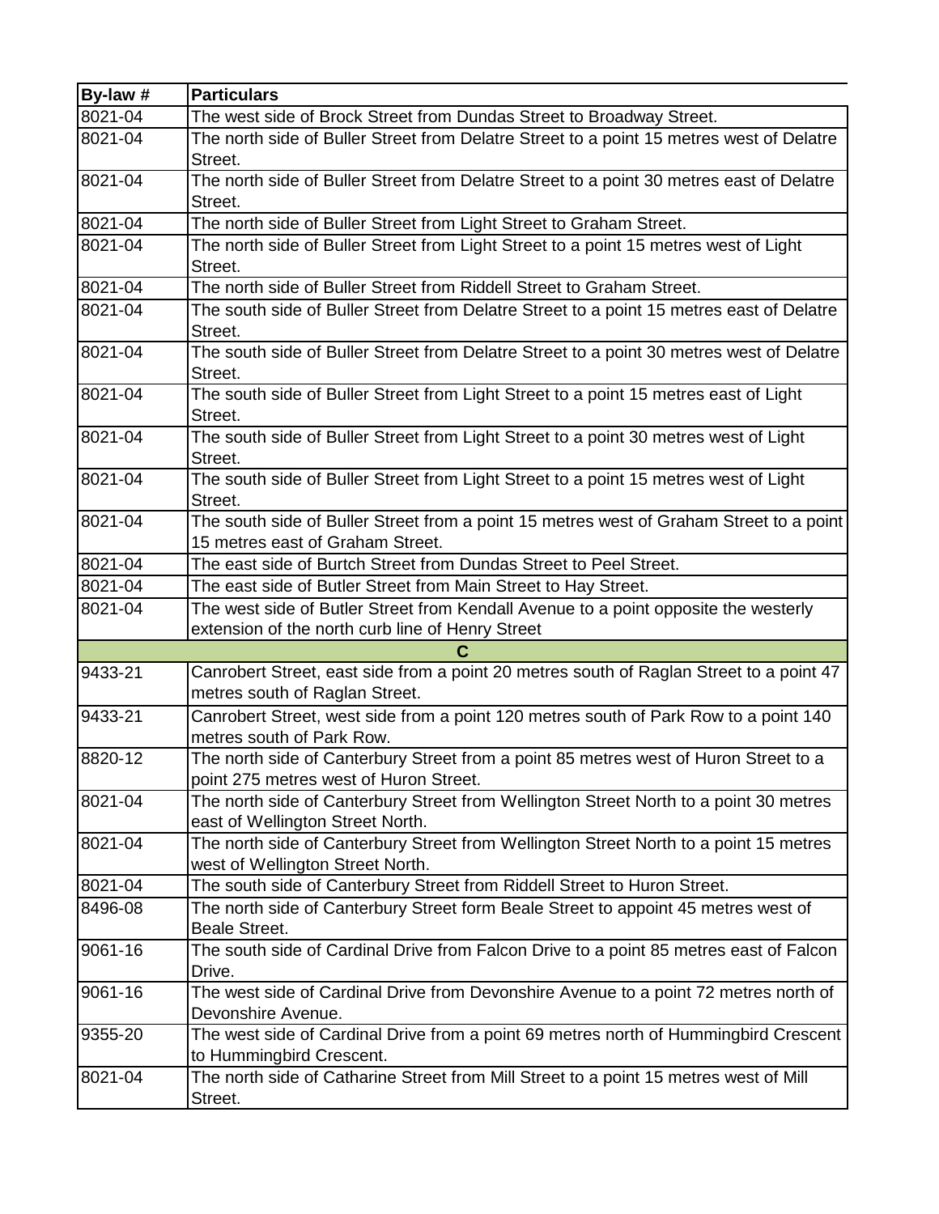| By-law # | Particulars |
|---|---|
| 8021-04 | The west side of Brock Street from Dundas Street to Broadway Street. |
| 8021-04 | The north side of Buller Street from Delatre Street to a point 15 metres west of Delatre Street. |
| 8021-04 | The north side of Buller Street from Delatre Street to a point 30 metres east of Delatre Street. |
| 8021-04 | The north side of Buller Street from Light Street to Graham Street. |
| 8021-04 | The north side of Buller Street from Light Street to a point 15 metres west of Light Street. |
| 8021-04 | The north side of Buller Street from Riddell Street to Graham Street. |
| 8021-04 | The south side of Buller Street from Delatre Street to a point 15 metres east of Delatre Street. |
| 8021-04 | The south side of Buller Street from Delatre Street to a point 30 metres west of Delatre Street. |
| 8021-04 | The south side of Buller Street from Light Street to a point 15 metres east of Light Street. |
| 8021-04 | The south side of Buller Street from Light Street to a point 30 metres west of Light Street. |
| 8021-04 | The south side of Buller Street from Light Street to a point 15 metres west of Light Street. |
| 8021-04 | The south side of Buller Street from a point 15 metres west of Graham Street to a point 15 metres east of Graham Street. |
| 8021-04 | The east side of Burtch Street from Dundas Street to Peel Street. |
| 8021-04 | The east side of Butler Street from Main Street to Hay Street. |
| 8021-04 | The west side of Butler Street from Kendall Avenue to a point opposite the westerly extension of the north curb line of Henry Street |
| **C** | |
| 9433-21 | Canrobert Street, east side from a point 20 metres south of Raglan Street to a point 47 metres south of Raglan Street. |
| 9433-21 | Canrobert Street, west side from a point 120 metres south of Park Row to a point 140 metres south of Park Row. |
| 8820-12 | The north side of Canterbury Street from a point 85 metres west of Huron Street to a point 275 metres west of Huron Street. |
| 8021-04 | The north side of Canterbury Street from Wellington Street North to a point 30 metres east of Wellington Street North. |
| 8021-04 | The north side of Canterbury Street from Wellington Street North to a point 15 metres west of Wellington Street North. |
| 8021-04 | The south side of Canterbury Street from Riddell Street to Huron Street. |
| 8496-08 | The north side of Canterbury Street form Beale Street to appoint 45 metres west of Beale Street. |
| 9061-16 | The south side of Cardinal Drive from Falcon Drive to a point 85 metres east of Falcon Drive. |
| 9061-16 | The west side of Cardinal Drive from Devonshire Avenue to a point 72 metres north of Devonshire Avenue. |
| 9355-20 | The west side of Cardinal Drive from a point 69 metres north of Hummingbird Crescent to Hummingbird Crescent. |
| 8021-04 | The north side of Catharine Street from Mill Street to a point 15 metres west of Mill Street. |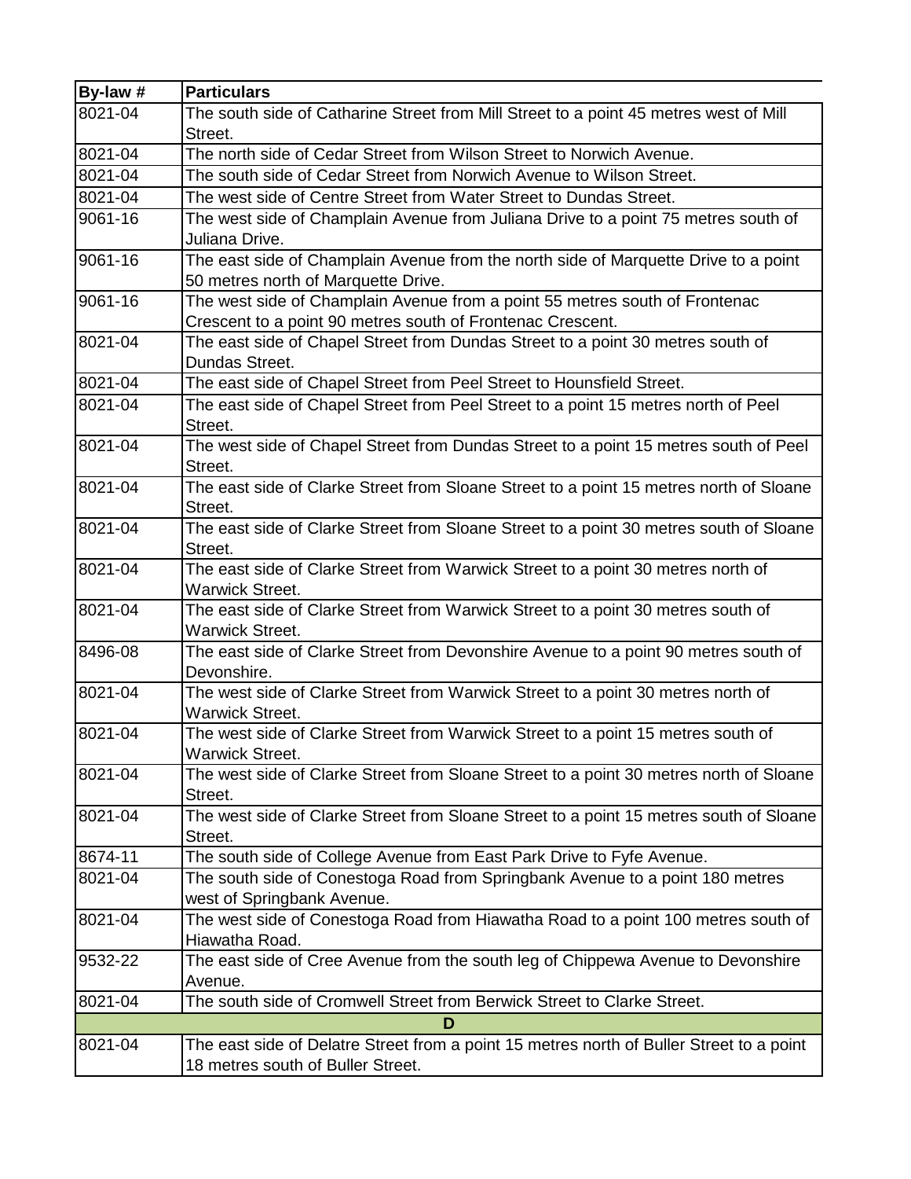| By-law # | Particulars |
|---|---|
| 8021-04 | The south side of Catharine Street from Mill Street to a point 45 metres west of Mill Street. |
| 8021-04 | The north side of Cedar Street from Wilson Street to Norwich Avenue. |
| 8021-04 | The south side of Cedar Street from Norwich Avenue to Wilson Street. |
| 8021-04 | The west side of Centre Street from Water Street to Dundas Street. |
| 9061-16 | The west side of Champlain Avenue from Juliana Drive to a point 75 metres south of Juliana Drive. |
| 9061-16 | The east side of Champlain Avenue from the north side of Marquette Drive to a point 50 metres north of Marquette Drive. |
| 9061-16 | The west side of Champlain Avenue from a point 55 metres south of Frontenac Crescent to a point 90 metres south of Frontenac Crescent. |
| 8021-04 | The east side of Chapel Street from Dundas Street to a point 30 metres south of Dundas Street. |
| 8021-04 | The east side of Chapel Street from Peel Street to Hounsfield Street. |
| 8021-04 | The east side of Chapel Street from Peel Street to a point 15 metres north of Peel Street. |
| 8021-04 | The west side of Chapel Street from Dundas Street to a point 15 metres south of Peel Street. |
| 8021-04 | The east side of Clarke Street from Sloane Street to a point 15 metres north of Sloane Street. |
| 8021-04 | The east side of Clarke Street from Sloane Street to a point 30 metres south of Sloane Street. |
| 8021-04 | The east side of Clarke Street from Warwick Street to a point 30 metres north of Warwick Street. |
| 8021-04 | The east side of Clarke Street from Warwick Street to a point 30 metres south of Warwick Street. |
| 8496-08 | The east side of Clarke Street from Devonshire Avenue to a point 90 metres south of Devonshire. |
| 8021-04 | The west side of Clarke Street from Warwick Street to a point 30 metres north of Warwick Street. |
| 8021-04 | The west side of Clarke Street from Warwick Street to a point 15 metres south of Warwick Street. |
| 8021-04 | The west side of Clarke Street from Sloane Street to a point 30 metres north of Sloane Street. |
| 8021-04 | The west side of Clarke Street from Sloane Street to a point 15 metres south of Sloane Street. |
| 8674-11 | The south side of College Avenue from East Park Drive to Fyfe Avenue. |
| 8021-04 | The south side of Conestoga Road from Springbank Avenue to a point 180 metres west of Springbank Avenue. |
| 8021-04 | The west side of Conestoga Road from Hiawatha Road to a point 100 metres south of Hiawatha Road. |
| 9532-22 | The east side of Cree Avenue from the south leg of Chippewa Avenue to Devonshire Avenue. |
| 8021-04 | The south side of Cromwell Street from Berwick Street to Clarke Street. |
| **D** | |
| 8021-04 | The east side of Delatre Street from a point 15 metres north of Buller Street to a point 18 metres south of Buller Street. |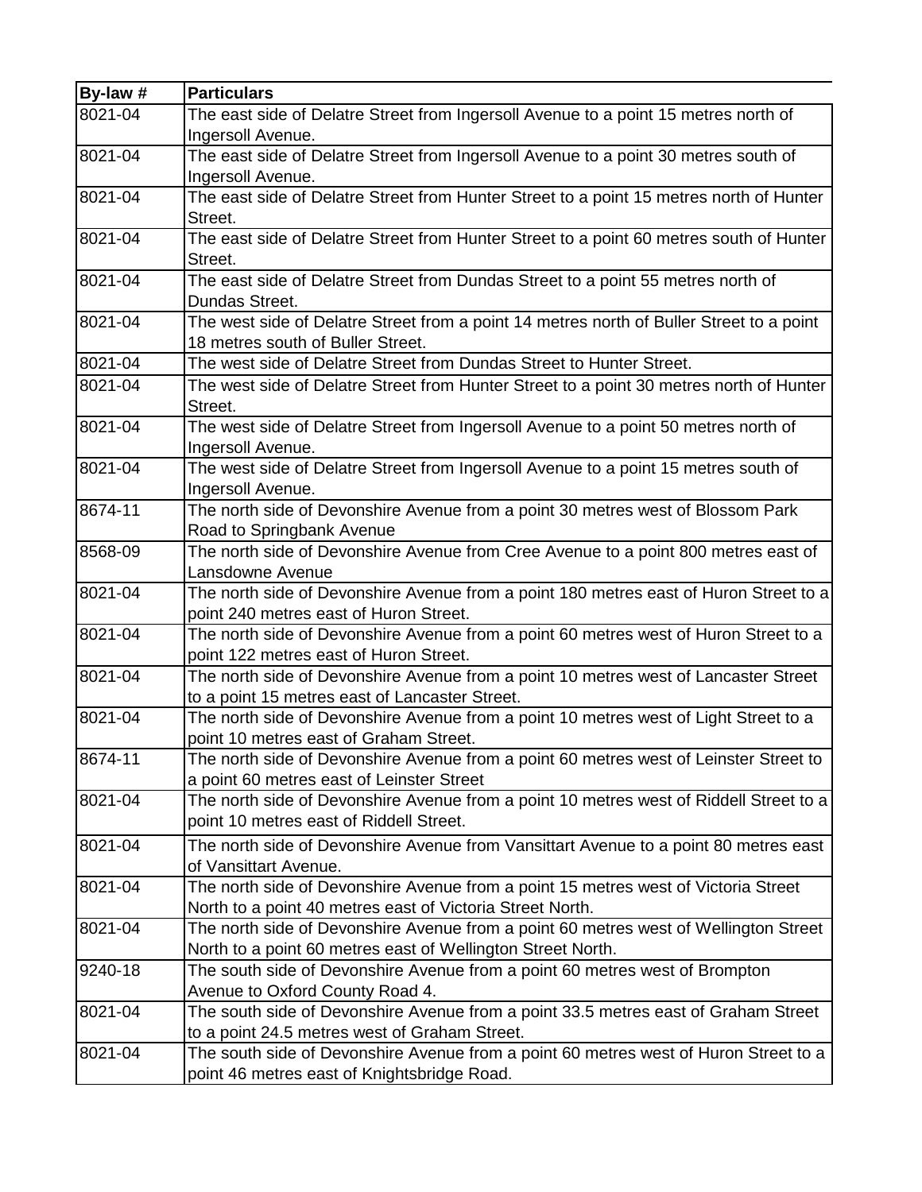| By-law # | Particulars |
|---|---|
| 8021-04 | The east side of Delatre Street from Ingersoll Avenue to a point 15 metres north of Ingersoll Avenue. |
| 8021-04 | The east side of Delatre Street from Ingersoll Avenue to a point 30 metres south of Ingersoll Avenue. |
| 8021-04 | The east side of Delatre Street from Hunter Street to a point 15 metres north of Hunter Street. |
| 8021-04 | The east side of Delatre Street from Hunter Street to a point 60 metres south of Hunter Street. |
| 8021-04 | The east side of Delatre Street from Dundas Street to a point 55 metres north of Dundas Street. |
| 8021-04 | The west side of Delatre Street from a point 14 metres north of Buller Street to a point 18 metres south of Buller Street. |
| 8021-04 | The west side of Delatre Street from Dundas Street to Hunter Street. |
| 8021-04 | The west side of Delatre Street from Hunter Street to a point 30 metres north of Hunter Street. |
| 8021-04 | The west side of Delatre Street from Ingersoll Avenue to a point 50 metres north of Ingersoll Avenue. |
| 8021-04 | The west side of Delatre Street from Ingersoll Avenue to a point 15 metres south of Ingersoll Avenue. |
| 8674-11 | The north side of Devonshire Avenue from a point 30 metres west of Blossom Park Road to Springbank Avenue |
| 8568-09 | The north side of Devonshire Avenue from Cree Avenue to a point 800 metres east of Lansdowne Avenue |
| 8021-04 | The north side of Devonshire Avenue from a point 180 metres east of Huron Street to a point 240 metres east of Huron Street. |
| 8021-04 | The north side of Devonshire Avenue from a point 60 metres west of Huron Street to a point 122 metres east of Huron Street. |
| 8021-04 | The north side of Devonshire Avenue from a point 10 metres west of Lancaster Street to a point 15 metres east of Lancaster Street. |
| 8021-04 | The north side of Devonshire Avenue from a point 10 metres west of Light Street to a point 10 metres east of Graham Street. |
| 8674-11 | The north side of Devonshire Avenue from a point 60 metres west of Leinster Street to a point 60 metres east of Leinster Street |
| 8021-04 | The north side of Devonshire Avenue from a point 10 metres west of Riddell Street to a point 10 metres east of Riddell Street. |
| 8021-04 | The north side of Devonshire Avenue from Vansittart Avenue to a point 80 metres east of Vansittart Avenue. |
| 8021-04 | The north side of Devonshire Avenue from a point 15 metres west of Victoria Street North to a point 40 metres east of Victoria Street North. |
| 8021-04 | The north side of Devonshire Avenue from a point 60 metres west of Wellington Street North to a point 60 metres east of Wellington Street North. |
| 9240-18 | The south side of Devonshire Avenue from a point 60 metres west of Brompton Avenue to Oxford County Road 4. |
| 8021-04 | The south side of Devonshire Avenue from a point 33.5 metres east of Graham Street to a point 24.5 metres west of Graham Street. |
| 8021-04 | The south side of Devonshire Avenue from a point 60 metres west of Huron Street to a point 46 metres east of Knightsbridge Road. |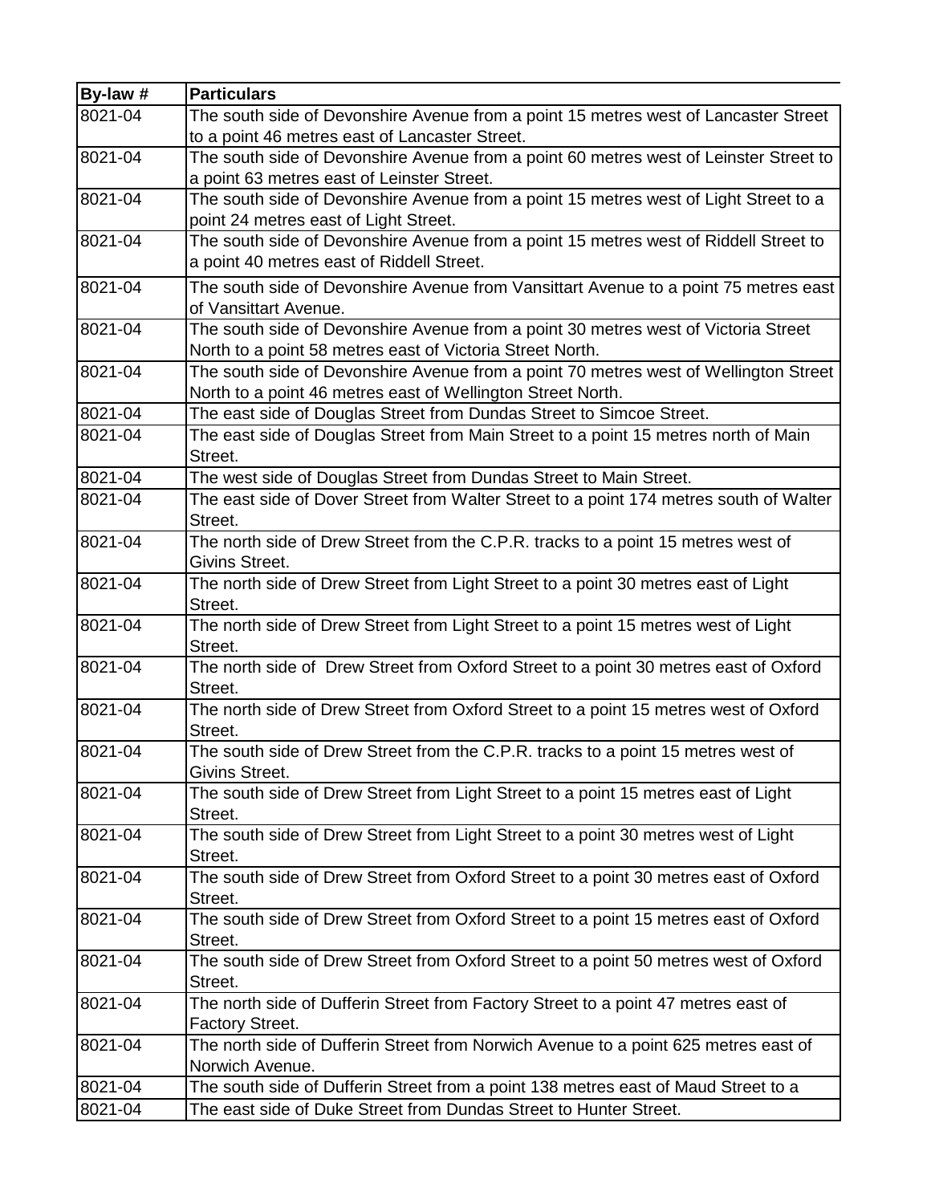| By-law # | Particulars |
|---|---|
| 8021-04 | The south side of Devonshire Avenue from a point 15 metres west of Lancaster Street to a point 46 metres east of Lancaster Street. |
| 8021-04 | The south side of Devonshire Avenue from a point 60 metres west of Leinster Street to a point 63 metres east of Leinster Street. |
| 8021-04 | The south side of Devonshire Avenue from a point 15 metres west of Light Street to a point 24 metres east of Light Street. |
| 8021-04 | The south side of Devonshire Avenue from a point 15 metres west of Riddell Street to a point 40 metres east of Riddell Street. |
| 8021-04 | The south side of Devonshire Avenue from Vansittart Avenue to a point 75 metres east of Vansittart Avenue. |
| 8021-04 | The south side of Devonshire Avenue from a point 30 metres west of Victoria Street North to a point 58 metres east of Victoria Street North. |
| 8021-04 | The south side of Devonshire Avenue from a point 70 metres west of Wellington Street North to a point 46 metres east of Wellington Street North. |
| 8021-04 | The east side of Douglas Street from Dundas Street to Simcoe Street. |
| 8021-04 | The east side of Douglas Street from Main Street to a point 15 metres north of Main Street. |
| 8021-04 | The west side of Douglas Street from Dundas Street to Main Street. |
| 8021-04 | The east side of Dover Street from Walter Street to a point 174 metres south of Walter Street. |
| 8021-04 | The north side of Drew Street from the C.P.R. tracks to a point 15 metres west of Givins Street. |
| 8021-04 | The north side of Drew Street from Light Street to a point 30 metres east of Light Street. |
| 8021-04 | The north side of Drew Street from Light Street to a point 15 metres west of Light Street. |
| 8021-04 | The north side of  Drew Street from Oxford Street to a point 30 metres east of Oxford Street. |
| 8021-04 | The north side of Drew Street from Oxford Street to a point 15 metres west of Oxford Street. |
| 8021-04 | The south side of Drew Street from the C.P.R. tracks to a point 15 metres west of Givins Street. |
| 8021-04 | The south side of Drew Street from Light Street to a point 15 metres east of Light Street. |
| 8021-04 | The south side of Drew Street from Light Street to a point 30 metres west of Light Street. |
| 8021-04 | The south side of Drew Street from Oxford Street to a point 30 metres east of Oxford Street. |
| 8021-04 | The south side of Drew Street from Oxford Street to a point 15 metres east of Oxford Street. |
| 8021-04 | The south side of Drew Street from Oxford Street to a point 50 metres west of Oxford Street. |
| 8021-04 | The north side of Dufferin Street from Factory Street to a point 47 metres east of Factory Street. |
| 8021-04 | The north side of Dufferin Street from Norwich Avenue to a point 625 metres east of Norwich Avenue. |
| 8021-04 | The south side of Dufferin Street from a point 138 metres east of Maud Street to a |
| 8021-04 | The east side of Duke Street from Dundas Street to Hunter Street. |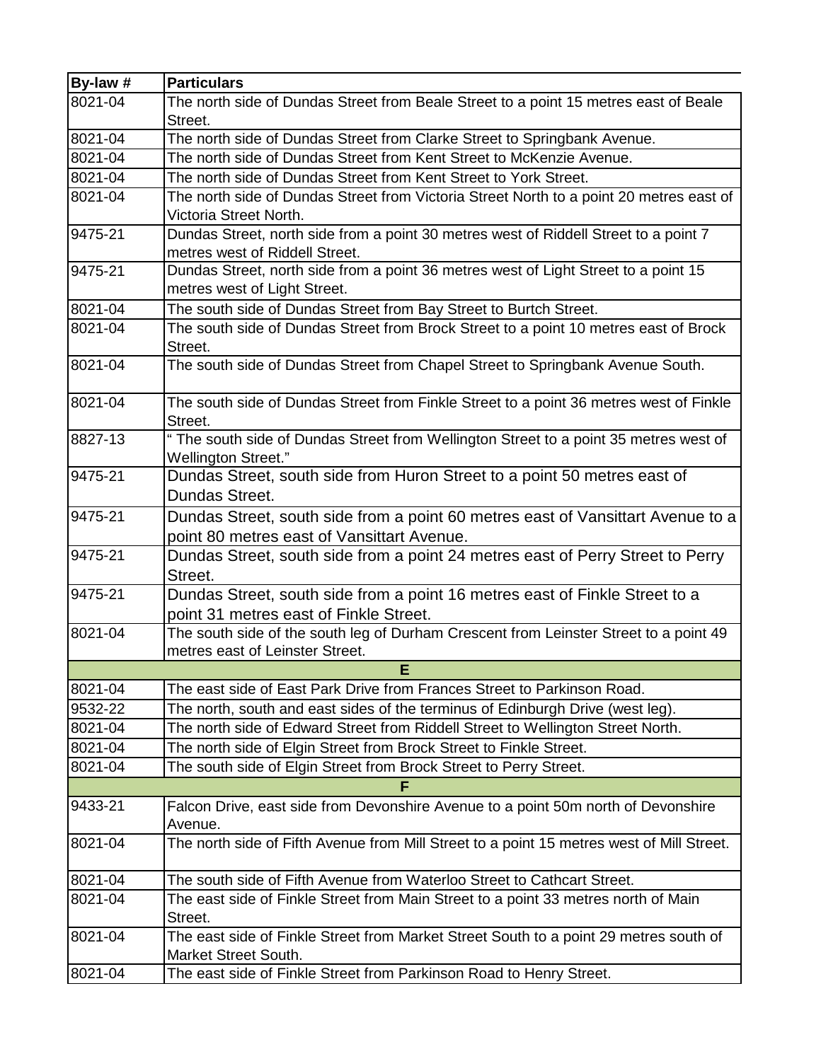| By-law # | Particulars |
|---|---|
| 8021-04 | The north side of Dundas Street from Beale Street to a point 15 metres east of Beale Street. |
| 8021-04 | The north side of Dundas Street from Clarke Street to Springbank Avenue. |
| 8021-04 | The north side of Dundas Street from Kent Street to McKenzie Avenue. |
| 8021-04 | The north side of Dundas Street from Kent Street to York Street. |
| 8021-04 | The north side of Dundas Street from Victoria Street North to a point 20 metres east of Victoria Street North. |
| 9475-21 | Dundas Street, north side from a point 30 metres west of Riddell Street to a point 7 metres west of Riddell Street. |
| 9475-21 | Dundas Street, north side from a point 36 metres west of Light Street to a point 15 metres west of Light Street. |
| 8021-04 | The south side of Dundas Street from Bay Street to Burtch Street. |
| 8021-04 | The south side of Dundas Street from Brock Street to a point 10 metres east of Brock Street. |
| 8021-04 | The south side of Dundas Street from Chapel Street to Springbank Avenue South. |
| 8021-04 | The south side of Dundas Street from Finkle Street to a point 36 metres west of Finkle Street. |
| 8827-13 | " The south side of Dundas Street from Wellington Street to a point 35 metres west of Wellington Street." |
| 9475-21 | Dundas Street, south side from Huron Street to a point 50 metres east of Dundas Street. |
| 9475-21 | Dundas Street, south side from a point 60 metres east of Vansittart Avenue to a point 80 metres east of Vansittart Avenue. |
| 9475-21 | Dundas Street, south side from a point 24 metres east of Perry Street to Perry Street. |
| 9475-21 | Dundas Street, south side from a point 16 metres east of Finkle Street to a point 31 metres east of Finkle Street. |
| 8021-04 | The south side of the south leg of Durham Crescent from Leinster Street to a point 49 metres east of Leinster Street. |
| **E** | |
| 8021-04 | The east side of East Park Drive from Frances Street to Parkinson Road. |
| 9532-22 | The north, south and east sides of the terminus of Edinburgh Drive (west leg). |
| 8021-04 | The north side of Edward Street from Riddell Street to Wellington Street North. |
| 8021-04 | The north side of Elgin Street from Brock Street to Finkle Street. |
| 8021-04 | The south side of Elgin Street from Brock Street to Perry Street. |
| **F** | |
| 9433-21 | Falcon Drive, east side from Devonshire Avenue to a point 50m north of Devonshire Avenue. |
| 8021-04 | The north side of Fifth Avenue from Mill Street to a point 15 metres west of Mill Street. |
| 8021-04 | The south side of Fifth Avenue from Waterloo Street to Cathcart Street. |
| 8021-04 | The east side of Finkle Street from Main Street to a point 33 metres north of Main Street. |
| 8021-04 | The east side of Finkle Street from Market Street South to a point 29 metres south of Market Street South. |
| 8021-04 | The east side of Finkle Street from Parkinson Road to Henry Street. |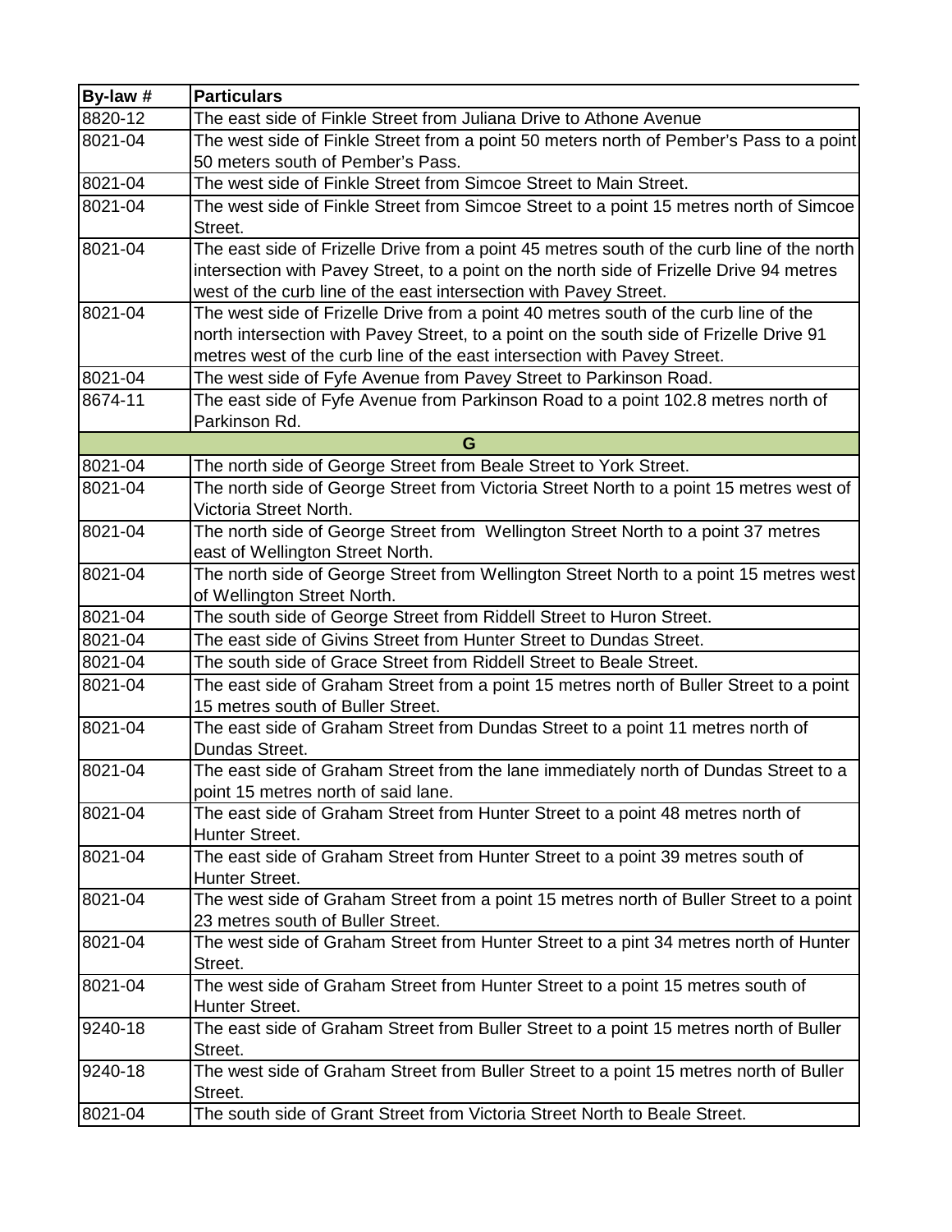| By-law # | Particulars |
|---|---|
| 8820-12 | The east side of Finkle Street from Juliana Drive to Athone Avenue |
| 8021-04 | The west side of Finkle Street from a point 50 meters north of Pember's Pass to a point 50 meters south of Pember's Pass. |
| 8021-04 | The west side of Finkle Street from Simcoe Street to Main Street. |
| 8021-04 | The west side of Finkle Street from Simcoe Street to a point 15 metres north of Simcoe Street. |
| 8021-04 | The east side of Frizelle Drive from a point 45 metres south of the curb line of the north intersection with Pavey Street, to a point on the north side of Frizelle Drive 94 metres west of the curb line of the east intersection with Pavey Street. |
| 8021-04 | The west side of Frizelle Drive from a point 40 metres south of the curb line of the north intersection with Pavey Street, to a point on the south side of Frizelle Drive 91 metres west of the curb line of the east intersection with Pavey Street. |
| 8021-04 | The west side of Fyfe Avenue from Pavey Street to Parkinson Road. |
| 8674-11 | The east side of Fyfe Avenue from Parkinson Road to a point 102.8 metres north of Parkinson Rd. |
| **G** | |
| 8021-04 | The north side of George Street from Beale Street to York Street. |
| 8021-04 | The north side of George Street from Victoria Street North to a point 15 metres west of Victoria Street North. |
| 8021-04 | The north side of George Street from  Wellington Street North to a point 37 metres east of Wellington Street North. |
| 8021-04 | The north side of George Street from Wellington Street North to a point 15 metres west of Wellington Street North. |
| 8021-04 | The south side of George Street from Riddell Street to Huron Street. |
| 8021-04 | The east side of Givins Street from Hunter Street to Dundas Street. |
| 8021-04 | The south side of Grace Street from Riddell Street to Beale Street. |
| 8021-04 | The east side of Graham Street from a point 15 metres north of Buller Street to a point 15 metres south of Buller Street. |
| 8021-04 | The east side of Graham Street from Dundas Street to a point 11 metres north of Dundas Street. |
| 8021-04 | The east side of Graham Street from the lane immediately north of Dundas Street to a point 15 metres north of said lane. |
| 8021-04 | The east side of Graham Street from Hunter Street to a point 48 metres north of Hunter Street. |
| 8021-04 | The east side of Graham Street from Hunter Street to a point 39 metres south of Hunter Street. |
| 8021-04 | The west side of Graham Street from a point 15 metres north of Buller Street to a point 23 metres south of Buller Street. |
| 8021-04 | The west side of Graham Street from Hunter Street to a pint 34 metres north of Hunter Street. |
| 8021-04 | The west side of Graham Street from Hunter Street to a point 15 metres south of Hunter Street. |
| 9240-18 | The east side of Graham Street from Buller Street to a point 15 metres north of Buller Street. |
| 9240-18 | The west side of Graham Street from Buller Street to a point 15 metres north of Buller Street. |
| 8021-04 | The south side of Grant Street from Victoria Street North to Beale Street. |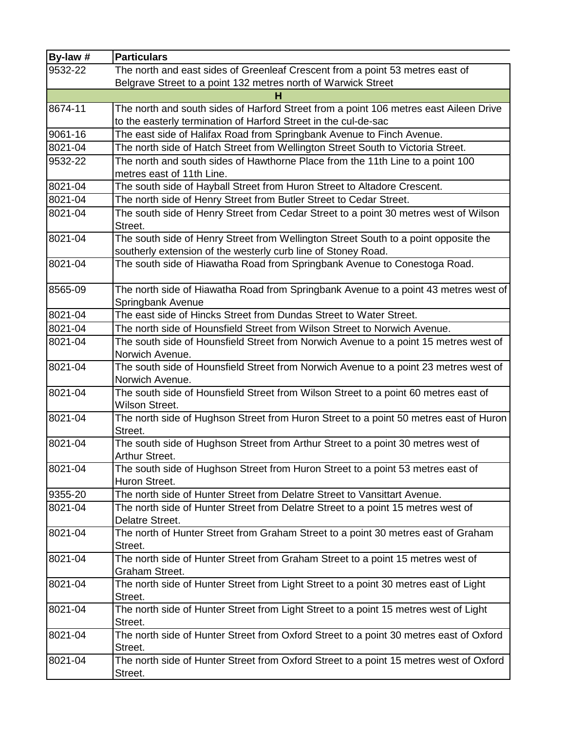| By-law # | Particulars |
|---|---|
| 9532-22 | The north and east sides of Greenleaf Crescent from a point 53 metres east of Belgrave Street to a point 132 metres north of Warwick Street |
| **H** | |
| 8674-11 | The north and south sides of Harford Street from a point 106 metres east Aileen Drive to the easterly termination of Harford Street in the cul-de-sac |
| 9061-16 | The east side of Halifax Road from Springbank Avenue to Finch Avenue. |
| 8021-04 | The north side of Hatch Street from Wellington Street South to Victoria Street. |
| 9532-22 | The north and south sides of Hawthorne Place from the 11th Line to a point 100 metres east of 11th Line. |
| 8021-04 | The south side of Hayball Street from Huron Street to Altadore Crescent. |
| 8021-04 | The north side of Henry Street from Butler Street to Cedar Street. |
| 8021-04 | The south side of Henry Street from Cedar Street to a point 30 metres west of Wilson Street. |
| 8021-04 | The south side of Henry Street from Wellington Street South to a point opposite the southerly extension of the westerly curb line of Stoney Road. |
| 8021-04 | The south side of Hiawatha Road from Springbank Avenue to Conestoga Road. |
| 8565-09 | The north side of Hiawatha Road from Springbank Avenue to a point 43 metres west of Springbank Avenue |
| 8021-04 | The east side of Hincks Street from Dundas Street to Water Street. |
| 8021-04 | The north side of Hounsfield Street from Wilson Street to Norwich Avenue. |
| 8021-04 | The south side of Hounsfield Street from Norwich Avenue to a point 15 metres west of Norwich Avenue. |
| 8021-04 | The south side of Hounsfield Street from Norwich Avenue to a point 23 metres west of Norwich Avenue. |
| 8021-04 | The south side of Hounsfield Street from Wilson Street to a point 60 metres east of Wilson Street. |
| 8021-04 | The north side of Hughson Street from Huron Street to a point 50 metres east of Huron Street. |
| 8021-04 | The south side of Hughson Street from Arthur Street to a point 30 metres west of Arthur Street. |
| 8021-04 | The south side of Hughson Street from Huron Street to a point 53 metres east of Huron Street. |
| 9355-20 | The north side of Hunter Street from Delatre Street to Vansittart Avenue. |
| 8021-04 | The north side of Hunter Street from Delatre Street to a point 15 metres west of Delatre Street. |
| 8021-04 | The north of Hunter Street from Graham Street to a point 30 metres east of Graham Street. |
| 8021-04 | The north side of Hunter Street from Graham Street to a point 15 metres west of Graham Street. |
| 8021-04 | The north side of Hunter Street from Light Street to a point 30 metres east of Light Street. |
| 8021-04 | The north side of Hunter Street from Light Street to a point 15 metres west of Light Street. |
| 8021-04 | The north side of Hunter Street from Oxford Street to a point 30 metres east of Oxford Street. |
| 8021-04 | The north side of Hunter Street from Oxford Street to a point 15 metres west of Oxford Street. |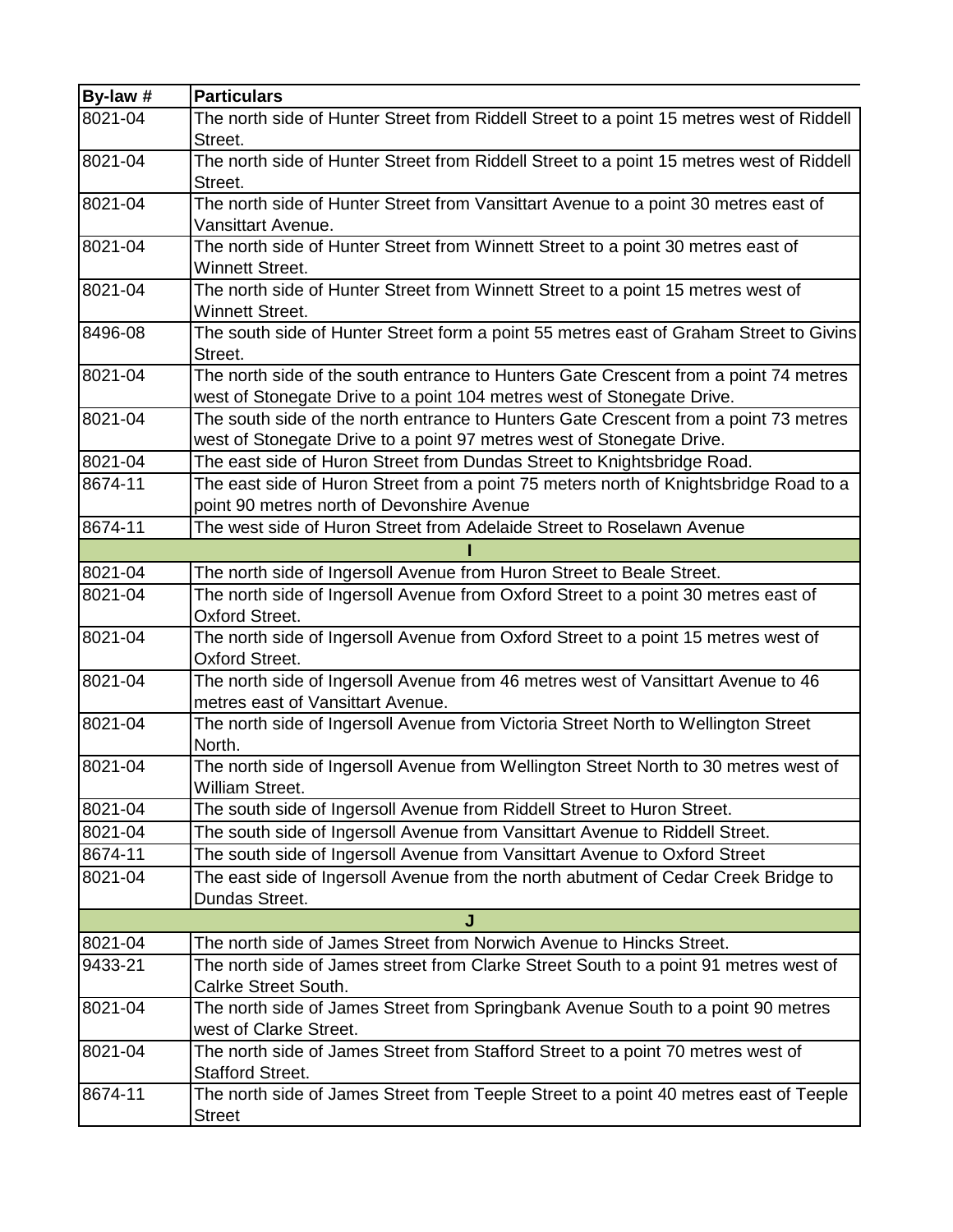| By-law # | Particulars |
| --- | --- |
| 8021-04 | The north side of Hunter Street from Riddell Street to a point 15 metres west of Riddell Street. |
| 8021-04 | The north side of Hunter Street from Riddell Street to a point 15 metres west of Riddell Street. |
| 8021-04 | The north side of Hunter Street from Vansittart Avenue to a point 30 metres east of Vansittart Avenue. |
| 8021-04 | The north side of Hunter Street from Winnett Street to a point 30 metres east of Winnett Street. |
| 8021-04 | The north side of Hunter Street from Winnett Street to a point 15 metres west of Winnett Street. |
| 8496-08 | The south side of Hunter Street form a point 55 metres east of Graham Street to Givins Street. |
| 8021-04 | The north side of the south entrance to Hunters Gate Crescent from a point 74 metres west of Stonegate Drive to a point 104 metres west of Stonegate Drive. |
| 8021-04 | The south side of the north entrance to Hunters Gate Crescent from a point 73 metres west of Stonegate Drive to a point 97 metres west of Stonegate Drive. |
| 8021-04 | The east side of Huron Street from Dundas Street to Knightsbridge Road. |
| 8674-11 | The east side of Huron Street from a point 75 meters north of Knightsbridge Road to a point 90 metres north of Devonshire Avenue |
| 8674-11 | The west side of Huron Street from Adelaide Street to Roselawn Avenue |
| **I** | |
| 8021-04 | The north side of Ingersoll Avenue from Huron Street to Beale Street. |
| 8021-04 | The north side of Ingersoll Avenue from Oxford Street to a point 30 metres east of Oxford Street. |
| 8021-04 | The north side of Ingersoll Avenue from Oxford Street to a point 15 metres west of Oxford Street. |
| 8021-04 | The north side of Ingersoll Avenue from 46 metres west of Vansittart Avenue to 46 metres east of Vansittart Avenue. |
| 8021-04 | The north side of Ingersoll Avenue from Victoria Street North to Wellington Street North. |
| 8021-04 | The north side of Ingersoll Avenue from Wellington Street North to 30 metres west of William Street. |
| 8021-04 | The south side of Ingersoll Avenue from Riddell Street to Huron Street. |
| 8021-04 | The south side of Ingersoll Avenue from Vansittart Avenue to Riddell Street. |
| 8674-11 | The south side of Ingersoll Avenue from Vansittart Avenue to Oxford Street |
| 8021-04 | The east side of Ingersoll Avenue from the north abutment of Cedar Creek Bridge to Dundas Street. |
| **J** | |
| 8021-04 | The north side of James Street from Norwich Avenue to Hincks Street. |
| 9433-21 | The north side of James street from Clarke Street South to a point 91 metres west of Calrke Street South. |
| 8021-04 | The north side of James Street from Springbank Avenue South to a point 90 metres west of Clarke Street. |
| 8021-04 | The north side of James Street from Stafford Street to a point 70 metres west of Stafford Street. |
| 8674-11 | The north side of James Street from Teeple Street to a point 40 metres east of Teeple Street |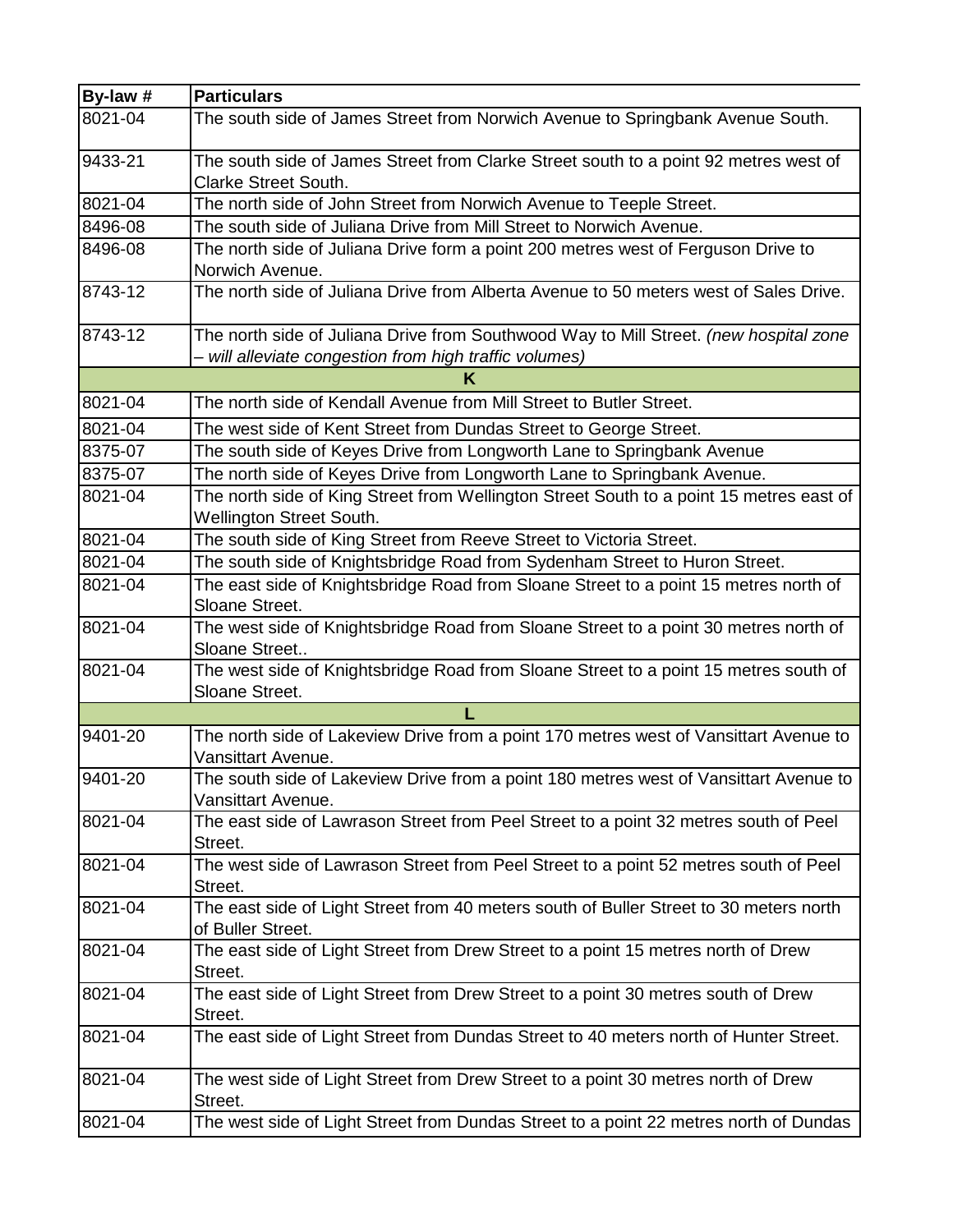| By-law # | Particulars |
|---|---|
| 8021-04 | The south side of James Street from Norwich Avenue to Springbank Avenue South. |
| 9433-21 | The south side of James Street from Clarke Street south to a point 92 metres west of Clarke Street South. |
| 8021-04 | The north side of John Street from Norwich Avenue to Teeple Street. |
| 8496-08 | The south side of Juliana Drive from Mill Street to Norwich Avenue. |
| 8496-08 | The north side of Juliana Drive form a point 200 metres west of Ferguson Drive to Norwich Avenue. |
| 8743-12 | The north side of Juliana Drive from Alberta Avenue to 50 meters west of Sales Drive. |
| 8743-12 | The north side of Juliana Drive from Southwood Way to Mill Street. *(new hospital zone – will alleviate congestion from high traffic volumes)* |
| **K** | |
| 8021-04 | The north side of Kendall Avenue from Mill Street to Butler Street. |
| 8021-04 | The west side of Kent Street from Dundas Street to George Street. |
| 8375-07 | The south side of Keyes Drive from Longworth Lane to Springbank Avenue |
| 8375-07 | The north side of Keyes Drive from Longworth Lane to Springbank Avenue. |
| 8021-04 | The north side of King Street from Wellington Street South to a point 15 metres east of Wellington Street South. |
| 8021-04 | The south side of King Street from Reeve Street to Victoria Street. |
| 8021-04 | The south side of Knightsbridge Road from Sydenham Street to Huron Street. |
| 8021-04 | The east side of Knightsbridge Road from Sloane Street to a point 15 metres north of Sloane Street. |
| 8021-04 | The west side of Knightsbridge Road from Sloane Street to a point 30 metres north of Sloane Street.. |
| 8021-04 | The west side of Knightsbridge Road from Sloane Street to a point 15 metres south of Sloane Street. |
| **L** | |
| 9401-20 | The north side of Lakeview Drive from a point 170 metres west of Vansittart Avenue to Vansittart Avenue. |
| 9401-20 | The south side of Lakeview Drive from a point 180 metres west of Vansittart Avenue to Vansittart Avenue. |
| 8021-04 | The east side of Lawrason Street from Peel Street to a point 32 metres south of Peel Street. |
| 8021-04 | The west side of Lawrason Street from Peel Street to a point 52 metres south of Peel Street. |
| 8021-04 | The east side of Light Street from 40 meters south of Buller Street to 30 meters north of Buller Street. |
| 8021-04 | The east side of Light Street from Drew Street to a point 15 metres north of Drew Street. |
| 8021-04 | The east side of Light Street from Drew Street to a point 30 metres south of Drew Street. |
| 8021-04 | The east side of Light Street from Dundas Street to 40 meters north of Hunter Street. |
| 8021-04 | The west side of Light Street from Drew Street to a point 30 metres north of Drew Street. |
| 8021-04 | The west side of Light Street from Dundas Street to a point 22 metres north of Dundas |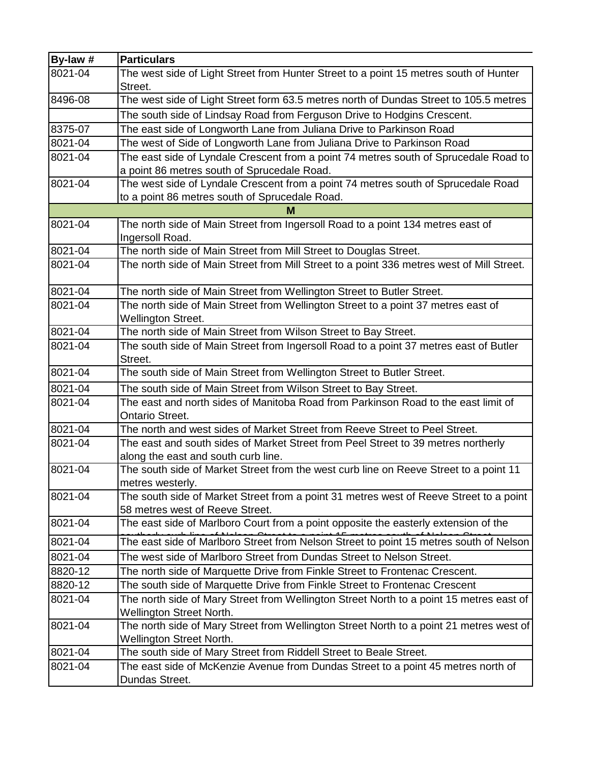| By-law # | Particulars |
|---|---|
| 8021-04 | The west side of Light Street from Hunter Street to a point 15 metres south of Hunter Street. |
| 8496-08 | The west side of Light Street form 63.5 metres north of Dundas Street to 105.5 metres |
| | The south side of Lindsay Road from Ferguson Drive to Hodgins Crescent. |
| 8375-07 | The east side of Longworth Lane from Juliana Drive to Parkinson Road |
| 8021-04 | The west of Side of Longworth Lane from Juliana Drive to Parkinson Road |
| 8021-04 | The east side of Lyndale Crescent from a point 74 metres south of Sprucedale Road to a point 86 metres south of Sprucedale Road. |
| 8021-04 | The west side of Lyndale Crescent from a point 74 metres south of Sprucedale Road to a point 86 metres south of Sprucedale Road. |
| | **M** |
| 8021-04 | The north side of Main Street from Ingersoll Road to a point 134 metres east of Ingersoll Road. |
| 8021-04 | The north side of Main Street from Mill Street to Douglas Street. |
| 8021-04 | The north side of Main Street from Mill Street to a point 336 metres west of Mill Street. |
| 8021-04 | The north side of Main Street from Wellington Street to Butler Street. |
| 8021-04 | The north side of Main Street from Wellington Street to a point 37 metres east of Wellington Street. |
| 8021-04 | The north side of Main Street from Wilson Street to Bay Street. |
| 8021-04 | The south side of Main Street from Ingersoll Road to a point 37 metres east of Butler Street. |
| 8021-04 | The south side of Main Street from Wellington Street to Butler Street. |
| 8021-04 | The south side of Main Street from Wilson Street to Bay Street. |
| 8021-04 | The east and north sides of Manitoba Road from Parkinson Road to the east limit of Ontario Street. |
| 8021-04 | The north and west sides of Market Street from Reeve Street to Peel Street. |
| 8021-04 | The east and south sides of Market Street from Peel Street to 39 metres northerly along the east and south curb line. |
| 8021-04 | The south side of Market Street from the west curb line on Reeve Street to a point 11 metres westerly. |
| 8021-04 | The south side of Market Street from a point 31 metres west of Reeve Street to a point 58 metres west of Reeve Street. |
| 8021-04 | The east side of Marlboro Court from a point opposite the easterly extension of the southerly curb line of Nelson Street to a point 15 metres south of Nelson Street |
| 8021-04 | The east side of Marlboro Street from Nelson Street to point 15 metres south of Nelson |
| 8021-04 | The west side of Marlboro Street from Dundas Street to Nelson Street. |
| 8820-12 | The north side of Marquette Drive from Finkle Street to Frontenac Crescent. |
| 8820-12 | The south side of Marquette Drive from Finkle Street to Frontenac Crescent |
| 8021-04 | The north side of Mary Street from Wellington Street North to a point 15 metres east of Wellington Street North. |
| 8021-04 | The north side of Mary Street from Wellington Street North to a point 21 metres west of Wellington Street North. |
| 8021-04 | The south side of Mary Street from Riddell Street to Beale Street. |
| 8021-04 | The east side of McKenzie Avenue from Dundas Street to a point 45 metres north of Dundas Street. |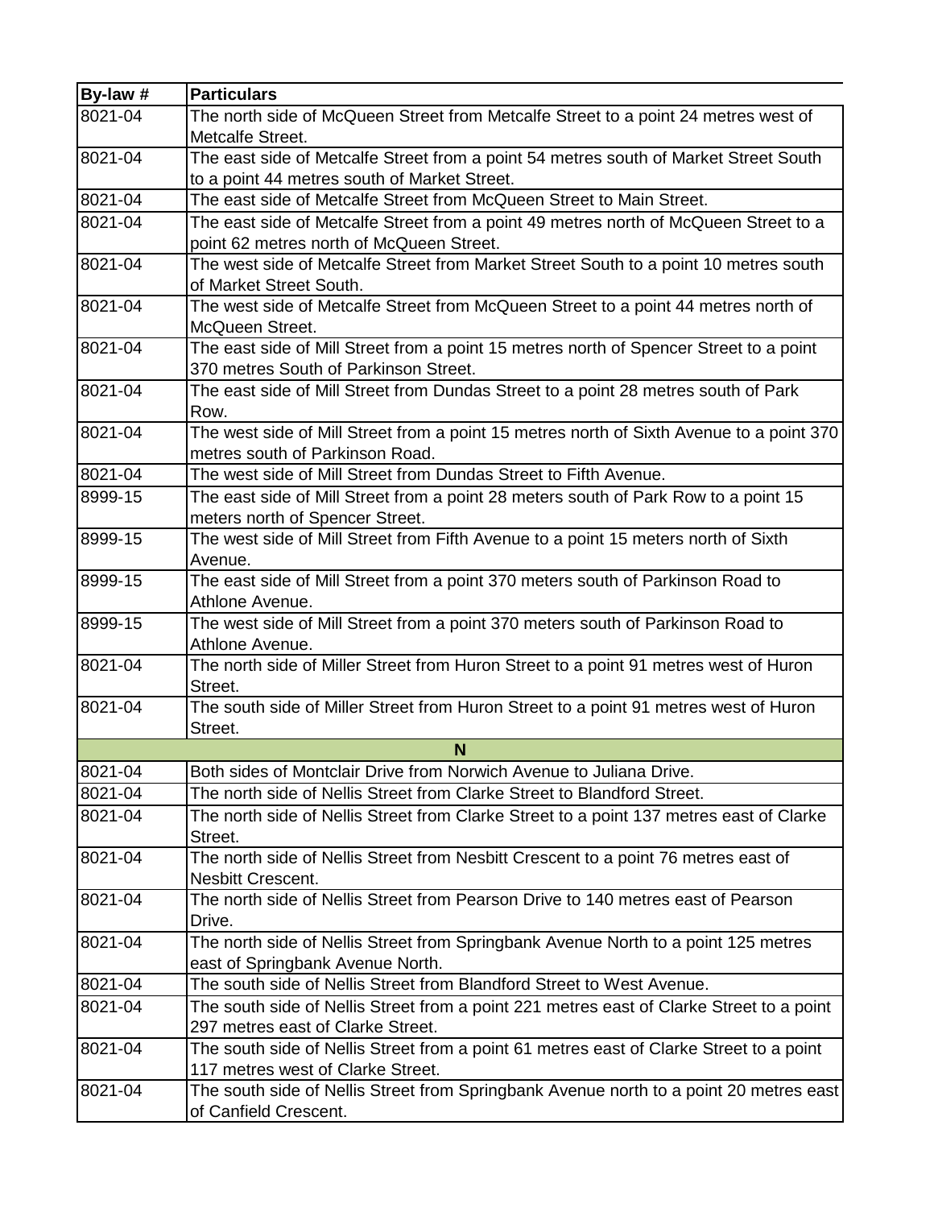| By-law # | Particulars |
|---|---|
| 8021-04 | The north side of McQueen Street from Metcalfe Street to a point 24 metres west of Metcalfe Street. |
| 8021-04 | The east side of Metcalfe Street from a point 54 metres south of Market Street South to a point 44 metres south of Market Street. |
| 8021-04 | The east side of Metcalfe Street from McQueen Street to Main Street. |
| 8021-04 | The east side of Metcalfe Street from a point 49 metres north of McQueen Street to a point 62 metres north of McQueen Street. |
| 8021-04 | The west side of Metcalfe Street from Market Street South to a point 10 metres south of Market Street South. |
| 8021-04 | The west side of Metcalfe Street from McQueen Street to a point 44 metres north of McQueen Street. |
| 8021-04 | The east side of Mill Street from a point 15 metres north of Spencer Street to a point 370 metres South of Parkinson Street. |
| 8021-04 | The east side of Mill Street from Dundas Street to a point 28 metres south of Park Row. |
| 8021-04 | The west side of Mill Street from a point 15 metres north of Sixth Avenue to a point 370 metres south of Parkinson Road. |
| 8021-04 | The west side of Mill Street from Dundas Street to Fifth Avenue. |
| 8999-15 | The east side of Mill Street from a point 28 meters south of Park Row to a point 15 meters north of Spencer Street. |
| 8999-15 | The west side of Mill Street from Fifth Avenue to a point 15 meters north of Sixth Avenue. |
| 8999-15 | The east side of Mill Street from a point 370 meters south of Parkinson Road to Athlone Avenue. |
| 8999-15 | The west side of Mill Street from a point 370 meters south of Parkinson Road to Athlone Avenue. |
| 8021-04 | The north side of Miller Street from Huron Street to a point 91 metres west of Huron Street. |
| 8021-04 | The south side of Miller Street from Huron Street to a point 91 metres west of Huron Street. |
| **N** | |
| 8021-04 | Both sides of Montclair Drive from Norwich Avenue to Juliana Drive. |
| 8021-04 | The north side of Nellis Street from Clarke Street to Blandford Street. |
| 8021-04 | The north side of Nellis Street from Clarke Street to a point 137 metres east of Clarke Street. |
| 8021-04 | The north side of Nellis Street from Nesbitt Crescent to a point 76 metres east of Nesbitt Crescent. |
| 8021-04 | The north side of Nellis Street from Pearson Drive to 140 metres east of Pearson Drive. |
| 8021-04 | The north side of Nellis Street from Springbank Avenue North to a point 125 metres east of Springbank Avenue North. |
| 8021-04 | The south side of Nellis Street from Blandford Street to West Avenue. |
| 8021-04 | The south side of Nellis Street from a point 221 metres east of Clarke Street to a point 297 metres east of Clarke Street. |
| 8021-04 | The south side of Nellis Street from a point 61 metres east of Clarke Street to a point 117 metres west of Clarke Street. |
| 8021-04 | The south side of Nellis Street from Springbank Avenue north to a point 20 metres east of Canfield Crescent. |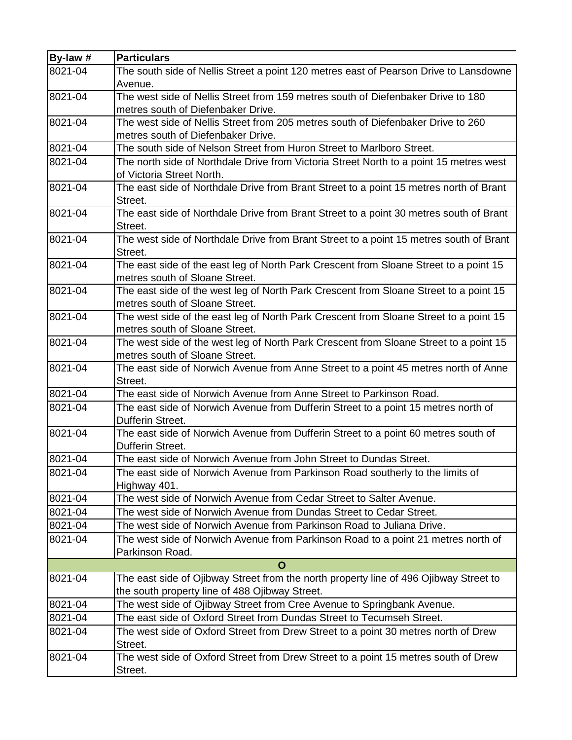| By-law # | Particulars |
|---|---|
| 8021-04 | The south side of Nellis Street a point 120 metres east of Pearson Drive to Lansdowne Avenue. |
| 8021-04 | The west side of Nellis Street from 159 metres south of Diefenbaker Drive to 180 metres south of Diefenbaker Drive. |
| 8021-04 | The west side of Nellis Street from 205 metres south of Diefenbaker Drive to 260 metres south of Diefenbaker Drive. |
| 8021-04 | The south side of Nelson Street from Huron Street to Marlboro Street. |
| 8021-04 | The north side of Northdale Drive from Victoria Street North to a point 15 metres west of Victoria Street North. |
| 8021-04 | The east side of Northdale Drive from Brant Street to a point 15 metres north of Brant Street. |
| 8021-04 | The east side of Northdale Drive from Brant Street to a point 30 metres south of Brant Street. |
| 8021-04 | The west side of Northdale Drive from Brant Street to a point 15 metres south of Brant Street. |
| 8021-04 | The east side of the east leg of North Park Crescent from Sloane Street to a point 15 metres south of Sloane Street. |
| 8021-04 | The east side of the west leg of North Park Crescent from Sloane Street to a point 15 metres south of Sloane Street. |
| 8021-04 | The west side of the east leg of North Park Crescent from Sloane Street to a point 15 metres south of Sloane Street. |
| 8021-04 | The west side of the west leg of North Park Crescent from Sloane Street to a point 15 metres south of Sloane Street. |
| 8021-04 | The east side of Norwich Avenue from Anne Street to a point 45 metres north of Anne Street. |
| 8021-04 | The east side of Norwich Avenue from Anne Street to Parkinson Road. |
| 8021-04 | The east side of Norwich Avenue from Dufferin Street to a point 15 metres north of Dufferin Street. |
| 8021-04 | The east side of Norwich Avenue from Dufferin Street to a point 60 metres south of Dufferin Street. |
| 8021-04 | The east side of Norwich Avenue from John Street to Dundas Street. |
| 8021-04 | The east side of Norwich Avenue from Parkinson Road southerly to the limits of Highway 401. |
| 8021-04 | The west side of Norwich Avenue from Cedar Street to Salter Avenue. |
| 8021-04 | The west side of Norwich Avenue from Dundas Street to Cedar Street. |
| 8021-04 | The west side of Norwich Avenue from Parkinson Road to Juliana Drive. |
| 8021-04 | The west side of Norwich Avenue from Parkinson Road to a point 21 metres north of Parkinson Road. |
| | **O** |
| 8021-04 | The east side of Ojibway Street from the north property line of 496 Ojibway Street to the south property line of 488 Ojibway Street. |
| 8021-04 | The west side of Ojibway Street from Cree Avenue to Springbank Avenue. |
| 8021-04 | The east side of Oxford Street from Dundas Street to Tecumseh Street. |
| 8021-04 | The west side of Oxford Street from Drew Street to a point 30 metres north of Drew Street. |
| 8021-04 | The west side of Oxford Street from Drew Street to a point 15 metres south of Drew Street. |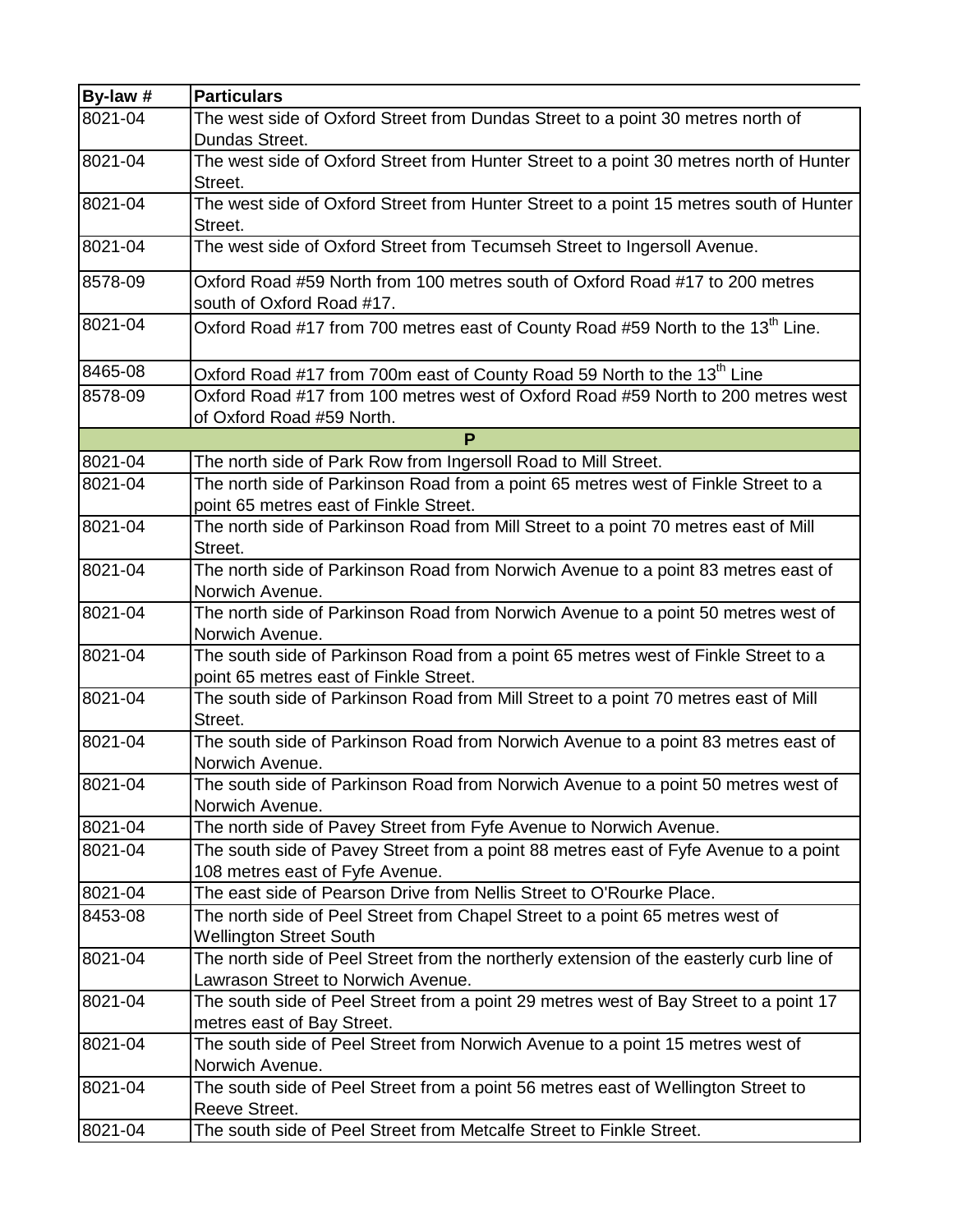| By-law # | Particulars |
|---|---|
| 8021-04 | The west side of Oxford Street from Dundas Street to a point 30 metres north of Dundas Street. |
| 8021-04 | The west side of Oxford Street from Hunter Street to a point 30 metres north of Hunter Street. |
| 8021-04 | The west side of Oxford Street from Hunter Street to a point 15 metres south of Hunter Street. |
| 8021-04 | The west side of Oxford Street from Tecumseh Street to Ingersoll Avenue. |
| 8578-09 | Oxford Road #59 North from 100 metres south of Oxford Road #17 to 200 metres south of Oxford Road #17. |
| 8021-04 | Oxford Road #17 from 700 metres east of County Road #59 North to the 13th Line. |
| 8465-08 | Oxford Road #17 from 700m east of County Road 59 North to the 13th Line |
| 8578-09 | Oxford Road #17 from 100 metres west of Oxford Road #59 North to 200 metres west of Oxford Road #59 North. |
| **P** | |
| 8021-04 | The north side of Park Row from Ingersoll Road to Mill Street. |
| 8021-04 | The north side of Parkinson Road from a point 65 metres west of Finkle Street to a point 65 metres east of Finkle Street. |
| 8021-04 | The north side of Parkinson Road from Mill Street to a point 70 metres east of Mill Street. |
| 8021-04 | The north side of Parkinson Road from Norwich Avenue to a point 83 metres east of Norwich Avenue. |
| 8021-04 | The north side of Parkinson Road from Norwich Avenue to a point 50 metres west of Norwich Avenue. |
| 8021-04 | The south side of Parkinson Road from a point 65 metres west of Finkle Street to a point 65 metres east of Finkle Street. |
| 8021-04 | The south side of Parkinson Road from Mill Street to a point 70 metres east of Mill Street. |
| 8021-04 | The south side of Parkinson Road from Norwich Avenue to a point 83 metres east of Norwich Avenue. |
| 8021-04 | The south side of Parkinson Road from Norwich Avenue to a point 50 metres west of Norwich Avenue. |
| 8021-04 | The north side of Pavey Street from Fyfe Avenue to Norwich Avenue. |
| 8021-04 | The south side of Pavey Street from a point 88 metres east of Fyfe Avenue to a point 108 metres east of Fyfe Avenue. |
| 8021-04 | The east side of Pearson Drive from Nellis Street to O'Rourke Place. |
| 8453-08 | The north side of Peel Street from Chapel Street to a point 65 metres west of Wellington Street South |
| 8021-04 | The north side of Peel Street from the northerly extension of the easterly curb line of Lawrason Street to Norwich Avenue. |
| 8021-04 | The south side of Peel Street from a point 29 metres west of Bay Street to a point 17 metres east of Bay Street. |
| 8021-04 | The south side of Peel Street from Norwich Avenue to a point 15 metres west of Norwich Avenue. |
| 8021-04 | The south side of Peel Street from a point 56 metres east of Wellington Street to Reeve Street. |
| 8021-04 | The south side of Peel Street from Metcalfe Street to Finkle Street. |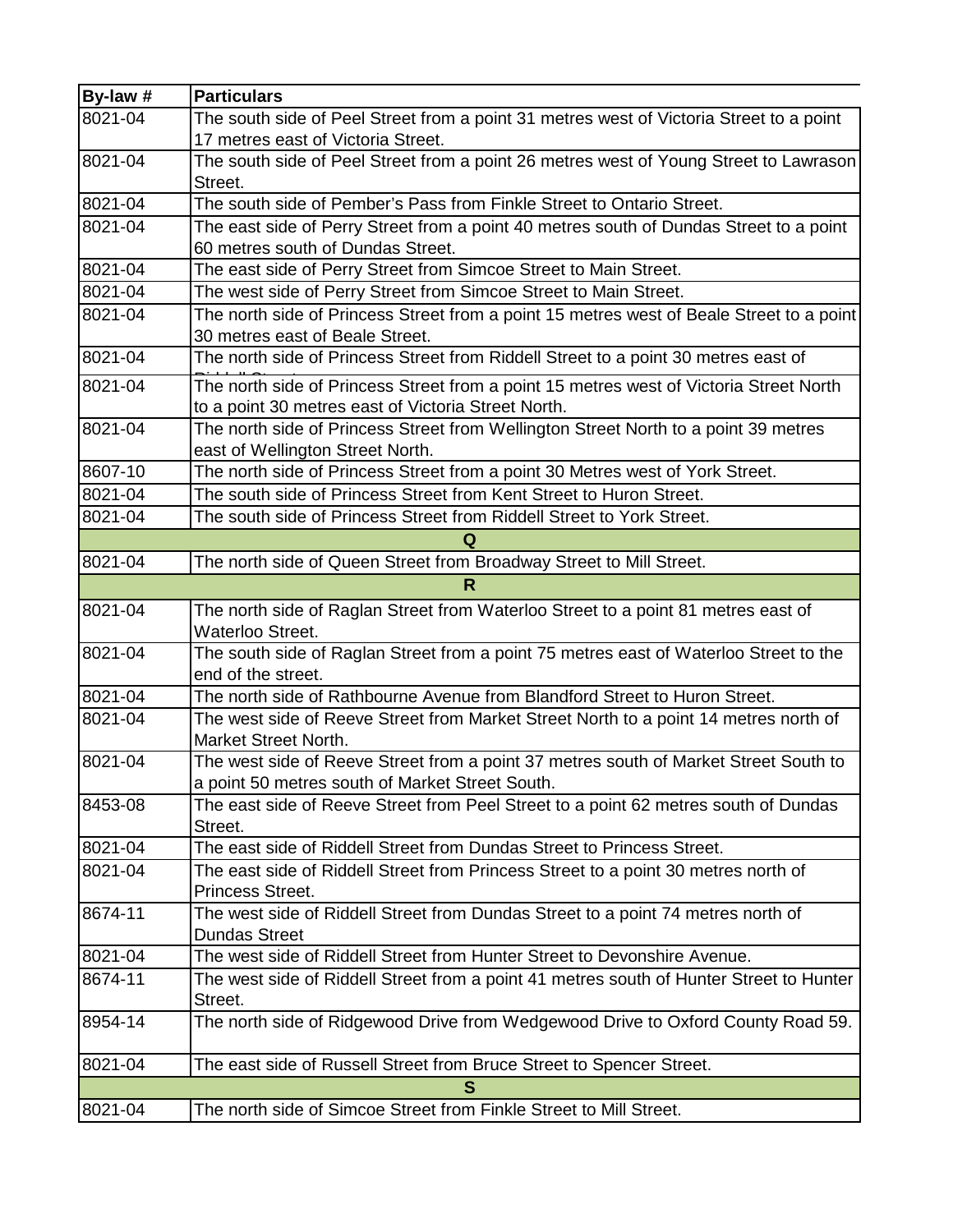| By-law # | Particulars |
|---|---|
| 8021-04 | The south side of Peel Street from a point 31 metres west of Victoria Street to a point 17 metres east of Victoria Street. |
| 8021-04 | The south side of Peel Street from a point 26 metres west of Young Street to Lawrason Street. |
| 8021-04 | The south side of Pember's Pass from Finkle Street to Ontario Street. |
| 8021-04 | The east side of Perry Street from a point 40 metres south of Dundas Street to a point 60 metres south of Dundas Street. |
| 8021-04 | The east side of Perry Street from Simcoe Street to Main Street. |
| 8021-04 | The west side of Perry Street from Simcoe Street to Main Street. |
| 8021-04 | The north side of Princess Street from a point 15 metres west of Beale Street to a point 30 metres east of Beale Street. |
| 8021-04 | The north side of Princess Street from Riddell Street to a point 30 metres east of Riddell Street. |
| 8021-04 | The north side of Princess Street from a point 15 metres west of Victoria Street North to a point 30 metres east of Victoria Street North. |
| 8021-04 | The north side of Princess Street from Wellington Street North to a point 39 metres east of Wellington Street North. |
| 8607-10 | The north side of Princess Street from a point 30 Metres west of York Street. |
| 8021-04 | The south side of Princess Street from Kent Street to Huron Street. |
| 8021-04 | The south side of Princess Street from Riddell Street to York Street. |
| | **Q** |
| 8021-04 | The north side of Queen Street from Broadway Street to Mill Street. |
| | **R** |
| 8021-04 | The north side of Raglan Street from Waterloo Street to a point 81 metres east of Waterloo Street. |
| 8021-04 | The south side of Raglan Street from a point 75 metres east of Waterloo Street to the end of the street. |
| 8021-04 | The north side of Rathbourne Avenue from Blandford Street to Huron Street. |
| 8021-04 | The west side of Reeve Street from Market Street North to a point 14 metres north of Market Street North. |
| 8021-04 | The west side of Reeve Street from a point 37 metres south of Market Street South to a point 50 metres south of Market Street South. |
| 8453-08 | The east side of Reeve Street from Peel Street to a point 62 metres south of Dundas Street. |
| 8021-04 | The east side of Riddell Street from Dundas Street to Princess Street. |
| 8021-04 | The east side of Riddell Street from Princess Street to a point 30 metres north of Princess Street. |
| 8674-11 | The west side of Riddell Street from Dundas Street to a point 74 metres north of Dundas Street |
| 8021-04 | The west side of Riddell Street from Hunter Street to Devonshire Avenue. |
| 8674-11 | The west side of Riddell Street from a point 41 metres south of Hunter Street to Hunter Street. |
| 8954-14 | The north side of Ridgewood Drive from Wedgewood Drive to Oxford County Road 59. |
| 8021-04 | The east side of Russell Street from Bruce Street to Spencer Street. |
| | **S** |
| 8021-04 | The north side of Simcoe Street from Finkle Street to Mill Street. |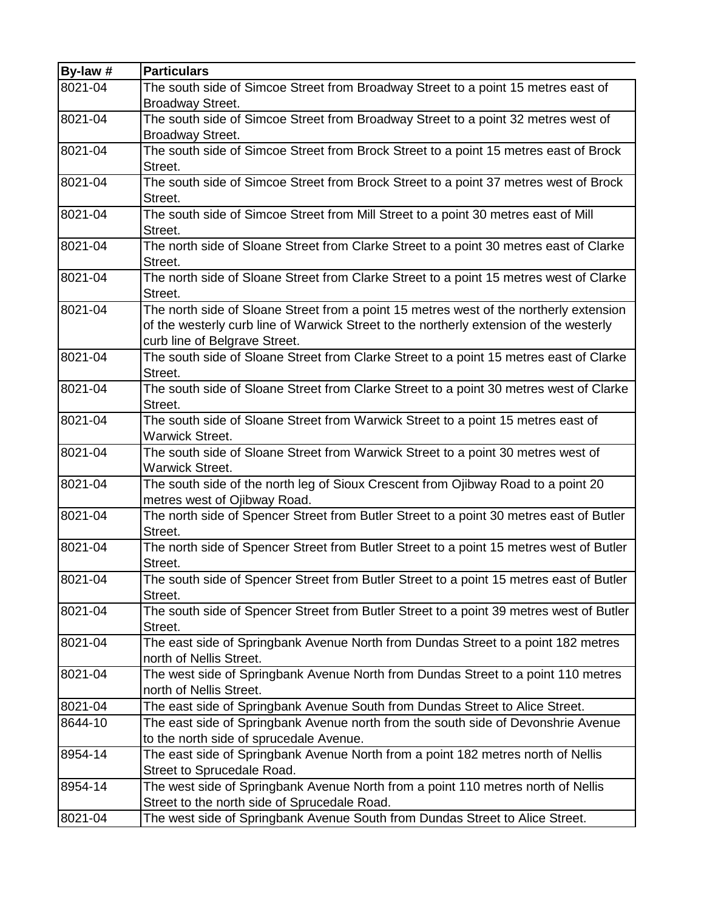| By-law # | Particulars |
|---|---|
| 8021-04 | The south side of Simcoe Street from Broadway Street to a point 15 metres east of Broadway Street. |
| 8021-04 | The south side of Simcoe Street from Broadway Street to a point 32 metres west of Broadway Street. |
| 8021-04 | The south side of Simcoe Street from Brock Street to a point 15 metres east of Brock Street. |
| 8021-04 | The south side of Simcoe Street from Brock Street to a point 37 metres west of Brock Street. |
| 8021-04 | The south side of Simcoe Street from Mill Street to a point 30 metres east of Mill Street. |
| 8021-04 | The north side of Sloane Street from Clarke Street to a point 30 metres east of Clarke Street. |
| 8021-04 | The north side of Sloane Street from Clarke Street to a point 15 metres west of Clarke Street. |
| 8021-04 | The north side of Sloane Street from a point 15 metres west of the northerly extension of the westerly curb line of Warwick Street to the northerly extension of the westerly curb line of Belgrave Street. |
| 8021-04 | The south side of Sloane Street from Clarke Street to a point 15 metres east of Clarke Street. |
| 8021-04 | The south side of Sloane Street from Clarke Street to a point 30 metres west of Clarke Street. |
| 8021-04 | The south side of Sloane Street from Warwick Street to a point 15 metres east of Warwick Street. |
| 8021-04 | The south side of Sloane Street from Warwick Street to a point 30 metres west of Warwick Street. |
| 8021-04 | The south side of the north leg of Sioux Crescent from Ojibway Road to a point 20 metres west of Ojibway Road. |
| 8021-04 | The north side of Spencer Street from Butler Street to a point 30 metres east of Butler Street. |
| 8021-04 | The north side of Spencer Street from Butler Street to a point 15 metres west of Butler Street. |
| 8021-04 | The south side of Spencer Street from Butler Street to a point 15 metres east of Butler Street. |
| 8021-04 | The south side of Spencer Street from Butler Street to a point 39 metres west of Butler Street. |
| 8021-04 | The east side of Springbank Avenue North from Dundas Street to a point 182 metres north of Nellis Street. |
| 8021-04 | The west side of Springbank Avenue North from Dundas Street to a point 110 metres north of Nellis Street. |
| 8021-04 | The east side of Springbank Avenue South from Dundas Street to Alice Street. |
| 8644-10 | The east side of Springbank Avenue north from the south side of Devonshrie Avenue to the north side of sprucedale Avenue. |
| 8954-14 | The east side of Springbank Avenue North from a point 182 metres north of Nellis Street to Sprucedale Road. |
| 8954-14 | The west side of Springbank Avenue North from a point 110 metres north of Nellis Street to the north side of Sprucedale Road. |
| 8021-04 | The west side of Springbank Avenue South from Dundas Street to Alice Street. |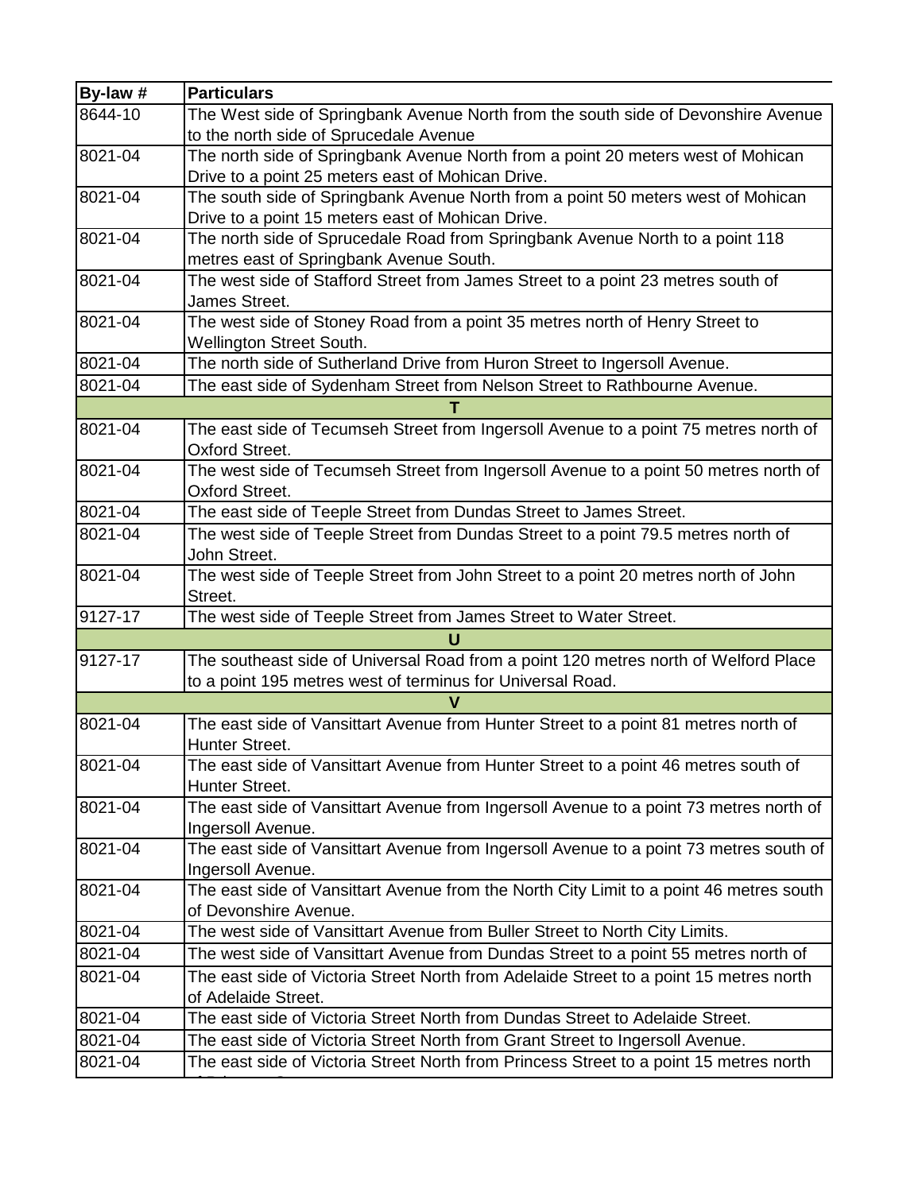| By-law # | Particulars |
|---|---|
| 8644-10 | The West side of Springbank Avenue North from the south side of Devonshire Avenue to the north side of Sprucedale Avenue |
| 8021-04 | The north side of Springbank Avenue North from a point 20 meters west of Mohican Drive to a point 25 meters east of Mohican Drive. |
| 8021-04 | The south side of Springbank Avenue North from a point 50 meters west of Mohican Drive to a point 15 meters east of Mohican Drive. |
| 8021-04 | The north side of Sprucedale Road from Springbank Avenue North to a point 118 metres east of Springbank Avenue South. |
| 8021-04 | The west side of Stafford Street from James Street to a point 23 metres south of James Street. |
| 8021-04 | The west side of Stoney Road from a point 35 metres north of Henry Street to Wellington Street South. |
| 8021-04 | The north side of Sutherland Drive from Huron Street to Ingersoll Avenue. |
| 8021-04 | The east side of Sydenham Street from Nelson Street to Rathbourne Avenue. |
| **T** | |
| 8021-04 | The east side of Tecumseh Street from Ingersoll Avenue to a point 75 metres north of Oxford Street. |
| 8021-04 | The west side of Tecumseh Street from Ingersoll Avenue to a point 50 metres north of Oxford Street. |
| 8021-04 | The east side of Teeple Street from Dundas Street to James Street. |
| 8021-04 | The west side of Teeple Street from Dundas Street to a point 79.5 metres north of John Street. |
| 8021-04 | The west side of Teeple Street from John Street to a point 20 metres north of John Street. |
| 9127-17 | The west side of Teeple Street from James Street to Water Street. |
| **U** | |
| 9127-17 | The southeast side of Universal Road from a point 120 metres north of Welford Place to a point 195 metres west of terminus for Universal Road. |
| **V** | |
| 8021-04 | The east side of Vansittart Avenue from Hunter Street to a point 81 metres north of Hunter Street. |
| 8021-04 | The east side of Vansittart Avenue from Hunter Street to a point 46 metres south of Hunter Street. |
| 8021-04 | The east side of Vansittart Avenue from Ingersoll Avenue to a point 73 metres north of Ingersoll Avenue. |
| 8021-04 | The east side of Vansittart Avenue from Ingersoll Avenue to a point 73 metres south of Ingersoll Avenue. |
| 8021-04 | The east side of Vansittart Avenue from the North City Limit to a point 46 metres south of Devonshire Avenue. |
| 8021-04 | The west side of Vansittart Avenue from Buller Street to North City Limits. |
| 8021-04 | The west side of Vansittart Avenue from Dundas Street to a point 55 metres north of |
| 8021-04 | The east side of Victoria Street North from Adelaide Street to a point 15 metres north of Adelaide Street. |
| 8021-04 | The east side of Victoria Street North from Dundas Street to Adelaide Street. |
| 8021-04 | The east side of Victoria Street North from Grant Street to Ingersoll Avenue. |
| 8021-04 | The east side of Victoria Street North from Princess Street to a point 15 metres north |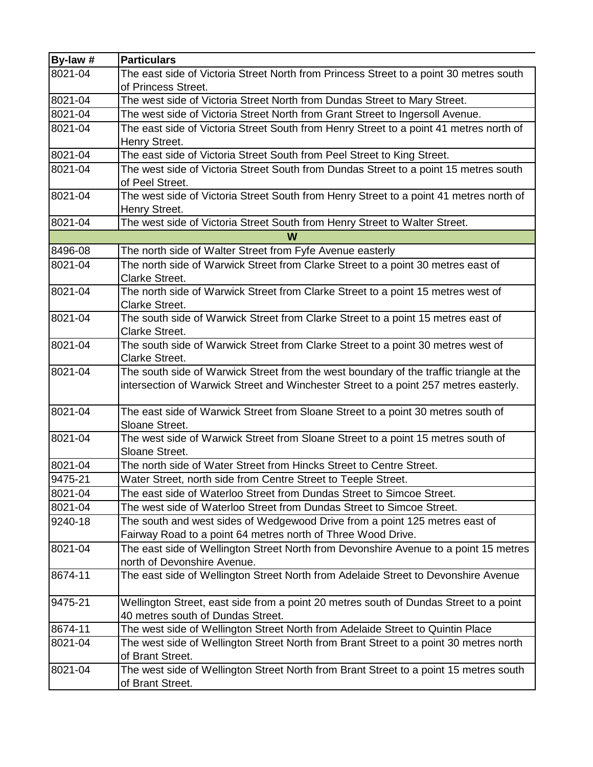| By-law # | Particulars |
|---|---|
| 8021-04 | The east side of Victoria Street North from Princess Street to a point 30 metres south of Princess Street. |
| 8021-04 | The west side of Victoria Street North from Dundas Street to Mary Street. |
| 8021-04 | The west side of Victoria Street North from Grant Street to Ingersoll Avenue. |
| 8021-04 | The east side of Victoria Street South from Henry Street to a point 41 metres north of Henry Street. |
| 8021-04 | The east side of Victoria Street South from Peel Street to King Street. |
| 8021-04 | The west side of Victoria Street South from Dundas Street to a point 15 metres south of Peel Street. |
| 8021-04 | The west side of Victoria Street South from Henry Street to a point 41 metres north of Henry Street. |
| 8021-04 | The west side of Victoria Street South from Henry Street to Walter Street. |
| | **W** |
| 8496-08 | The north side of Walter Street from Fyfe Avenue easterly |
| 8021-04 | The north side of Warwick Street from Clarke Street to a point 30 metres east of Clarke Street. |
| 8021-04 | The north side of Warwick Street from Clarke Street to a point 15 metres west of Clarke Street. |
| 8021-04 | The south side of Warwick Street from Clarke Street to a point 15 metres east of Clarke Street. |
| 8021-04 | The south side of Warwick Street from Clarke Street to a point 30 metres west of Clarke Street. |
| 8021-04 | The south side of Warwick Street from the west boundary of the traffic triangle at the intersection of Warwick Street and Winchester Street to a point 257 metres easterly. |
| 8021-04 | The east side of Warwick Street from Sloane Street to a point 30 metres south of Sloane Street. |
| 8021-04 | The west side of Warwick Street from Sloane Street to a point 15 metres south of Sloane Street. |
| 8021-04 | The north side of Water Street from Hincks Street to Centre Street. |
| 9475-21 | Water Street, north side from Centre Street to Teeple Street. |
| 8021-04 | The east side of Waterloo Street from Dundas Street to Simcoe Street. |
| 8021-04 | The west side of Waterloo Street from Dundas Street to Simcoe Street. |
| 9240-18 | The south and west sides of Wedgewood Drive from a point 125 metres east of Fairway Road to a point 64 metres north of Three Wood Drive. |
| 8021-04 | The east side of Wellington Street North from Devonshire Avenue to a point 15 metres north of Devonshire Avenue. |
| 8674-11 | The east side of Wellington Street North from Adelaide Street to Devonshire Avenue |
| 9475-21 | Wellington Street, east side from a point 20 metres south of Dundas Street to a point 40 metres south of Dundas Street. |
| 8674-11 | The west side of Wellington Street North from Adelaide Street to Quintin Place |
| 8021-04 | The west side of Wellington Street North from Brant Street to a point 30 metres north of Brant Street. |
| 8021-04 | The west side of Wellington Street North from Brant Street to a point 15 metres south of Brant Street. |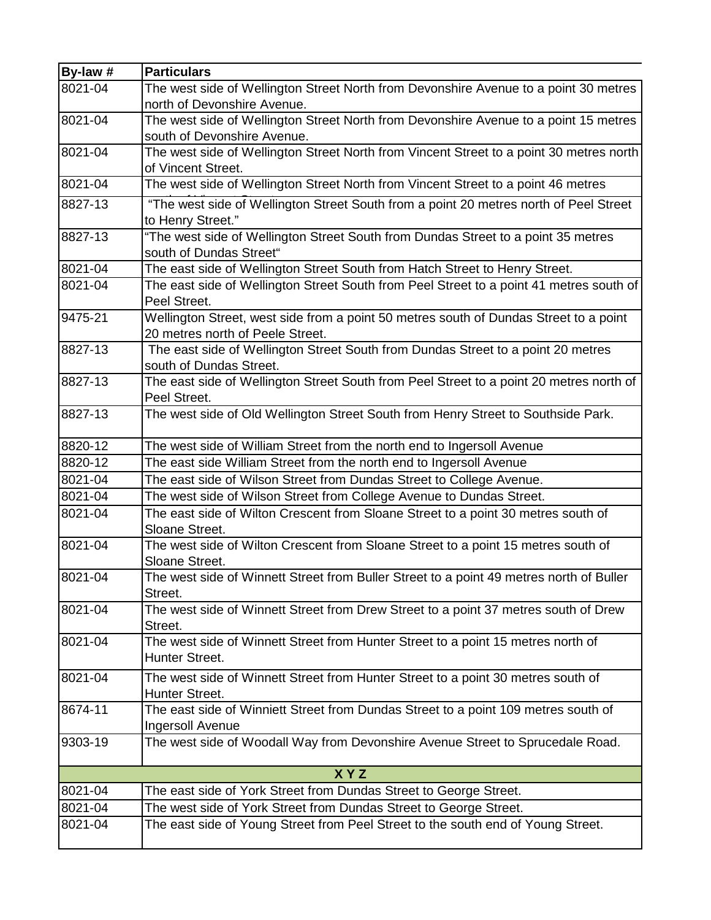| By-law # | Particulars |
|---|---|
| 8021-04 | The west side of Wellington Street North from Devonshire Avenue to a point 30 metres north of Devonshire Avenue. |
| 8021-04 | The west side of Wellington Street North from Devonshire Avenue to a point 15 metres south of Devonshire Avenue. |
| 8021-04 | The west side of Wellington Street North from Vincent Street to a point 30 metres north of Vincent Street. |
| 8021-04 | The west side of Wellington Street North from Vincent Street to a point 46 metres north of Vincent Street. |
| 8827-13 | "The west side of Wellington Street South from a point 20 metres north of Peel Street to Henry Street." |
| 8827-13 | "The west side of Wellington Street South from Dundas Street to a point 35 metres south of Dundas Street" |
| 8021-04 | The east side of Wellington Street South from Hatch Street to Henry Street. |
| 8021-04 | The east side of Wellington Street South from Peel Street to a point 41 metres south of Peel Street. |
| 9475-21 | Wellington Street, west side from a point 50 metres south of Dundas Street to a point 20 metres north of Peele Street. |
| 8827-13 | The east side of Wellington Street South from Dundas Street to a point 20 metres south of Dundas Street. |
| 8827-13 | The east side of Wellington Street South from Peel Street to a point 20 metres north of Peel Street. |
| 8827-13 | The west side of Old Wellington Street South from Henry Street to Southside Park. |
| 8820-12 | The west side of William Street from the north end to Ingersoll Avenue |
| 8820-12 | The east side William Street from the north end to Ingersoll Avenue |
| 8021-04 | The east side of Wilson Street from Dundas Street to College Avenue. |
| 8021-04 | The west side of Wilson Street from College Avenue to Dundas Street. |
| 8021-04 | The east side of Wilton Crescent from Sloane Street to a point 30 metres south of Sloane Street. |
| 8021-04 | The west side of Wilton Crescent from Sloane Street to a point 15 metres south of Sloane Street. |
| 8021-04 | The west side of Winnett Street from Buller Street to a point 49 metres north of Buller Street. |
| 8021-04 | The west side of Winnett Street from Drew Street to a point 37 metres south of Drew Street. |
| 8021-04 | The west side of Winnett Street from Hunter Street to a point 15 metres north of Hunter Street. |
| 8021-04 | The west side of Winnett Street from Hunter Street to a point 30 metres south of Hunter Street. |
| 8674-11 | The east side of Winniett Street from Dundas Street to a point 109 metres south of Ingersoll Avenue |
| 9303-19 | The west side of Woodall Way from Devonshire Avenue Street to Sprucedale Road. |
| | **X Y Z** |
| 8021-04 | The east side of York Street from Dundas Street to George Street. |
| 8021-04 | The west side of York Street from Dundas Street to George Street. |
| 8021-04 | The east side of Young Street from Peel Street to the south end of Young Street. |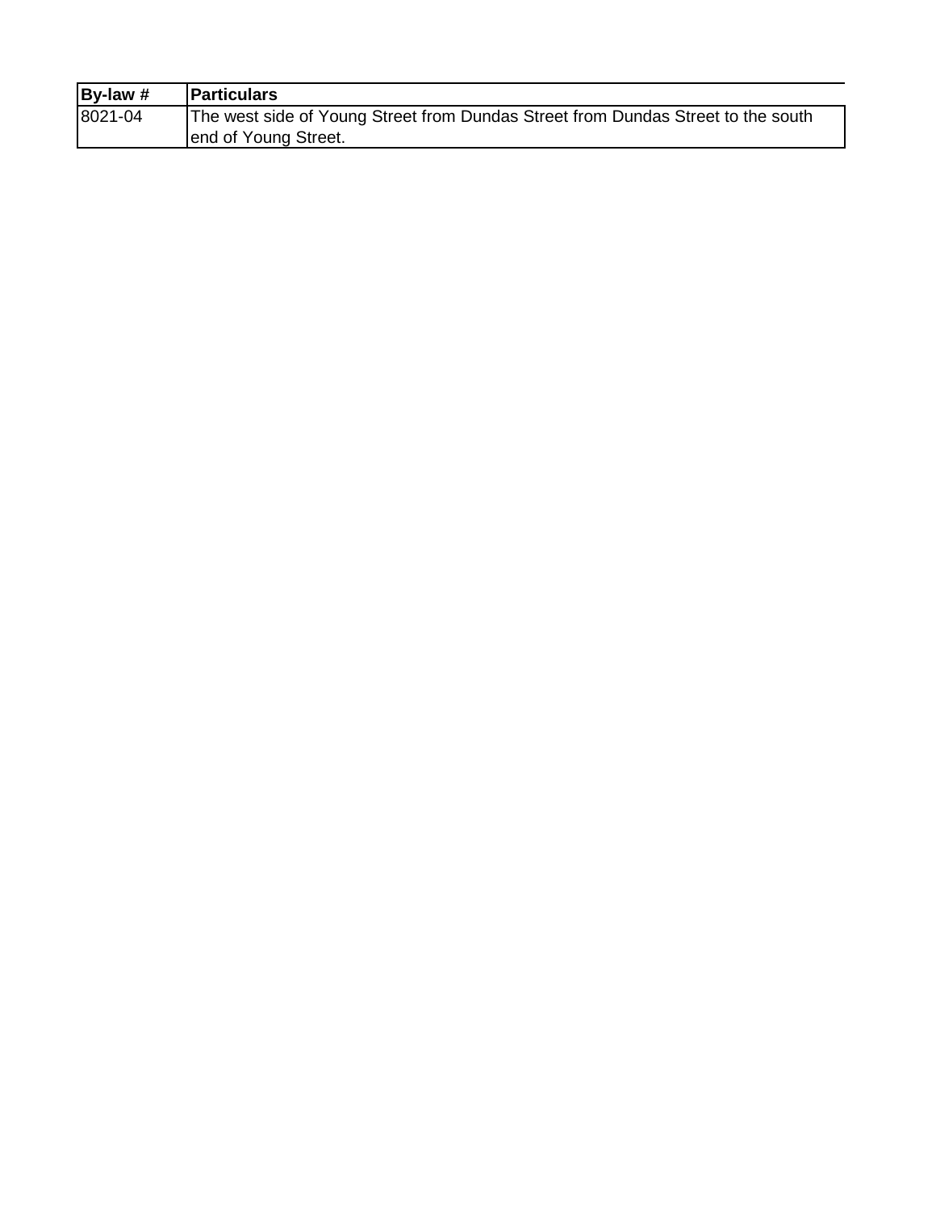| By-law # | Particulars |
|---|---|
| 8021-04 | The west side of Young Street from Dundas Street from Dundas Street to the south end of Young Street. |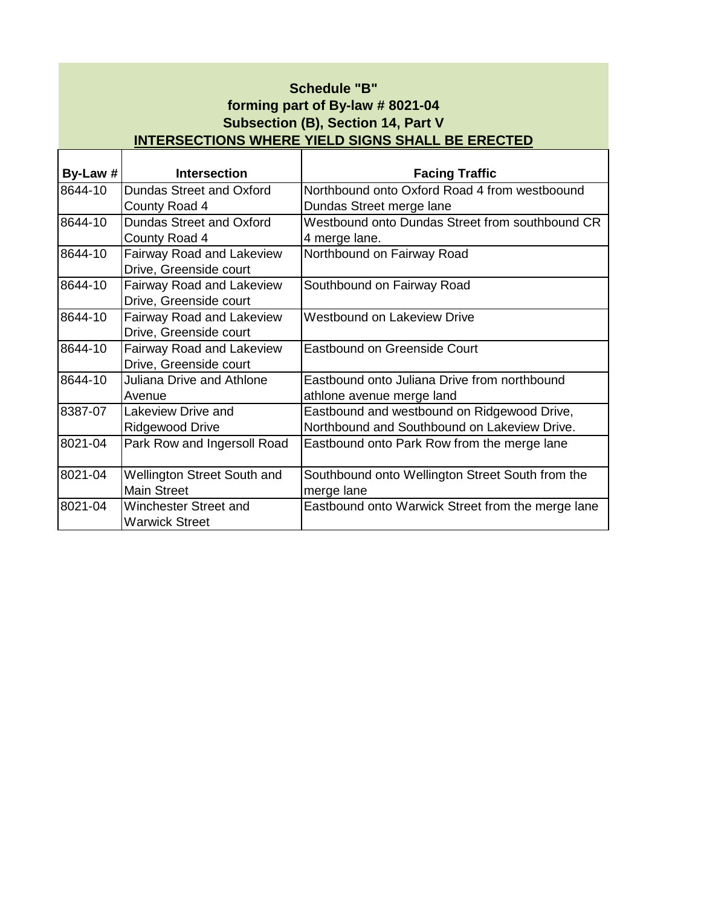**Schedule "B"**
**forming part of By-law # 8021-04**
**Subsection (B), Section 14, Part V**
**INTERSECTIONS WHERE YIELD SIGNS SHALL BE ERECTED**

| By-Law # | Intersection | Facing Traffic |
|---|---|---|
| 8644-10 | Dundas Street and Oxford County Road 4 | Northbound onto Oxford Road 4 from westboound Dundas Street merge lane |
| 8644-10 | Dundas Street and Oxford County Road 4 | Westbound onto Dundas Street from southbound CR 4 merge lane. |
| 8644-10 | Fairway Road and Lakeview Drive, Greenside court | Northbound on Fairway Road |
| 8644-10 | Fairway Road and Lakeview Drive, Greenside court | Southbound on Fairway Road |
| 8644-10 | Fairway Road and Lakeview Drive, Greenside court | Westbound on Lakeview Drive |
| 8644-10 | Fairway Road and Lakeview Drive, Greenside court | Eastbound on Greenside Court |
| 8644-10 | Juliana Drive and Athlone Avenue | Eastbound onto Juliana Drive from northbound athlone avenue merge land |
| 8387-07 | Lakeview Drive and Ridgewood Drive | Eastbound and westbound on Ridgewood Drive, Northbound and Southbound on Lakeview Drive. |
| 8021-04 | Park Row and Ingersoll Road | Eastbound onto Park Row from the merge lane |
| 8021-04 | Wellington Street South and Main Street | Southbound onto Wellington Street South from the merge lane |
| 8021-04 | Winchester Street and Warwick Street | Eastbound onto Warwick Street from the merge lane |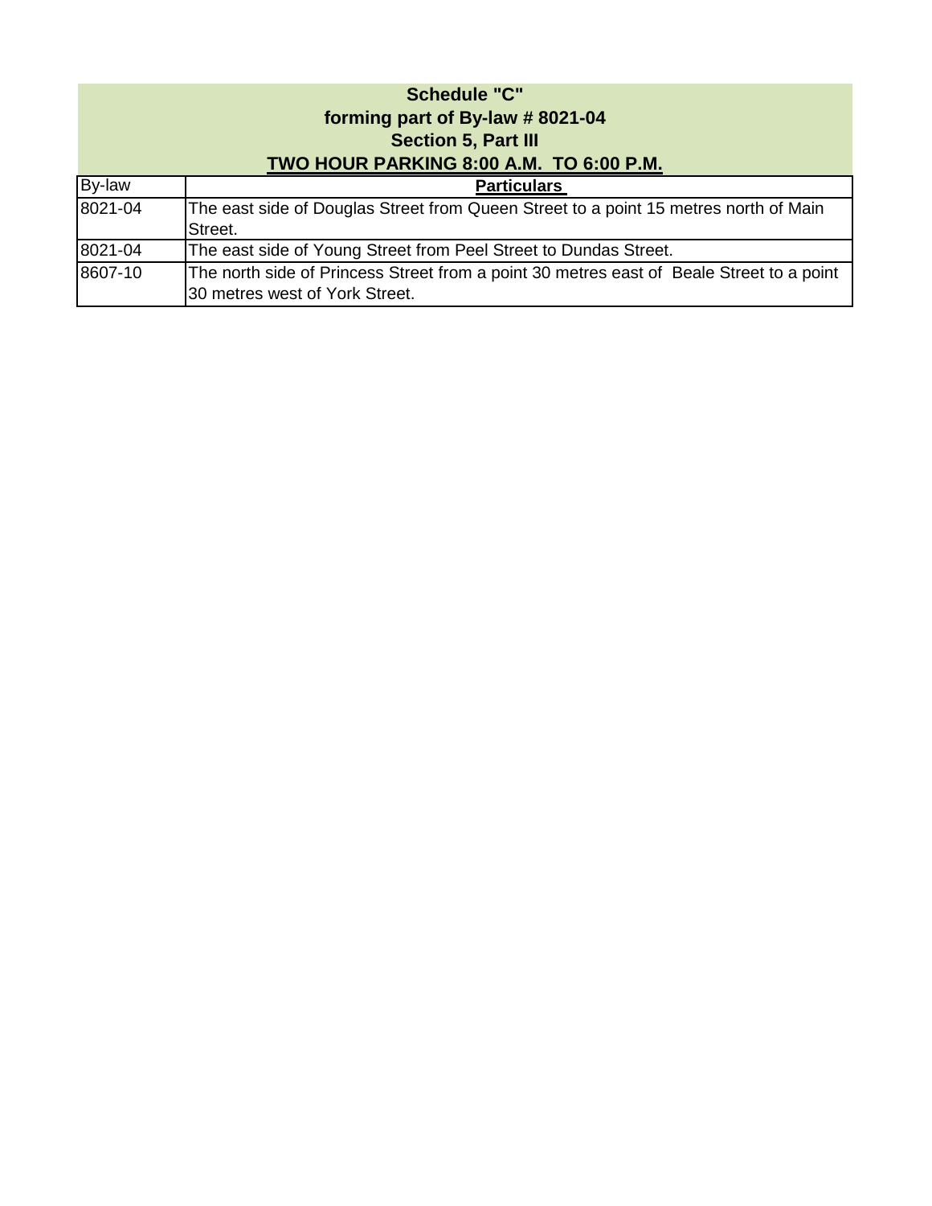**Schedule "C"**
**forming part of By-law # 8021-04**
**Section 5, Part III**
**TWO HOUR PARKING 8:00 A.M. TO 6:00 P.M.**

| By-law | **Particulars** |
|---|---|
| 8021-04 | The east side of Douglas Street from Queen Street to a point 15 metres north of Main Street. |
| 8021-04 | The east side of Young Street from Peel Street to Dundas Street. |
| 8607-10 | The north side of Princess Street from a point 30 metres east of Beale Street to a point 30 metres west of York Street. |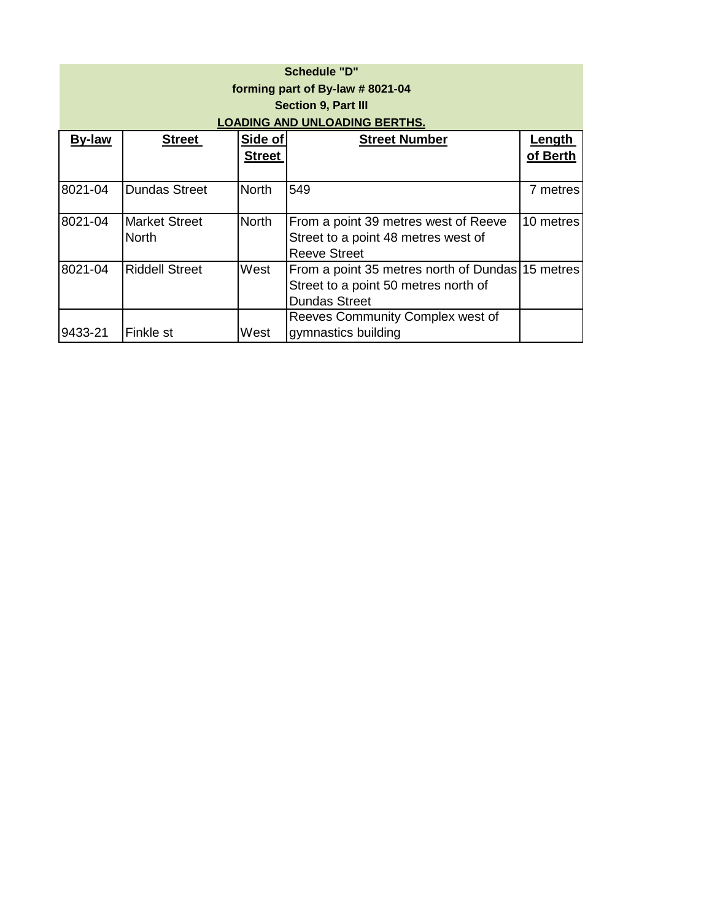**Schedule "D"**
**forming part of By-law # 8021-04**
**Section 9, Part III**
**LOADING AND UNLOADING BERTHS.**

| By-law | Street | Side of Street | Street Number | Length of Berth |
|---|---|---|---|---|
| 8021-04 | Dundas Street | North | 549 | 7 metres |
| 8021-04 | Market Street North | North | From a point 39 metres west of Reeve Street to a point 48 metres west of Reeve Street | 10 metres |
| 8021-04 | Riddell Street | West | From a point 35 metres north of Dundas Street to a point 50 metres north of Dundas Street | 15 metres |
| 9433-21 | Finkle st | West | Reeves Community Complex west of gymnastics building | |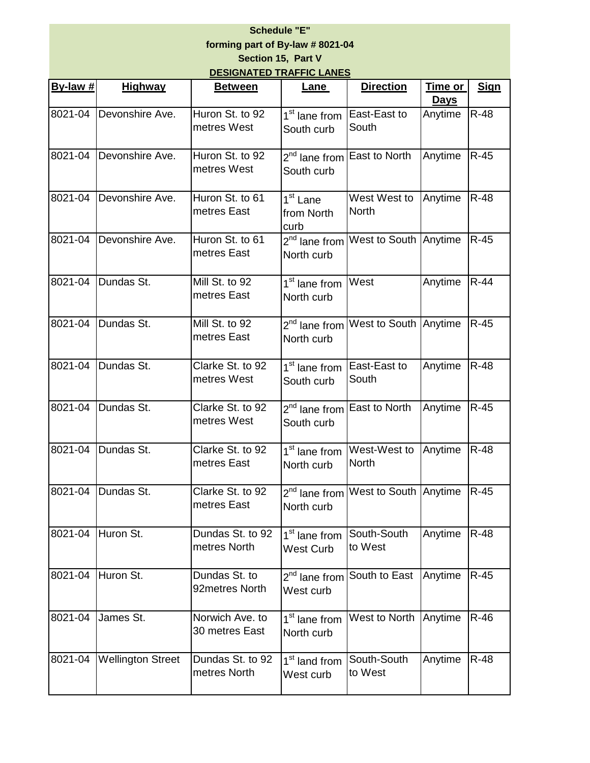**Schedule "E"**
**forming part of By-law # 8021-04**
**Section 15, Part V**
**DESIGNATED TRAFFIC LANES**

| By-law # | Highway | Between | Lane | Direction | Time or Days | Sign |
|---|---|---|---|---|---|---|
| 8021-04 | Devonshire Ave. | Huron St. to 92 metres West | 1st lane from South curb | East-East to South | Anytime | R-48 |
| 8021-04 | Devonshire Ave. | Huron St. to 92 metres West | 2nd lane from South curb | East to North | Anytime | R-45 |
| 8021-04 | Devonshire Ave. | Huron St. to 61 metres East | 1st Lane from North curb | West West to North | Anytime | R-48 |
| 8021-04 | Devonshire Ave. | Huron St. to 61 metres East | 2nd lane from North curb | West to South | Anytime | R-45 |
| 8021-04 | Dundas St. | Mill St. to 92 metres East | 1st lane from North curb | West | Anytime | R-44 |
| 8021-04 | Dundas St. | Mill St. to 92 metres East | 2nd lane from North curb | West to South | Anytime | R-45 |
| 8021-04 | Dundas St. | Clarke St. to 92 metres West | 1st lane from South curb | East-East to South | Anytime | R-48 |
| 8021-04 | Dundas St. | Clarke St. to 92 metres West | 2nd lane from South curb | East to North | Anytime | R-45 |
| 8021-04 | Dundas St. | Clarke St. to 92 metres East | 1st lane from North curb | West-West to North | Anytime | R-48 |
| 8021-04 | Dundas St. | Clarke St. to 92 metres East | 2nd lane from North curb | West to South | Anytime | R-45 |
| 8021-04 | Huron St. | Dundas St. to 92 metres North | 1st lane from West Curb | South-South to West | Anytime | R-48 |
| 8021-04 | Huron St. | Dundas St. to 92metres North | 2nd lane from West curb | South to East | Anytime | R-45 |
| 8021-04 | James St. | Norwich Ave. to 30 metres East | 1st lane from North curb | West to North | Anytime | R-46 |
| 8021-04 | Wellington Street | Dundas St. to 92 metres North | 1st land from West curb | South-South to West | Anytime | R-48 |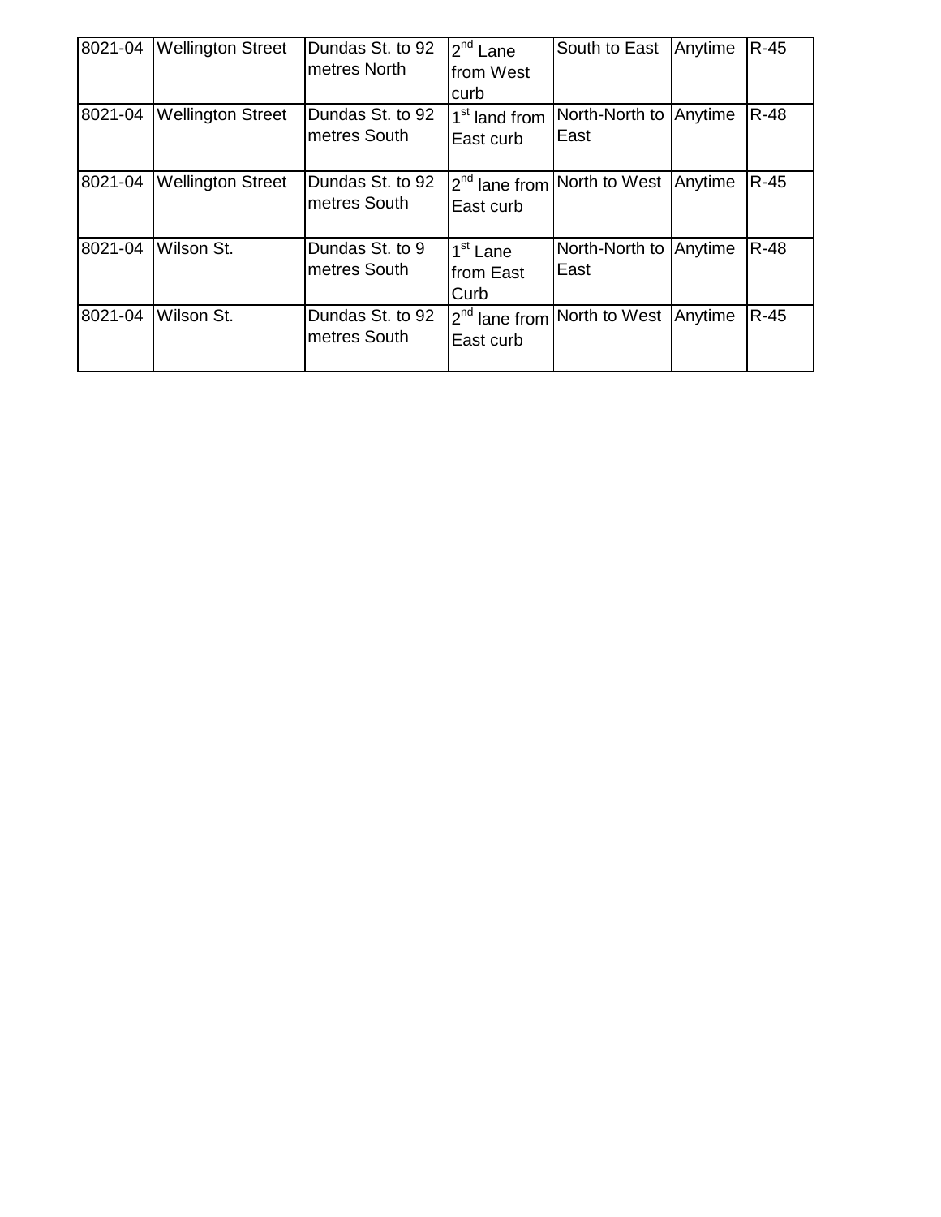| 8021-04 | Wellington Street | Dundas St. to 92 metres North | 2nd Lane from West curb | South to East | Anytime | R-45 |
|---|---|---|---|---|---|---|
| 8021-04 | Wellington Street | Dundas St. to 92 metres South | 1st land from East curb | North-North to East | Anytime | R-48 |
| 8021-04 | Wellington Street | Dundas St. to 92 metres South | 2nd lane from East curb | North to West | Anytime | R-45 |
| 8021-04 | Wilson St. | Dundas St. to 9 metres South | 1st Lane from East Curb | North-North to East | Anytime | R-48 |
| 8021-04 | Wilson St. | Dundas St. to 92 metres South | 2nd lane from East curb | North to West | Anytime | R-45 |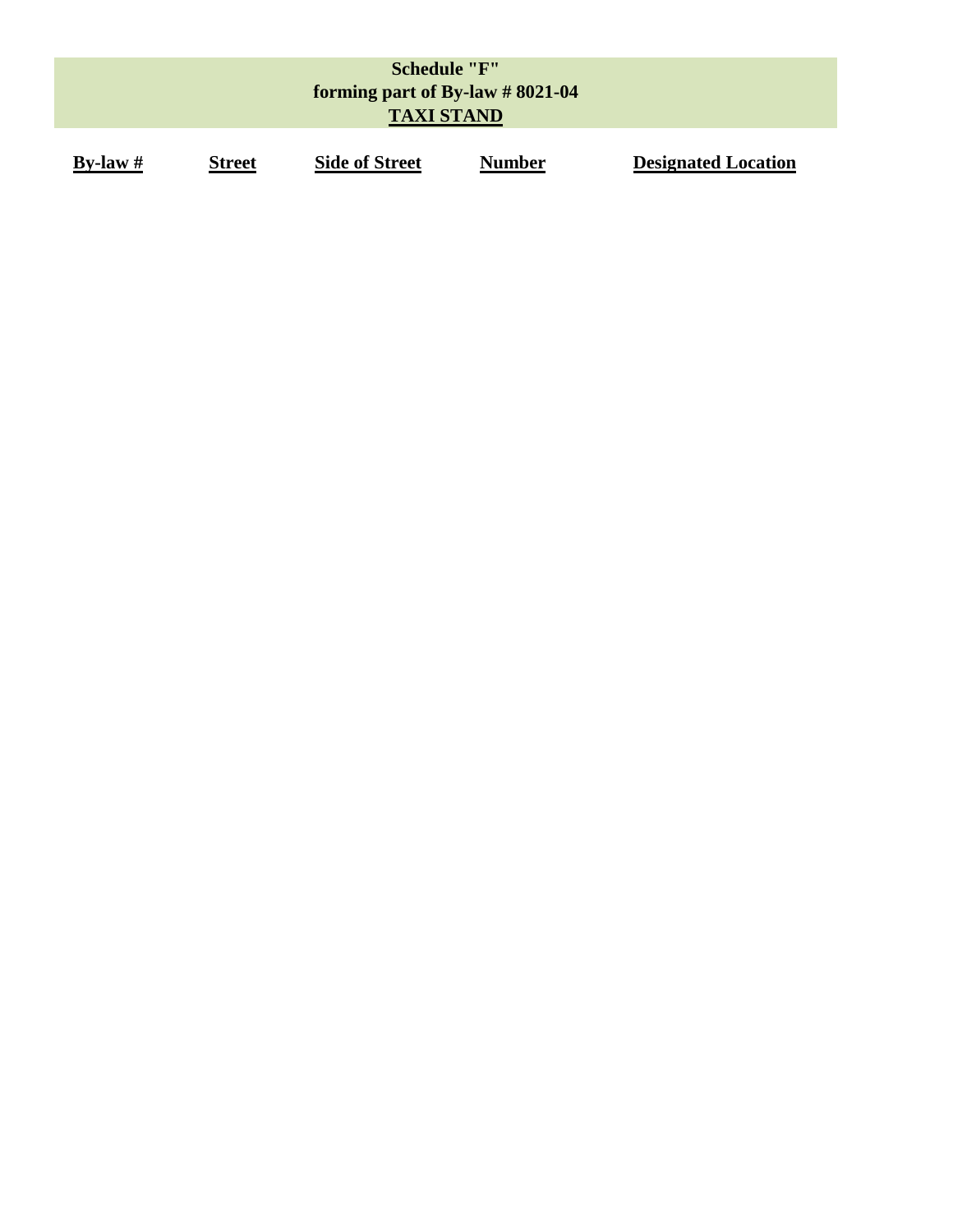**Schedule "F"**
**forming part of By-law # 8021-04**
**TAXI STAND**

| By-law # | Street | Side of Street | Number | Designated Location |
| --- | --- | --- | --- | --- |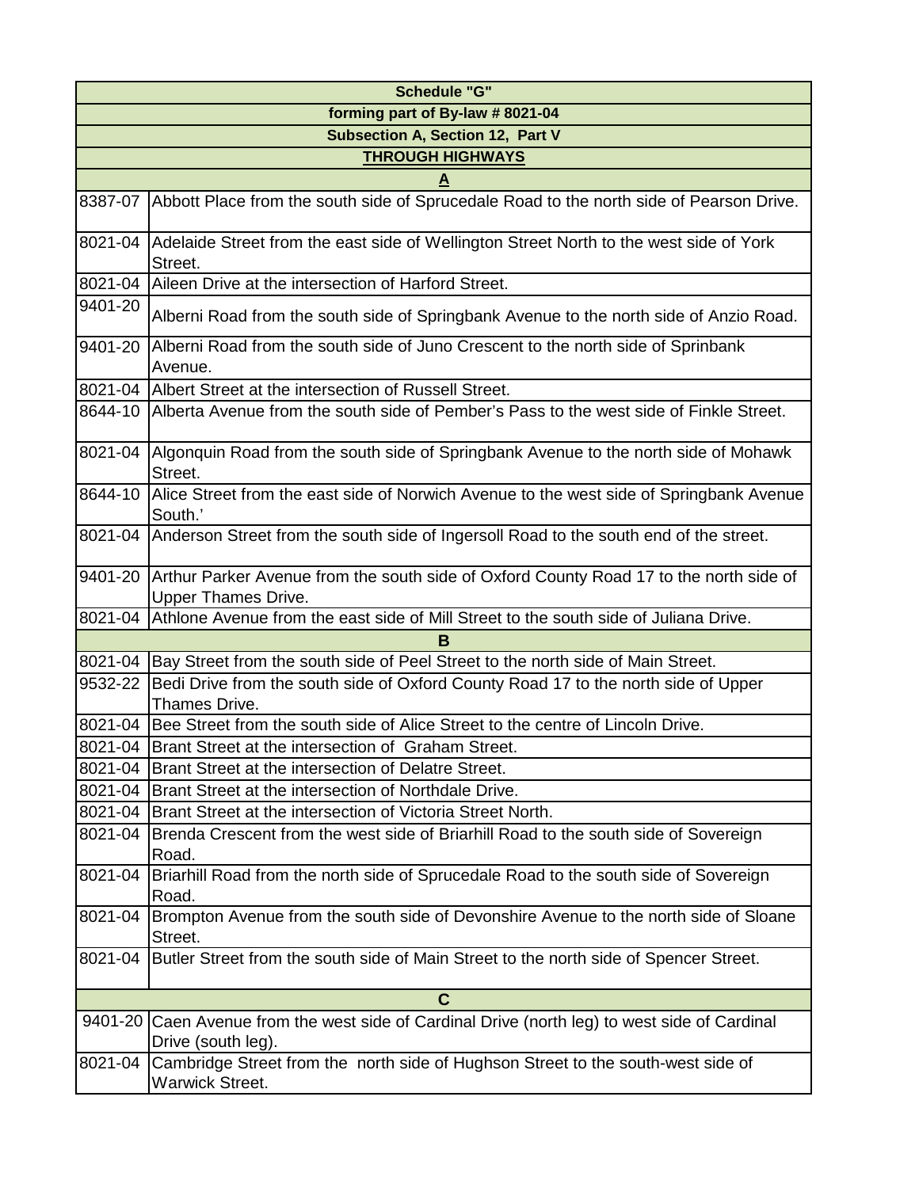| Schedule "G" | |
|---|---|
| forming part of By-law # 8021-04 | |
| Subsection A, Section 12, Part V | |
| **THROUGH HIGHWAYS** | |
| **A** | |
| 8387-07 | Abbott Place from the south side of Sprucedale Road to the north side of Pearson Drive. |
| 8021-04 | Adelaide Street from the east side of Wellington Street North to the west side of York Street. |
| 8021-04 | Aileen Drive at the intersection of Harford Street. |
| 9401-20 | Alberni Road from the south side of Springbank Avenue to the north side of Anzio Road. |
| 9401-20 | Alberni Road from the south side of Juno Crescent to the north side of Sprinbank Avenue. |
| 8021-04 | Albert Street at the intersection of Russell Street. |
| 8644-10 | Alberta Avenue from the south side of Pember's Pass to the west side of Finkle Street. |
| 8021-04 | Algonquin Road from the south side of Springbank Avenue to the north side of Mohawk Street. |
| 8644-10 | Alice Street from the east side of Norwich Avenue to the west side of Springbank Avenue South.' |
| 8021-04 | Anderson Street from the south side of Ingersoll Road to the south end of the street. |
| 9401-20 | Arthur Parker Avenue from the south side of Oxford County Road 17 to the north side of Upper Thames Drive. |
| 8021-04 | Athlone Avenue from the east side of Mill Street to the south side of Juliana Drive. |
| **B** | |
| 8021-04 | Bay Street from the south side of Peel Street to the north side of Main Street. |
| 9532-22 | Bedi Drive from the south side of Oxford County Road 17 to the north side of Upper Thames Drive. |
| 8021-04 | Bee Street from the south side of Alice Street to the centre of Lincoln Drive. |
| 8021-04 | Brant Street at the intersection of Graham Street. |
| 8021-04 | Brant Street at the intersection of Delatre Street. |
| 8021-04 | Brant Street at the intersection of Northdale Drive. |
| 8021-04 | Brant Street at the intersection of Victoria Street North. |
| 8021-04 | Brenda Crescent from the west side of Briarhill Road to the south side of Sovereign Road. |
| 8021-04 | Briarhill Road from the north side of Sprucedale Road to the south side of Sovereign Road. |
| 8021-04 | Brompton Avenue from the south side of Devonshire Avenue to the north side of Sloane Street. |
| 8021-04 | Butler Street from the south side of Main Street to the north side of Spencer Street. |
| **C** | |
| 9401-20 | Caen Avenue from the west side of Cardinal Drive (north leg) to west side of Cardinal Drive (south leg). |
| 8021-04 | Cambridge Street from the north side of Hughson Street to the south-west side of Warwick Street. |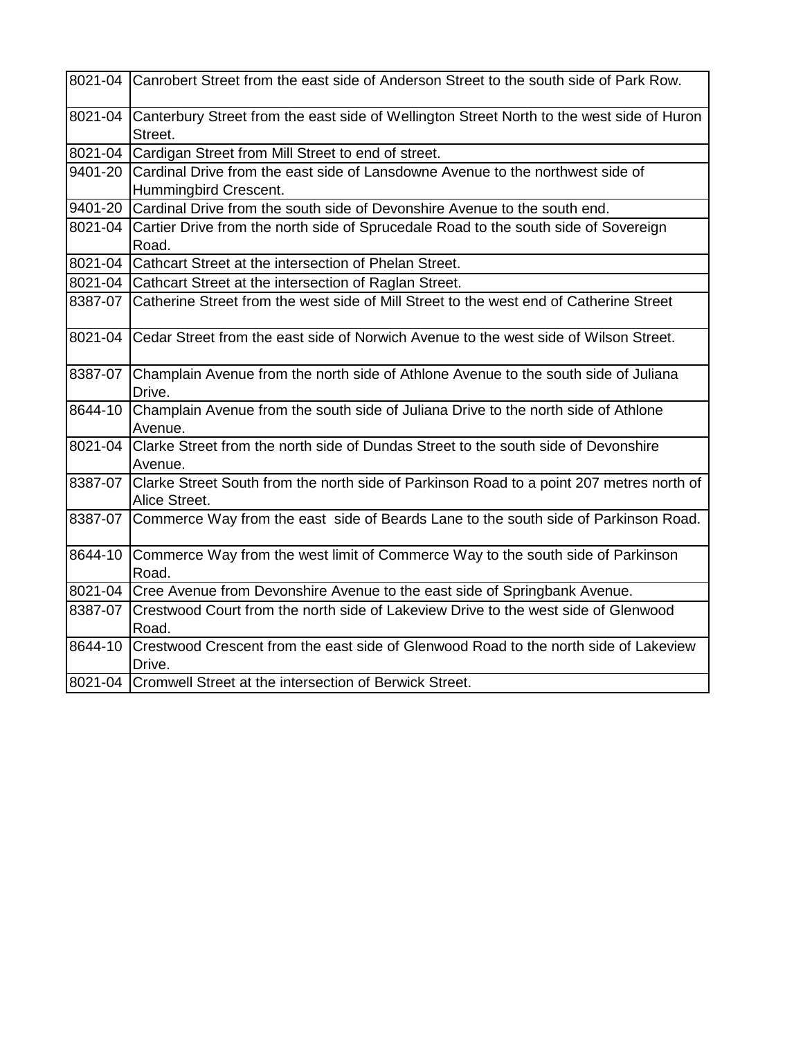| | |
|---|---|
| 8021-04 | Canrobert Street from the east side of Anderson Street to the south side of Park Row. |
| 8021-04 | Canterbury Street from the east side of Wellington Street North to the west side of Huron Street. |
| 8021-04 | Cardigan Street from Mill Street to end of street. |
| 9401-20 | Cardinal Drive from the east side of Lansdowne Avenue to the northwest side of Hummingbird Crescent. |
| 9401-20 | Cardinal Drive from the south side of Devonshire Avenue to the south end. |
| 8021-04 | Cartier Drive from the north side of Sprucedale Road to the south side of Sovereign Road. |
| 8021-04 | Cathcart Street at the intersection of Phelan Street. |
| 8021-04 | Cathcart Street at the intersection of Raglan Street. |
| 8387-07 | Catherine Street from the west side of Mill Street to the west end of Catherine Street |
| 8021-04 | Cedar Street from the east side of Norwich Avenue to the west side of Wilson Street. |
| 8387-07 | Champlain Avenue from the north side of Athlone Avenue to the south side of Juliana Drive. |
| 8644-10 | Champlain Avenue from the south side of Juliana Drive to the north side of Athlone Avenue. |
| 8021-04 | Clarke Street from the north side of Dundas Street to the south side of Devonshire Avenue. |
| 8387-07 | Clarke Street South from the north side of Parkinson Road to a point 207 metres north of Alice Street. |
| 8387-07 | Commerce Way from the east side of Beards Lane to the south side of Parkinson Road. |
| 8644-10 | Commerce Way from the west limit of Commerce Way to the south side of Parkinson Road. |
| 8021-04 | Cree Avenue from Devonshire Avenue to the east side of Springbank Avenue. |
| 8387-07 | Crestwood Court from the north side of Lakeview Drive to the west side of Glenwood Road. |
| 8644-10 | Crestwood Crescent from the east side of Glenwood Road to the north side of Lakeview Drive. |
| 8021-04 | Cromwell Street at the intersection of Berwick Street. |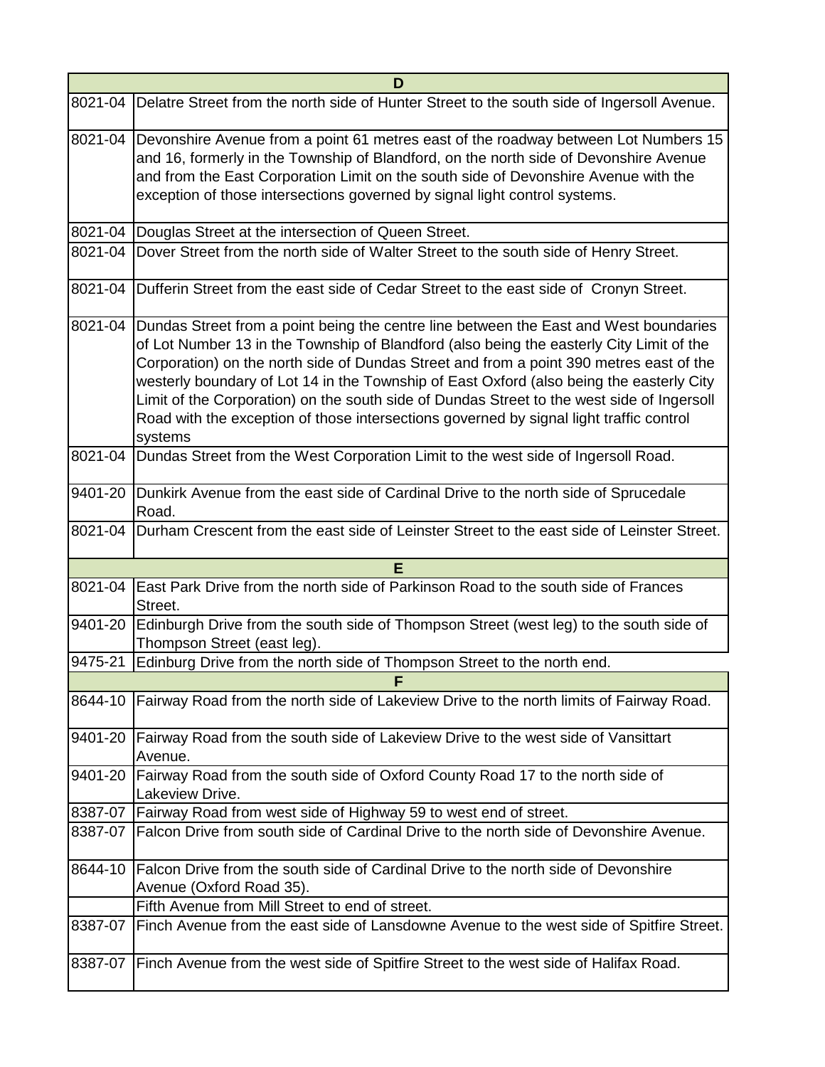| D | |
|---|---|
| 8021-04 | Delatre Street from the north side of Hunter Street to the south side of Ingersoll Avenue. |
| 8021-04 | Devonshire Avenue from a point 61 metres east of the roadway between Lot Numbers 15 and 16, formerly in the Township of Blandford, on the north side of Devonshire Avenue and from the East Corporation Limit on the south side of Devonshire Avenue with the exception of those intersections governed by signal light control systems. |
| 8021-04 | Douglas Street at the intersection of Queen Street. |
| 8021-04 | Dover Street from the north side of Walter Street to the south side of Henry Street. |
| 8021-04 | Dufferin Street from the east side of Cedar Street to the east side of Cronyn Street. |
| 8021-04 | Dundas Street from a point being the centre line between the East and West boundaries of Lot Number 13 in the Township of Blandford (also being the easterly City Limit of the Corporation) on the north side of Dundas Street and from a point 390 metres east of the westerly boundary of Lot 14 in the Township of East Oxford (also being the easterly City Limit of the Corporation) on the south side of Dundas Street to the west side of Ingersoll Road with the exception of those intersections governed by signal light traffic control systems |
| 8021-04 | Dundas Street from the West Corporation Limit to the west side of Ingersoll Road. |
| 9401-20 | Dunkirk Avenue from the east side of Cardinal Drive to the north side of Sprucedale Road. |
| 8021-04 | Durham Crescent from the east side of Leinster Street to the east side of Leinster Street. |
| **E** | |
| 8021-04 | East Park Drive from the north side of Parkinson Road to the south side of Frances Street. |
| 9401-20 | Edinburgh Drive from the south side of Thompson Street (west leg) to the south side of Thompson Street (east leg). |
| 9475-21 | Edinburg Drive from the north side of Thompson Street to the north end. |
| **F** | |
| 8644-10 | Fairway Road from the north side of Lakeview Drive to the north limits of Fairway Road. |
| 9401-20 | Fairway Road from the south side of Lakeview Drive to the west side of Vansittart Avenue. |
| 9401-20 | Fairway Road from the south side of Oxford County Road 17 to the north side of Lakeview Drive. |
| 8387-07 | Fairway Road from west side of Highway 59 to west end of street. |
| 8387-07 | Falcon Drive from south side of Cardinal Drive to the north side of Devonshire Avenue. |
| 8644-10 | Falcon Drive from the south side of Cardinal Drive to the north side of Devonshire Avenue (Oxford Road 35). |
| | Fifth Avenue from Mill Street to end of street. |
| 8387-07 | Finch Avenue from the east side of Lansdowne Avenue to the west side of Spitfire Street. |
| 8387-07 | Finch Avenue from the west side of Spitfire Street to the west side of Halifax Road. |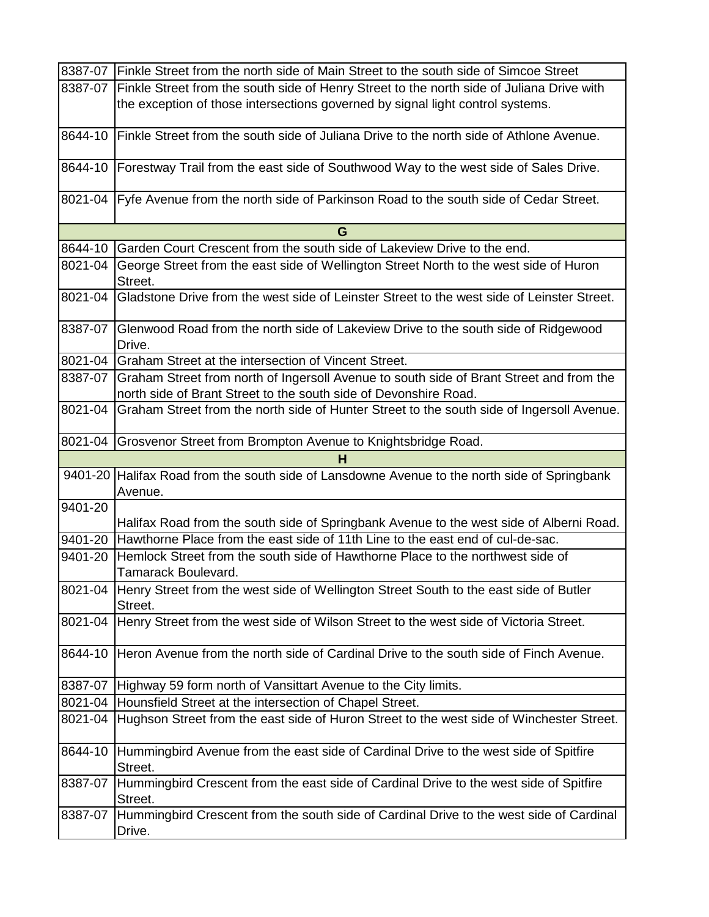| | |
|---|---|
| 8387-07 | Finkle Street from the north side of Main Street to the south side of Simcoe Street |
| 8387-07 | Finkle Street from the south side of Henry Street to the north side of Juliana Drive with the exception of those intersections governed by signal light control systems. |
| 8644-10 | Finkle Street from the south side of Juliana Drive to the north side of Athlone Avenue. |
| 8644-10 | Forestway Trail from the east side of Southwood Way to the west side of Sales Drive. |
| 8021-04 | Fyfe Avenue from the north side of Parkinson Road to the south side of Cedar Street. |
| **G** | |
| 8644-10 | Garden Court Crescent from the south side of Lakeview Drive to the end. |
| 8021-04 | George Street from the east side of Wellington Street North to the west side of Huron Street. |
| 8021-04 | Gladstone Drive from the west side of Leinster Street to the west side of Leinster Street. |
| 8387-07 | Glenwood Road from the north side of Lakeview Drive to the south side of Ridgewood Drive. |
| 8021-04 | Graham Street at the intersection of Vincent Street. |
| 8387-07 | Graham Street from north of Ingersoll Avenue to south side of Brant Street and from the north side of Brant Street to the south side of Devonshire Road. |
| 8021-04 | Graham Street from the north side of Hunter Street to the south side of Ingersoll Avenue. |
| 8021-04 | Grosvenor Street from Brompton Avenue to Knightsbridge Road. |
| **H** | |
| 9401-20 | Halifax Road from the south side of Lansdowne Avenue to the north side of Springbank Avenue. |
| 9401-20 | Halifax Road from the south side of Springbank Avenue to the west side of Alberni Road. |
| 9401-20 | Hawthorne Place from the east side of 11th Line to the east end of cul-de-sac. |
| 9401-20 | Hemlock Street from the south side of Hawthorne Place to the northwest side of Tamarack Boulevard. |
| 8021-04 | Henry Street from the west side of Wellington Street South to the east side of Butler Street. |
| 8021-04 | Henry Street from the west side of Wilson Street to the west side of Victoria Street. |
| 8644-10 | Heron Avenue from the north side of Cardinal Drive to the south side of Finch Avenue. |
| 8387-07 | Highway 59 form north of Vansittart Avenue to the City limits. |
| 8021-04 | Hounsfield Street at the intersection of Chapel Street. |
| 8021-04 | Hughson Street from the east side of Huron Street to the west side of Winchester Street. |
| 8644-10 | Hummingbird Avenue from the east side of Cardinal Drive to the west side of Spitfire Street. |
| 8387-07 | Hummingbird Crescent from the east side of Cardinal Drive to the west side of Spitfire Street. |
| 8387-07 | Hummingbird Crescent from the south side of Cardinal Drive to the west side of Cardinal Drive. |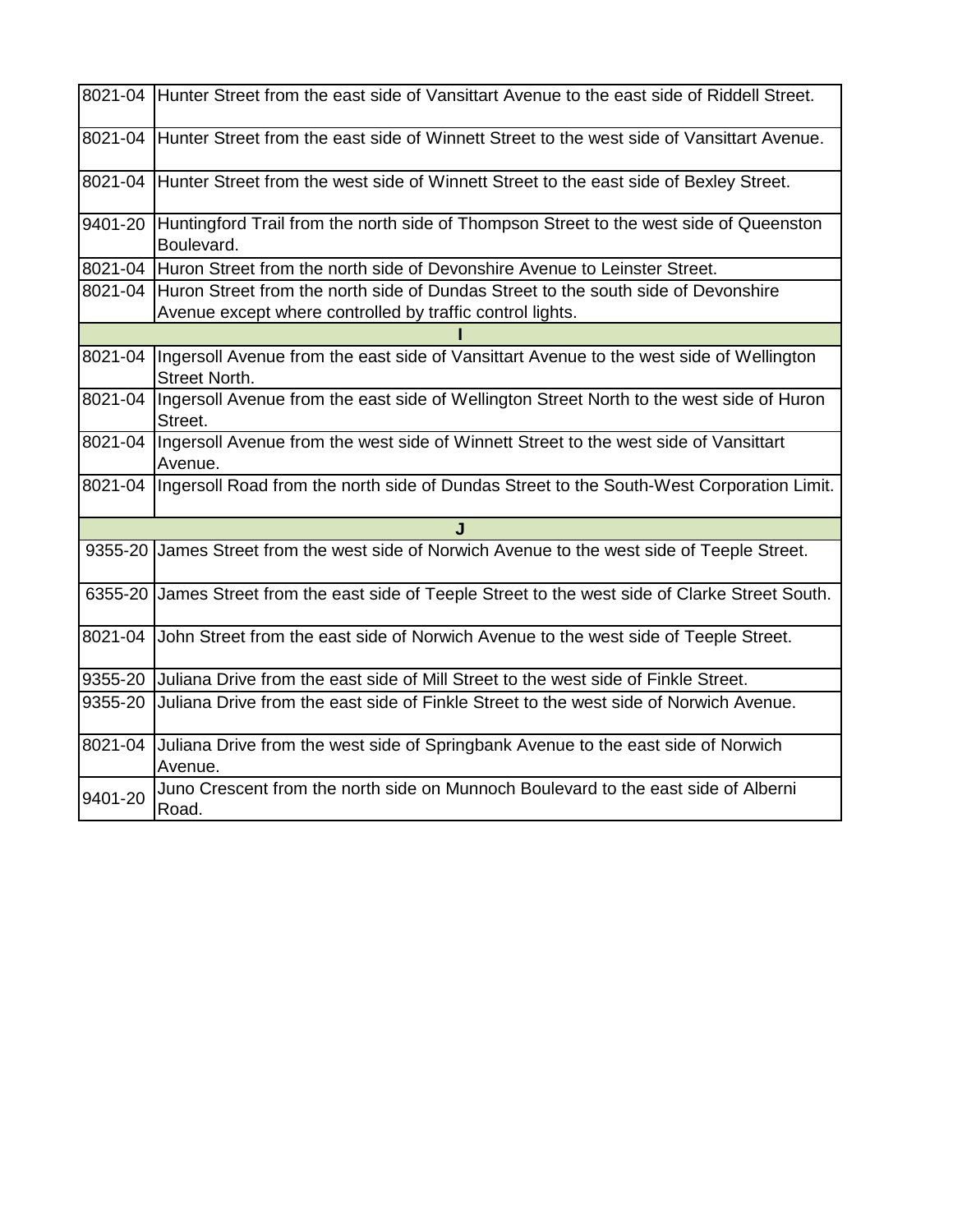| | |
|---|---|
| 8021-04 | Hunter Street from the east side of Vansittart Avenue to the east side of Riddell Street. |
| 8021-04 | Hunter Street from the east side of Winnett Street to the west side of Vansittart Avenue. |
| 8021-04 | Hunter Street from the west side of Winnett Street to the east side of Bexley Street. |
| 9401-20 | Huntingford Trail from the north side of Thompson Street to the west side of Queenston Boulevard. |
| 8021-04 | Huron Street from the north side of Devonshire Avenue to Leinster Street. |
| 8021-04 | Huron Street from the north side of Dundas Street to the south side of Devonshire Avenue except where controlled by traffic control lights. |
| | **I** |
| 8021-04 | Ingersoll Avenue from the east side of Vansittart Avenue to the west side of Wellington Street North. |
| 8021-04 | Ingersoll Avenue from the east side of Wellington Street North to the west side of Huron Street. |
| 8021-04 | Ingersoll Avenue from the west side of Winnett Street to the west side of Vansittart Avenue. |
| 8021-04 | Ingersoll Road from the north side of Dundas Street to the South-West Corporation Limit. |
| | **J** |
| 9355-20 | James Street from the west side of Norwich Avenue to the west side of Teeple Street. |
| 6355-20 | James Street from the east side of Teeple Street to the west side of Clarke Street South. |
| 8021-04 | John Street from the east side of Norwich Avenue to the west side of Teeple Street. |
| 9355-20 | Juliana Drive from the east side of Mill Street to the west side of Finkle Street. |
| 9355-20 | Juliana Drive from the east side of Finkle Street to the west side of Norwich Avenue. |
| 8021-04 | Juliana Drive from the west side of Springbank Avenue to the east side of Norwich Avenue. |
| 9401-20 | Juno Crescent from the north side on Munnoch Boulevard to the east side of Alberni Road. |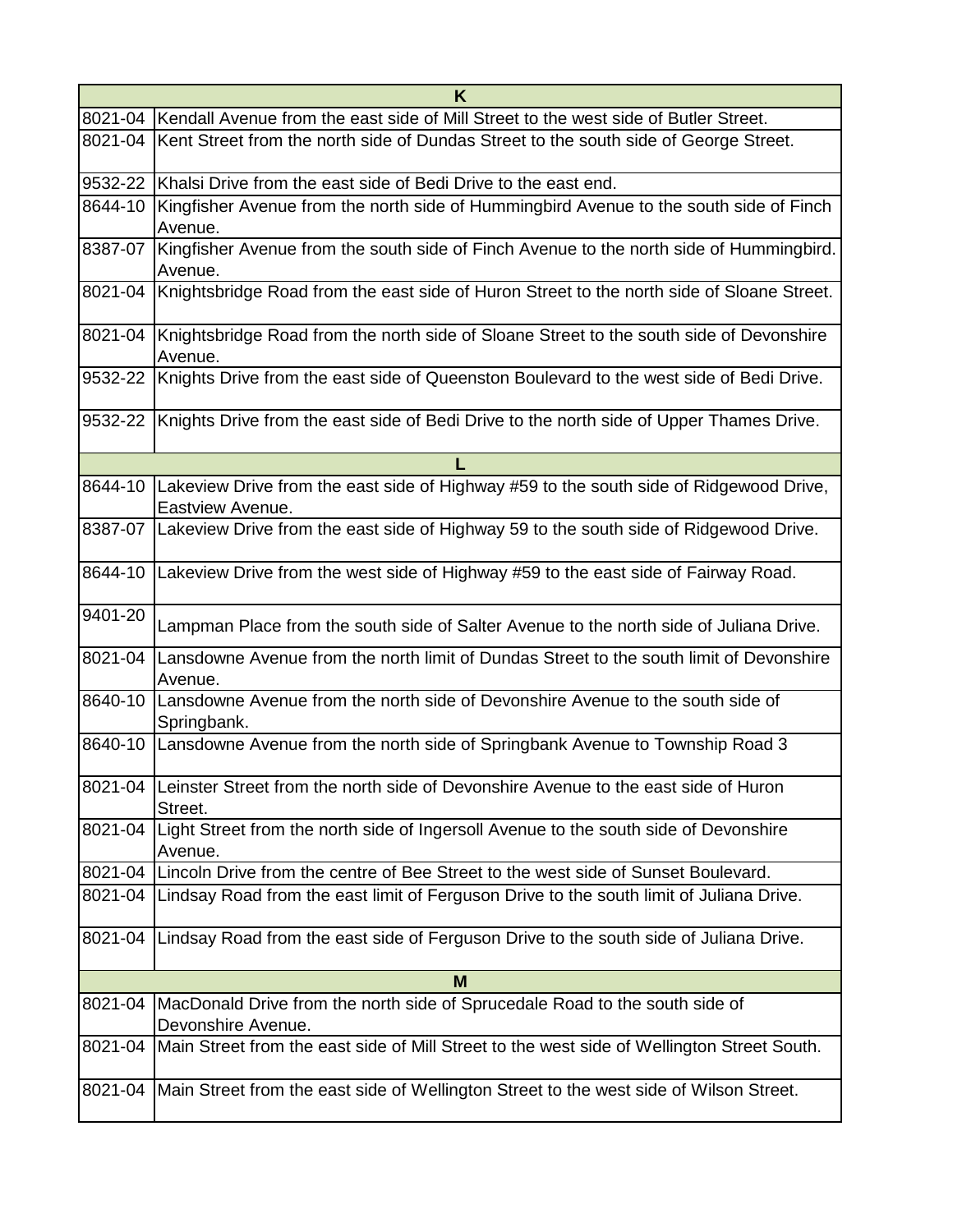| K | |
|---|---|
| 8021-04 | Kendall Avenue from the east side of Mill Street to the west side of Butler Street. |
| 8021-04 | Kent Street from the north side of Dundas Street to the south side of George Street. |
| 9532-22 | Khalsi Drive from the east side of Bedi Drive to the east end. |
| 8644-10 | Kingfisher Avenue from the north side of Hummingbird Avenue to the south side of Finch Avenue. |
| 8387-07 | Kingfisher Avenue from the south side of Finch Avenue to the north side of Hummingbird. Avenue. |
| 8021-04 | Knightsbridge Road from the east side of Huron Street to the north side of Sloane Street. |
| 8021-04 | Knightsbridge Road from the north side of Sloane Street to the south side of Devonshire Avenue. |
| 9532-22 | Knights Drive from the east side of Queenston Boulevard to the west side of Bedi Drive. |
| 9532-22 | Knights Drive from the east side of Bedi Drive to the north side of Upper Thames Drive. |
| **L** | |
| 8644-10 | Lakeview Drive from the east side of Highway #59 to the south side of Ridgewood Drive, Eastview Avenue. |
| 8387-07 | Lakeview Drive from the east side of Highway 59 to the south side of Ridgewood Drive. |
| 8644-10 | Lakeview Drive from the west side of Highway #59 to the east side of Fairway Road. |
| 9401-20 | Lampman Place from the south side of Salter Avenue to the north side of Juliana Drive. |
| 8021-04 | Lansdowne Avenue from the north limit of Dundas Street to the south limit of Devonshire Avenue. |
| 8640-10 | Lansdowne Avenue from the north side of Devonshire Avenue to the south side of Springbank. |
| 8640-10 | Lansdowne Avenue from the north side of Springbank Avenue to Township Road 3 |
| 8021-04 | Leinster Street from the north side of Devonshire Avenue to the east side of Huron Street. |
| 8021-04 | Light Street from the north side of Ingersoll Avenue to the south side of Devonshire Avenue. |
| 8021-04 | Lincoln Drive from the centre of Bee Street to the west side of Sunset Boulevard. |
| 8021-04 | Lindsay Road from the east limit of Ferguson Drive to the south limit of Juliana Drive. |
| 8021-04 | Lindsay Road from the east side of Ferguson Drive to the south side of Juliana Drive. |
| **M** | |
| 8021-04 | MacDonald Drive from the north side of Sprucedale Road to the south side of Devonshire Avenue. |
| 8021-04 | Main Street from the east side of Mill Street to the west side of Wellington Street South. |
| 8021-04 | Main Street from the east side of Wellington Street to the west side of Wilson Street. |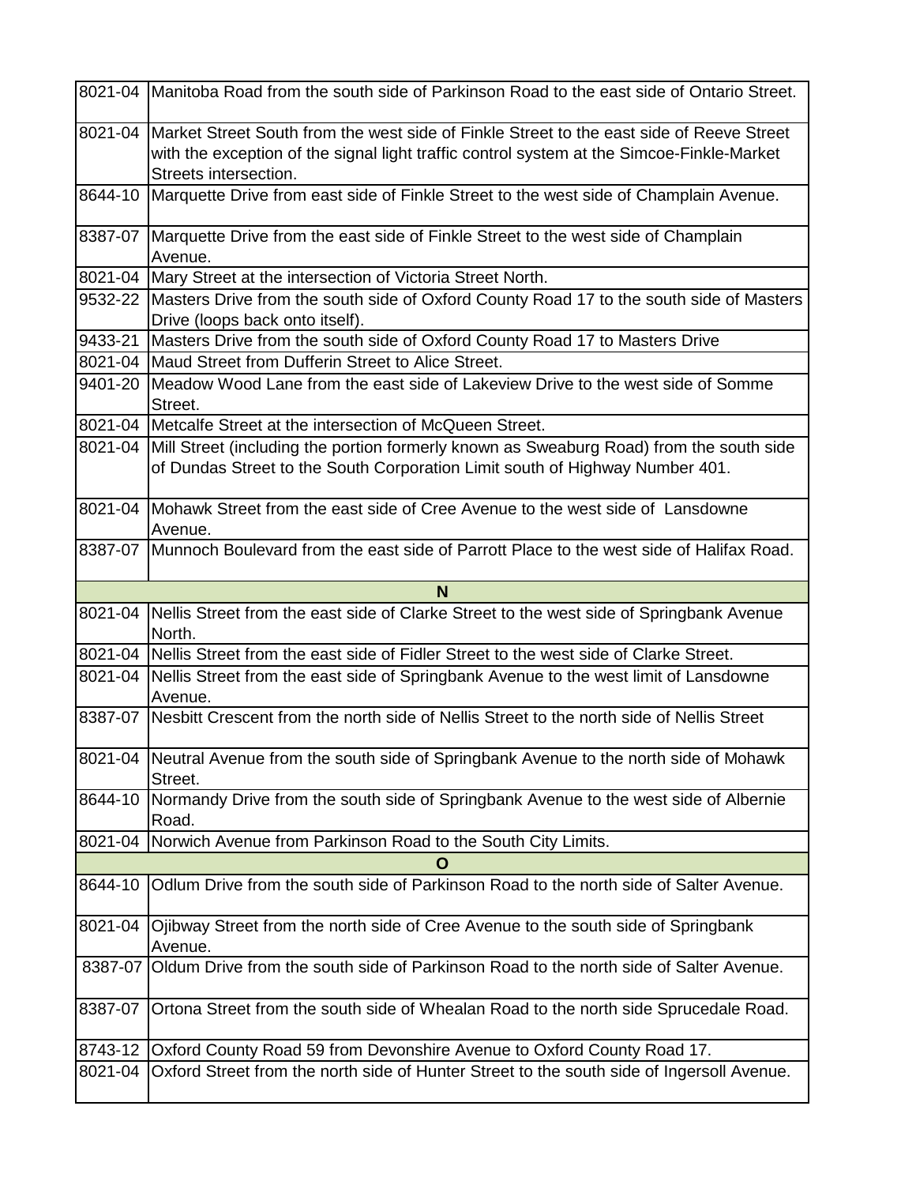| | |
|---|---|
| 8021-04 | Manitoba Road from the south side of Parkinson Road to the east side of Ontario Street. |
| 8021-04 | Market Street South from the west side of Finkle Street to the east side of Reeve Street with the exception of the signal light traffic control system at the Simcoe-Finkle-Market Streets intersection. |
| 8644-10 | Marquette Drive from east side of Finkle Street to the west side of Champlain Avenue. |
| 8387-07 | Marquette Drive from the east side of Finkle Street to the west side of Champlain Avenue. |
| 8021-04 | Mary Street at the intersection of Victoria Street North. |
| 9532-22 | Masters Drive from the south side of Oxford County Road 17 to the south side of Masters Drive (loops back onto itself). |
| 9433-21 | Masters Drive from the south side of Oxford County Road 17 to Masters Drive |
| 8021-04 | Maud Street from Dufferin Street to Alice Street. |
| 9401-20 | Meadow Wood Lane from the east side of Lakeview Drive to the west side of Somme Street. |
| 8021-04 | Metcalfe Street at the intersection of McQueen Street. |
| 8021-04 | Mill Street (including the portion formerly known as Sweaburg Road) from the south side of Dundas Street to the South Corporation Limit south of Highway Number 401. |
| 8021-04 | Mohawk Street from the east side of Cree Avenue to the west side of Lansdowne Avenue. |
| 8387-07 | Munnoch Boulevard from the east side of Parrott Place to the west side of Halifax Road. |
| **N** | |
| 8021-04 | Nellis Street from the east side of Clarke Street to the west side of Springbank Avenue North. |
| 8021-04 | Nellis Street from the east side of Fidler Street to the west side of Clarke Street. |
| 8021-04 | Nellis Street from the east side of Springbank Avenue to the west limit of Lansdowne Avenue. |
| 8387-07 | Nesbitt Crescent from the north side of Nellis Street to the north side of Nellis Street |
| 8021-04 | Neutral Avenue from the south side of Springbank Avenue to the north side of Mohawk Street. |
| 8644-10 | Normandy Drive from the south side of Springbank Avenue to the west side of Albernie Road. |
| 8021-04 | Norwich Avenue from Parkinson Road to the South City Limits. |
| **O** | |
| 8644-10 | Odlum Drive from the south side of Parkinson Road to the north side of Salter Avenue. |
| 8021-04 | Ojibway Street from the north side of Cree Avenue to the south side of Springbank Avenue. |
| 8387-07 | Oldum Drive from the south side of Parkinson Road to the north side of Salter Avenue. |
| 8387-07 | Ortona Street from the south side of Whealan Road to the north side Sprucedale Road. |
| 8743-12 | Oxford County Road 59 from Devonshire Avenue to Oxford County Road 17. |
| 8021-04 | Oxford Street from the north side of Hunter Street to the south side of Ingersoll Avenue. |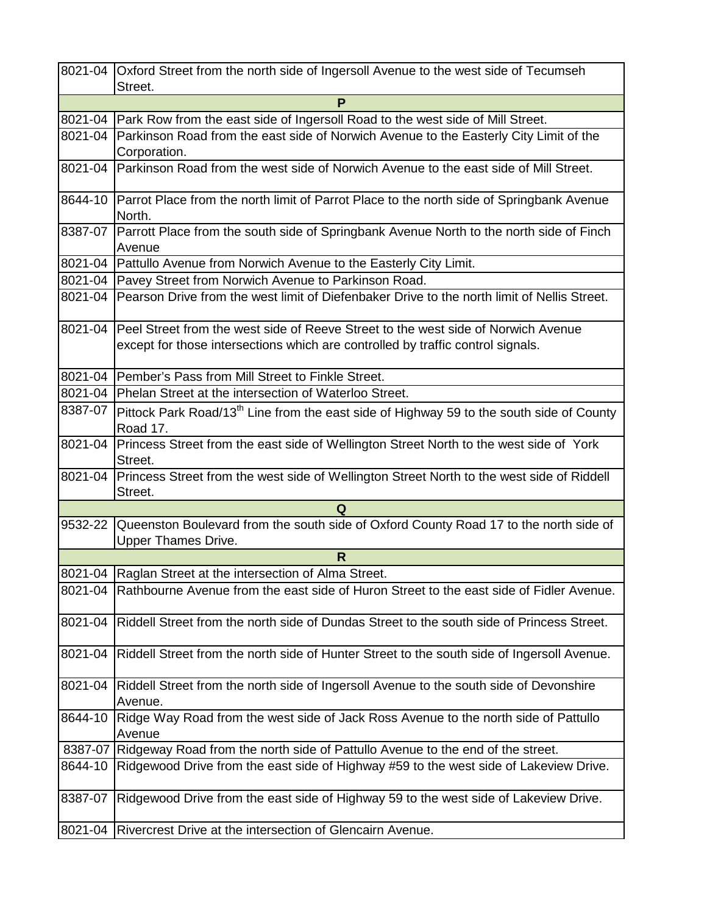| | |
|---|---|
| 8021-04 | Oxford Street from the north side of Ingersoll Avenue to the west side of Tecumseh Street. |
| **P** | |
| 8021-04 | Park Row from the east side of Ingersoll Road to the west side of Mill Street. |
| 8021-04 | Parkinson Road from the east side of Norwich Avenue to the Easterly City Limit of the Corporation. |
| 8021-04 | Parkinson Road from the west side of Norwich Avenue to the east side of Mill Street. |
| 8644-10 | Parrot Place from the north limit of Parrot Place to the north side of Springbank Avenue North. |
| 8387-07 | Parrott Place from the south side of Springbank Avenue North to the north side of Finch Avenue |
| 8021-04 | Pattullo Avenue from Norwich Avenue to the Easterly City Limit. |
| 8021-04 | Pavey Street from Norwich Avenue to Parkinson Road. |
| 8021-04 | Pearson Drive from the west limit of Diefenbaker Drive to the north limit of Nellis Street. |
| 8021-04 | Peel Street from the west side of Reeve Street to the west side of Norwich Avenue except for those intersections which are controlled by traffic control signals. |
| 8021-04 | Pember's Pass from Mill Street to Finkle Street. |
| 8021-04 | Phelan Street at the intersection of Waterloo Street. |
| 8387-07 | Pittock Park Road/13th Line from the east side of Highway 59 to the south side of County Road 17. |
| 8021-04 | Princess Street from the east side of Wellington Street North to the west side of York Street. |
| 8021-04 | Princess Street from the west side of Wellington Street North to the west side of Riddell Street. |
| **Q** | |
| 9532-22 | Queenston Boulevard from the south side of Oxford County Road 17 to the north side of Upper Thames Drive. |
| **R** | |
| 8021-04 | Raglan Street at the intersection of Alma Street. |
| 8021-04 | Rathbourne Avenue from the east side of Huron Street to the east side of Fidler Avenue. |
| 8021-04 | Riddell Street from the north side of Dundas Street to the south side of Princess Street. |
| 8021-04 | Riddell Street from the north side of Hunter Street to the south side of Ingersoll Avenue. |
| 8021-04 | Riddell Street from the north side of Ingersoll Avenue to the south side of Devonshire Avenue. |
| 8644-10 | Ridge Way Road from the west side of Jack Ross Avenue to the north side of Pattullo Avenue |
| 8387-07 | Ridgeway Road from the north side of Pattullo Avenue to the end of the street. |
| 8644-10 | Ridgewood Drive from the east side of Highway #59 to the west side of Lakeview Drive. |
| 8387-07 | Ridgewood Drive from the east side of Highway 59 to the west side of Lakeview Drive. |
| 8021-04 | Rivercrest Drive at the intersection of Glencairn Avenue. |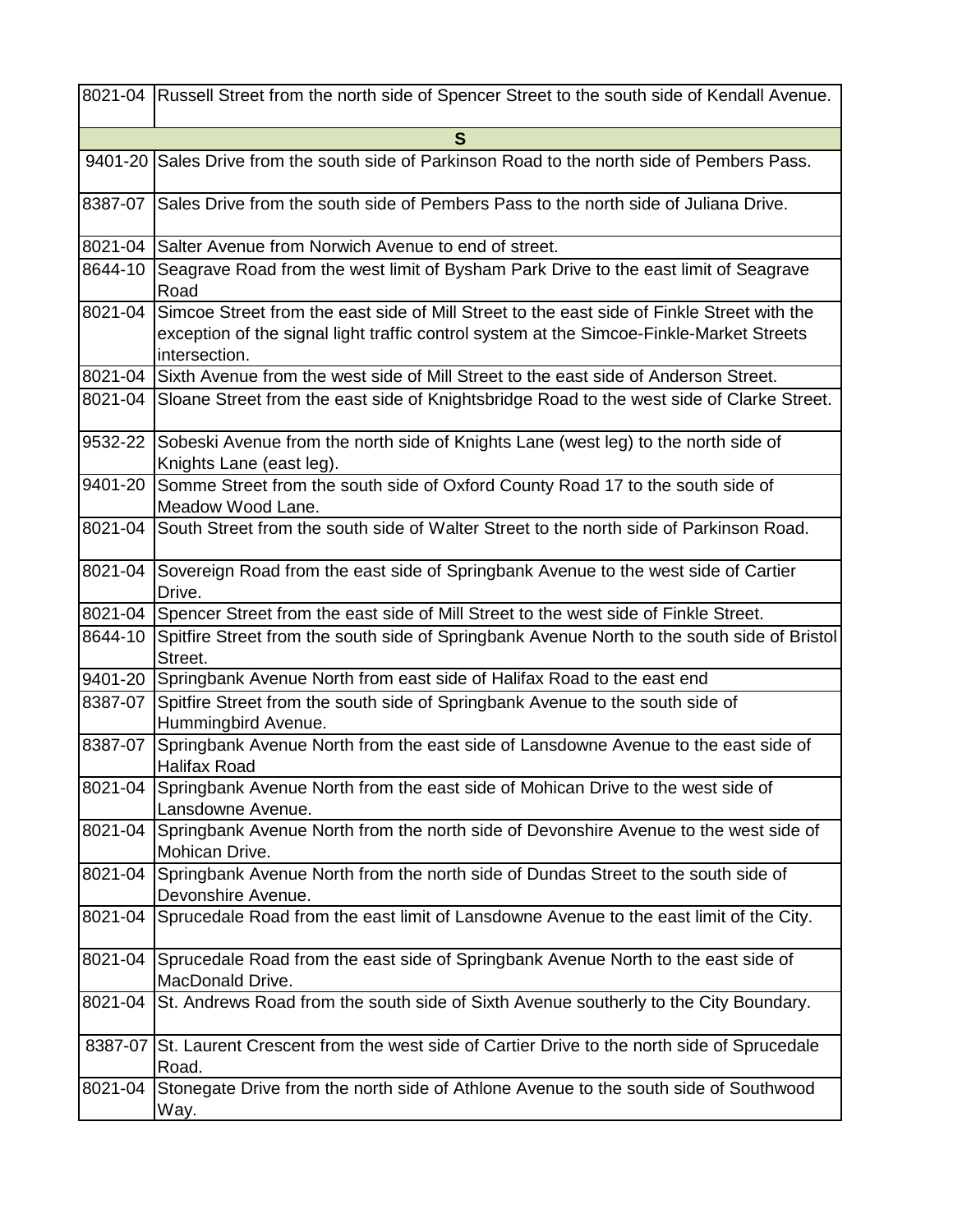| | |
|---|---|
| 8021-04 | Russell Street from the north side of Spencer Street to the south side of Kendall Avenue. |
| **S** | |
| 9401-20 | Sales Drive from the south side of Parkinson Road to the north side of Pembers Pass. |
| 8387-07 | Sales Drive from the south side of Pembers Pass to the north side of Juliana Drive. |
| 8021-04 | Salter Avenue from Norwich Avenue to end of street. |
| 8644-10 | Seagrave Road from the west limit of Bysham Park Drive to the east limit of Seagrave Road |
| 8021-04 | Simcoe Street from the east side of Mill Street to the east side of Finkle Street with the exception of the signal light traffic control system at the Simcoe-Finkle-Market Streets intersection. |
| 8021-04 | Sixth Avenue from the west side of Mill Street to the east side of Anderson Street. |
| 8021-04 | Sloane Street from the east side of Knightsbridge Road to the west side of Clarke Street. |
| 9532-22 | Sobeski Avenue from the north side of Knights Lane (west leg) to the north side of Knights Lane (east leg). |
| 9401-20 | Somme Street from the south side of Oxford County Road 17 to the south side of Meadow Wood Lane. |
| 8021-04 | South Street from the south side of Walter Street to the north side of Parkinson Road. |
| 8021-04 | Sovereign Road from the east side of Springbank Avenue to the west side of Cartier Drive. |
| 8021-04 | Spencer Street from the east side of Mill Street to the west side of Finkle Street. |
| 8644-10 | Spitfire Street from the south side of Springbank Avenue North to the south side of Bristol Street. |
| 9401-20 | Springbank Avenue North from east side of Halifax Road to the east end |
| 8387-07 | Spitfire Street from the south side of Springbank Avenue to the south side of Hummingbird Avenue. |
| 8387-07 | Springbank Avenue North from the east side of Lansdowne Avenue to the east side of Halifax Road |
| 8021-04 | Springbank Avenue North from the east side of Mohican Drive to the west side of Lansdowne Avenue. |
| 8021-04 | Springbank Avenue North from the north side of Devonshire Avenue to the west side of Mohican Drive. |
| 8021-04 | Springbank Avenue North from the north side of Dundas Street to the south side of Devonshire Avenue. |
| 8021-04 | Sprucedale Road from the east limit of Lansdowne Avenue to the east limit of the City. |
| 8021-04 | Sprucedale Road from the east side of Springbank Avenue North to the east side of MacDonald Drive. |
| 8021-04 | St. Andrews Road from the south side of Sixth Avenue southerly to the City Boundary. |
| 8387-07 | St. Laurent Crescent from the west side of Cartier Drive to the north side of Sprucedale Road. |
| 8021-04 | Stonegate Drive from the north side of Athlone Avenue to the south side of Southwood Way. |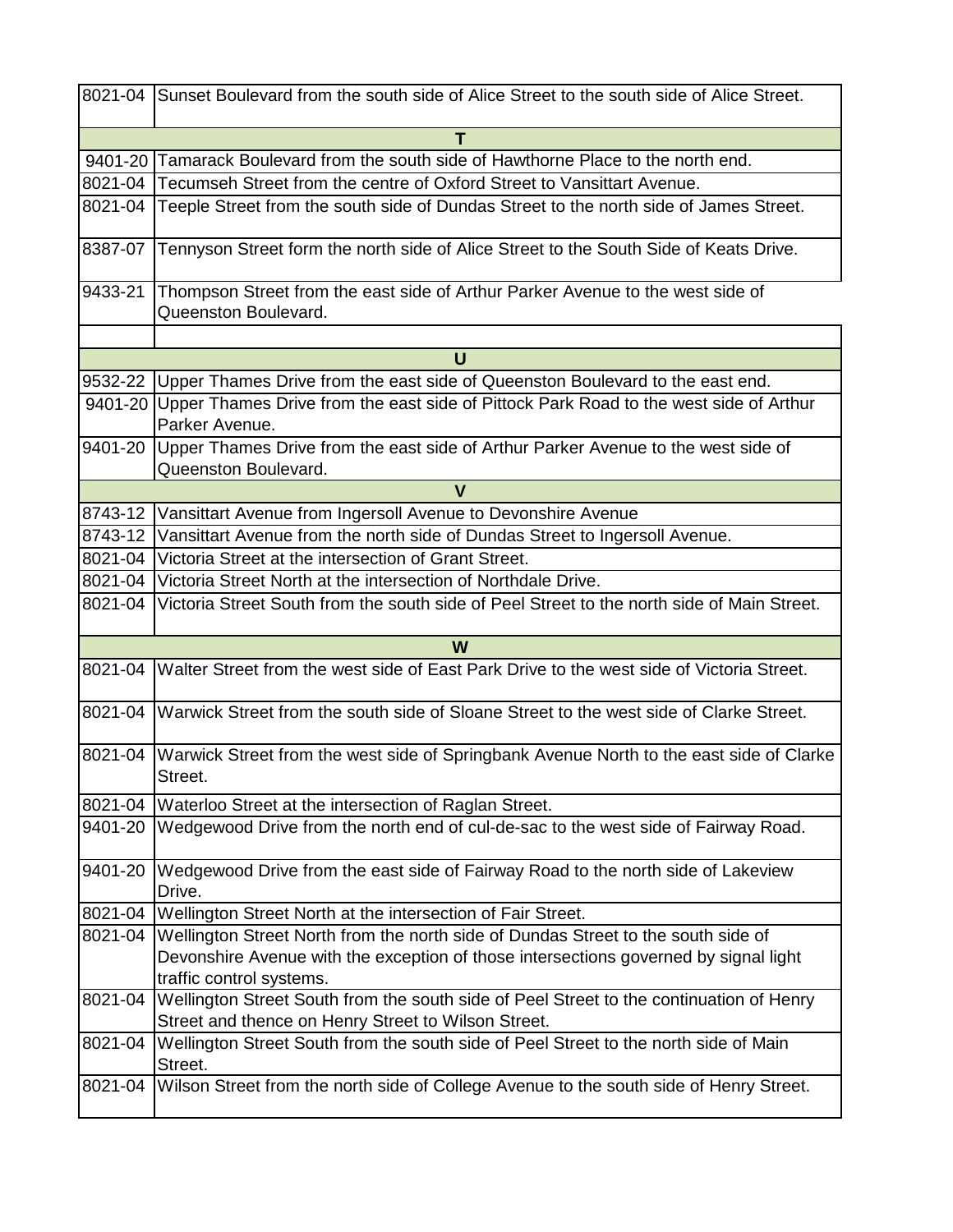| | |
|---|---|
| 8021-04 | Sunset Boulevard from the south side of Alice Street to the south side of Alice Street. |
| **T** | |
| 9401-20 | Tamarack Boulevard from the south side of Hawthorne Place to the north end. |
| 8021-04 | Tecumseh Street from the centre of Oxford Street to Vansittart Avenue. |
| 8021-04 | Teeple Street from the south side of Dundas Street to the north side of James Street. |
| 8387-07 | Tennyson Street form the north side of Alice Street to the South Side of Keats Drive. |
| 9433-21 | Thompson Street from the east side of Arthur Parker Avenue to the west side of Queenston Boulevard. |
| | |
| **U** | |
| 9532-22 | Upper Thames Drive from the east side of Queenston Boulevard to the east end. |
| 9401-20 | Upper Thames Drive from the east side of Pittock Park Road to the west side of Arthur Parker Avenue. |
| 9401-20 | Upper Thames Drive from the east side of Arthur Parker Avenue to the west side of Queenston Boulevard. |
| **V** | |
| 8743-12 | Vansittart Avenue from Ingersoll Avenue to Devonshire Avenue |
| 8743-12 | Vansittart Avenue from the north side of Dundas Street to Ingersoll Avenue. |
| 8021-04 | Victoria Street at the intersection of Grant Street. |
| 8021-04 | Victoria Street North at the intersection of Northdale Drive. |
| 8021-04 | Victoria Street South from the south side of Peel Street to the north side of Main Street. |
| **W** | |
| 8021-04 | Walter Street from the west side of East Park Drive to the west side of Victoria Street. |
| 8021-04 | Warwick Street from the south side of Sloane Street to the west side of Clarke Street. |
| 8021-04 | Warwick Street from the west side of Springbank Avenue North to the east side of Clarke Street. |
| 8021-04 | Waterloo Street at the intersection of Raglan Street. |
| 9401-20 | Wedgewood Drive from the north end of cul-de-sac to the west side of Fairway Road. |
| 9401-20 | Wedgewood Drive from the east side of Fairway Road to the north side of Lakeview Drive. |
| 8021-04 | Wellington Street North at the intersection of Fair Street. |
| 8021-04 | Wellington Street North from the north side of Dundas Street to the south side of Devonshire Avenue with the exception of those intersections governed by signal light traffic control systems. |
| 8021-04 | Wellington Street South from the south side of Peel Street to the continuation of Henry Street and thence on Henry Street to Wilson Street. |
| 8021-04 | Wellington Street South from the south side of Peel Street to the north side of Main Street. |
| 8021-04 | Wilson Street from the north side of College Avenue to the south side of Henry Street. |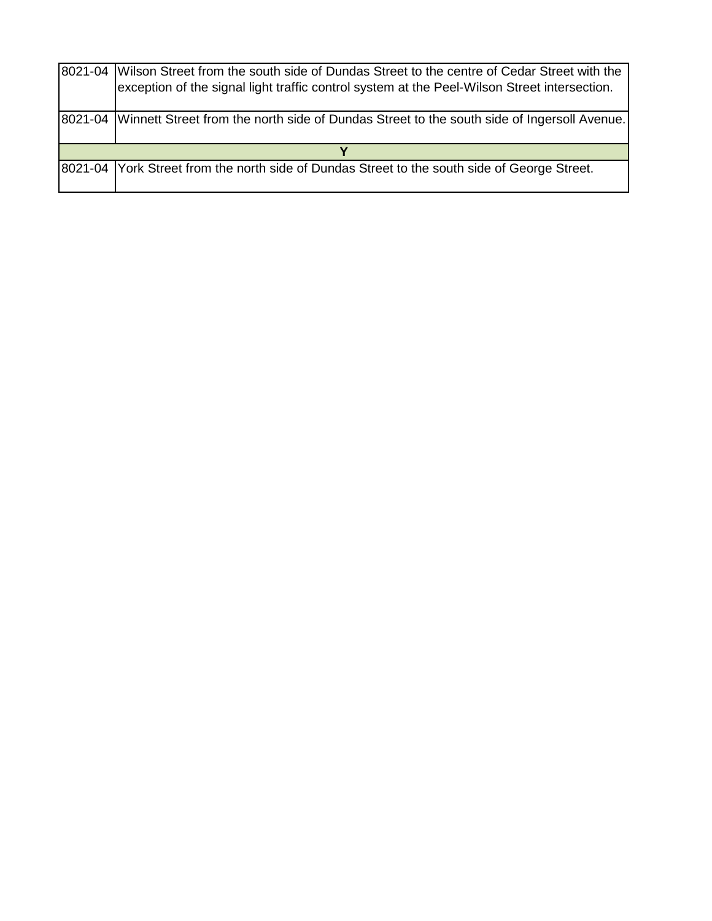| | |
|---|---|
| 8021-04 | Wilson Street from the south side of Dundas Street to the centre of Cedar Street with the exception of the signal light traffic control system at the Peel-Wilson Street intersection. |
| 8021-04 | Winnett Street from the north side of Dundas Street to the south side of Ingersoll Avenue. |
| **Y** | |
| 8021-04 | York Street from the north side of Dundas Street to the south side of George Street. |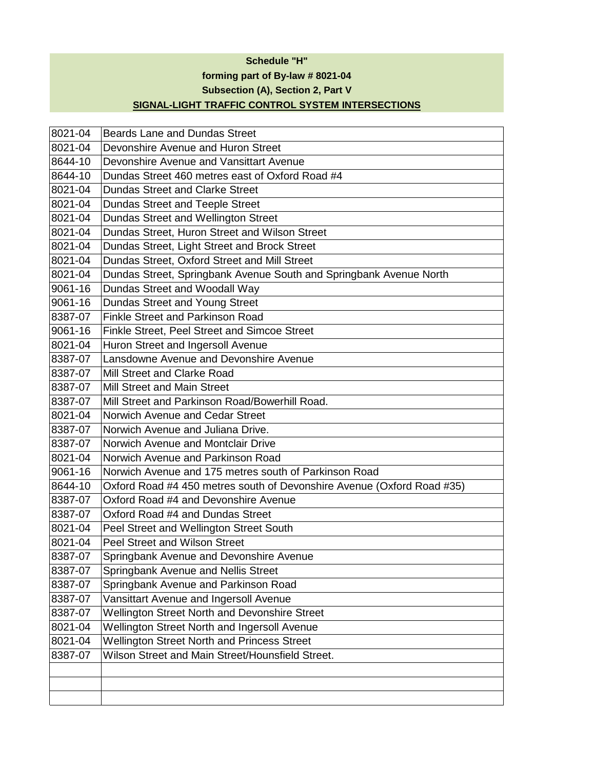**Schedule "H"**

**forming part of By-law # 8021-04**

**Subsection (A), Section 2, Part V**

**SIGNAL-LIGHT TRAFFIC CONTROL SYSTEM INTERSECTIONS**

| | |
|---|---|
| 8021-04 | Beards Lane and Dundas Street |
| 8021-04 | Devonshire Avenue and Huron Street |
| 8644-10 | Devonshire Avenue and Vansittart Avenue |
| 8644-10 | Dundas Street 460 metres east of Oxford Road #4 |
| 8021-04 | Dundas Street and Clarke Street |
| 8021-04 | Dundas Street and Teeple Street |
| 8021-04 | Dundas Street and Wellington Street |
| 8021-04 | Dundas Street, Huron Street and Wilson Street |
| 8021-04 | Dundas Street, Light Street and Brock Street |
| 8021-04 | Dundas Street, Oxford Street and Mill Street |
| 8021-04 | Dundas Street, Springbank Avenue South and Springbank Avenue North |
| 9061-16 | Dundas Street and Woodall Way |
| 9061-16 | Dundas Street and Young Street |
| 8387-07 | Finkle Street and Parkinson Road |
| 9061-16 | Finkle Street, Peel Street and Simcoe Street |
| 8021-04 | Huron Street and Ingersoll Avenue |
| 8387-07 | Lansdowne Avenue and Devonshire Avenue |
| 8387-07 | Mill Street and Clarke Road |
| 8387-07 | Mill Street and Main Street |
| 8387-07 | Mill Street and Parkinson Road/Bowerhill Road. |
| 8021-04 | Norwich Avenue and Cedar Street |
| 8387-07 | Norwich Avenue and Juliana Drive. |
| 8387-07 | Norwich Avenue and Montclair Drive |
| 8021-04 | Norwich Avenue and Parkinson Road |
| 9061-16 | Norwich Avenue and 175 metres south of Parkinson Road |
| 8644-10 | Oxford Road #4 450 metres south of Devonshire Avenue (Oxford Road #35) |
| 8387-07 | Oxford Road #4 and Devonshire Avenue |
| 8387-07 | Oxford Road #4 and Dundas Street |
| 8021-04 | Peel Street and Wellington Street South |
| 8021-04 | Peel Street and Wilson Street |
| 8387-07 | Springbank Avenue and Devonshire Avenue |
| 8387-07 | Springbank Avenue and Nellis Street |
| 8387-07 | Springbank Avenue and Parkinson Road |
| 8387-07 | Vansittart Avenue and Ingersoll Avenue |
| 8387-07 | Wellington Street North and Devonshire Street |
| 8021-04 | Wellington Street North and Ingersoll Avenue |
| 8021-04 | Wellington Street North and Princess Street |
| 8387-07 | Wilson Street and Main Street/Hounsfield Street. |
| | |
| | |
| | |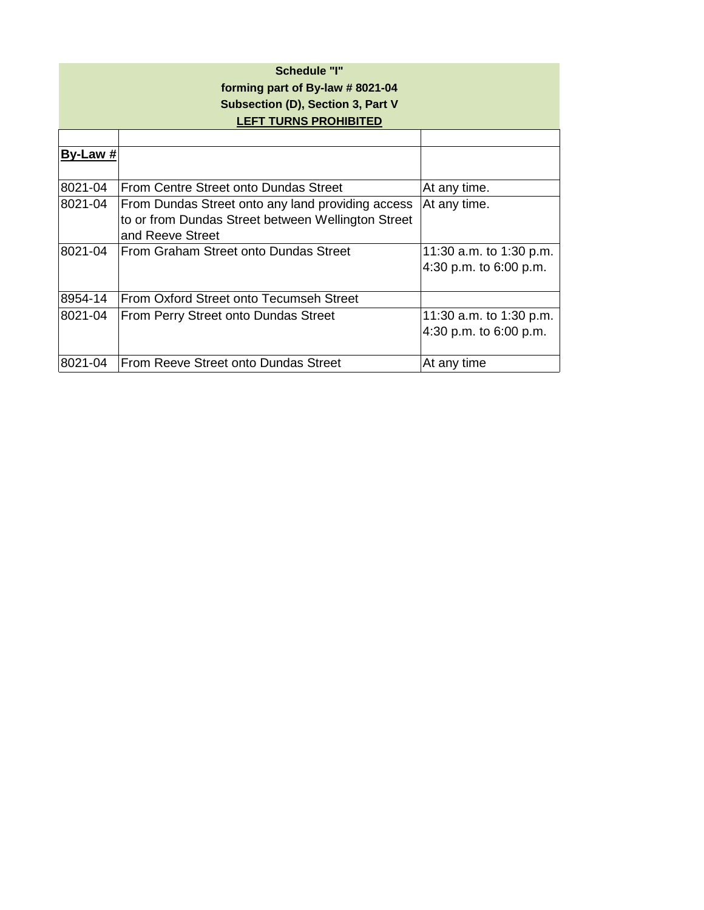**Schedule "I"**
**forming part of By-law # 8021-04**
**Subsection (D), Section 3, Part V**
**LEFT TURNS PROHIBITED**

| **By-Law #** | | |
|---|---|---|
| 8021-04 | From Centre Street onto Dundas Street | At any time. |
| 8021-04 | From Dundas Street onto any land providing access to or from Dundas Street between Wellington Street and Reeve Street | At any time. |
| 8021-04 | From Graham Street onto Dundas Street | 11:30 a.m. to 1:30 p.m. 4:30 p.m. to 6:00 p.m. |
| 8954-14 | From Oxford Street onto Tecumseh Street | |
| 8021-04 | From Perry Street onto Dundas Street | 11:30 a.m. to 1:30 p.m. 4:30 p.m. to 6:00 p.m. |
| 8021-04 | From Reeve Street onto Dundas Street | At any time |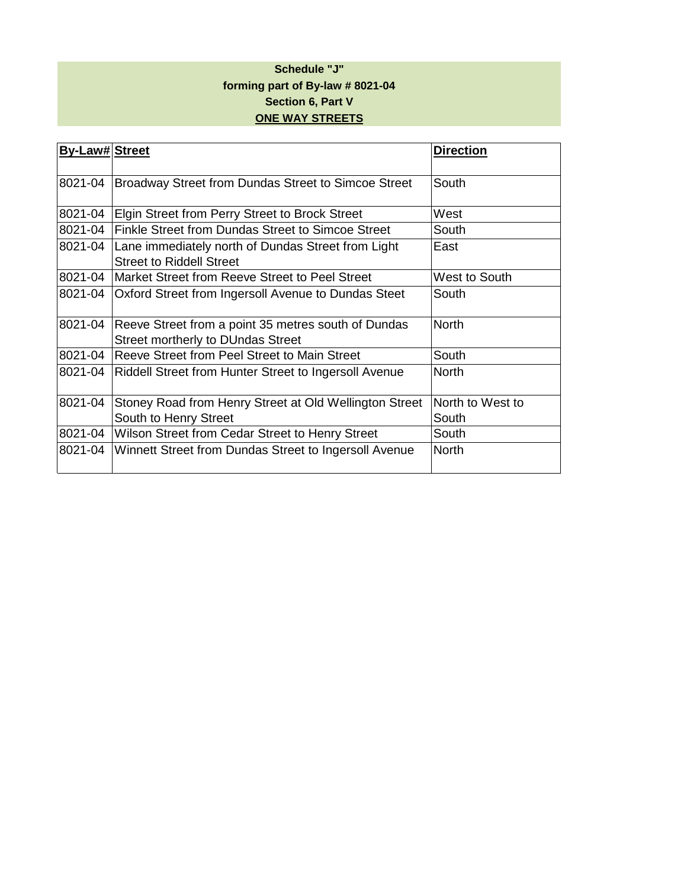**Schedule "J"**
**forming part of By-law # 8021-04**
**Section 6, Part V**
**ONE WAY STREETS**

| By-Law# | Street | Direction |
|---|---|---|
| 8021-04 | Broadway Street from Dundas Street to Simcoe Street | South |
| 8021-04 | Elgin Street from Perry Street to Brock Street | West |
| 8021-04 | Finkle Street from Dundas Street to Simcoe Street | South |
| 8021-04 | Lane immediately north of Dundas Street from Light Street to Riddell Street | East |
| 8021-04 | Market Street from Reeve Street to Peel Street | West to South |
| 8021-04 | Oxford Street from Ingersoll Avenue to Dundas Steet | South |
| 8021-04 | Reeve Street from a point 35 metres south of Dundas Street mortherly to DUndas Street | North |
| 8021-04 | Reeve Street from Peel Street to Main Street | South |
| 8021-04 | Riddell Street from Hunter Street to Ingersoll Avenue | North |
| 8021-04 | Stoney Road from Henry Street at Old Wellington Street South to Henry Street | North to West to South |
| 8021-04 | Wilson Street from Cedar Street to Henry Street | South |
| 8021-04 | Winnett Street from Dundas Street to Ingersoll Avenue | North |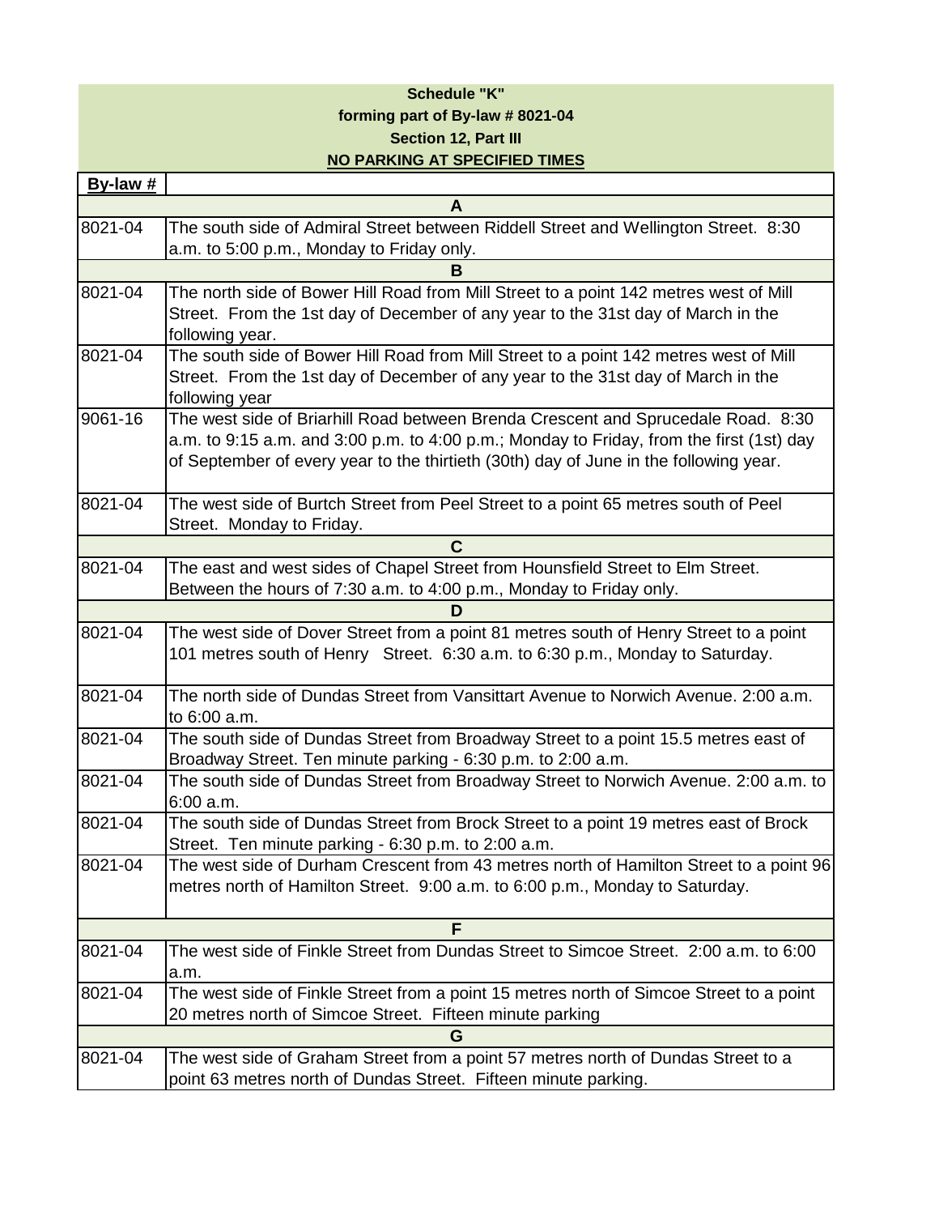**Schedule "K"**

**forming part of By-law # 8021-04**

**Section 12, Part III**

**NO PARKING AT SPECIFIED TIMES**

| By-law # | |
|---|---|
| | **A** |
| 8021-04 | The south side of Admiral Street between Riddell Street and Wellington Street. 8:30 a.m. to 5:00 p.m., Monday to Friday only. |
| | **B** |
| 8021-04 | The north side of Bower Hill Road from Mill Street to a point 142 metres west of Mill Street. From the 1st day of December of any year to the 31st day of March in the following year. |
| 8021-04 | The south side of Bower Hill Road from Mill Street to a point 142 metres west of Mill Street. From the 1st day of December of any year to the 31st day of March in the following year |
| 9061-16 | The west side of Briarhill Road between Brenda Crescent and Sprucedale Road. 8:30 a.m. to 9:15 a.m. and 3:00 p.m. to 4:00 p.m.; Monday to Friday, from the first (1st) day of September of every year to the thirtieth (30th) day of June in the following year. |
| 8021-04 | The west side of Burtch Street from Peel Street to a point 65 metres south of Peel Street. Monday to Friday. |
| | **C** |
| 8021-04 | The east and west sides of Chapel Street from Hounsfield Street to Elm Street. Between the hours of 7:30 a.m. to 4:00 p.m., Monday to Friday only. |
| | **D** |
| 8021-04 | The west side of Dover Street from a point 81 metres south of Henry Street to a point 101 metres south of Henry Street. 6:30 a.m. to 6:30 p.m., Monday to Saturday. |
| 8021-04 | The north side of Dundas Street from Vansittart Avenue to Norwich Avenue. 2:00 a.m. to 6:00 a.m. |
| 8021-04 | The south side of Dundas Street from Broadway Street to a point 15.5 metres east of Broadway Street. Ten minute parking - 6:30 p.m. to 2:00 a.m. |
| 8021-04 | The south side of Dundas Street from Broadway Street to Norwich Avenue. 2:00 a.m. to 6:00 a.m. |
| 8021-04 | The south side of Dundas Street from Brock Street to a point 19 metres east of Brock Street. Ten minute parking - 6:30 p.m. to 2:00 a.m. |
| 8021-04 | The west side of Durham Crescent from 43 metres north of Hamilton Street to a point 96 metres north of Hamilton Street. 9:00 a.m. to 6:00 p.m., Monday to Saturday. |
| | **F** |
| 8021-04 | The west side of Finkle Street from Dundas Street to Simcoe Street. 2:00 a.m. to 6:00 a.m. |
| 8021-04 | The west side of Finkle Street from a point 15 metres north of Simcoe Street to a point 20 metres north of Simcoe Street. Fifteen minute parking |
| | **G** |
| 8021-04 | The west side of Graham Street from a point 57 metres north of Dundas Street to a point 63 metres north of Dundas Street. Fifteen minute parking. |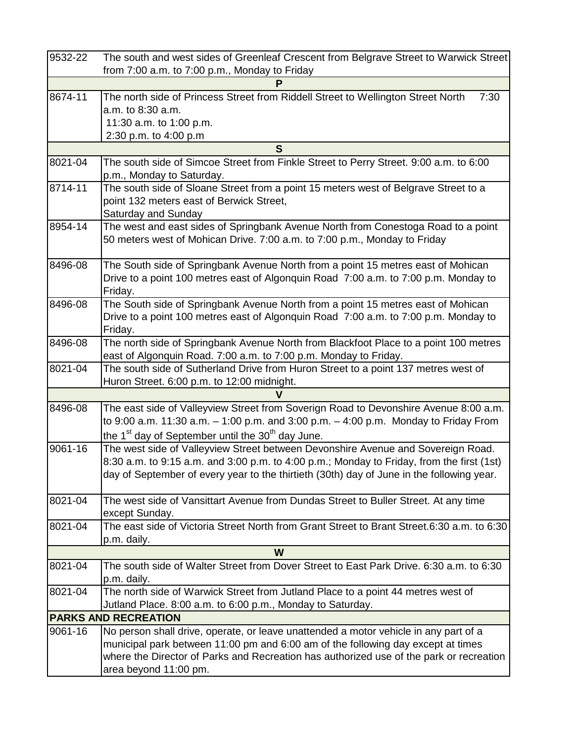| | |
|---|---|
| 9532-22 | The south and west sides of Greenleaf Crescent from Belgrave Street to Warwick Street from 7:00 a.m. to 7:00 p.m., Monday to Friday |
| **P** | |
| 8674-11 | The north side of Princess Street from Riddell Street to Wellington Street North 7:30 a.m. to 8:30 a.m.<br>11:30 a.m. to 1:00 p.m.<br>2:30 p.m. to 4:00 p.m |
| **S** | |
| 8021-04 | The south side of Simcoe Street from Finkle Street to Perry Street. 9:00 a.m. to 6:00 p.m., Monday to Saturday. |
| 8714-11 | The south side of Sloane Street from a point 15 meters west of Belgrave Street to a point 132 meters east of Berwick Street,<br>Saturday and Sunday |
| 8954-14 | The west and east sides of Springbank Avenue North from Conestoga Road to a point 50 meters west of Mohican Drive. 7:00 a.m. to 7:00 p.m., Monday to Friday |
| 8496-08 | The South side of Springbank Avenue North from a point 15 metres east of Mohican Drive to a point 100 metres east of Algonquin Road 7:00 a.m. to 7:00 p.m. Monday to Friday. |
| 8496-08 | The South side of Springbank Avenue North from a point 15 metres east of Mohican Drive to a point 100 metres east of Algonquin Road 7:00 a.m. to 7:00 p.m. Monday to Friday. |
| 8496-08 | The north side of Springbank Avenue North from Blackfoot Place to a point 100 metres east of Algonquin Road. 7:00 a.m. to 7:00 p.m. Monday to Friday. |
| 8021-04 | The south side of Sutherland Drive from Huron Street to a point 137 metres west of Huron Street. 6:00 p.m. to 12:00 midnight. |
| **V** | |
| 8496-08 | The east side of Valleyview Street from Soverign Road to Devonshire Avenue 8:00 a.m. to 9:00 a.m. 11:30 a.m. – 1:00 p.m. and 3:00 p.m. – 4:00 p.m. Monday to Friday From the 1st day of September until the 30th day June. |
| 9061-16 | The west side of Valleyview Street between Devonshire Avenue and Sovereign Road. 8:30 a.m. to 9:15 a.m. and 3:00 p.m. to 4:00 p.m.; Monday to Friday, from the first (1st) day of September of every year to the thirtieth (30th) day of June in the following year. |
| 8021-04 | The west side of Vansittart Avenue from Dundas Street to Buller Street. At any time except Sunday. |
| 8021-04 | The east side of Victoria Street North from Grant Street to Brant Street.6:30 a.m. to 6:30 p.m. daily. |
| **W** | |
| 8021-04 | The south side of Walter Street from Dover Street to East Park Drive. 6:30 a.m. to 6:30 p.m. daily. |
| 8021-04 | The north side of Warwick Street from Jutland Place to a point 44 metres west of Jutland Place. 8:00 a.m. to 6:00 p.m., Monday to Saturday. |
| **PARKS AND RECREATION** | |
| 9061-16 | No person shall drive, operate, or leave unattended a motor vehicle in any part of a municipal park between 11:00 pm and 6:00 am of the following day except at times where the Director of Parks and Recreation has authorized use of the park or recreation area beyond 11:00 pm. |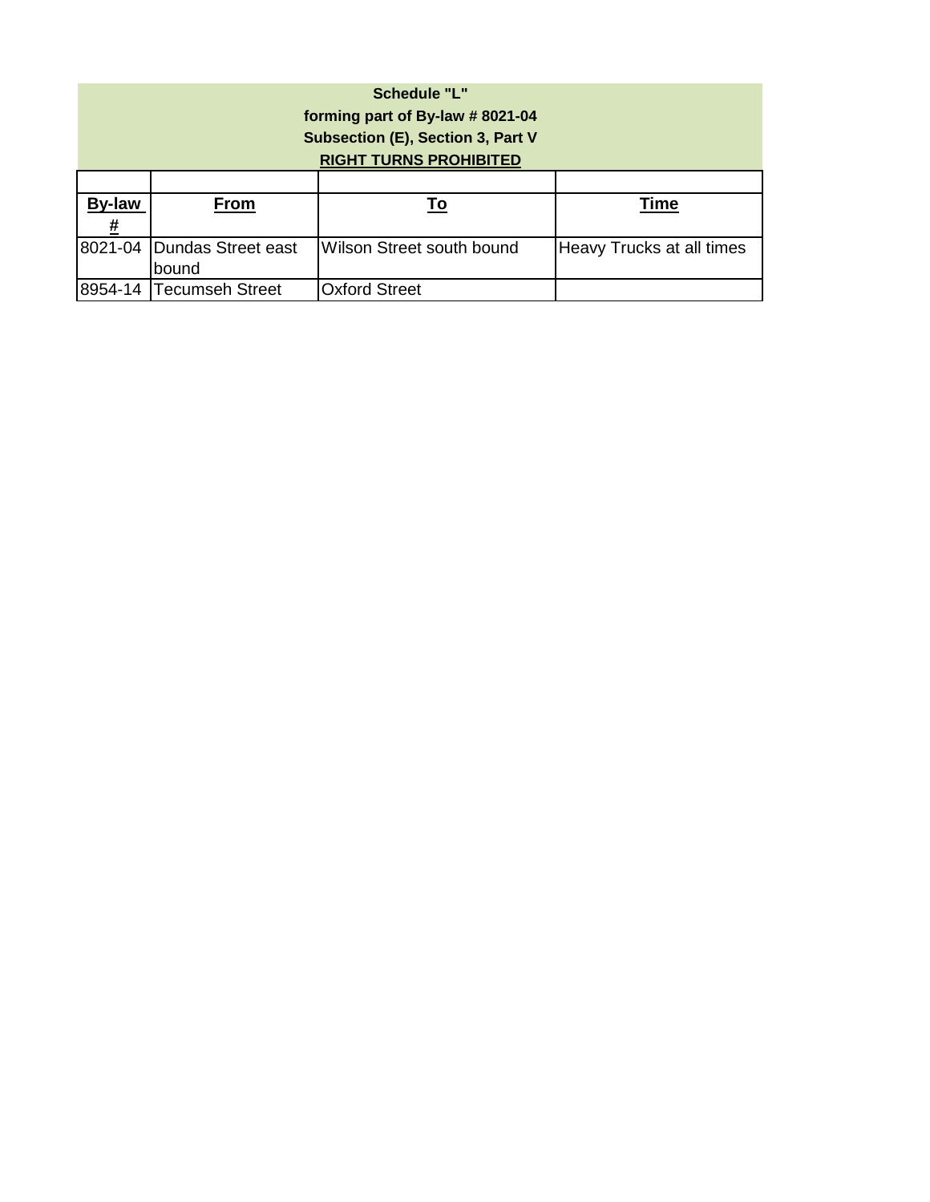**Schedule "L"**
**forming part of By-law # 8021-04**
**Subsection (E), Section 3, Part V**
**RIGHT TURNS PROHIBITED**

| By-law # | From | To | Time |
|---|---|---|---|
| 8021-04 | Dundas Street east bound | Wilson Street south bound | Heavy Trucks at all times |
| 8954-14 | Tecumseh Street | Oxford Street | |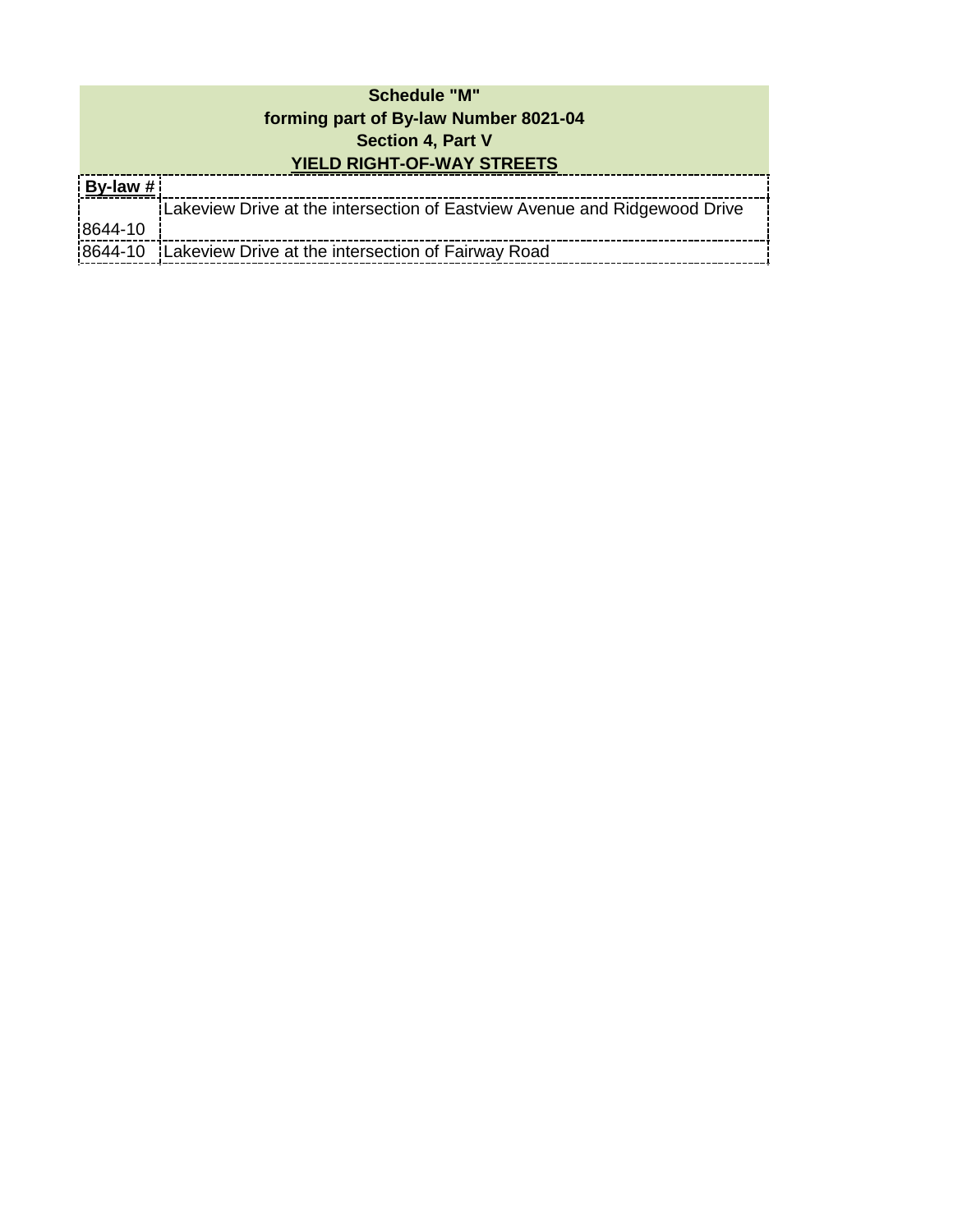**Schedule "M"**
**forming part of By-law Number 8021-04**
**Section 4, Part V**
**YIELD RIGHT-OF-WAY STREETS**

| By-law # | |
|---|---|
| 8644-10 | Lakeview Drive at the intersection of Eastview Avenue and Ridgewood Drive |
| 8644-10 | Lakeview Drive at the intersection of Fairway Road |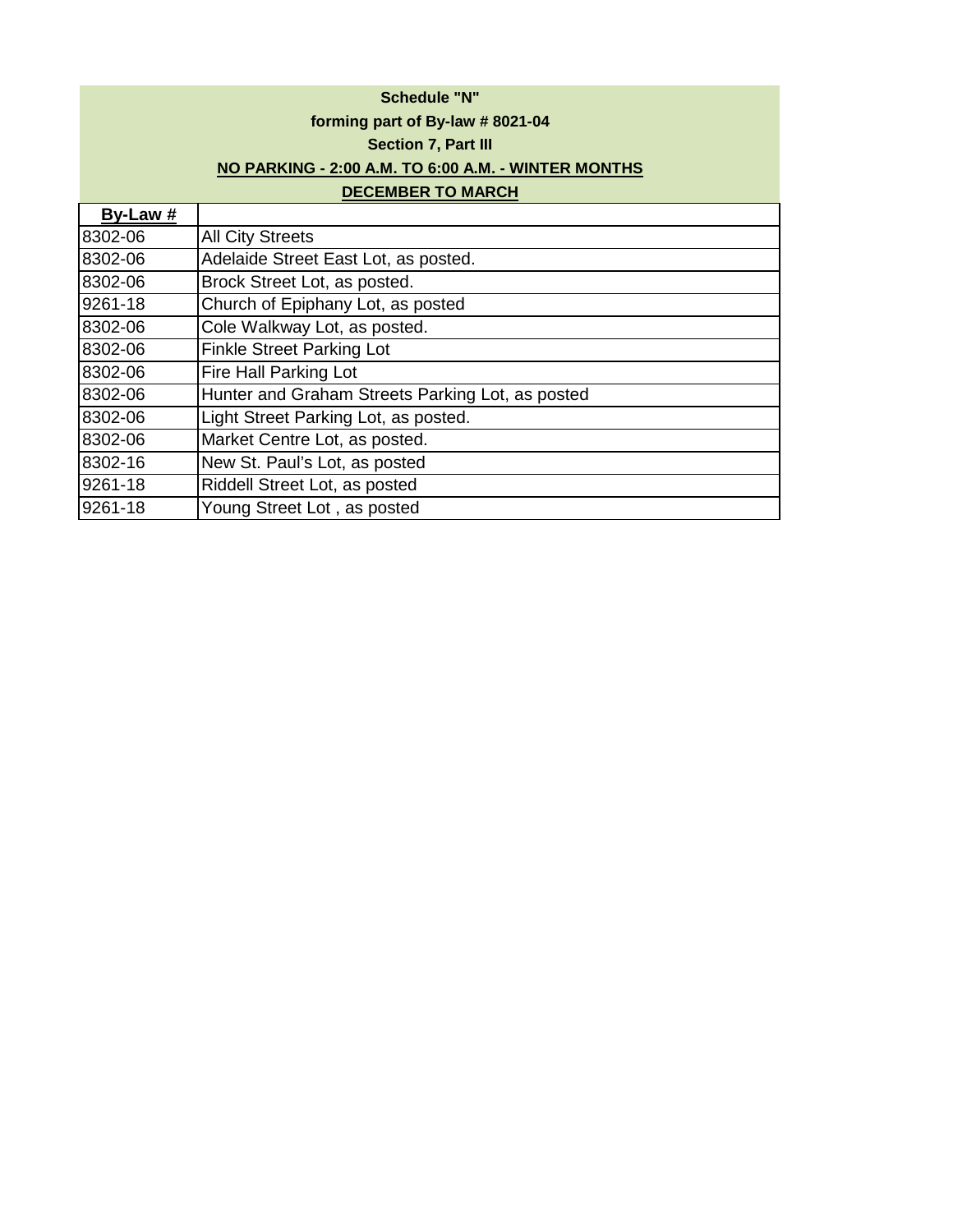**Schedule "N"**

**forming part of By-law # 8021-04**

**Section 7, Part III**

**NO PARKING - 2:00 A.M. TO 6:00 A.M. - WINTER MONTHS**

**DECEMBER TO MARCH**

| By-Law # | |
|---|---|
| 8302-06 | All City Streets |
| 8302-06 | Adelaide Street East Lot, as posted. |
| 8302-06 | Brock Street Lot, as posted. |
| 9261-18 | Church of Epiphany Lot, as posted |
| 8302-06 | Cole Walkway Lot, as posted. |
| 8302-06 | Finkle Street Parking Lot |
| 8302-06 | Fire Hall Parking Lot |
| 8302-06 | Hunter and Graham Streets Parking Lot, as posted |
| 8302-06 | Light Street Parking Lot, as posted. |
| 8302-06 | Market Centre Lot, as posted. |
| 8302-16 | New St. Paul's Lot, as posted |
| 9261-18 | Riddell Street Lot, as posted |
| 9261-18 | Young Street Lot , as posted |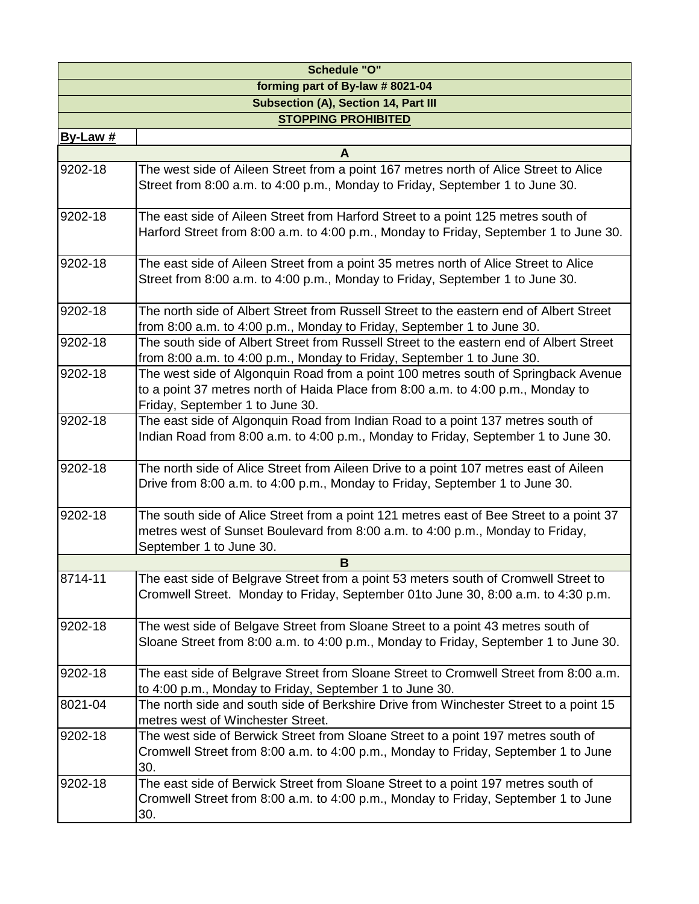| Schedule "O" | |
|---|---|
| forming part of By-law # 8021-04 | |
| Subsection (A), Section 14, Part III | |
| STOPPING PROHIBITED | |
| **By-Law #** | |
| **A** | |
| 9202-18 | The west side of Aileen Street from a point 167 metres north of Alice Street to Alice Street from 8:00 a.m. to 4:00 p.m., Monday to Friday, September 1 to June 30. |
| 9202-18 | The east side of Aileen Street from Harford Street to a point 125 metres south of Harford Street from 8:00 a.m. to 4:00 p.m., Monday to Friday, September 1 to June 30. |
| 9202-18 | The east side of Aileen Street from a point 35 metres north of Alice Street to Alice Street from 8:00 a.m. to 4:00 p.m., Monday to Friday, September 1 to June 30. |
| 9202-18 | The north side of Albert Street from Russell Street to the eastern end of Albert Street from 8:00 a.m. to 4:00 p.m., Monday to Friday, September 1 to June 30. |
| 9202-18 | The south side of Albert Street from Russell Street to the eastern end of Albert Street from 8:00 a.m. to 4:00 p.m., Monday to Friday, September 1 to June 30. |
| 9202-18 | The west side of Algonquin Road from a point 100 metres south of Springback Avenue to a point 37 metres north of Haida Place from 8:00 a.m. to 4:00 p.m., Monday to Friday, September 1 to June 30. |
| 9202-18 | The east side of Algonquin Road from Indian Road to a point 137 metres south of Indian Road from 8:00 a.m. to 4:00 p.m., Monday to Friday, September 1 to June 30. |
| 9202-18 | The north side of Alice Street from Aileen Drive to a point 107 metres east of Aileen Drive from 8:00 a.m. to 4:00 p.m., Monday to Friday, September 1 to June 30. |
| 9202-18 | The south side of Alice Street from a point 121 metres east of Bee Street to a point 37 metres west of Sunset Boulevard from 8:00 a.m. to 4:00 p.m., Monday to Friday, September 1 to June 30. |
| **B** | |
| 8714-11 | The east side of Belgrave Street from a point 53 meters south of Cromwell Street to Cromwell Street. Monday to Friday, September 01to June 30, 8:00 a.m. to 4:30 p.m. |
| 9202-18 | The west side of Belgave Street from Sloane Street to a point 43 metres south of Sloane Street from 8:00 a.m. to 4:00 p.m., Monday to Friday, September 1 to June 30. |
| 9202-18 | The east side of Belgrave Street from Sloane Street to Cromwell Street from 8:00 a.m. to 4:00 p.m., Monday to Friday, September 1 to June 30. |
| 8021-04 | The north side and south side of Berkshire Drive from Winchester Street to a point 15 metres west of Winchester Street. |
| 9202-18 | The west side of Berwick Street from Sloane Street to a point 197 metres south of Cromwell Street from 8:00 a.m. to 4:00 p.m., Monday to Friday, September 1 to June 30. |
| 9202-18 | The east side of Berwick Street from Sloane Street to a point 197 metres south of Cromwell Street from 8:00 a.m. to 4:00 p.m., Monday to Friday, September 1 to June 30. |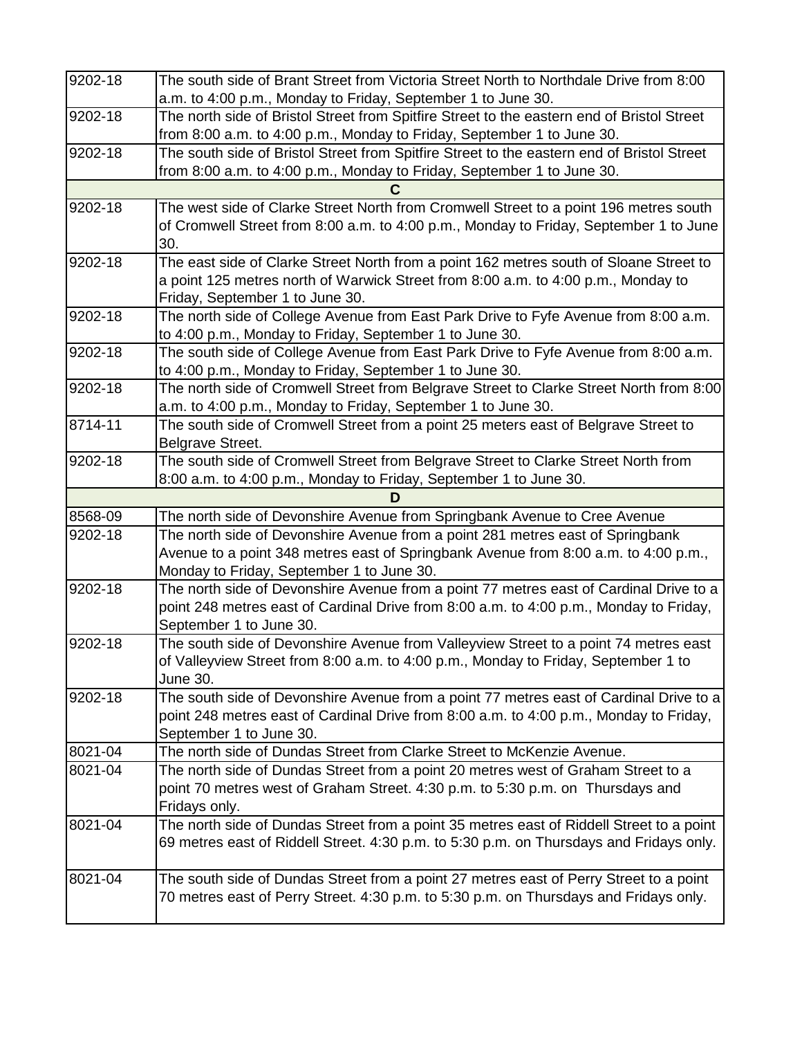| | |
|---|---|
| 9202-18 | The south side of Brant Street from Victoria Street North to Northdale Drive from 8:00 a.m. to 4:00 p.m., Monday to Friday, September 1 to June 30. |
| 9202-18 | The north side of Bristol Street from Spitfire Street to the eastern end of Bristol Street from 8:00 a.m. to 4:00 p.m., Monday to Friday, September 1 to June 30. |
| 9202-18 | The south side of Bristol Street from Spitfire Street to the eastern end of Bristol Street from 8:00 a.m. to 4:00 p.m., Monday to Friday, September 1 to June 30. |
| **C** | |
| 9202-18 | The west side of Clarke Street North from Cromwell Street to a point 196 metres south of Cromwell Street from 8:00 a.m. to 4:00 p.m., Monday to Friday, September 1 to June 30. |
| 9202-18 | The east side of Clarke Street North from a point 162 metres south of Sloane Street to a point 125 metres north of Warwick Street from 8:00 a.m. to 4:00 p.m., Monday to Friday, September 1 to June 30. |
| 9202-18 | The north side of College Avenue from East Park Drive to Fyfe Avenue from 8:00 a.m. to 4:00 p.m., Monday to Friday, September 1 to June 30. |
| 9202-18 | The south side of College Avenue from East Park Drive to Fyfe Avenue from 8:00 a.m. to 4:00 p.m., Monday to Friday, September 1 to June 30. |
| 9202-18 | The north side of Cromwell Street from Belgrave Street to Clarke Street North from 8:00 a.m. to 4:00 p.m., Monday to Friday, September 1 to June 30. |
| 8714-11 | The south side of Cromwell Street from a point 25 meters east of Belgrave Street to Belgrave Street. |
| 9202-18 | The south side of Cromwell Street from Belgrave Street to Clarke Street North from 8:00 a.m. to 4:00 p.m., Monday to Friday, September 1 to June 30. |
| **D** | |
| 8568-09 | The north side of Devonshire Avenue from Springbank Avenue to Cree Avenue |
| 9202-18 | The north side of Devonshire Avenue from a point 281 metres east of Springbank Avenue to a point 348 metres east of Springbank Avenue from 8:00 a.m. to 4:00 p.m., Monday to Friday, September 1 to June 30. |
| 9202-18 | The north side of Devonshire Avenue from a point 77 metres east of Cardinal Drive to a point 248 metres east of Cardinal Drive from 8:00 a.m. to 4:00 p.m., Monday to Friday, September 1 to June 30. |
| 9202-18 | The south side of Devonshire Avenue from Valleyview Street to a point 74 metres east of Valleyview Street from 8:00 a.m. to 4:00 p.m., Monday to Friday, September 1 to June 30. |
| 9202-18 | The south side of Devonshire Avenue from a point 77 metres east of Cardinal Drive to a point 248 metres east of Cardinal Drive from 8:00 a.m. to 4:00 p.m., Monday to Friday, September 1 to June 30. |
| 8021-04 | The north side of Dundas Street from Clarke Street to McKenzie Avenue. |
| 8021-04 | The north side of Dundas Street from a point 20 metres west of Graham Street to a point 70 metres west of Graham Street. 4:30 p.m. to 5:30 p.m. on Thursdays and Fridays only. |
| 8021-04 | The north side of Dundas Street from a point 35 metres east of Riddell Street to a point 69 metres east of Riddell Street. 4:30 p.m. to 5:30 p.m. on Thursdays and Fridays only. |
| 8021-04 | The south side of Dundas Street from a point 27 metres east of Perry Street to a point 70 metres east of Perry Street. 4:30 p.m. to 5:30 p.m. on Thursdays and Fridays only. |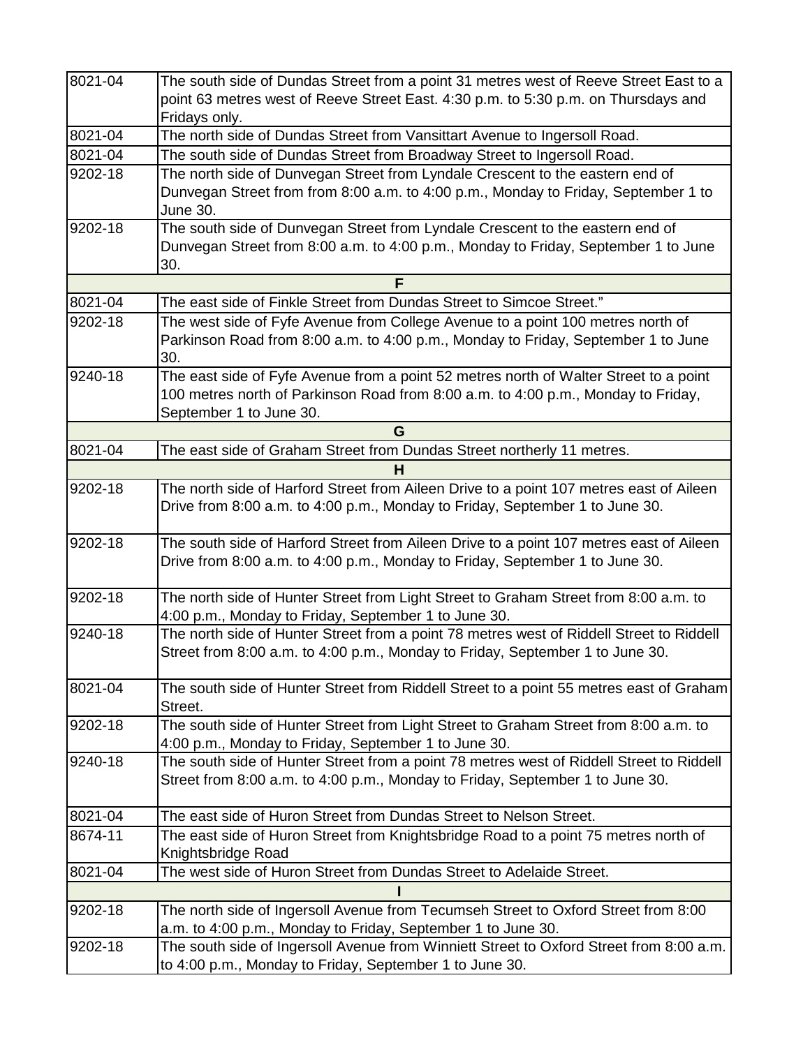| | |
|---|---|
| 8021-04 | The south side of Dundas Street from a point 31 metres west of Reeve Street East to a point 63 metres west of Reeve Street East. 4:30 p.m. to 5:30 p.m. on Thursdays and Fridays only. |
| 8021-04 | The north side of Dundas Street from Vansittart Avenue to Ingersoll Road. |
| 8021-04 | The south side of Dundas Street from Broadway Street to Ingersoll Road. |
| 9202-18 | The north side of Dunvegan Street from Lyndale Crescent to the eastern end of Dunvegan Street from from 8:00 a.m. to 4:00 p.m., Monday to Friday, September 1 to June 30. |
| 9202-18 | The south side of Dunvegan Street from Lyndale Crescent to the eastern end of Dunvegan Street from 8:00 a.m. to 4:00 p.m., Monday to Friday, September 1 to June 30. |
| **F** | |
| 8021-04 | The east side of Finkle Street from Dundas Street to Simcoe Street." |
| 9202-18 | The west side of Fyfe Avenue from College Avenue to a point 100 metres north of Parkinson Road from 8:00 a.m. to 4:00 p.m., Monday to Friday, September 1 to June 30. |
| 9240-18 | The east side of Fyfe Avenue from a point 52 metres north of Walter Street to a point 100 metres north of Parkinson Road from 8:00 a.m. to 4:00 p.m., Monday to Friday, September 1 to June 30. |
| **G** | |
| 8021-04 | The east side of Graham Street from Dundas Street northerly 11 metres. |
| **H** | |
| 9202-18 | The north side of Harford Street from Aileen Drive to a point 107 metres east of Aileen Drive from 8:00 a.m. to 4:00 p.m., Monday to Friday, September 1 to June 30. |
| 9202-18 | The south side of Harford Street from Aileen Drive to a point 107 metres east of Aileen Drive from 8:00 a.m. to 4:00 p.m., Monday to Friday, September 1 to June 30. |
| 9202-18 | The north side of Hunter Street from Light Street to Graham Street from 8:00 a.m. to 4:00 p.m., Monday to Friday, September 1 to June 30. |
| 9240-18 | The north side of Hunter Street from a point 78 metres west of Riddell Street to Riddell Street from 8:00 a.m. to 4:00 p.m., Monday to Friday, September 1 to June 30. |
| 8021-04 | The south side of Hunter Street from Riddell Street to a point 55 metres east of Graham Street. |
| 9202-18 | The south side of Hunter Street from Light Street to Graham Street from 8:00 a.m. to 4:00 p.m., Monday to Friday, September 1 to June 30. |
| 9240-18 | The south side of Hunter Street from a point 78 metres west of Riddell Street to Riddell Street from 8:00 a.m. to 4:00 p.m., Monday to Friday, September 1 to June 30. |
| 8021-04 | The east side of Huron Street from Dundas Street to Nelson Street. |
| 8674-11 | The east side of Huron Street from Knightsbridge Road to a point 75 metres north of Knightsbridge Road |
| 8021-04 | The west side of Huron Street from Dundas Street to Adelaide Street. |
| **I** | |
| 9202-18 | The north side of Ingersoll Avenue from Tecumseh Street to Oxford Street from 8:00 a.m. to 4:00 p.m., Monday to Friday, September 1 to June 30. |
| 9202-18 | The south side of Ingersoll Avenue from Winniett Street to Oxford Street from 8:00 a.m. to 4:00 p.m., Monday to Friday, September 1 to June 30. |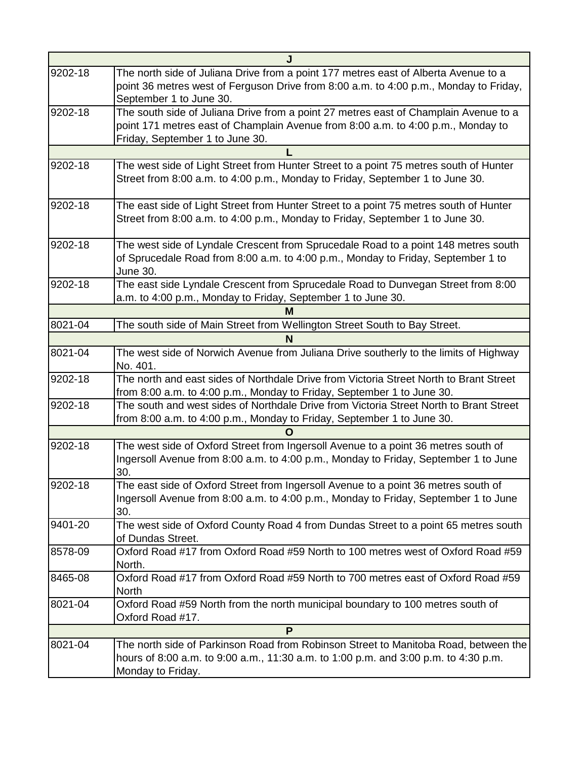| | |
|---|---|
| **J** | |
| 9202-18 | The north side of Juliana Drive from a point 177 metres east of Alberta Avenue to a point 36 metres west of Ferguson Drive from 8:00 a.m. to 4:00 p.m., Monday to Friday, September 1 to June 30. |
| 9202-18 | The south side of Juliana Drive from a point 27 metres east of Champlain Avenue to a point 171 metres east of Champlain Avenue from 8:00 a.m. to 4:00 p.m., Monday to Friday, September 1 to June 30. |
| **L** | |
| 9202-18 | The west side of Light Street from Hunter Street to a point 75 metres south of Hunter Street from 8:00 a.m. to 4:00 p.m., Monday to Friday, September 1 to June 30. |
| 9202-18 | The east side of Light Street from Hunter Street to a point 75 metres south of Hunter Street from 8:00 a.m. to 4:00 p.m., Monday to Friday, September 1 to June 30. |
| 9202-18 | The west side of Lyndale Crescent from Sprucedale Road to a point 148 metres south of Sprucedale Road from 8:00 a.m. to 4:00 p.m., Monday to Friday, September 1 to June 30. |
| 9202-18 | The east side Lyndale Crescent from Sprucedale Road to Dunvegan Street from 8:00 a.m. to 4:00 p.m., Monday to Friday, September 1 to June 30. |
| **M** | |
| 8021-04 | The south side of Main Street from Wellington Street South to Bay Street. |
| **N** | |
| 8021-04 | The west side of Norwich Avenue from Juliana Drive southerly to the limits of Highway No. 401. |
| 9202-18 | The north and east sides of Northdale Drive from Victoria Street North to Brant Street from 8:00 a.m. to 4:00 p.m., Monday to Friday, September 1 to June 30. |
| 9202-18 | The south and west sides of Northdale Drive from Victoria Street North to Brant Street from 8:00 a.m. to 4:00 p.m., Monday to Friday, September 1 to June 30. |
| **O** | |
| 9202-18 | The west side of Oxford Street from Ingersoll Avenue to a point 36 metres south of Ingersoll Avenue from 8:00 a.m. to 4:00 p.m., Monday to Friday, September 1 to June 30. |
| 9202-18 | The east side of Oxford Street from Ingersoll Avenue to a point 36 metres south of Ingersoll Avenue from 8:00 a.m. to 4:00 p.m., Monday to Friday, September 1 to June 30. |
| 9401-20 | The west side of Oxford County Road 4 from Dundas Street to a point 65 metres south of Dundas Street. |
| 8578-09 | Oxford Road #17 from Oxford Road #59 North to 100 metres west of Oxford Road #59 North. |
| 8465-08 | Oxford Road #17 from Oxford Road #59 North to 700 metres east of Oxford Road #59 North |
| 8021-04 | Oxford Road #59 North from the north municipal boundary to 100 metres south of Oxford Road #17. |
| **P** | |
| 8021-04 | The north side of Parkinson Road from Robinson Street to Manitoba Road, between the hours of 8:00 a.m. to 9:00 a.m., 11:30 a.m. to 1:00 p.m. and 3:00 p.m. to 4:30 p.m. Monday to Friday. |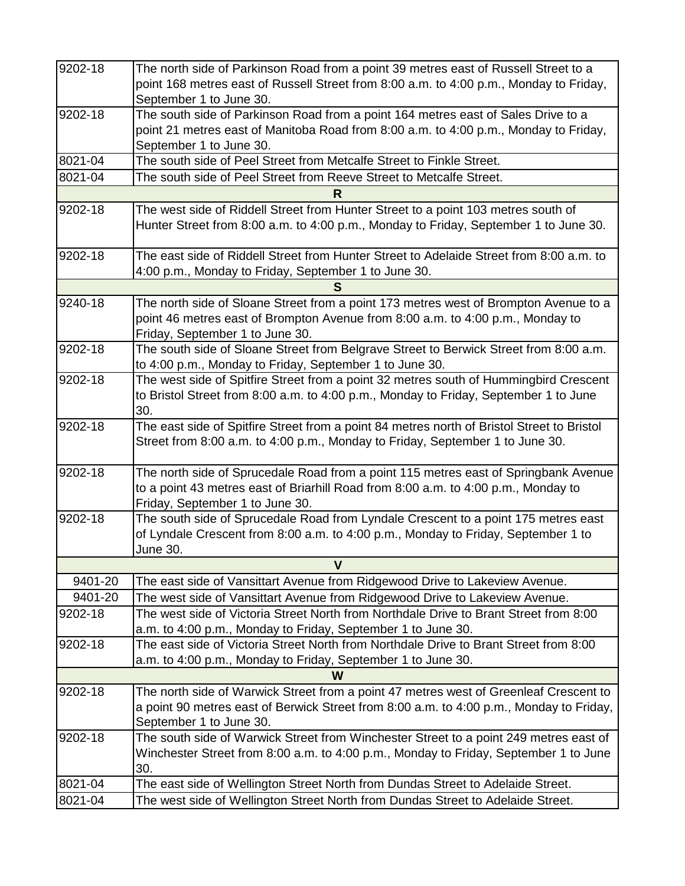| | |
|---|---|
| 9202-18 | The north side of Parkinson Road from a point 39 metres east of Russell Street to a point 168 metres east of Russell Street from 8:00 a.m. to 4:00 p.m., Monday to Friday, September 1 to June 30. |
| 9202-18 | The south side of Parkinson Road from a point 164 metres east of Sales Drive to a point 21 metres east of Manitoba Road from 8:00 a.m. to 4:00 p.m., Monday to Friday, September 1 to June 30. |
| 8021-04 | The south side of Peel Street from Metcalfe Street to Finkle Street. |
| 8021-04 | The south side of Peel Street from Reeve Street to Metcalfe Street. |
| **R** | |
| 9202-18 | The west side of Riddell Street from Hunter Street to a point 103 metres south of Hunter Street from 8:00 a.m. to 4:00 p.m., Monday to Friday, September 1 to June 30. |
| 9202-18 | The east side of Riddell Street from Hunter Street to Adelaide Street from 8:00 a.m. to 4:00 p.m., Monday to Friday, September 1 to June 30. |
| **S** | |
| 9240-18 | The north side of Sloane Street from a point 173 metres west of Brompton Avenue to a point 46 metres east of Brompton Avenue from 8:00 a.m. to 4:00 p.m., Monday to Friday, September 1 to June 30. |
| 9202-18 | The south side of Sloane Street from Belgrave Street to Berwick Street from 8:00 a.m. to 4:00 p.m., Monday to Friday, September 1 to June 30. |
| 9202-18 | The west side of Spitfire Street from a point 32 metres south of Hummingbird Crescent to Bristol Street from 8:00 a.m. to 4:00 p.m., Monday to Friday, September 1 to June 30. |
| 9202-18 | The east side of Spitfire Street from a point 84 metres north of Bristol Street to Bristol Street from 8:00 a.m. to 4:00 p.m., Monday to Friday, September 1 to June 30. |
| 9202-18 | The north side of Sprucedale Road from a point 115 metres east of Springbank Avenue to a point 43 metres east of Briarhill Road from 8:00 a.m. to 4:00 p.m., Monday to Friday, September 1 to June 30. |
| 9202-18 | The south side of Sprucedale Road from Lyndale Crescent to a point 175 metres east of Lyndale Crescent from 8:00 a.m. to 4:00 p.m., Monday to Friday, September 1 to June 30. |
| **V** | |
| 9401-20 | The east side of Vansittart Avenue from Ridgewood Drive to Lakeview Avenue. |
| 9401-20 | The west side of Vansittart Avenue from Ridgewood Drive to Lakeview Avenue. |
| 9202-18 | The west side of Victoria Street North from Northdale Drive to Brant Street from 8:00 a.m. to 4:00 p.m., Monday to Friday, September 1 to June 30. |
| 9202-18 | The east side of Victoria Street North from Northdale Drive to Brant Street from 8:00 a.m. to 4:00 p.m., Monday to Friday, September 1 to June 30. |
| **W** | |
| 9202-18 | The north side of Warwick Street from a point 47 metres west of Greenleaf Crescent to a point 90 metres east of Berwick Street from 8:00 a.m. to 4:00 p.m., Monday to Friday, September 1 to June 30. |
| 9202-18 | The south side of Warwick Street from Winchester Street to a point 249 metres east of Winchester Street from 8:00 a.m. to 4:00 p.m., Monday to Friday, September 1 to June 30. |
| 8021-04 | The east side of Wellington Street North from Dundas Street to Adelaide Street. |
| 8021-04 | The west side of Wellington Street North from Dundas Street to Adelaide Street. |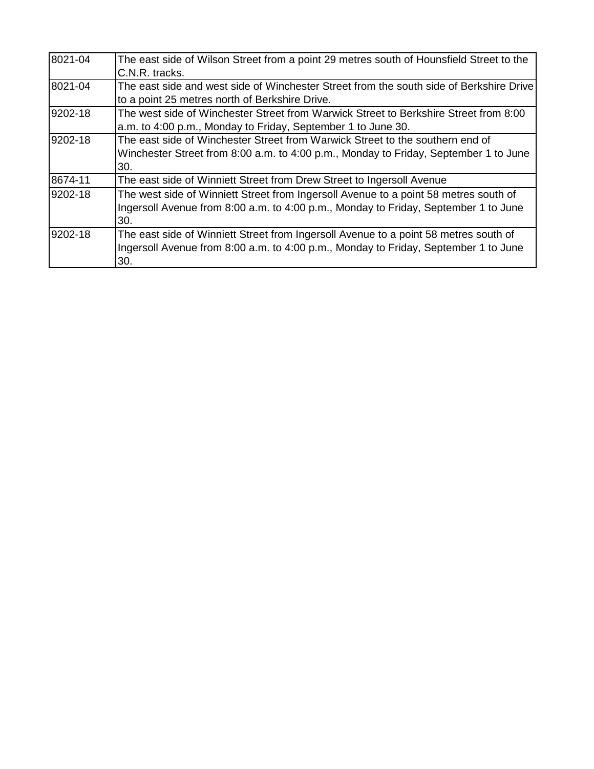| | |
|---|---|
| 8021-04 | The east side of Wilson Street from a point 29 metres south of Hounsfield Street to the C.N.R. tracks. |
| 8021-04 | The east side and west side of Winchester Street from the south side of Berkshire Drive to a point 25 metres north of Berkshire Drive. |
| 9202-18 | The west side of Winchester Street from Warwick Street to Berkshire Street from 8:00 a.m. to 4:00 p.m., Monday to Friday, September 1 to June 30. |
| 9202-18 | The east side of Winchester Street from Warwick Street to the southern end of Winchester Street from 8:00 a.m. to 4:00 p.m., Monday to Friday, September 1 to June 30. |
| 8674-11 | The east side of Winniett Street from Drew Street to Ingersoll Avenue |
| 9202-18 | The west side of Winniett Street from Ingersoll Avenue to a point 58 metres south of Ingersoll Avenue from 8:00 a.m. to 4:00 p.m., Monday to Friday, September 1 to June 30. |
| 9202-18 | The east side of Winniett Street from Ingersoll Avenue to a point 58 metres south of Ingersoll Avenue from 8:00 a.m. to 4:00 p.m., Monday to Friday, September 1 to June 30. |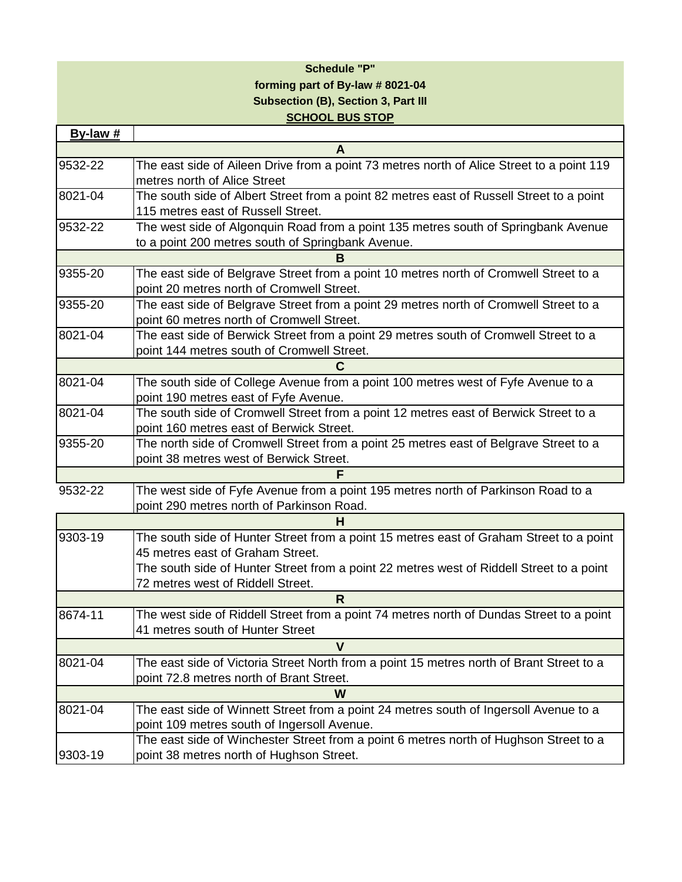**Schedule "P"**

**forming part of By-law # 8021-04**

**Subsection (B), Section 3, Part III**

**SCHOOL BUS STOP**

| By-law # | |
|---|---|
| | **A** |
| 9532-22 | The east side of Aileen Drive from a point 73 metres north of Alice Street to a point 119 metres north of Alice Street |
| 8021-04 | The south side of Albert Street from a point 82 metres east of Russell Street to a point 115 metres east of Russell Street. |
| 9532-22 | The west side of Algonquin Road from a point 135 metres south of Springbank Avenue to a point 200 metres south of Springbank Avenue. |
| | **B** |
| 9355-20 | The east side of Belgrave Street from a point 10 metres north of Cromwell Street to a point 20 metres north of Cromwell Street. |
| 9355-20 | The east side of Belgrave Street from a point 29 metres north of Cromwell Street to a point 60 metres north of Cromwell Street. |
| 8021-04 | The east side of Berwick Street from a point 29 metres south of Cromwell Street to a point 144 metres south of Cromwell Street. |
| | **C** |
| 8021-04 | The south side of College Avenue from a point 100 metres west of Fyfe Avenue to a point 190 metres east of Fyfe Avenue. |
| 8021-04 | The south side of Cromwell Street from a point 12 metres east of Berwick Street to a point 160 metres east of Berwick Street. |
| 9355-20 | The north side of Cromwell Street from a point 25 metres east of Belgrave Street to a point 38 metres west of Berwick Street. |
| | **F** |
| 9532-22 | The west side of Fyfe Avenue from a point 195 metres north of Parkinson Road to a point 290 metres north of Parkinson Road. |
| | **H** |
| 9303-19 | The south side of Hunter Street from a point 15 metres east of Graham Street to a point 45 metres east of Graham Street.<br>The south side of Hunter Street from a point 22 metres west of Riddell Street to a point 72 metres west of Riddell Street. |
| | **R** |
| 8674-11 | The west side of Riddell Street from a point 74 metres north of Dundas Street to a point 41 metres south of Hunter Street |
| | **V** |
| 8021-04 | The east side of Victoria Street North from a point 15 metres north of Brant Street to a point 72.8 metres north of Brant Street. |
| | **W** |
| 8021-04 | The east side of Winnett Street from a point 24 metres south of Ingersoll Avenue to a point 109 metres south of Ingersoll Avenue. |
| 9303-19 | The east side of Winchester Street from a point 6 metres north of Hughson Street to a point 38 metres north of Hughson Street. |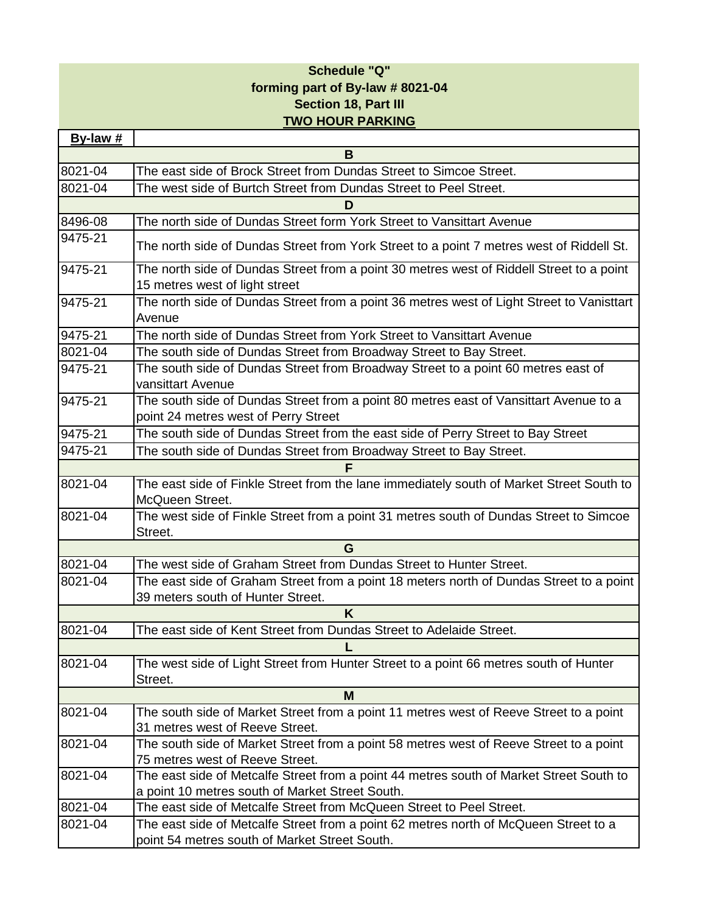**Schedule "Q"**
**forming part of By-law # 8021-04**
**Section 18, Part III**
**TWO HOUR PARKING**

| By-law # | |
|---|---|
| | **B** |
| 8021-04 | The east side of Brock Street from Dundas Street to Simcoe Street. |
| 8021-04 | The west side of Burtch Street from Dundas Street to Peel Street. |
| | **D** |
| 8496-08 | The north side of Dundas Street form York Street to Vansittart Avenue |
| 9475-21 | The north side of Dundas Street from York Street to a point 7 metres west of Riddell St. |
| 9475-21 | The north side of Dundas Street from a point 30 metres west of Riddell Street to a point 15 metres west of light street |
| 9475-21 | The north side of Dundas Street from a point 36 metres west of Light Street to Vanisttart Avenue |
| 9475-21 | The north side of Dundas Street from York Street to Vansittart Avenue |
| 8021-04 | The south side of Dundas Street from Broadway Street to Bay Street. |
| 9475-21 | The south side of Dundas Street from Broadway Street to a point 60 metres east of vansittart Avenue |
| 9475-21 | The south side of Dundas Street from a point 80 metres east of Vansittart Avenue to a point 24 metres west of Perry Street |
| 9475-21 | The south side of Dundas Street from the east side of Perry Street to Bay Street |
| 9475-21 | The south side of Dundas Street from Broadway Street to Bay Street. |
| | **F** |
| 8021-04 | The east side of Finkle Street from the lane immediately south of Market Street South to McQueen Street. |
| 8021-04 | The west side of Finkle Street from a point 31 metres south of Dundas Street to Simcoe Street. |
| | **G** |
| 8021-04 | The west side of Graham Street from Dundas Street to Hunter Street. |
| 8021-04 | The east side of Graham Street from a point 18 meters north of Dundas Street to a point 39 meters south of Hunter Street. |
| | **K** |
| 8021-04 | The east side of Kent Street from Dundas Street to Adelaide Street. |
| | **L** |
| 8021-04 | The west side of Light Street from Hunter Street to a point 66 metres south of Hunter Street. |
| | **M** |
| 8021-04 | The south side of Market Street from a point 11 metres west of Reeve Street to a point 31 metres west of Reeve Street. |
| 8021-04 | The south side of Market Street from a point 58 metres west of Reeve Street to a point 75 metres west of Reeve Street. |
| 8021-04 | The east side of Metcalfe Street from a point 44 metres south of Market Street South to a point 10 metres south of Market Street South. |
| 8021-04 | The east side of Metcalfe Street from McQueen Street to Peel Street. |
| 8021-04 | The east side of Metcalfe Street from a point 62 metres north of McQueen Street to a point 54 metres south of Market Street South. |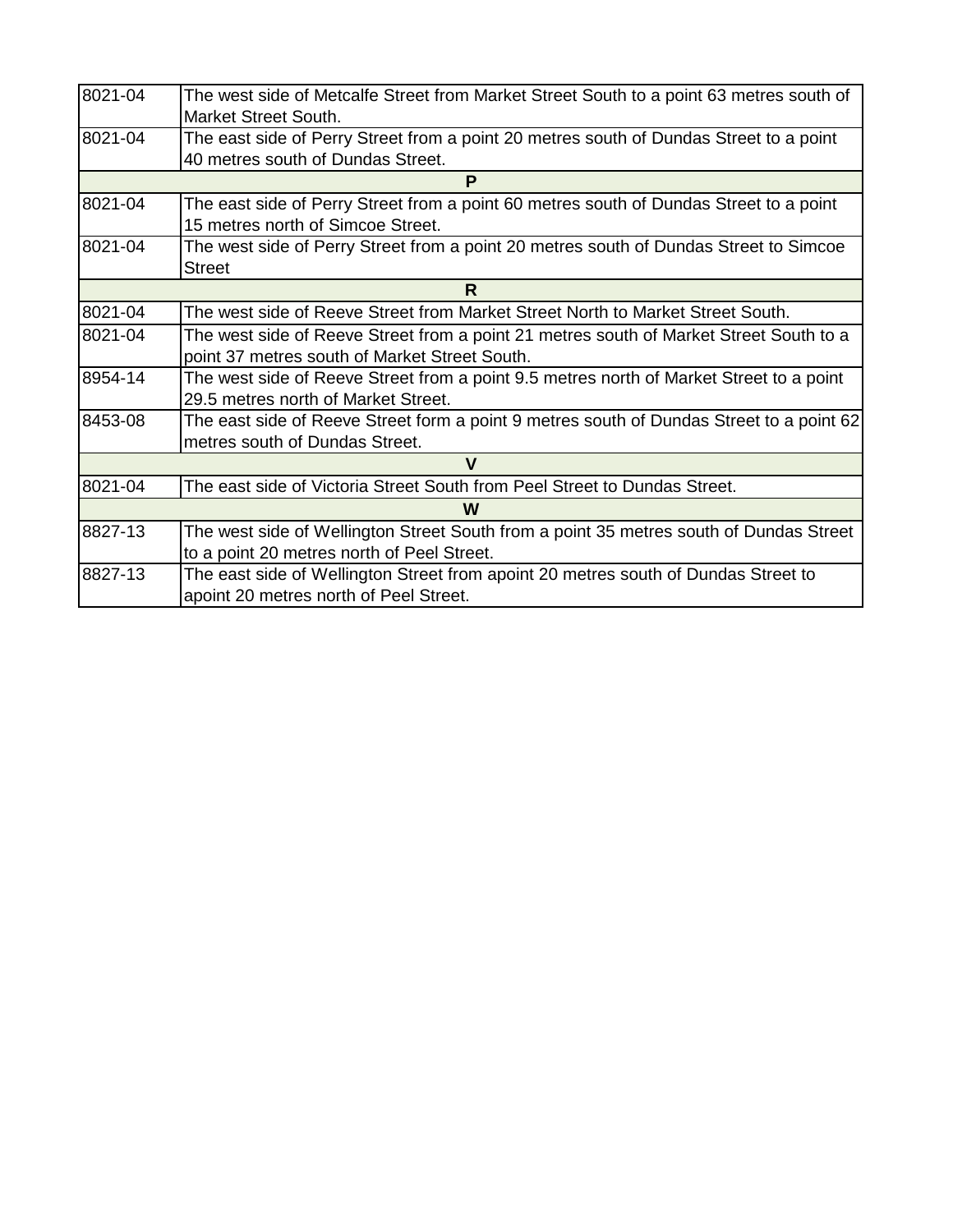| | |
|---|---|
| 8021-04 | The west side of Metcalfe Street from Market Street South to a point 63 metres south of Market Street South. |
| 8021-04 | The east side of Perry Street from a point 20 metres south of Dundas Street to a point 40 metres south of Dundas Street. |
| **P** | |
| 8021-04 | The east side of Perry Street from a point 60 metres south of Dundas Street to a point 15 metres north of Simcoe Street. |
| 8021-04 | The west side of Perry Street from a point 20 metres south of Dundas Street to Simcoe Street |
| **R** | |
| 8021-04 | The west side of Reeve Street from Market Street North to Market Street South. |
| 8021-04 | The west side of Reeve Street from a point 21 metres south of Market Street South to a point 37 metres south of Market Street South. |
| 8954-14 | The west side of Reeve Street from a point 9.5 metres north of Market Street to a point 29.5 metres north of Market Street. |
| 8453-08 | The east side of Reeve Street form a point 9 metres south of Dundas Street to a point 62 metres south of Dundas Street. |
| **V** | |
| 8021-04 | The east side of Victoria Street South from Peel Street to Dundas Street. |
| **W** | |
| 8827-13 | The west side of Wellington Street South from a point 35 metres south of Dundas Street to a point 20 metres north of Peel Street. |
| 8827-13 | The east side of Wellington Street from apoint 20 metres south of Dundas Street to apoint 20 metres north of Peel Street. |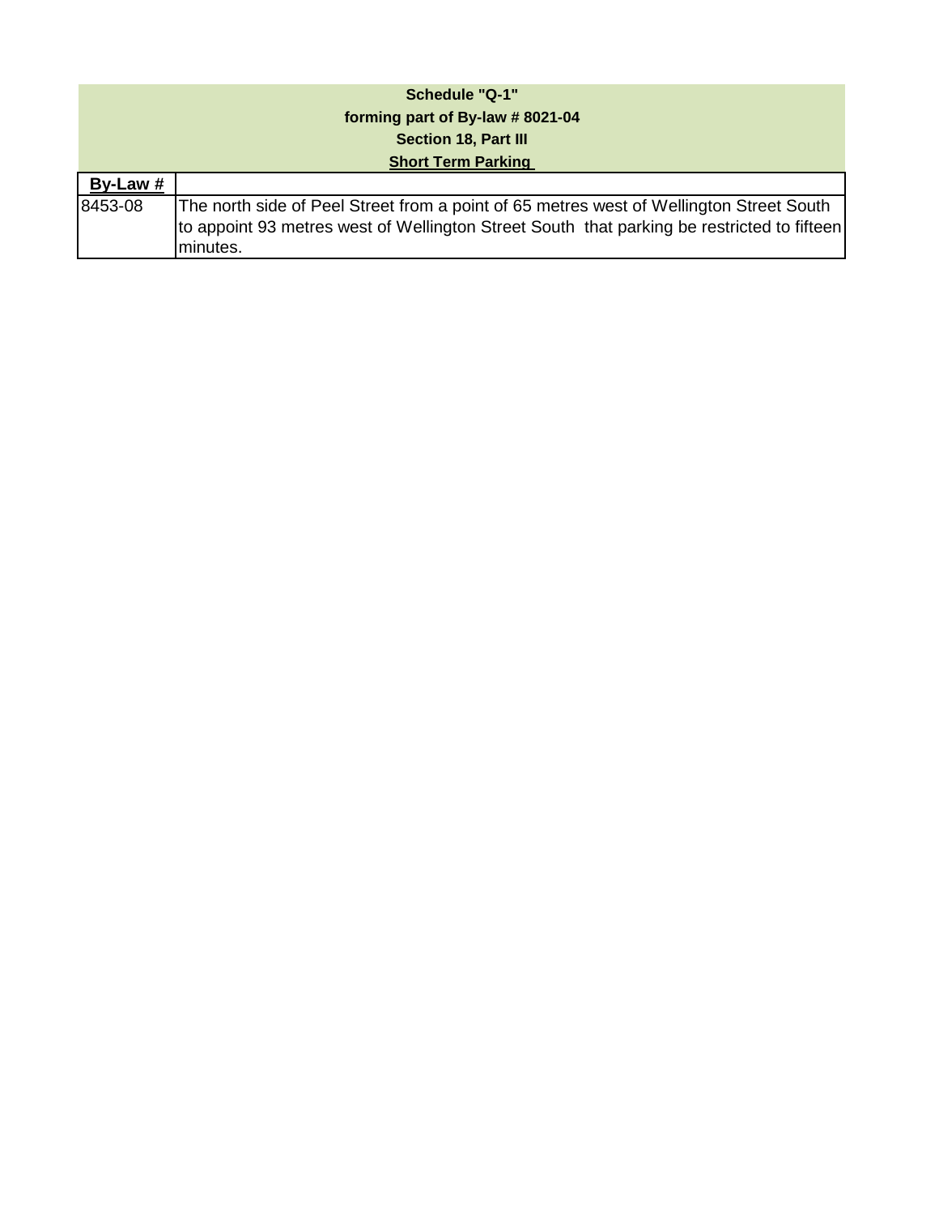**Schedule "Q-1"**
**forming part of By-law # 8021-04**
**Section 18, Part III**
**Short Term Parking**

| By-Law # | |
|---|---|
| 8453-08 | The north side of Peel Street from a point of 65 metres west of Wellington Street South to appoint 93 metres west of Wellington Street South that parking be restricted to fifteen minutes. |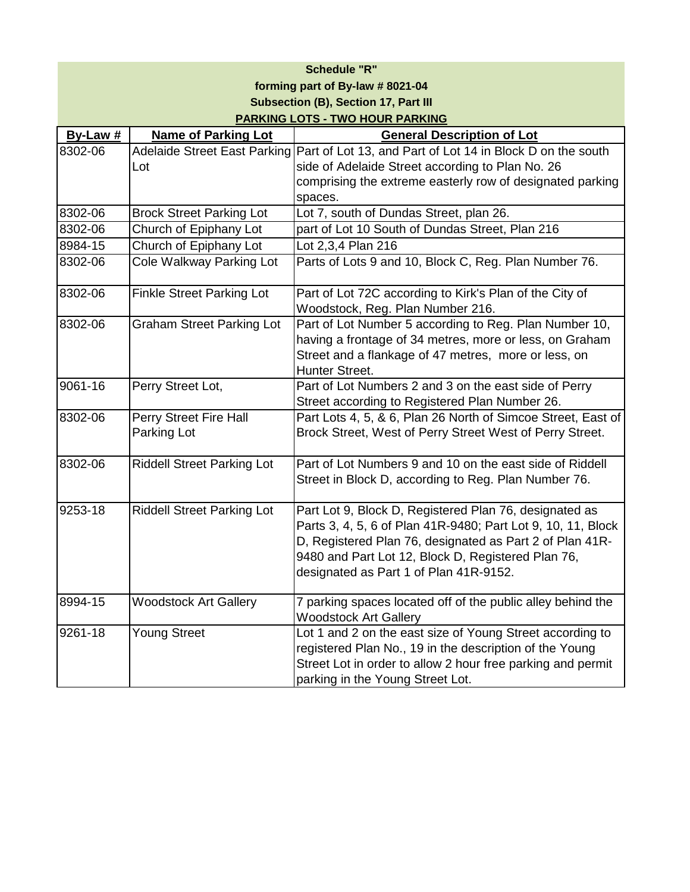**Schedule "R"**

**forming part of By-law # 8021-04**

**Subsection (B), Section 17, Part III**

**PARKING LOTS - TWO HOUR PARKING**

| By-Law # | Name of Parking Lot | General Description of Lot |
|---|---|---|
| 8302-06 | Adelaide Street East Parking Lot | Part of Lot 13, and Part of Lot 14 in Block D on the south side of Adelaide Street according to Plan No. 26 comprising the extreme easterly row of designated parking spaces. |
| 8302-06 | Brock Street Parking Lot | Lot 7, south of Dundas Street, plan 26. |
| 8302-06 | Church of Epiphany Lot | part of Lot 10 South of Dundas Street, Plan 216 |
| 8984-15 | Church of Epiphany Lot | Lot 2,3,4 Plan 216 |
| 8302-06 | Cole Walkway Parking Lot | Parts of Lots 9 and 10, Block C, Reg. Plan Number 76. |
| 8302-06 | Finkle Street Parking Lot | Part of Lot 72C according to Kirk's Plan of the City of Woodstock, Reg. Plan Number 216. |
| 8302-06 | Graham Street Parking Lot | Part of Lot Number 5 according to Reg. Plan Number 10, having a frontage of 34 metres, more or less, on Graham Street and a flankage of 47 metres, more or less, on Hunter Street. |
| 9061-16 | Perry Street Lot, | Part of Lot Numbers 2 and 3 on the east side of Perry Street according to Registered Plan Number 26. |
| 8302-06 | Perry Street Fire Hall Parking Lot | Part Lots 4, 5, & 6, Plan 26 North of Simcoe Street, East of Brock Street, West of Perry Street West of Perry Street. |
| 8302-06 | Riddell Street Parking Lot | Part of Lot Numbers 9 and 10 on the east side of Riddell Street in Block D, according to Reg. Plan Number 76. |
| 9253-18 | Riddell Street Parking Lot | Part Lot 9, Block D, Registered Plan 76, designated as Parts 3, 4, 5, 6 of Plan 41R-9480; Part Lot 9, 10, 11, Block D, Registered Plan 76, designated as Part 2 of Plan 41R-9480 and Part Lot 12, Block D, Registered Plan 76, designated as Part 1 of Plan 41R-9152. |
| 8994-15 | Woodstock Art Gallery | 7 parking spaces located off of the public alley behind the Woodstock Art Gallery |
| 9261-18 | Young Street | Lot 1 and 2 on the east size of Young Street according to registered Plan No., 19 in the description of the Young Street Lot in order to allow 2 hour free parking and permit parking in the Young Street Lot. |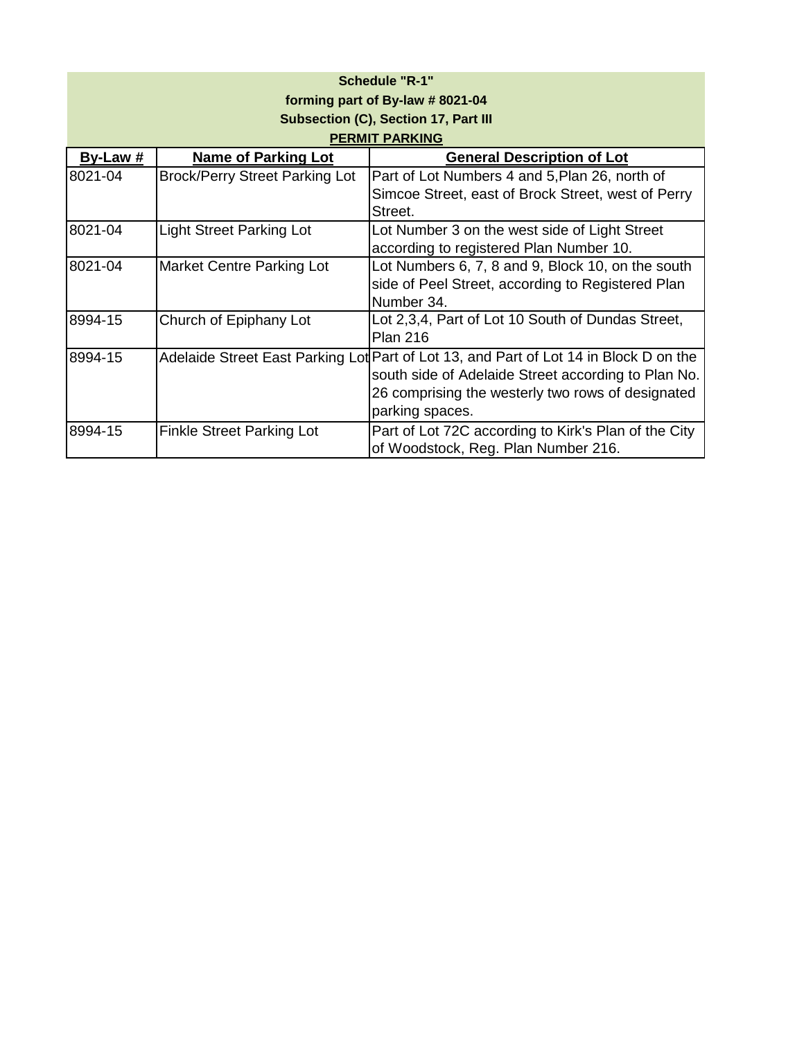**Schedule "R-1"**

**forming part of By-law # 8021-04**

**Subsection (C), Section 17, Part III**

**PERMIT PARKING**

| By-Law # | Name of Parking Lot | General Description of Lot |
|---|---|---|
| 8021-04 | Brock/Perry Street Parking Lot | Part of Lot Numbers 4 and 5,Plan 26, north of Simcoe Street, east of Brock Street, west of Perry Street. |
| 8021-04 | Light Street Parking Lot | Lot Number 3 on the west side of Light Street according to registered Plan Number 10. |
| 8021-04 | Market Centre Parking Lot | Lot Numbers 6, 7, 8 and 9, Block 10, on the south side of Peel Street, according to Registered Plan Number 34. |
| 8994-15 | Church of Epiphany Lot | Lot 2,3,4, Part of Lot 10 South of Dundas Street, Plan 216 |
| 8994-15 | Adelaide Street East Parking Lot | Part of Lot 13, and Part of Lot 14 in Block D on the south side of Adelaide Street according to Plan No. 26 comprising the westerly two rows of designated parking spaces. |
| 8994-15 | Finkle Street Parking Lot | Part of Lot 72C according to Kirk's Plan of the City of Woodstock, Reg. Plan Number 216. |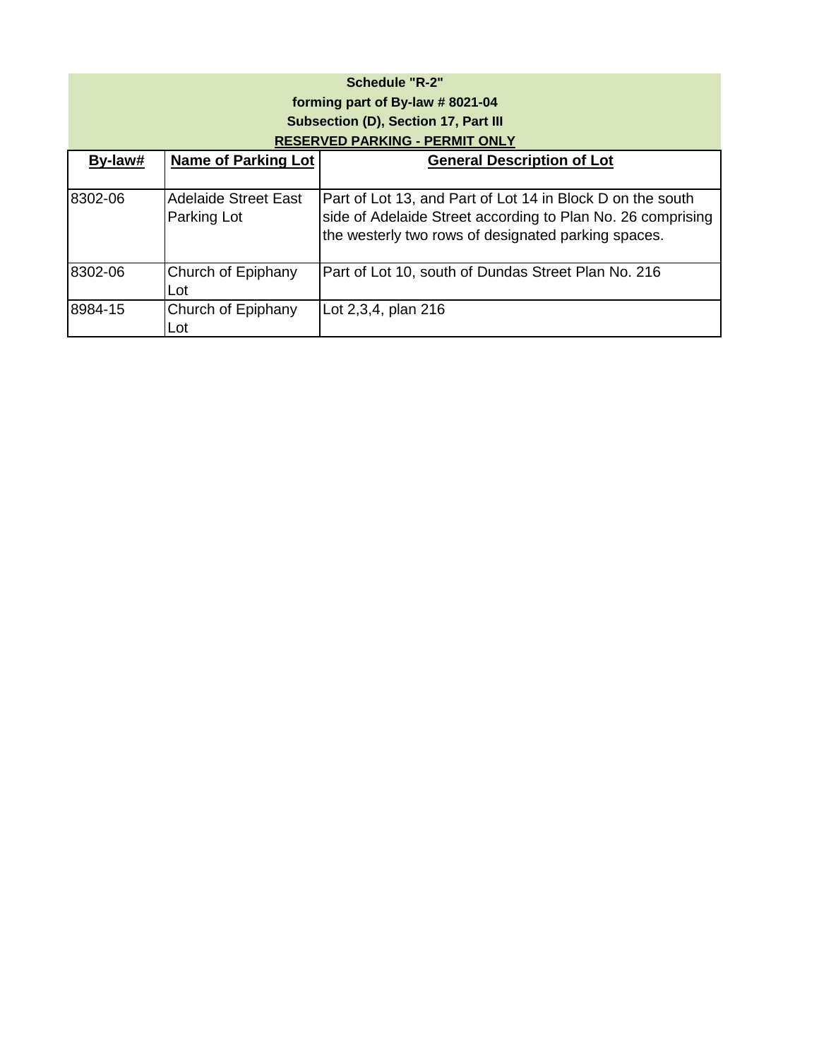**Schedule "R-2"**

**forming part of By-law # 8021-04**

**Subsection (D), Section 17, Part III**

**RESERVED PARKING - PERMIT ONLY**

| By-law# | Name of Parking Lot | General Description of Lot |
|---|---|---|
| 8302-06 | Adelaide Street East Parking Lot | Part of Lot 13, and Part of Lot 14 in Block D on the south side of Adelaide Street according to Plan No. 26 comprising the westerly two rows of designated parking spaces. |
| 8302-06 | Church of Epiphany Lot | Part of Lot 10, south of Dundas Street Plan No. 216 |
| 8984-15 | Church of Epiphany Lot | Lot 2,3,4, plan 216 |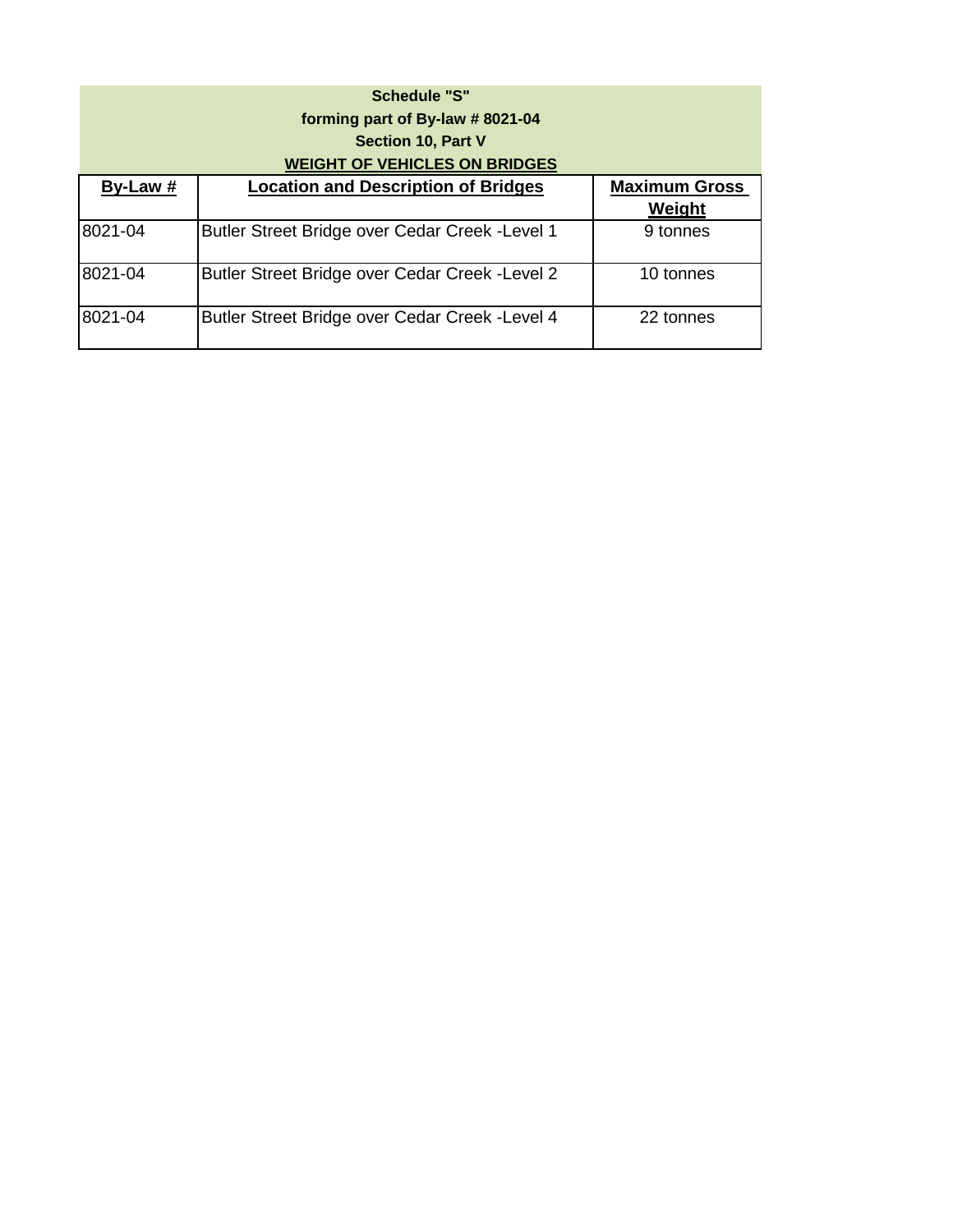**Schedule "S"**
**forming part of By-law # 8021-04**
**Section 10, Part V**
**WEIGHT OF VEHICLES ON BRIDGES**

| By-Law # | Location and Description of Bridges | Maximum Gross Weight |
|---|---|---|
| 8021-04 | Butler Street Bridge over Cedar Creek -Level 1 | 9 tonnes |
| 8021-04 | Butler Street Bridge over Cedar Creek -Level 2 | 10 tonnes |
| 8021-04 | Butler Street Bridge over Cedar Creek -Level 4 | 22 tonnes |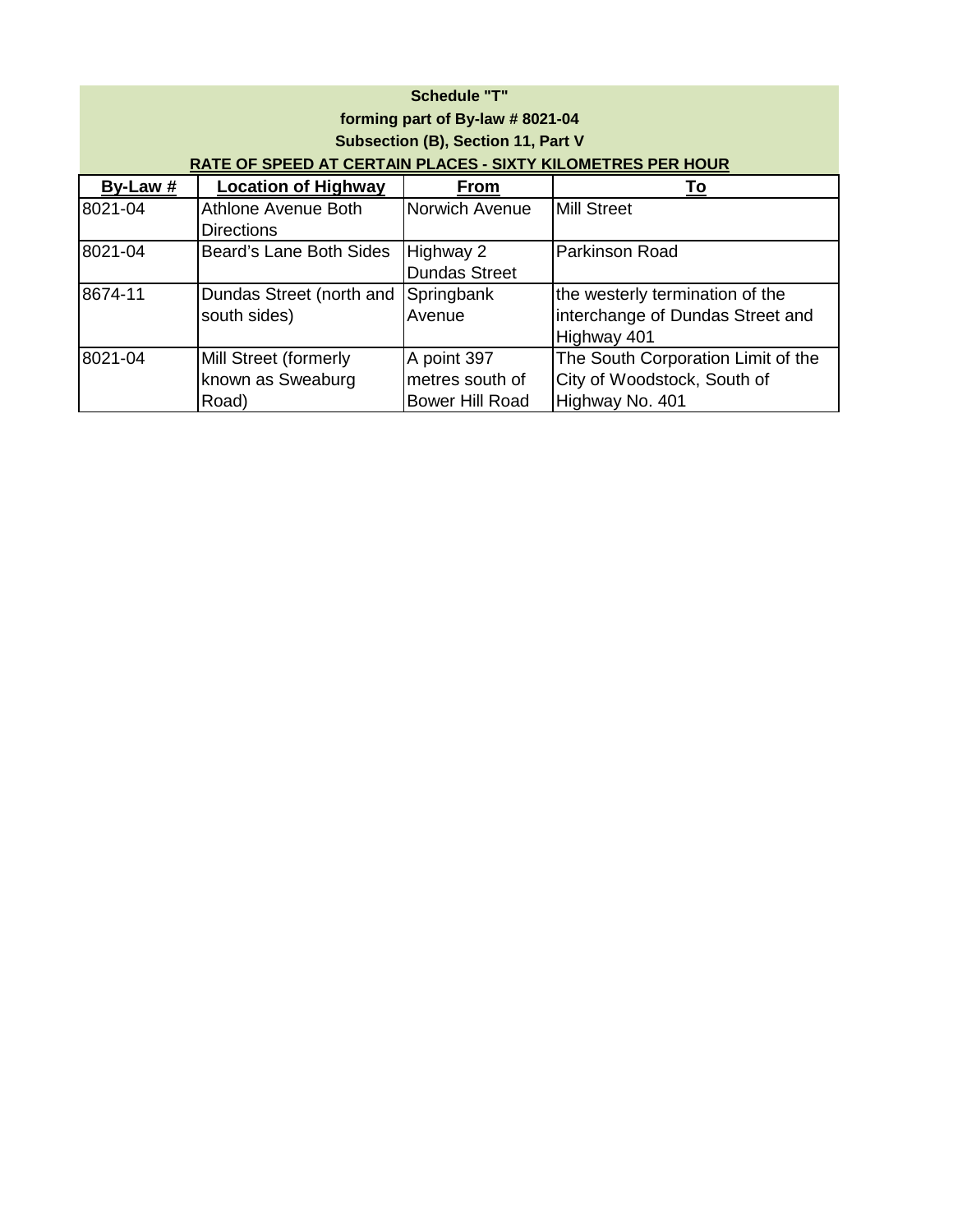**Schedule "T"**

**forming part of By-law # 8021-04**

**Subsection (B), Section 11, Part V**

**RATE OF SPEED AT CERTAIN PLACES - SIXTY KILOMETRES PER HOUR**

| By-Law # | Location of Highway | From | To |
|---|---|---|---|
| 8021-04 | Athlone Avenue Both Directions | Norwich Avenue | Mill Street |
| 8021-04 | Beard's Lane Both Sides | Highway 2 Dundas Street | Parkinson Road |
| 8674-11 | Dundas Street (north and south sides) | Springbank Avenue | the westerly termination of the interchange of Dundas Street and Highway 401 |
| 8021-04 | Mill Street (formerly known as Sweaburg Road) | A point 397 metres south of Bower Hill Road | The South Corporation Limit of the City of Woodstock, South of Highway No. 401 |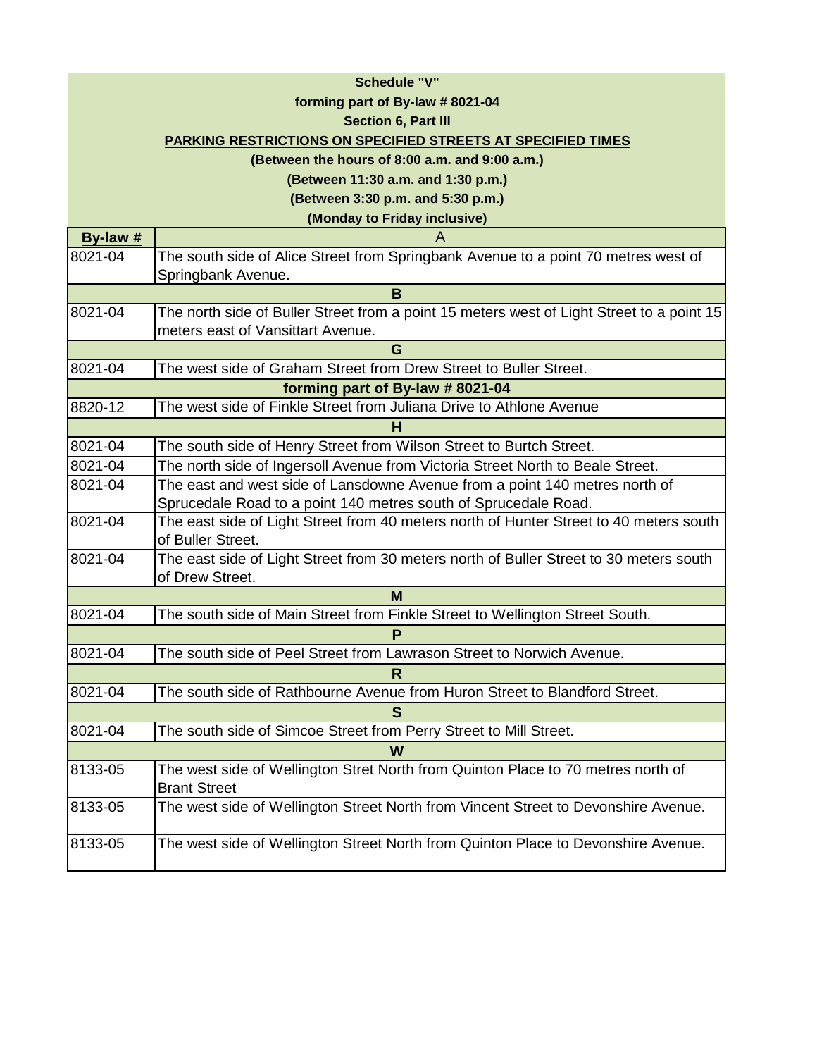**Schedule "V"**

**forming part of By-law # 8021-04**

**Section 6, Part III**

**PARKING RESTRICTIONS ON SPECIFIED STREETS AT SPECIFIED TIMES**

**(Between the hours of 8:00 a.m. and 9:00 a.m.)**

**(Between 11:30 a.m. and 1:30 p.m.)**

**(Between 3:30 p.m. and 5:30 p.m.)**

**(Monday to Friday inclusive)**

| By-law # | A |
|---|---|
| 8021-04 | The south side of Alice Street from Springbank Avenue to a point 70 metres west of Springbank Avenue. |
| | **B** |
| 8021-04 | The north side of Buller Street from a point 15 meters west of Light Street to a point 15 meters east of Vansittart Avenue. |
| | **G** |
| 8021-04 | The west side of Graham Street from Drew Street to Buller Street. |
| | **forming part of By-law # 8021-04** |
| 8820-12 | The west side of Finkle Street from Juliana Drive to Athlone Avenue |
| | **H** |
| 8021-04 | The south side of Henry Street from Wilson Street to Burtch Street. |
| 8021-04 | The north side of Ingersoll Avenue from Victoria Street North to Beale Street. |
| 8021-04 | The east and west side of Lansdowne Avenue from a point 140 metres north of Sprucedale Road to a point 140 metres south of Sprucedale Road. |
| 8021-04 | The east side of Light Street from 40 meters north of Hunter Street to 40 meters south of Buller Street. |
| 8021-04 | The east side of Light Street from 30 meters north of Buller Street to 30 meters south of Drew Street. |
| | **M** |
| 8021-04 | The south side of Main Street from Finkle Street to Wellington Street South. |
| | **P** |
| 8021-04 | The south side of Peel Street from Lawrason Street to Norwich Avenue. |
| | **R** |
| 8021-04 | The south side of Rathbourne Avenue from Huron Street to Blandford Street. |
| | **S** |
| 8021-04 | The south side of Simcoe Street from Perry Street to Mill Street. |
| | **W** |
| 8133-05 | The west side of Wellington Stret North from Quinton Place to 70 metres north of Brant Street |
| 8133-05 | The west side of Wellington Street North from Vincent Street to Devonshire Avenue. |
| 8133-05 | The west side of Wellington Street North from Quinton Place to Devonshire Avenue. |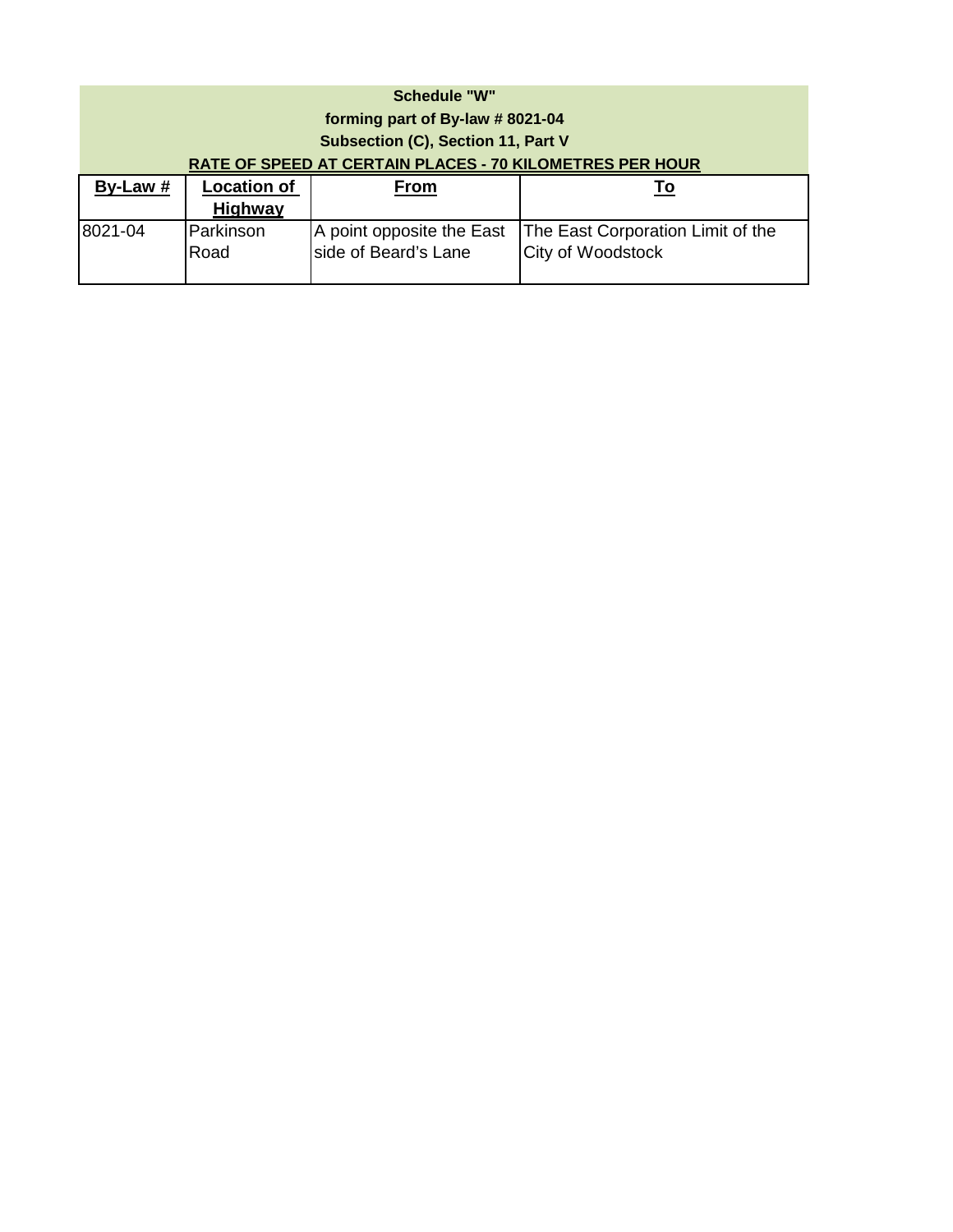**Schedule "W"**

**forming part of By-law # 8021-04**

**Subsection (C), Section 11, Part V**

**RATE OF SPEED AT CERTAIN PLACES - 70 KILOMETRES PER HOUR**

| By-Law # | Location of Highway | From | To |
|---|---|---|---|
| 8021-04 | Parkinson Road | A point opposite the East side of Beard's Lane | The East Corporation Limit of the City of Woodstock |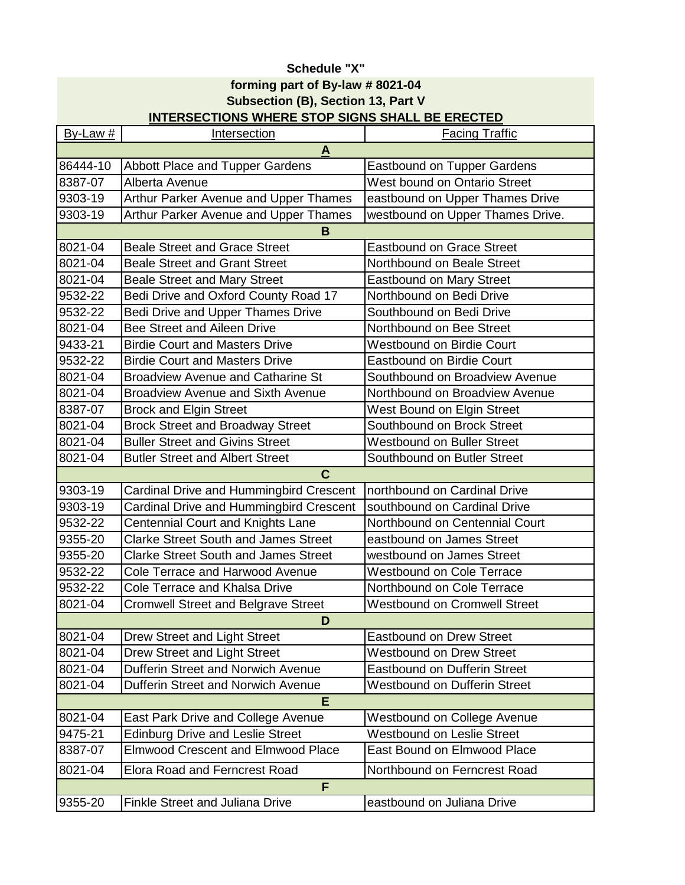**Schedule "X"**

**forming part of By-law # 8021-04**

**Subsection (B), Section 13, Part V**

**INTERSECTIONS WHERE STOP SIGNS SHALL BE ERECTED**

| By-Law # | Intersection | Facing Traffic |
|---|---|---|
| | **A** | |
| 86444-10 | Abbott Place and Tupper Gardens | Eastbound on Tupper Gardens |
| 8387-07 | Alberta Avenue | West bound on Ontario Street |
| 9303-19 | Arthur Parker Avenue and Upper Thames | eastbound on Upper Thames Drive |
| 9303-19 | Arthur Parker Avenue and Upper Thames | westbound on Upper Thames Drive. |
| | **B** | |
| 8021-04 | Beale Street and Grace Street | Eastbound on Grace Street |
| 8021-04 | Beale Street and Grant Street | Northbound on Beale Street |
| 8021-04 | Beale Street and Mary Street | Eastbound on Mary Street |
| 9532-22 | Bedi Drive and Oxford County Road 17 | Northbound on Bedi Drive |
| 9532-22 | Bedi Drive and Upper Thames Drive | Southbound on Bedi Drive |
| 8021-04 | Bee Street and Aileen Drive | Northbound on Bee Street |
| 9433-21 | Birdie Court and Masters Drive | Westbound on Birdie Court |
| 9532-22 | Birdie Court and Masters Drive | Eastbound on Birdie Court |
| 8021-04 | Broadview Avenue and Catharine St | Southbound on Broadview Avenue |
| 8021-04 | Broadview Avenue and Sixth Avenue | Northbound on Broadview Avenue |
| 8387-07 | Brock and Elgin Street | West Bound on Elgin Street |
| 8021-04 | Brock Street and Broadway Street | Southbound on Brock Street |
| 8021-04 | Buller Street and Givins Street | Westbound on Buller Street |
| 8021-04 | Butler Street and Albert Street | Southbound on Butler Street |
| | **C** | |
| 9303-19 | Cardinal Drive and Hummingbird Crescent | northbound on Cardinal Drive |
| 9303-19 | Cardinal Drive and Hummingbird Crescent | southbound on Cardinal Drive |
| 9532-22 | Centennial Court and Knights Lane | Northbound on Centennial Court |
| 9355-20 | Clarke Street South and James Street | eastbound on James Street |
| 9355-20 | Clarke Street South and James Street | westbound on James Street |
| 9532-22 | Cole Terrace and Harwood Avenue | Westbound on Cole Terrace |
| 9532-22 | Cole Terrace and Khalsa Drive | Northbound on Cole Terrace |
| 8021-04 | Cromwell Street and Belgrave Street | Westbound on Cromwell Street |
| | **D** | |
| 8021-04 | Drew Street and Light Street | Eastbound on Drew Street |
| 8021-04 | Drew Street and Light Street | Westbound on Drew Street |
| 8021-04 | Dufferin Street and Norwich Avenue | Eastbound on Dufferin Street |
| 8021-04 | Dufferin Street and Norwich Avenue | Westbound on Dufferin Street |
| | **E** | |
| 8021-04 | East Park Drive and College Avenue | Westbound on College Avenue |
| 9475-21 | Edinburg Drive and Leslie Street | Westbound on Leslie Street |
| 8387-07 | Elmwood Crescent and Elmwood Place | East Bound on Elmwood Place |
| 8021-04 | Elora Road and Ferncrest Road | Northbound on Ferncrest Road |
| | **F** | |
| 9355-20 | Finkle Street and Juliana Drive | eastbound on Juliana Drive |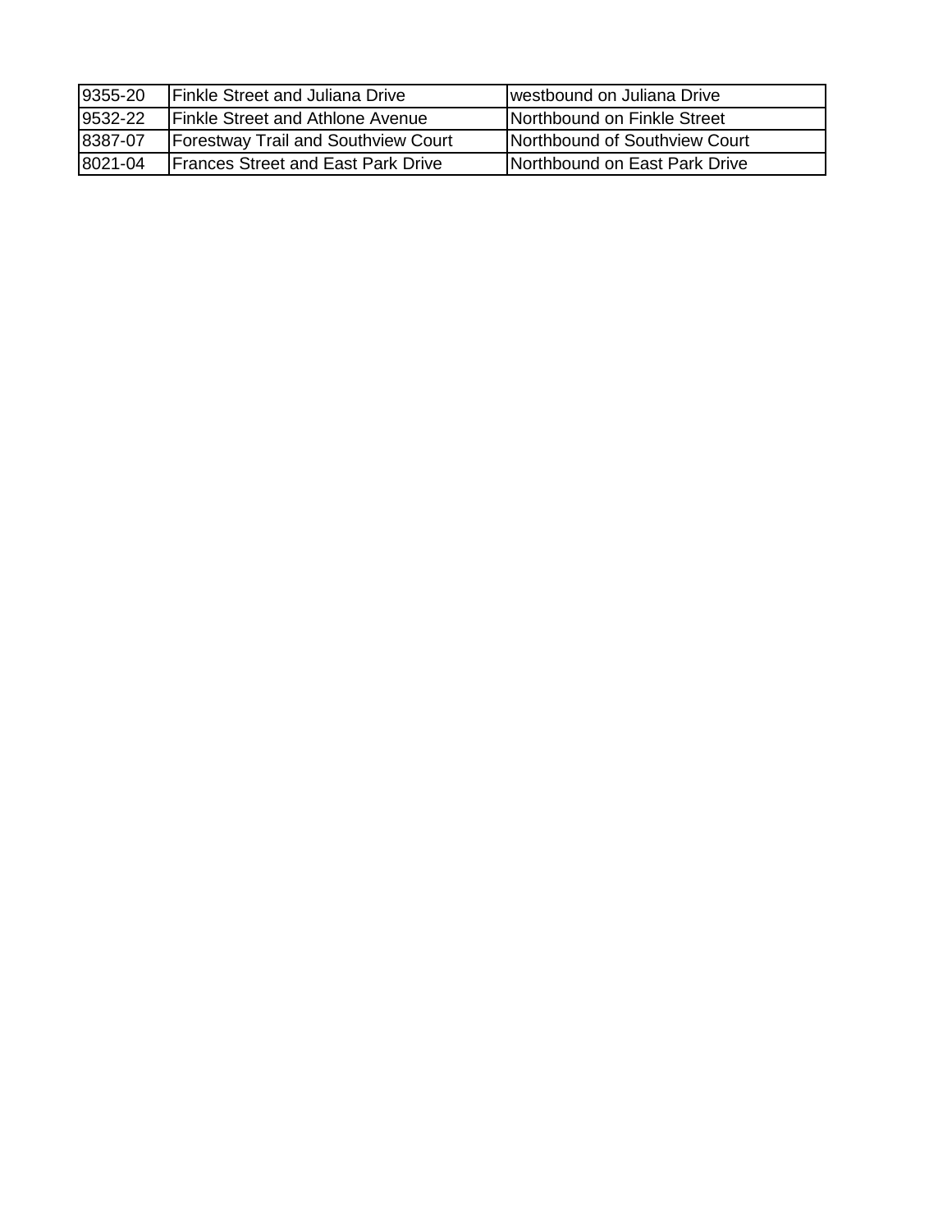| | | |
|---|---|---|
| 9355-20 | Finkle Street and Juliana Drive | westbound on Juliana Drive |
| 9532-22 | Finkle Street and Athlone Avenue | Northbound on Finkle Street |
| 8387-07 | Forestway Trail and Southview Court | Northbound of Southview Court |
| 8021-04 | Frances Street and East Park Drive | Northbound on East Park Drive |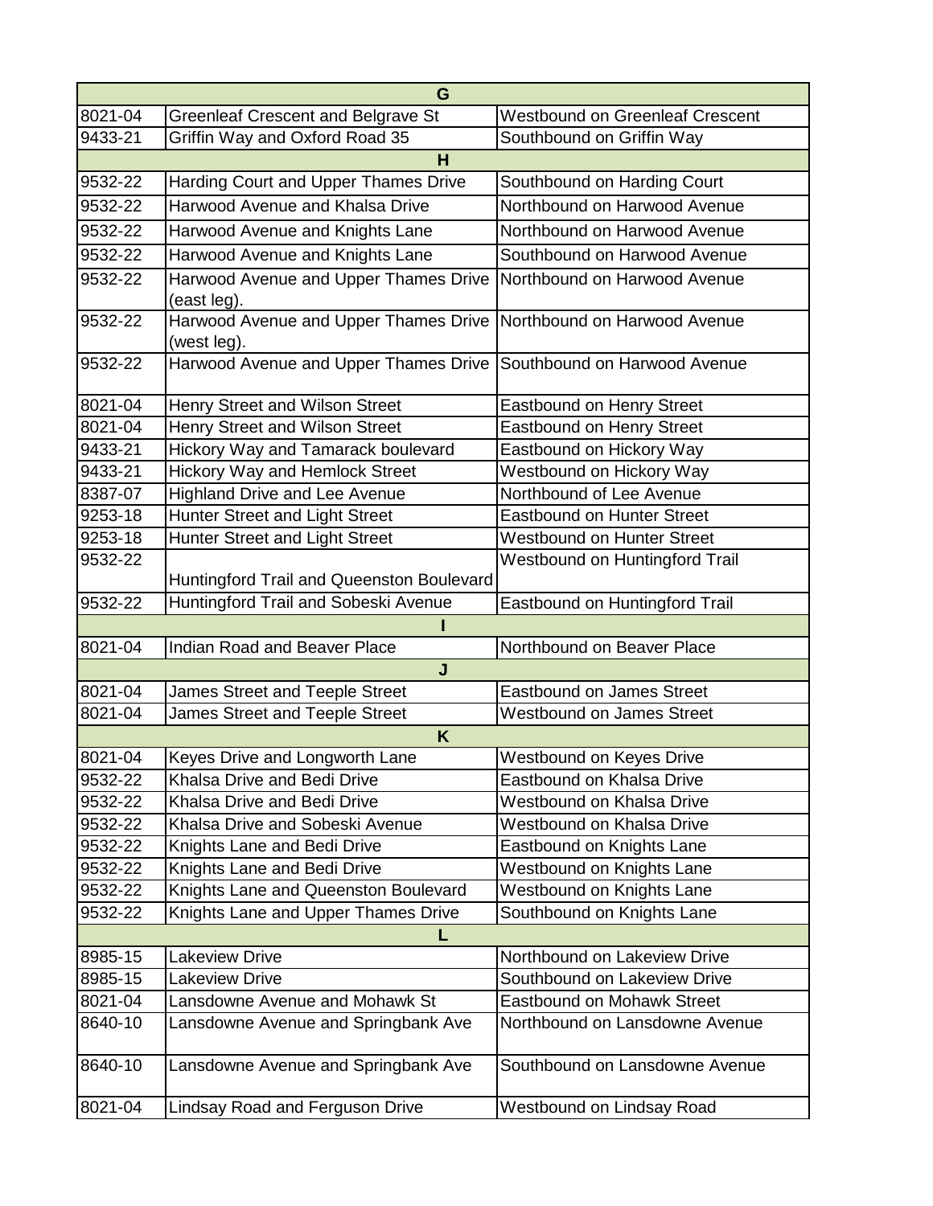| G | | |
|---|---|---|
| 8021-04 | Greenleaf Crescent and Belgrave St | Westbound on Greenleaf Crescent |
| 9433-21 | Griffin Way and Oxford Road 35 | Southbound on Griffin Way |
| H | | |
| 9532-22 | Harding Court and Upper Thames Drive | Southbound on Harding Court |
| 9532-22 | Harwood Avenue and Khalsa Drive | Northbound on Harwood Avenue |
| 9532-22 | Harwood Avenue and Knights Lane | Northbound on Harwood Avenue |
| 9532-22 | Harwood Avenue and Knights Lane | Southbound on Harwood Avenue |
| 9532-22 | Harwood Avenue and Upper Thames Drive (east leg). | Northbound on Harwood Avenue |
| 9532-22 | Harwood Avenue and Upper Thames Drive (west leg). | Northbound on Harwood Avenue |
| 9532-22 | Harwood Avenue and Upper Thames Drive | Southbound on Harwood Avenue |
| 8021-04 | Henry Street and Wilson Street | Eastbound on Henry Street |
| 8021-04 | Henry Street and Wilson Street | Eastbound on Henry Street |
| 9433-21 | Hickory Way and Tamarack boulevard | Eastbound on Hickory Way |
| 9433-21 | Hickory Way and Hemlock Street | Westbound on Hickory Way |
| 8387-07 | Highland Drive and Lee Avenue | Northbound of Lee Avenue |
| 9253-18 | Hunter Street and Light Street | Eastbound on Hunter Street |
| 9253-18 | Hunter Street and Light Street | Westbound on Hunter Street |
| 9532-22 | Huntingford Trail and Queenston Boulevard | Westbound on Huntingford Trail |
| 9532-22 | Huntingford Trail and Sobeski Avenue | Eastbound on Huntingford Trail |
| I | | |
| 8021-04 | Indian Road and Beaver Place | Northbound on Beaver Place |
| J | | |
| 8021-04 | James Street and Teeple Street | Eastbound on James Street |
| 8021-04 | James Street and Teeple Street | Westbound on James Street |
| K | | |
| 8021-04 | Keyes Drive and Longworth Lane | Westbound on Keyes Drive |
| 9532-22 | Khalsa Drive and Bedi Drive | Eastbound on Khalsa Drive |
| 9532-22 | Khalsa Drive and Bedi Drive | Westbound on Khalsa Drive |
| 9532-22 | Khalsa Drive and Sobeski Avenue | Westbound on Khalsa Drive |
| 9532-22 | Knights Lane and Bedi Drive | Eastbound on Knights Lane |
| 9532-22 | Knights Lane and Bedi Drive | Westbound on Knights Lane |
| 9532-22 | Knights Lane and Queenston Boulevard | Westbound on Knights Lane |
| 9532-22 | Knights Lane and Upper Thames Drive | Southbound on Knights Lane |
| L | | |
| 8985-15 | Lakeview Drive | Northbound on Lakeview Drive |
| 8985-15 | Lakeview Drive | Southbound on Lakeview Drive |
| 8021-04 | Lansdowne Avenue and Mohawk St | Eastbound on Mohawk Street |
| 8640-10 | Lansdowne Avenue and Springbank Ave | Northbound on Lansdowne Avenue |
| 8640-10 | Lansdowne Avenue and Springbank Ave | Southbound on Lansdowne Avenue |
| 8021-04 | Lindsay Road and Ferguson Drive | Westbound on Lindsay Road |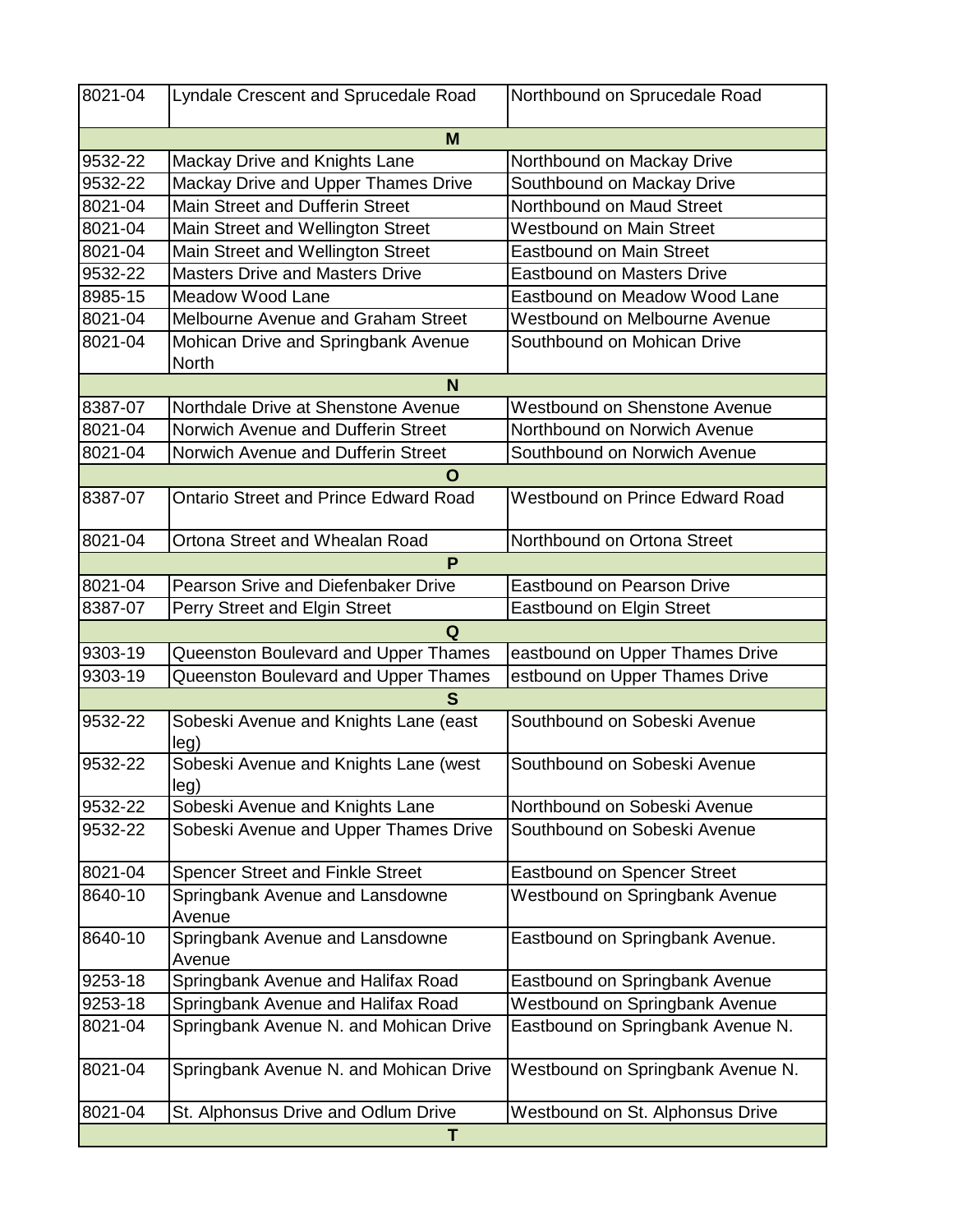| | | |
|---|---|---|
| 8021-04 | Lyndale Crescent and Sprucedale Road | Northbound on Sprucedale Road |
| | **M** | |
| 9532-22 | Mackay Drive and Knights Lane | Northbound on Mackay Drive |
| 9532-22 | Mackay Drive and Upper Thames Drive | Southbound on Mackay Drive |
| 8021-04 | Main Street and Dufferin Street | Northbound on Maud Street |
| 8021-04 | Main Street and Wellington Street | Westbound on Main Street |
| 8021-04 | Main Street and Wellington Street | Eastbound on Main Street |
| 9532-22 | Masters Drive and Masters Drive | Eastbound on Masters Drive |
| 8985-15 | Meadow Wood Lane | Eastbound on Meadow Wood Lane |
| 8021-04 | Melbourne Avenue and Graham Street | Westbound on Melbourne Avenue |
| 8021-04 | Mohican Drive and Springbank Avenue North | Southbound on Mohican Drive |
| | **N** | |
| 8387-07 | Northdale Drive at Shenstone Avenue | Westbound on Shenstone Avenue |
| 8021-04 | Norwich Avenue and Dufferin Street | Northbound on Norwich Avenue |
| 8021-04 | Norwich Avenue and Dufferin Street | Southbound on Norwich Avenue |
| | **O** | |
| 8387-07 | Ontario Street and Prince Edward Road | Westbound on Prince Edward Road |
| 8021-04 | Ortona Street and Whealan Road | Northbound on Ortona Street |
| | **P** | |
| 8021-04 | Pearson Srive and Diefenbaker Drive | Eastbound on Pearson Drive |
| 8387-07 | Perry Street and Elgin Street | Eastbound on Elgin Street |
| | **Q** | |
| 9303-19 | Queenston Boulevard and Upper Thames | eastbound on Upper Thames Drive |
| 9303-19 | Queenston Boulevard and Upper Thames | estbound on Upper Thames Drive |
| | **S** | |
| 9532-22 | Sobeski Avenue and Knights Lane (east leg) | Southbound on Sobeski Avenue |
| 9532-22 | Sobeski Avenue and Knights Lane (west leg) | Southbound on Sobeski Avenue |
| 9532-22 | Sobeski Avenue and Knights Lane | Northbound on Sobeski Avenue |
| 9532-22 | Sobeski Avenue and Upper Thames Drive | Southbound on Sobeski Avenue |
| 8021-04 | Spencer Street and Finkle Street | Eastbound on Spencer Street |
| 8640-10 | Springbank Avenue and Lansdowne Avenue | Westbound on Springbank Avenue |
| 8640-10 | Springbank Avenue and Lansdowne Avenue | Eastbound on Springbank Avenue. |
| 9253-18 | Springbank Avenue and Halifax Road | Eastbound on Springbank Avenue |
| 9253-18 | Springbank Avenue and Halifax Road | Westbound on Springbank Avenue |
| 8021-04 | Springbank Avenue N. and Mohican Drive | Eastbound on Springbank Avenue N. |
| 8021-04 | Springbank Avenue N. and Mohican Drive | Westbound on Springbank Avenue N. |
| 8021-04 | St. Alphonsus Drive and Odlum Drive | Westbound on St. Alphonsus Drive |
| | **T** | |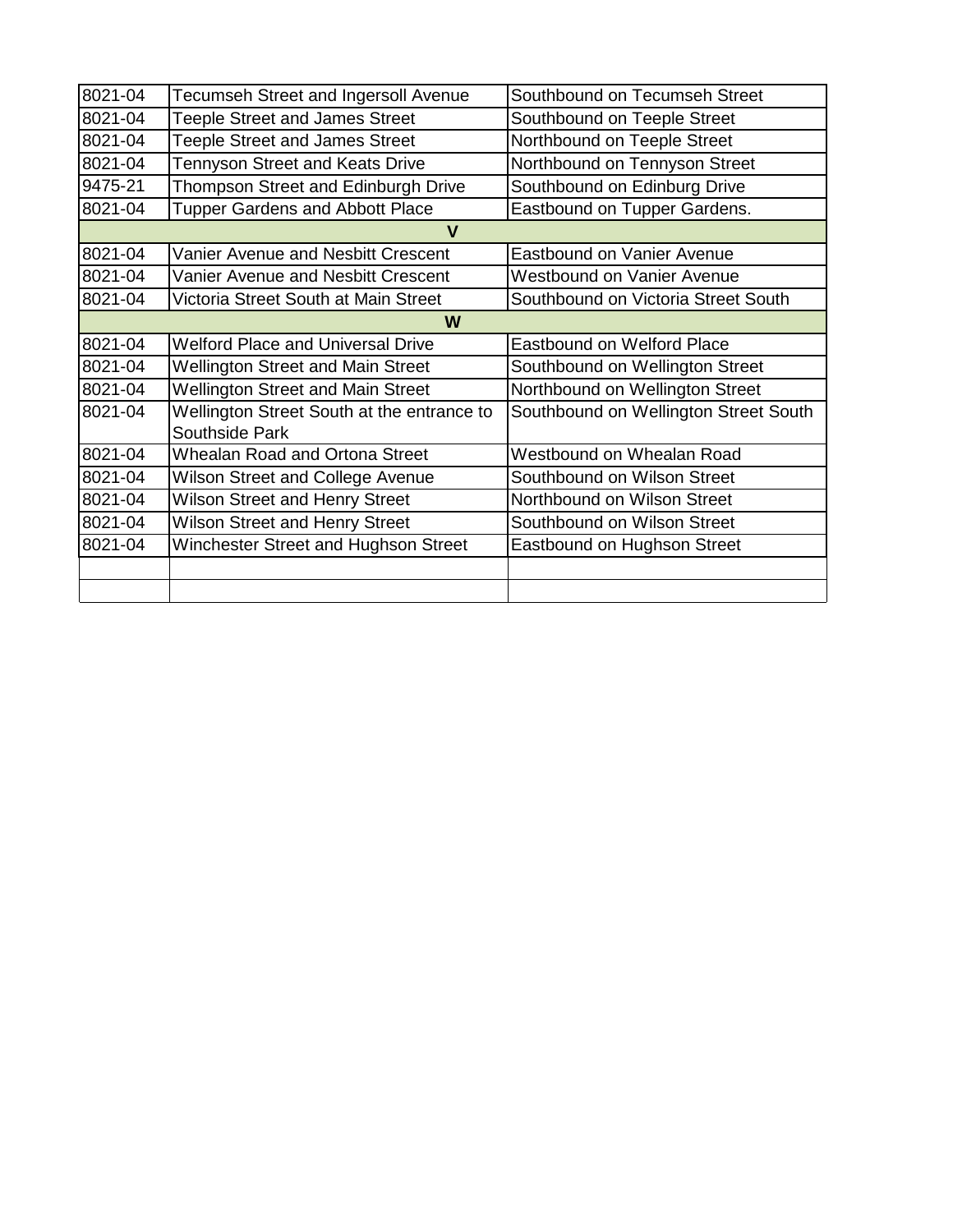| | | |
|---|---|---|
| 8021-04 | Tecumseh Street and Ingersoll Avenue | Southbound on Tecumseh Street |
| 8021-04 | Teeple Street and James Street | Southbound on Teeple Street |
| 8021-04 | Teeple Street and James Street | Northbound on Teeple Street |
| 8021-04 | Tennyson Street and Keats Drive | Northbound on Tennyson Street |
| 9475-21 | Thompson Street and Edinburgh Drive | Southbound on Edinburg Drive |
| 8021-04 | Tupper Gardens and Abbott Place | Eastbound on Tupper Gardens. |
| | **V** | |
| 8021-04 | Vanier Avenue and Nesbitt Crescent | Eastbound on Vanier Avenue |
| 8021-04 | Vanier Avenue and Nesbitt Crescent | Westbound on Vanier Avenue |
| 8021-04 | Victoria Street South at Main Street | Southbound on Victoria Street South |
| | **W** | |
| 8021-04 | Welford Place and Universal Drive | Eastbound on Welford Place |
| 8021-04 | Wellington Street and Main Street | Southbound on Wellington Street |
| 8021-04 | Wellington Street and Main Street | Northbound on Wellington Street |
| 8021-04 | Wellington Street South at the entrance to Southside Park | Southbound on Wellington Street South |
| 8021-04 | Whealan Road and Ortona Street | Westbound on Whealan Road |
| 8021-04 | Wilson Street and College Avenue | Southbound on Wilson Street |
| 8021-04 | Wilson Street and Henry Street | Northbound on Wilson Street |
| 8021-04 | Wilson Street and Henry Street | Southbound on Wilson Street |
| 8021-04 | Winchester Street and Hughson Street | Eastbound on Hughson Street |
| | | |
| | | |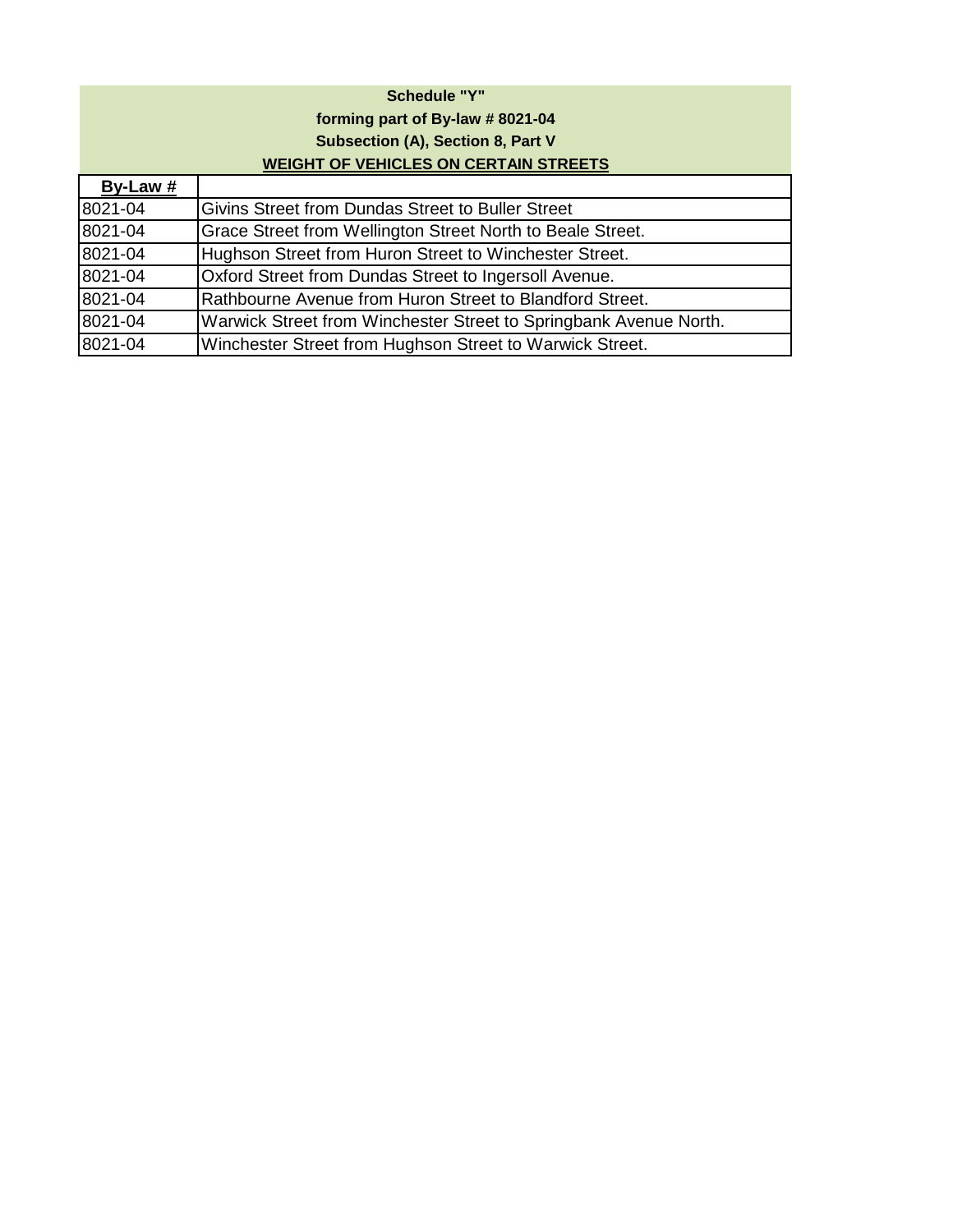**Schedule "Y"**

**forming part of By-law # 8021-04**

**Subsection (A), Section 8, Part V**

**WEIGHT OF VEHICLES ON CERTAIN STREETS**

| By-Law # | |
|---|---|
| 8021-04 | Givins Street from Dundas Street to Buller Street |
| 8021-04 | Grace Street from Wellington Street North to Beale Street. |
| 8021-04 | Hughson Street from Huron Street to Winchester Street. |
| 8021-04 | Oxford Street from Dundas Street to Ingersoll Avenue. |
| 8021-04 | Rathbourne Avenue from Huron Street to Blandford Street. |
| 8021-04 | Warwick Street from Winchester Street to Springbank Avenue North. |
| 8021-04 | Winchester Street from Hughson Street to Warwick Street. |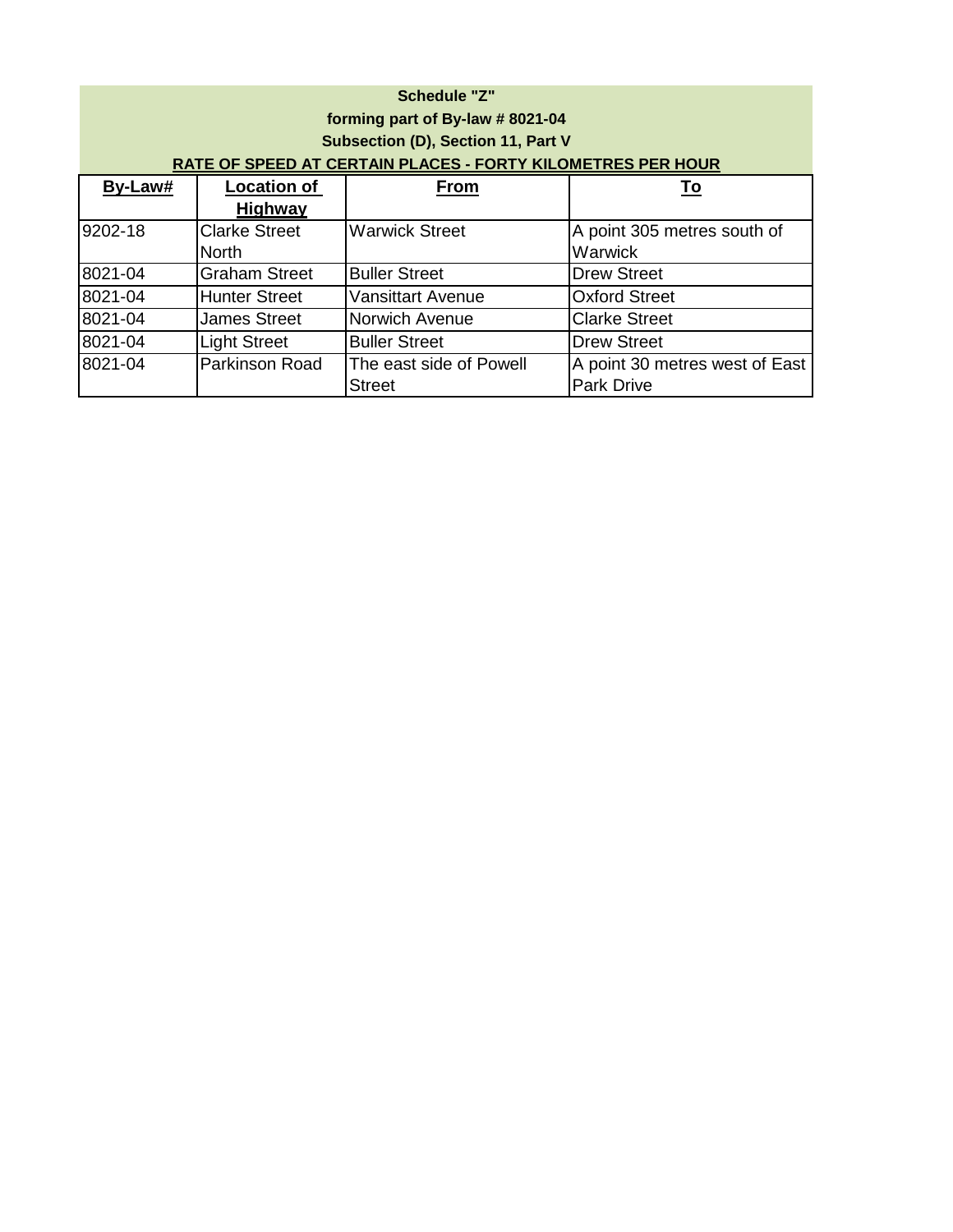**Schedule "Z"**

**forming part of By-law # 8021-04**

**Subsection (D), Section 11, Part V**

**RATE OF SPEED AT CERTAIN PLACES - FORTY KILOMETRES PER HOUR**

| By-Law# | Location of Highway | From | To |
|---|---|---|---|
| 9202-18 | Clarke Street North | Warwick Street | A point 305 metres south of Warwick |
| 8021-04 | Graham Street | Buller Street | Drew Street |
| 8021-04 | Hunter Street | Vansittart Avenue | Oxford Street |
| 8021-04 | James Street | Norwich Avenue | Clarke Street |
| 8021-04 | Light Street | Buller Street | Drew Street |
| 8021-04 | Parkinson Road | The east side of Powell Street | A point 30 metres west of East Park Drive |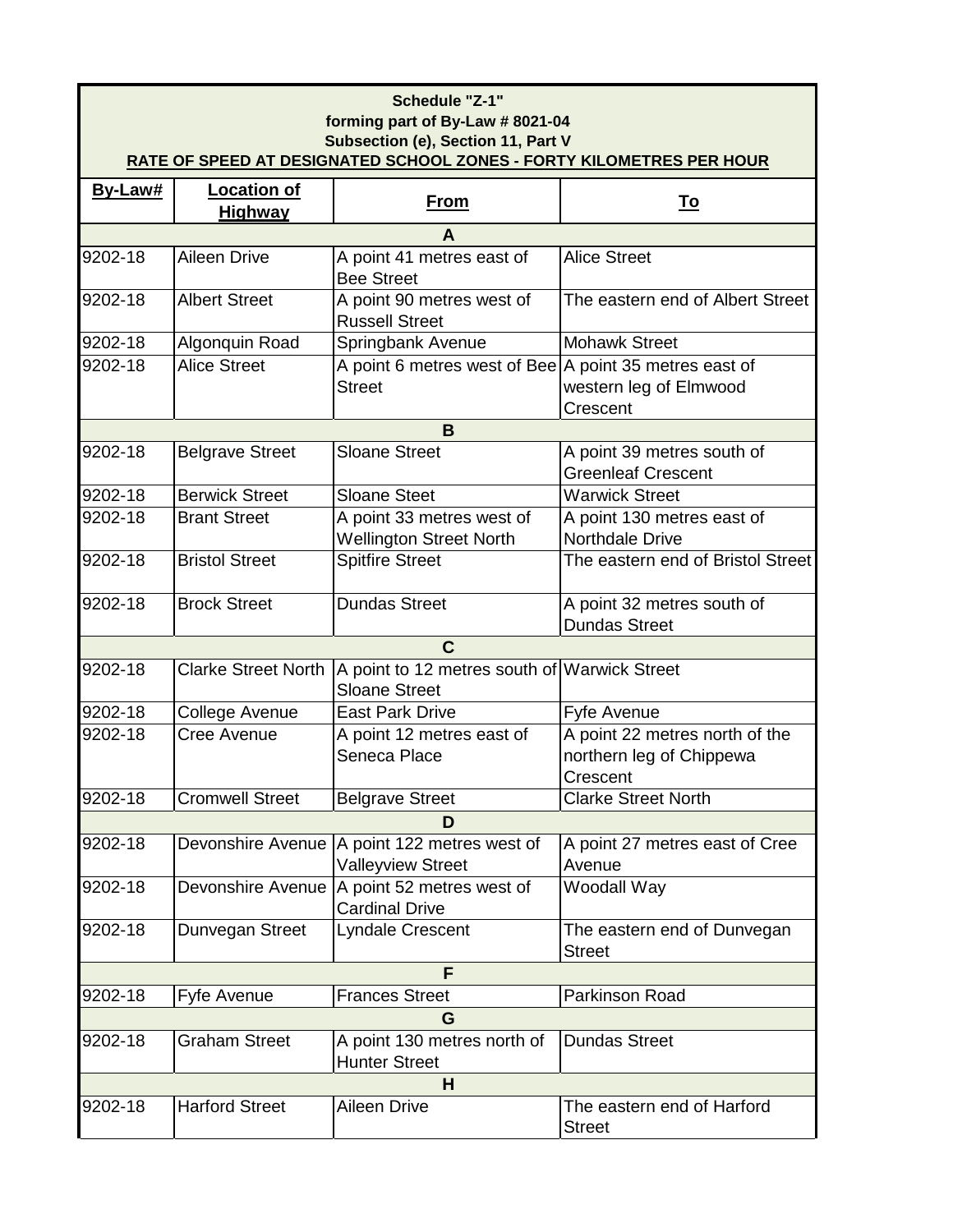| Schedule "Z-1" forming part of By-Law # 8021-04 Subsection (e), Section 11, Part V RATE OF SPEED AT DESIGNATED SCHOOL ZONES - FORTY KILOMETRES PER HOUR | | | |
|---|---|---|---|
| **By-Law#** | **Location of Highway** | **From** | **To** |
| **A** | | | |
| 9202-18 | Aileen Drive | A point 41 metres east of Bee Street | Alice Street |
| 9202-18 | Albert Street | A point 90 metres west of Russell Street | The eastern end of Albert Street |
| 9202-18 | Algonquin Road | Springbank Avenue | Mohawk Street |
| 9202-18 | Alice Street | A point 6 metres west of Bee Street | A point 35 metres east of western leg of Elmwood Crescent |
| **B** | | | |
| 9202-18 | Belgrave Street | Sloane Street | A point 39 metres south of Greenleaf Crescent |
| 9202-18 | Berwick Street | Sloane Steet | Warwick Street |
| 9202-18 | Brant Street | A point 33 metres west of Wellington Street North | A point 130 metres east of Northdale Drive |
| 9202-18 | Bristol Street | Spitfire Street | The eastern end of Bristol Street |
| 9202-18 | Brock Street | Dundas Street | A point 32 metres south of Dundas Street |
| **C** | | | |
| 9202-18 | Clarke Street North | A point to 12 metres south of Sloane Street | Warwick Street |
| 9202-18 | College Avenue | East Park Drive | Fyfe Avenue |
| 9202-18 | Cree Avenue | A point 12 metres east of Seneca Place | A point 22 metres north of the northern leg of Chippewa Crescent |
| 9202-18 | Cromwell Street | Belgrave Street | Clarke Street North |
| **D** | | | |
| 9202-18 | Devonshire Avenue | A point 122 metres west of Valleyview Street | A point 27 metres east of Cree Avenue |
| 9202-18 | Devonshire Avenue | A point 52 metres west of Cardinal Drive | Woodall Way |
| 9202-18 | Dunvegan Street | Lyndale Crescent | The eastern end of Dunvegan Street |
| **F** | | | |
| 9202-18 | Fyfe Avenue | Frances Street | Parkinson Road |
| **G** | | | |
| 9202-18 | Graham Street | A point 130 metres north of Hunter Street | Dundas Street |
| **H** | | | |
| 9202-18 | Harford Street | Aileen Drive | The eastern end of Harford Street |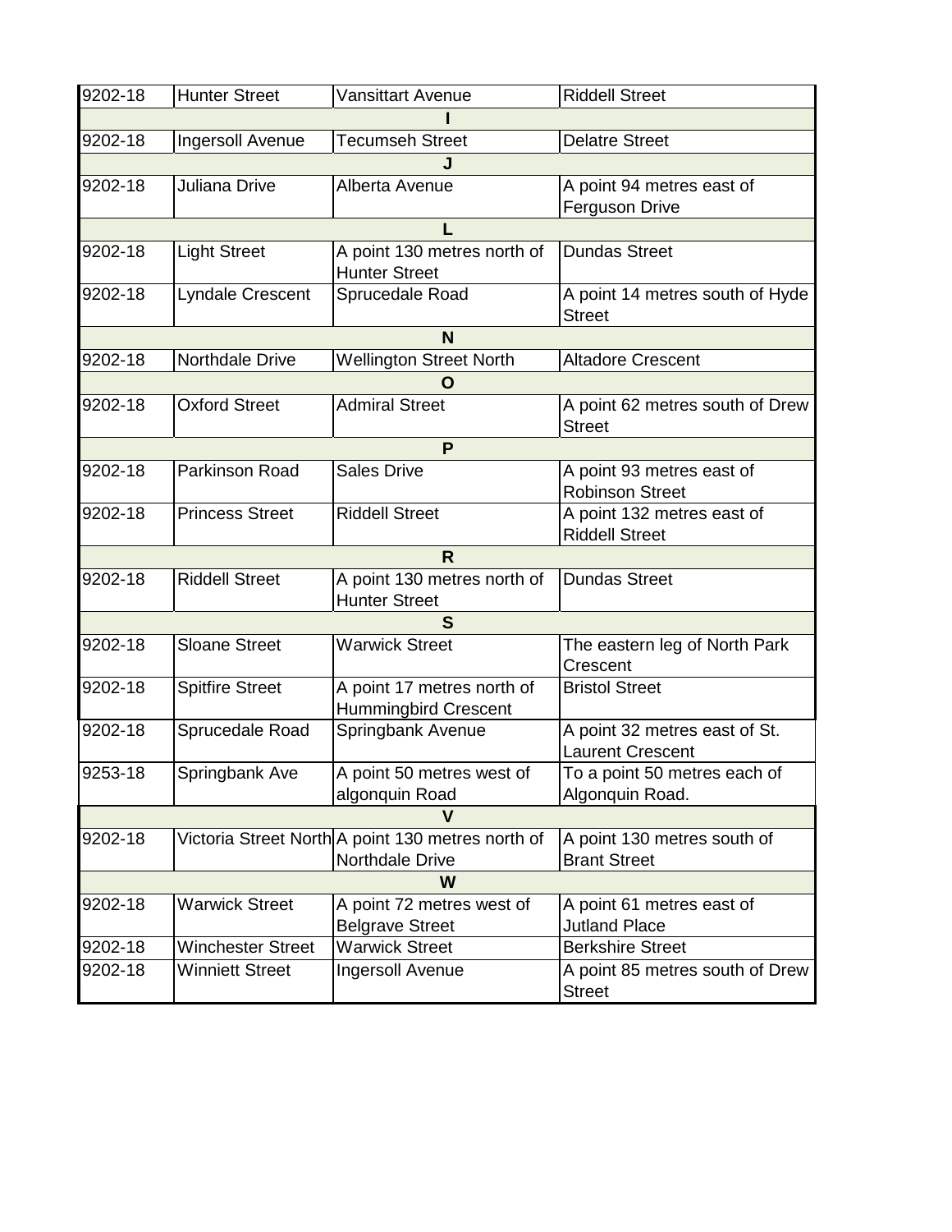| | | | |
|---|---|---|---|
| 9202-18 | Hunter Street | Vansittart Avenue | Riddell Street |
| | | **I** | |
| 9202-18 | Ingersoll Avenue | Tecumseh Street | Delatre Street |
| | | **J** | |
| 9202-18 | Juliana Drive | Alberta Avenue | A point 94 metres east of Ferguson Drive |
| | | **L** | |
| 9202-18 | Light Street | A point 130 metres north of Hunter Street | Dundas Street |
| 9202-18 | Lyndale Crescent | Sprucedale Road | A point 14 metres south of Hyde Street |
| | | **N** | |
| 9202-18 | Northdale Drive | Wellington Street North | Altadore Crescent |
| | | **O** | |
| 9202-18 | Oxford Street | Admiral Street | A point 62 metres south of Drew Street |
| | | **P** | |
| 9202-18 | Parkinson Road | Sales Drive | A point 93 metres east of Robinson Street |
| 9202-18 | Princess Street | Riddell Street | A point 132 metres east of Riddell Street |
| | | **R** | |
| 9202-18 | Riddell Street | A point 130 metres north of Hunter Street | Dundas Street |
| | | **S** | |
| 9202-18 | Sloane Street | Warwick Street | The eastern leg of North Park Crescent |
| 9202-18 | Spitfire Street | A point 17 metres north of Hummingbird Crescent | Bristol Street |
| 9202-18 | Sprucedale Road | Springbank Avenue | A point 32 metres east of St. Laurent Crescent |
| 9253-18 | Springbank Ave | A point 50 metres west of algonquin Road | To a point 50 metres each of Algonquin Road. |
| | | **V** | |
| 9202-18 | Victoria Street North | A point 130 metres north of Northdale Drive | A point 130 metres south of Brant Street |
| | | **W** | |
| 9202-18 | Warwick Street | A point 72 metres west of Belgrave Street | A point 61 metres east of Jutland Place |
| 9202-18 | Winchester Street | Warwick Street | Berkshire Street |
| 9202-18 | Winniett Street | Ingersoll Avenue | A point 85 metres south of Drew Street |